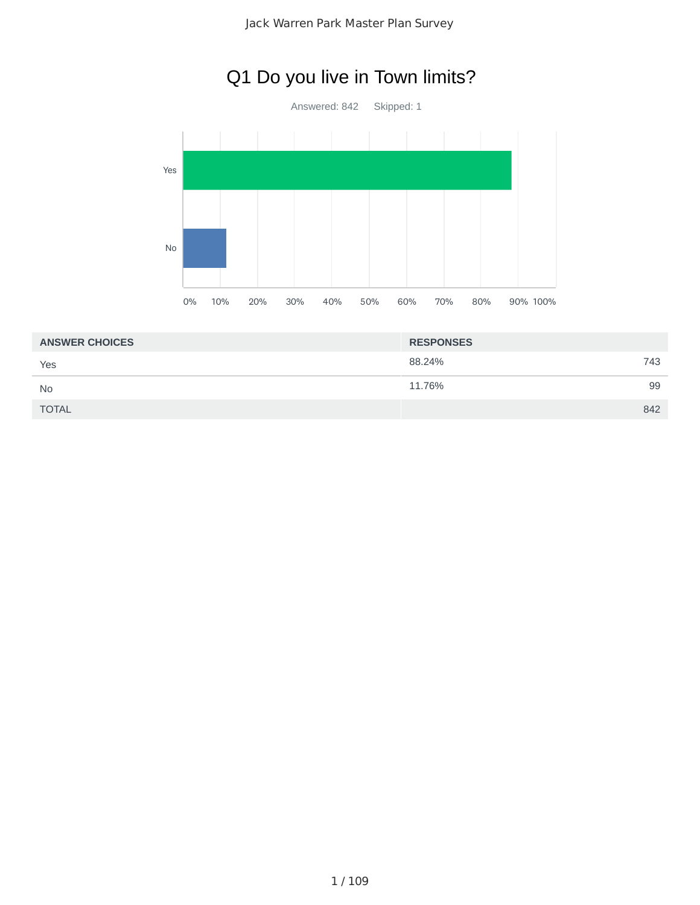# Q1 Do you live in Town limits?

Answered: 842 Skipped: 1

| ANSWER CHOICES | RESPONSES | |
|---|---|---|
| Yes | 88.24% | 743 |
| No | 11.76% | 99 |
| TOTAL | | 842 |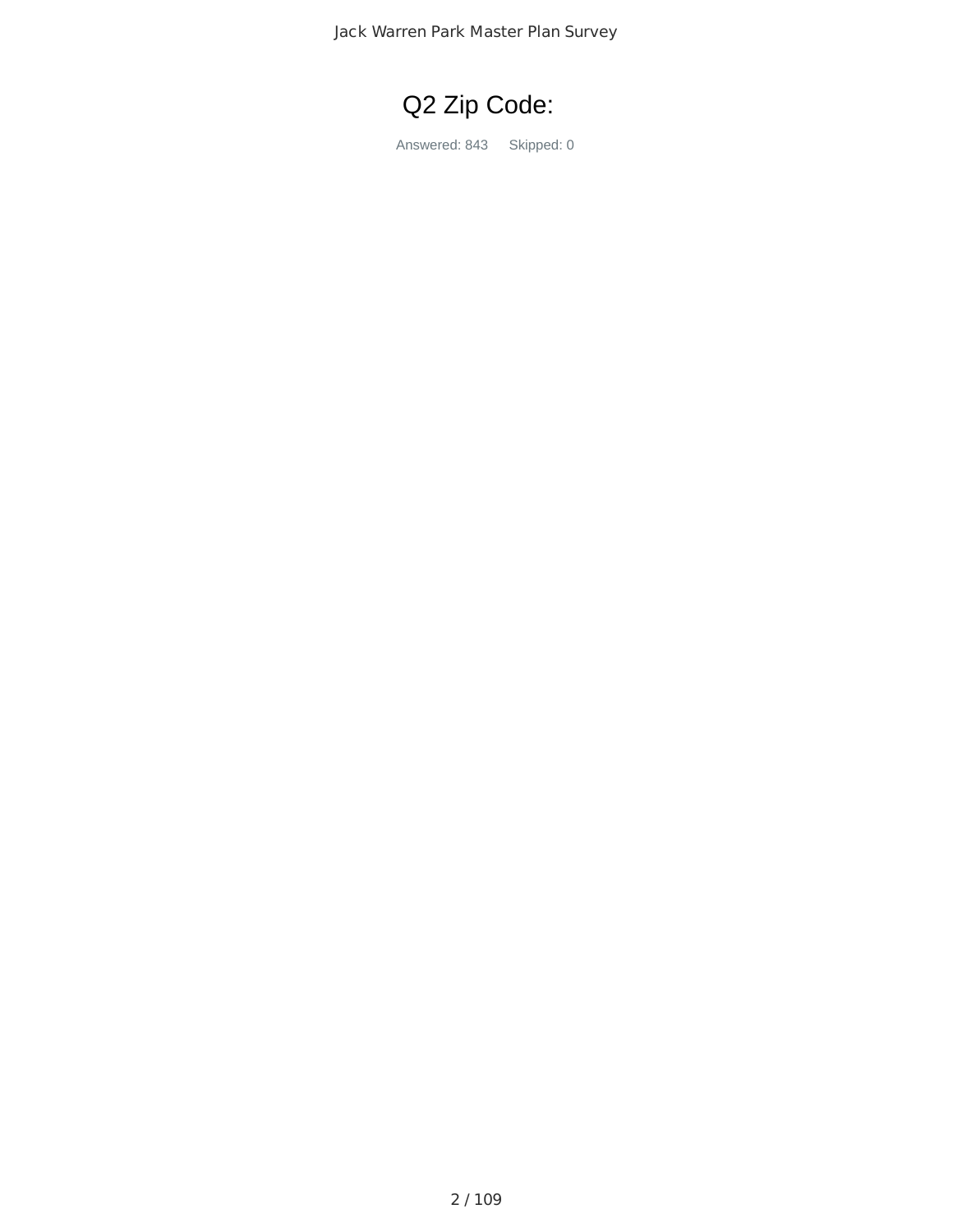# Q2 Zip Code:

Answered: 843 Skipped: 0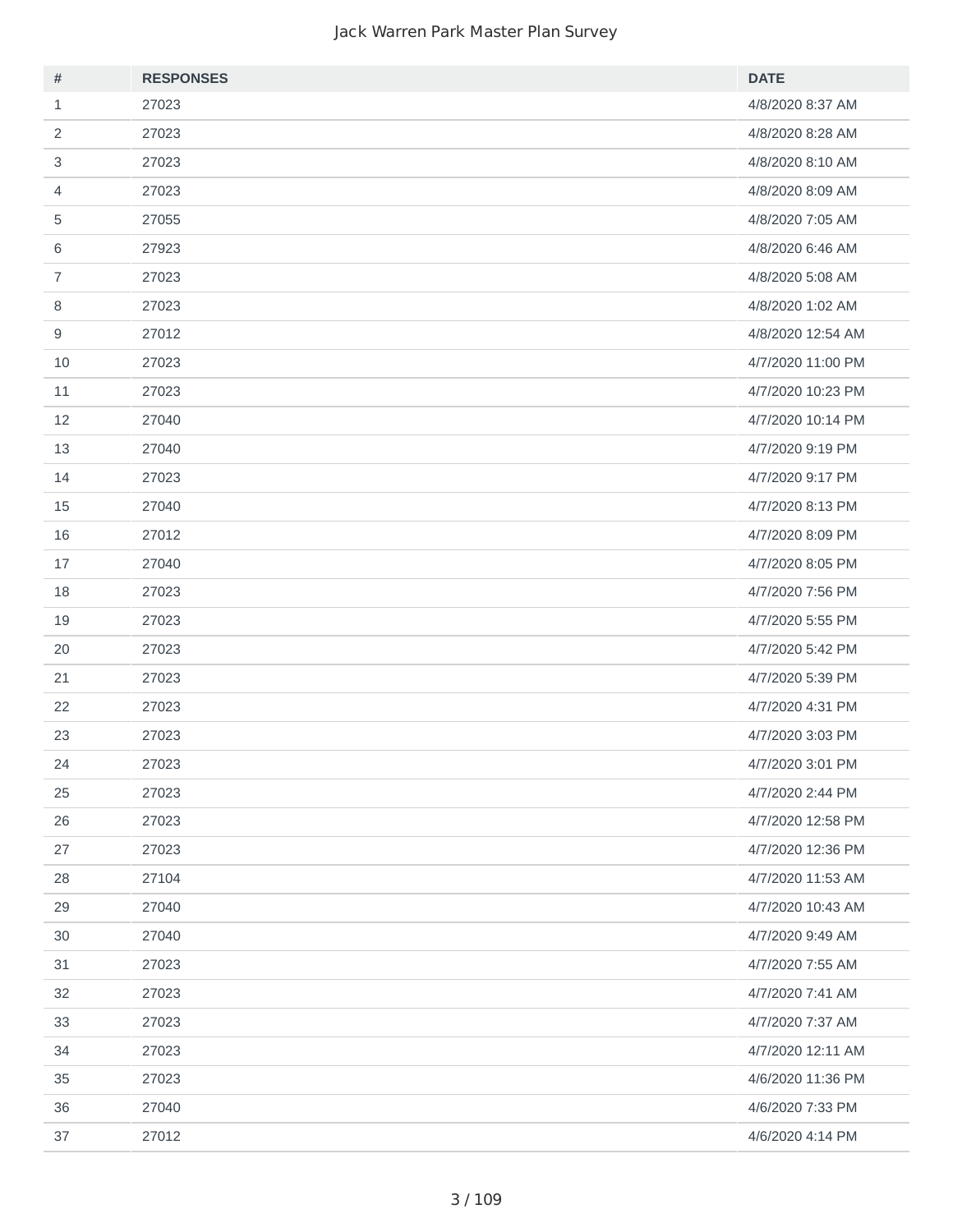| # | RESPONSES | DATE |
| --- | --- | --- |
| 1 | 27023 | 4/8/2020 8:37 AM |
| 2 | 27023 | 4/8/2020 8:28 AM |
| 3 | 27023 | 4/8/2020 8:10 AM |
| 4 | 27023 | 4/8/2020 8:09 AM |
| 5 | 27055 | 4/8/2020 7:05 AM |
| 6 | 27923 | 4/8/2020 6:46 AM |
| 7 | 27023 | 4/8/2020 5:08 AM |
| 8 | 27023 | 4/8/2020 1:02 AM |
| 9 | 27012 | 4/8/2020 12:54 AM |
| 10 | 27023 | 4/7/2020 11:00 PM |
| 11 | 27023 | 4/7/2020 10:23 PM |
| 12 | 27040 | 4/7/2020 10:14 PM |
| 13 | 27040 | 4/7/2020 9:19 PM |
| 14 | 27023 | 4/7/2020 9:17 PM |
| 15 | 27040 | 4/7/2020 8:13 PM |
| 16 | 27012 | 4/7/2020 8:09 PM |
| 17 | 27040 | 4/7/2020 8:05 PM |
| 18 | 27023 | 4/7/2020 7:56 PM |
| 19 | 27023 | 4/7/2020 5:55 PM |
| 20 | 27023 | 4/7/2020 5:42 PM |
| 21 | 27023 | 4/7/2020 5:39 PM |
| 22 | 27023 | 4/7/2020 4:31 PM |
| 23 | 27023 | 4/7/2020 3:03 PM |
| 24 | 27023 | 4/7/2020 3:01 PM |
| 25 | 27023 | 4/7/2020 2:44 PM |
| 26 | 27023 | 4/7/2020 12:58 PM |
| 27 | 27023 | 4/7/2020 12:36 PM |
| 28 | 27104 | 4/7/2020 11:53 AM |
| 29 | 27040 | 4/7/2020 10:43 AM |
| 30 | 27040 | 4/7/2020 9:49 AM |
| 31 | 27023 | 4/7/2020 7:55 AM |
| 32 | 27023 | 4/7/2020 7:41 AM |
| 33 | 27023 | 4/7/2020 7:37 AM |
| 34 | 27023 | 4/7/2020 12:11 AM |
| 35 | 27023 | 4/6/2020 11:36 PM |
| 36 | 27040 | 4/6/2020 7:33 PM |
| 37 | 27012 | 4/6/2020 4:14 PM |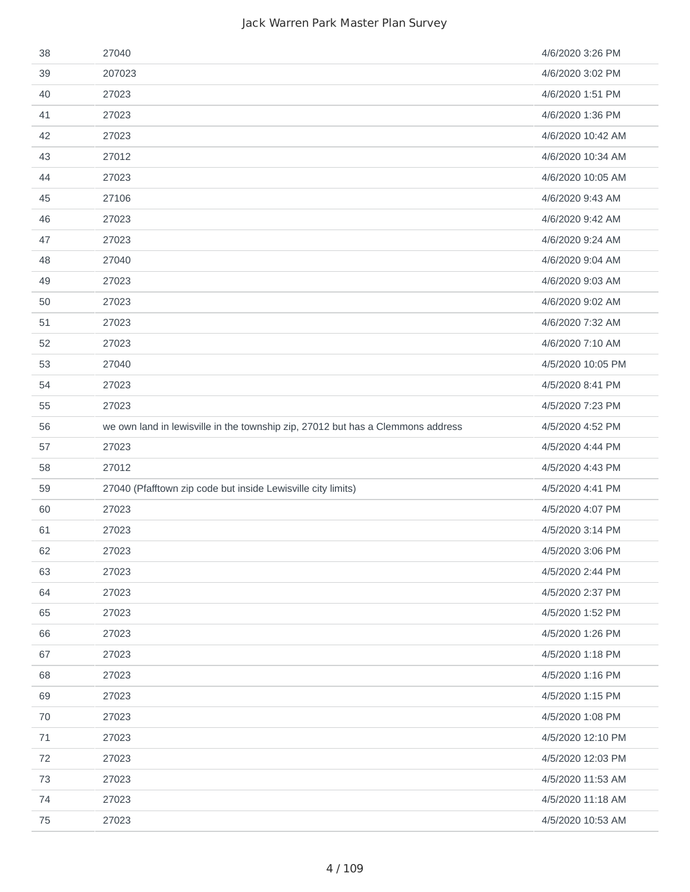| | | |
|---|---|---|
| 38 | 27040 | 4/6/2020 3:26 PM |
| 39 | 207023 | 4/6/2020 3:02 PM |
| 40 | 27023 | 4/6/2020 1:51 PM |
| 41 | 27023 | 4/6/2020 1:36 PM |
| 42 | 27023 | 4/6/2020 10:42 AM |
| 43 | 27012 | 4/6/2020 10:34 AM |
| 44 | 27023 | 4/6/2020 10:05 AM |
| 45 | 27106 | 4/6/2020 9:43 AM |
| 46 | 27023 | 4/6/2020 9:42 AM |
| 47 | 27023 | 4/6/2020 9:24 AM |
| 48 | 27040 | 4/6/2020 9:04 AM |
| 49 | 27023 | 4/6/2020 9:03 AM |
| 50 | 27023 | 4/6/2020 9:02 AM |
| 51 | 27023 | 4/6/2020 7:32 AM |
| 52 | 27023 | 4/6/2020 7:10 AM |
| 53 | 27040 | 4/5/2020 10:05 PM |
| 54 | 27023 | 4/5/2020 8:41 PM |
| 55 | 27023 | 4/5/2020 7:23 PM |
| 56 | we own land in lewisville in the township zip, 27012 but has a Clemmons address | 4/5/2020 4:52 PM |
| 57 | 27023 | 4/5/2020 4:44 PM |
| 58 | 27012 | 4/5/2020 4:43 PM |
| 59 | 27040 (Pfafftown zip code but inside Lewisville city limits) | 4/5/2020 4:41 PM |
| 60 | 27023 | 4/5/2020 4:07 PM |
| 61 | 27023 | 4/5/2020 3:14 PM |
| 62 | 27023 | 4/5/2020 3:06 PM |
| 63 | 27023 | 4/5/2020 2:44 PM |
| 64 | 27023 | 4/5/2020 2:37 PM |
| 65 | 27023 | 4/5/2020 1:52 PM |
| 66 | 27023 | 4/5/2020 1:26 PM |
| 67 | 27023 | 4/5/2020 1:18 PM |
| 68 | 27023 | 4/5/2020 1:16 PM |
| 69 | 27023 | 4/5/2020 1:15 PM |
| 70 | 27023 | 4/5/2020 1:08 PM |
| 71 | 27023 | 4/5/2020 12:10 PM |
| 72 | 27023 | 4/5/2020 12:03 PM |
| 73 | 27023 | 4/5/2020 11:53 AM |
| 74 | 27023 | 4/5/2020 11:18 AM |
| 75 | 27023 | 4/5/2020 10:53 AM |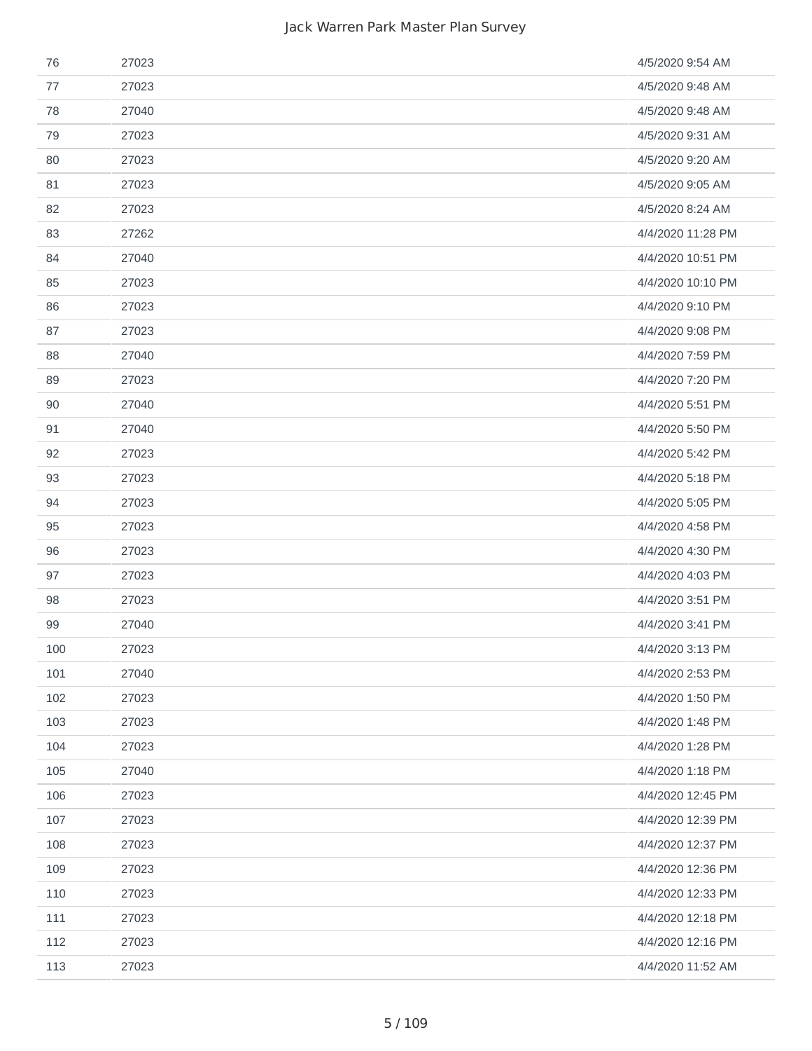| | | |
|---|---|---|
| 76 | 27023 | 4/5/2020 9:54 AM |
| 77 | 27023 | 4/5/2020 9:48 AM |
| 78 | 27040 | 4/5/2020 9:48 AM |
| 79 | 27023 | 4/5/2020 9:31 AM |
| 80 | 27023 | 4/5/2020 9:20 AM |
| 81 | 27023 | 4/5/2020 9:05 AM |
| 82 | 27023 | 4/5/2020 8:24 AM |
| 83 | 27262 | 4/4/2020 11:28 PM |
| 84 | 27040 | 4/4/2020 10:51 PM |
| 85 | 27023 | 4/4/2020 10:10 PM |
| 86 | 27023 | 4/4/2020 9:10 PM |
| 87 | 27023 | 4/4/2020 9:08 PM |
| 88 | 27040 | 4/4/2020 7:59 PM |
| 89 | 27023 | 4/4/2020 7:20 PM |
| 90 | 27040 | 4/4/2020 5:51 PM |
| 91 | 27040 | 4/4/2020 5:50 PM |
| 92 | 27023 | 4/4/2020 5:42 PM |
| 93 | 27023 | 4/4/2020 5:18 PM |
| 94 | 27023 | 4/4/2020 5:05 PM |
| 95 | 27023 | 4/4/2020 4:58 PM |
| 96 | 27023 | 4/4/2020 4:30 PM |
| 97 | 27023 | 4/4/2020 4:03 PM |
| 98 | 27023 | 4/4/2020 3:51 PM |
| 99 | 27040 | 4/4/2020 3:41 PM |
| 100 | 27023 | 4/4/2020 3:13 PM |
| 101 | 27040 | 4/4/2020 2:53 PM |
| 102 | 27023 | 4/4/2020 1:50 PM |
| 103 | 27023 | 4/4/2020 1:48 PM |
| 104 | 27023 | 4/4/2020 1:28 PM |
| 105 | 27040 | 4/4/2020 1:18 PM |
| 106 | 27023 | 4/4/2020 12:45 PM |
| 107 | 27023 | 4/4/2020 12:39 PM |
| 108 | 27023 | 4/4/2020 12:37 PM |
| 109 | 27023 | 4/4/2020 12:36 PM |
| 110 | 27023 | 4/4/2020 12:33 PM |
| 111 | 27023 | 4/4/2020 12:18 PM |
| 112 | 27023 | 4/4/2020 12:16 PM |
| 113 | 27023 | 4/4/2020 11:52 AM |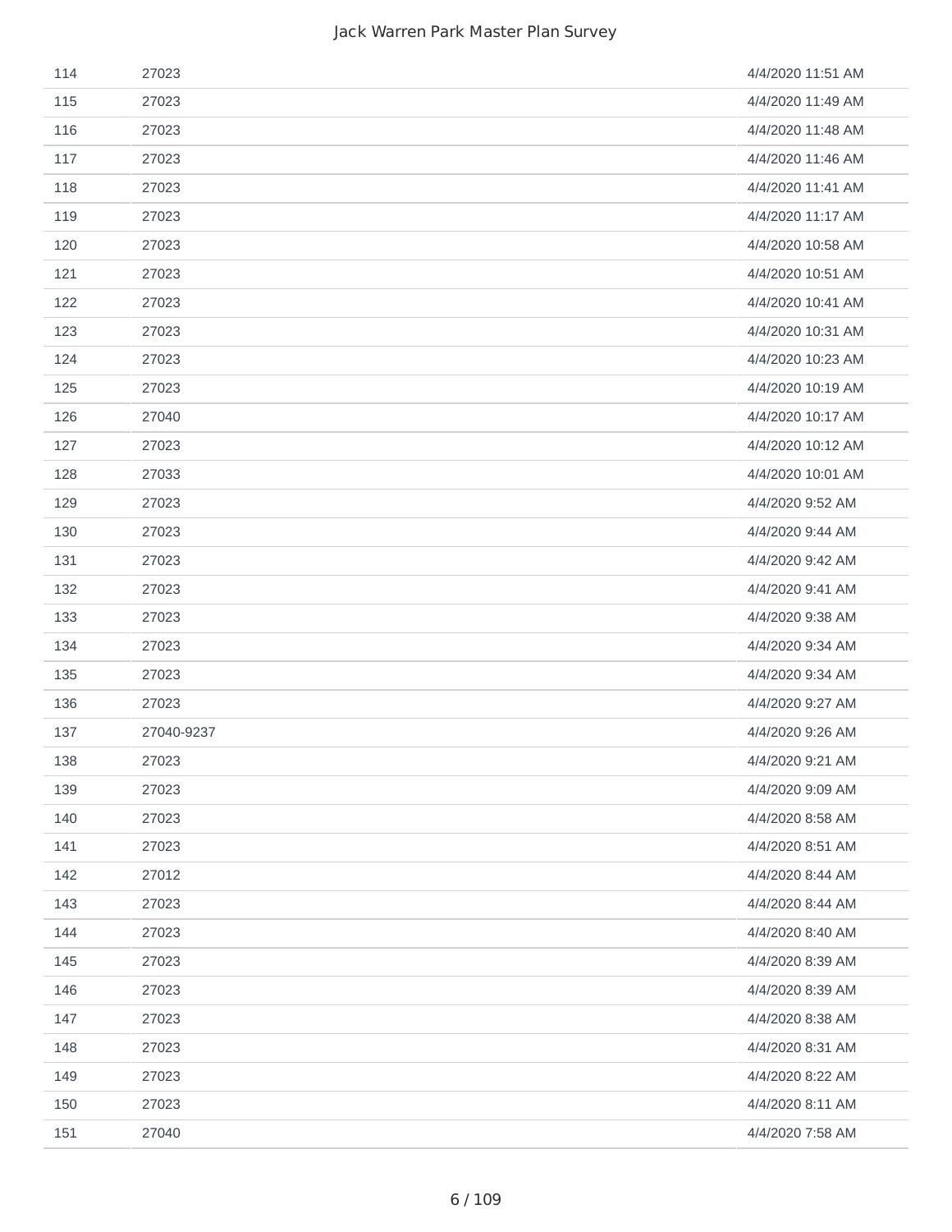| | | |
|---|---|---|
| 114 | 27023 | 4/4/2020 11:51 AM |
| 115 | 27023 | 4/4/2020 11:49 AM |
| 116 | 27023 | 4/4/2020 11:48 AM |
| 117 | 27023 | 4/4/2020 11:46 AM |
| 118 | 27023 | 4/4/2020 11:41 AM |
| 119 | 27023 | 4/4/2020 11:17 AM |
| 120 | 27023 | 4/4/2020 10:58 AM |
| 121 | 27023 | 4/4/2020 10:51 AM |
| 122 | 27023 | 4/4/2020 10:41 AM |
| 123 | 27023 | 4/4/2020 10:31 AM |
| 124 | 27023 | 4/4/2020 10:23 AM |
| 125 | 27023 | 4/4/2020 10:19 AM |
| 126 | 27040 | 4/4/2020 10:17 AM |
| 127 | 27023 | 4/4/2020 10:12 AM |
| 128 | 27033 | 4/4/2020 10:01 AM |
| 129 | 27023 | 4/4/2020 9:52 AM |
| 130 | 27023 | 4/4/2020 9:44 AM |
| 131 | 27023 | 4/4/2020 9:42 AM |
| 132 | 27023 | 4/4/2020 9:41 AM |
| 133 | 27023 | 4/4/2020 9:38 AM |
| 134 | 27023 | 4/4/2020 9:34 AM |
| 135 | 27023 | 4/4/2020 9:34 AM |
| 136 | 27023 | 4/4/2020 9:27 AM |
| 137 | 27040-9237 | 4/4/2020 9:26 AM |
| 138 | 27023 | 4/4/2020 9:21 AM |
| 139 | 27023 | 4/4/2020 9:09 AM |
| 140 | 27023 | 4/4/2020 8:58 AM |
| 141 | 27023 | 4/4/2020 8:51 AM |
| 142 | 27012 | 4/4/2020 8:44 AM |
| 143 | 27023 | 4/4/2020 8:44 AM |
| 144 | 27023 | 4/4/2020 8:40 AM |
| 145 | 27023 | 4/4/2020 8:39 AM |
| 146 | 27023 | 4/4/2020 8:39 AM |
| 147 | 27023 | 4/4/2020 8:38 AM |
| 148 | 27023 | 4/4/2020 8:31 AM |
| 149 | 27023 | 4/4/2020 8:22 AM |
| 150 | 27023 | 4/4/2020 8:11 AM |
| 151 | 27040 | 4/4/2020 7:58 AM |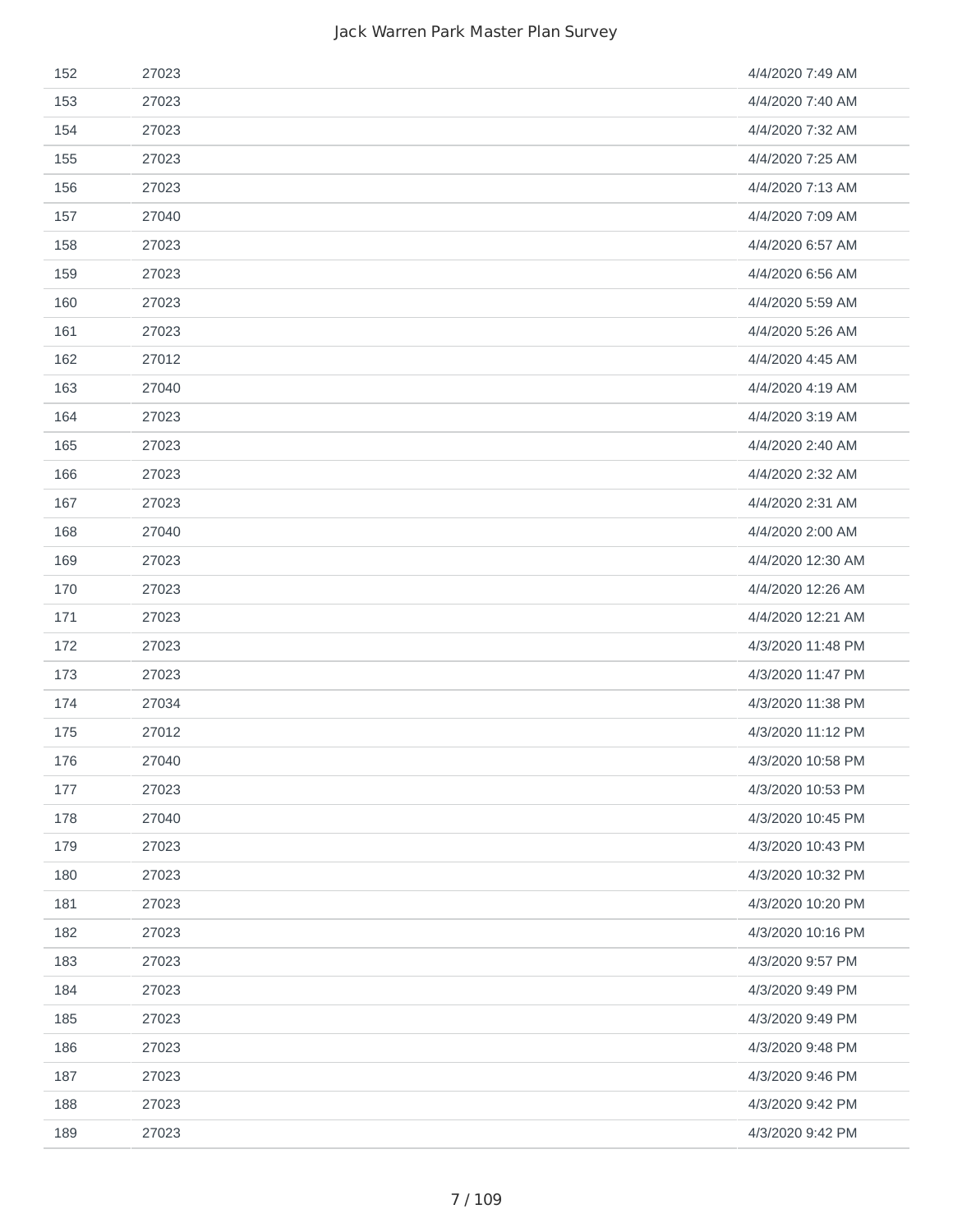| | | |
|---|---|---|
| 152 | 27023 | 4/4/2020 7:49 AM |
| 153 | 27023 | 4/4/2020 7:40 AM |
| 154 | 27023 | 4/4/2020 7:32 AM |
| 155 | 27023 | 4/4/2020 7:25 AM |
| 156 | 27023 | 4/4/2020 7:13 AM |
| 157 | 27040 | 4/4/2020 7:09 AM |
| 158 | 27023 | 4/4/2020 6:57 AM |
| 159 | 27023 | 4/4/2020 6:56 AM |
| 160 | 27023 | 4/4/2020 5:59 AM |
| 161 | 27023 | 4/4/2020 5:26 AM |
| 162 | 27012 | 4/4/2020 4:45 AM |
| 163 | 27040 | 4/4/2020 4:19 AM |
| 164 | 27023 | 4/4/2020 3:19 AM |
| 165 | 27023 | 4/4/2020 2:40 AM |
| 166 | 27023 | 4/4/2020 2:32 AM |
| 167 | 27023 | 4/4/2020 2:31 AM |
| 168 | 27040 | 4/4/2020 2:00 AM |
| 169 | 27023 | 4/4/2020 12:30 AM |
| 170 | 27023 | 4/4/2020 12:26 AM |
| 171 | 27023 | 4/4/2020 12:21 AM |
| 172 | 27023 | 4/3/2020 11:48 PM |
| 173 | 27023 | 4/3/2020 11:47 PM |
| 174 | 27034 | 4/3/2020 11:38 PM |
| 175 | 27012 | 4/3/2020 11:12 PM |
| 176 | 27040 | 4/3/2020 10:58 PM |
| 177 | 27023 | 4/3/2020 10:53 PM |
| 178 | 27040 | 4/3/2020 10:45 PM |
| 179 | 27023 | 4/3/2020 10:43 PM |
| 180 | 27023 | 4/3/2020 10:32 PM |
| 181 | 27023 | 4/3/2020 10:20 PM |
| 182 | 27023 | 4/3/2020 10:16 PM |
| 183 | 27023 | 4/3/2020 9:57 PM |
| 184 | 27023 | 4/3/2020 9:49 PM |
| 185 | 27023 | 4/3/2020 9:49 PM |
| 186 | 27023 | 4/3/2020 9:48 PM |
| 187 | 27023 | 4/3/2020 9:46 PM |
| 188 | 27023 | 4/3/2020 9:42 PM |
| 189 | 27023 | 4/3/2020 9:42 PM |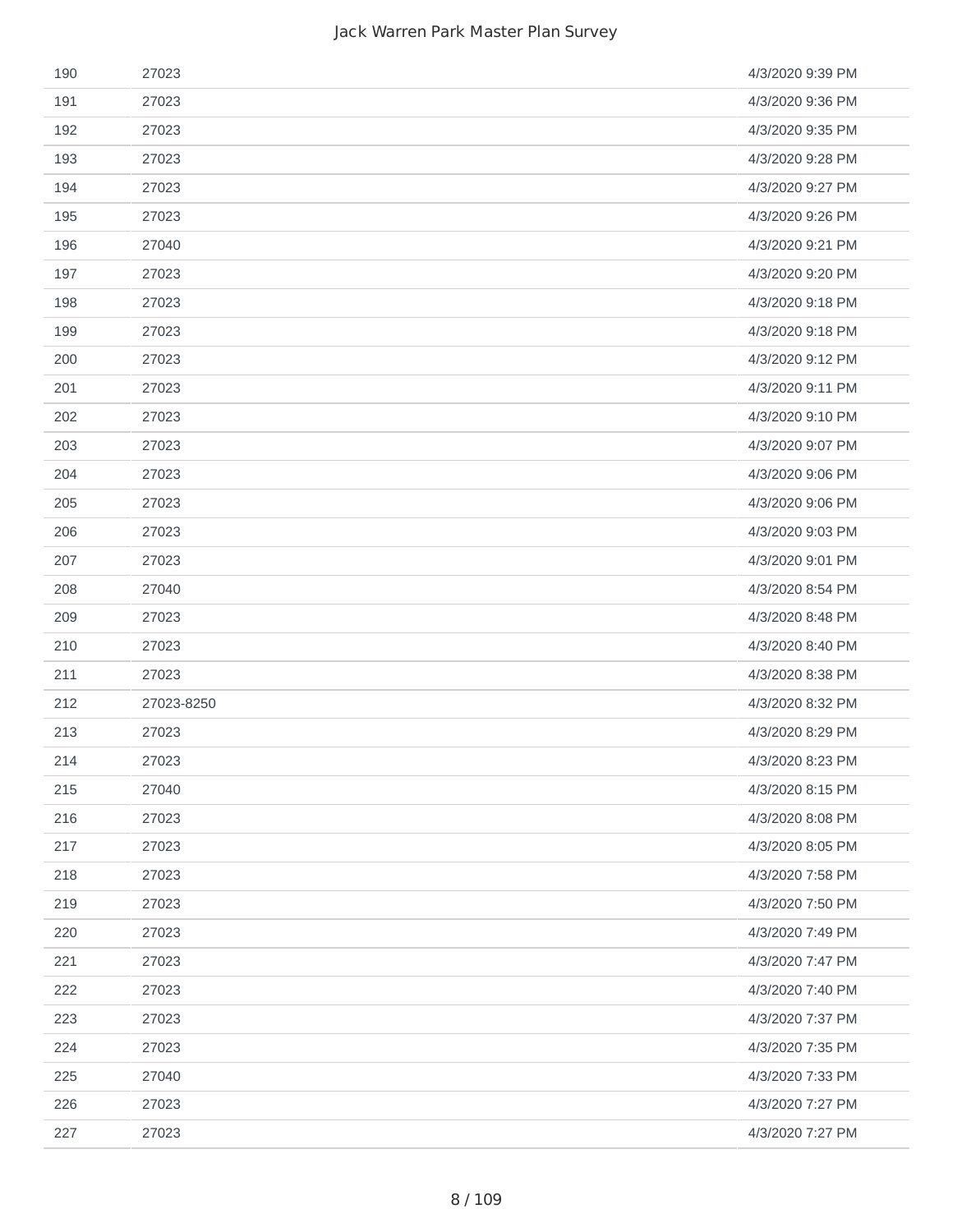| | | |
|---|---|---|
| 190 | 27023 | 4/3/2020 9:39 PM |
| 191 | 27023 | 4/3/2020 9:36 PM |
| 192 | 27023 | 4/3/2020 9:35 PM |
| 193 | 27023 | 4/3/2020 9:28 PM |
| 194 | 27023 | 4/3/2020 9:27 PM |
| 195 | 27023 | 4/3/2020 9:26 PM |
| 196 | 27040 | 4/3/2020 9:21 PM |
| 197 | 27023 | 4/3/2020 9:20 PM |
| 198 | 27023 | 4/3/2020 9:18 PM |
| 199 | 27023 | 4/3/2020 9:18 PM |
| 200 | 27023 | 4/3/2020 9:12 PM |
| 201 | 27023 | 4/3/2020 9:11 PM |
| 202 | 27023 | 4/3/2020 9:10 PM |
| 203 | 27023 | 4/3/2020 9:07 PM |
| 204 | 27023 | 4/3/2020 9:06 PM |
| 205 | 27023 | 4/3/2020 9:06 PM |
| 206 | 27023 | 4/3/2020 9:03 PM |
| 207 | 27023 | 4/3/2020 9:01 PM |
| 208 | 27040 | 4/3/2020 8:54 PM |
| 209 | 27023 | 4/3/2020 8:48 PM |
| 210 | 27023 | 4/3/2020 8:40 PM |
| 211 | 27023 | 4/3/2020 8:38 PM |
| 212 | 27023-8250 | 4/3/2020 8:32 PM |
| 213 | 27023 | 4/3/2020 8:29 PM |
| 214 | 27023 | 4/3/2020 8:23 PM |
| 215 | 27040 | 4/3/2020 8:15 PM |
| 216 | 27023 | 4/3/2020 8:08 PM |
| 217 | 27023 | 4/3/2020 8:05 PM |
| 218 | 27023 | 4/3/2020 7:58 PM |
| 219 | 27023 | 4/3/2020 7:50 PM |
| 220 | 27023 | 4/3/2020 7:49 PM |
| 221 | 27023 | 4/3/2020 7:47 PM |
| 222 | 27023 | 4/3/2020 7:40 PM |
| 223 | 27023 | 4/3/2020 7:37 PM |
| 224 | 27023 | 4/3/2020 7:35 PM |
| 225 | 27040 | 4/3/2020 7:33 PM |
| 226 | 27023 | 4/3/2020 7:27 PM |
| 227 | 27023 | 4/3/2020 7:27 PM |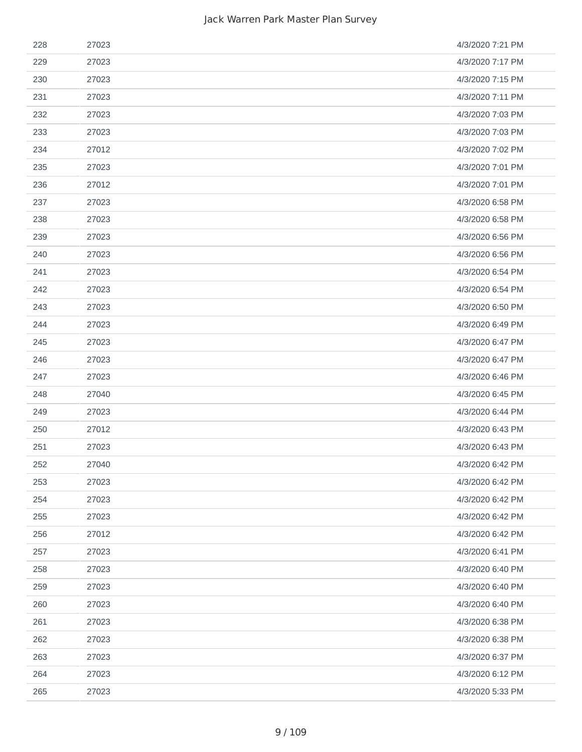| | | |
|---|---|---|
| 228 | 27023 | 4/3/2020 7:21 PM |
| 229 | 27023 | 4/3/2020 7:17 PM |
| 230 | 27023 | 4/3/2020 7:15 PM |
| 231 | 27023 | 4/3/2020 7:11 PM |
| 232 | 27023 | 4/3/2020 7:03 PM |
| 233 | 27023 | 4/3/2020 7:03 PM |
| 234 | 27012 | 4/3/2020 7:02 PM |
| 235 | 27023 | 4/3/2020 7:01 PM |
| 236 | 27012 | 4/3/2020 7:01 PM |
| 237 | 27023 | 4/3/2020 6:58 PM |
| 238 | 27023 | 4/3/2020 6:58 PM |
| 239 | 27023 | 4/3/2020 6:56 PM |
| 240 | 27023 | 4/3/2020 6:56 PM |
| 241 | 27023 | 4/3/2020 6:54 PM |
| 242 | 27023 | 4/3/2020 6:54 PM |
| 243 | 27023 | 4/3/2020 6:50 PM |
| 244 | 27023 | 4/3/2020 6:49 PM |
| 245 | 27023 | 4/3/2020 6:47 PM |
| 246 | 27023 | 4/3/2020 6:47 PM |
| 247 | 27023 | 4/3/2020 6:46 PM |
| 248 | 27040 | 4/3/2020 6:45 PM |
| 249 | 27023 | 4/3/2020 6:44 PM |
| 250 | 27012 | 4/3/2020 6:43 PM |
| 251 | 27023 | 4/3/2020 6:43 PM |
| 252 | 27040 | 4/3/2020 6:42 PM |
| 253 | 27023 | 4/3/2020 6:42 PM |
| 254 | 27023 | 4/3/2020 6:42 PM |
| 255 | 27023 | 4/3/2020 6:42 PM |
| 256 | 27012 | 4/3/2020 6:42 PM |
| 257 | 27023 | 4/3/2020 6:41 PM |
| 258 | 27023 | 4/3/2020 6:40 PM |
| 259 | 27023 | 4/3/2020 6:40 PM |
| 260 | 27023 | 4/3/2020 6:40 PM |
| 261 | 27023 | 4/3/2020 6:38 PM |
| 262 | 27023 | 4/3/2020 6:38 PM |
| 263 | 27023 | 4/3/2020 6:37 PM |
| 264 | 27023 | 4/3/2020 6:12 PM |
| 265 | 27023 | 4/3/2020 5:33 PM |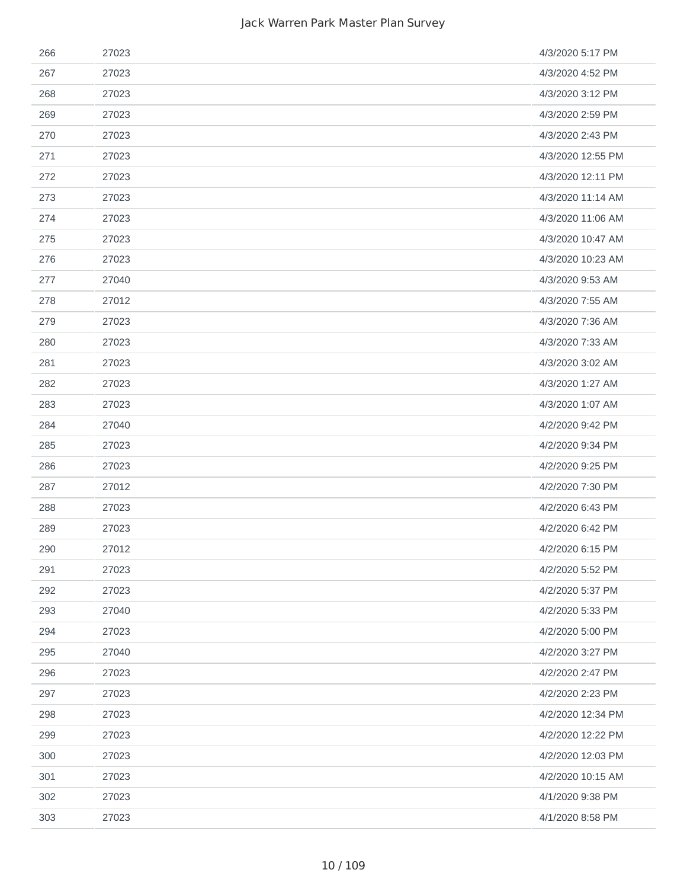| | | |
|---|---|---|
| 266 | 27023 | 4/3/2020 5:17 PM |
| 267 | 27023 | 4/3/2020 4:52 PM |
| 268 | 27023 | 4/3/2020 3:12 PM |
| 269 | 27023 | 4/3/2020 2:59 PM |
| 270 | 27023 | 4/3/2020 2:43 PM |
| 271 | 27023 | 4/3/2020 12:55 PM |
| 272 | 27023 | 4/3/2020 12:11 PM |
| 273 | 27023 | 4/3/2020 11:14 AM |
| 274 | 27023 | 4/3/2020 11:06 AM |
| 275 | 27023 | 4/3/2020 10:47 AM |
| 276 | 27023 | 4/3/2020 10:23 AM |
| 277 | 27040 | 4/3/2020 9:53 AM |
| 278 | 27012 | 4/3/2020 7:55 AM |
| 279 | 27023 | 4/3/2020 7:36 AM |
| 280 | 27023 | 4/3/2020 7:33 AM |
| 281 | 27023 | 4/3/2020 3:02 AM |
| 282 | 27023 | 4/3/2020 1:27 AM |
| 283 | 27023 | 4/3/2020 1:07 AM |
| 284 | 27040 | 4/2/2020 9:42 PM |
| 285 | 27023 | 4/2/2020 9:34 PM |
| 286 | 27023 | 4/2/2020 9:25 PM |
| 287 | 27012 | 4/2/2020 7:30 PM |
| 288 | 27023 | 4/2/2020 6:43 PM |
| 289 | 27023 | 4/2/2020 6:42 PM |
| 290 | 27012 | 4/2/2020 6:15 PM |
| 291 | 27023 | 4/2/2020 5:52 PM |
| 292 | 27023 | 4/2/2020 5:37 PM |
| 293 | 27040 | 4/2/2020 5:33 PM |
| 294 | 27023 | 4/2/2020 5:00 PM |
| 295 | 27040 | 4/2/2020 3:27 PM |
| 296 | 27023 | 4/2/2020 2:47 PM |
| 297 | 27023 | 4/2/2020 2:23 PM |
| 298 | 27023 | 4/2/2020 12:34 PM |
| 299 | 27023 | 4/2/2020 12:22 PM |
| 300 | 27023 | 4/2/2020 12:03 PM |
| 301 | 27023 | 4/2/2020 10:15 AM |
| 302 | 27023 | 4/1/2020 9:38 PM |
| 303 | 27023 | 4/1/2020 8:58 PM |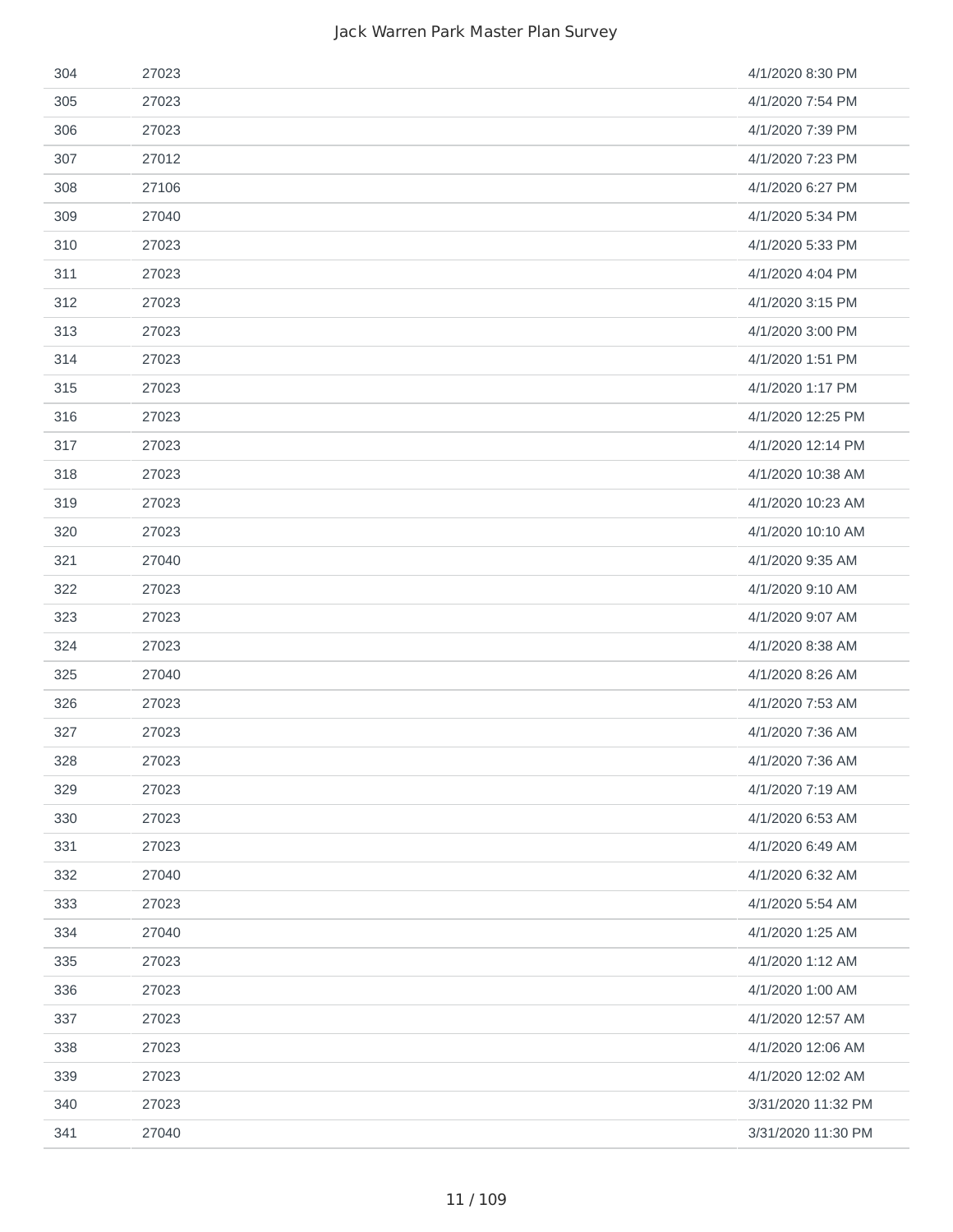| | | |
|---|---|---|
| 304 | 27023 | 4/1/2020 8:30 PM |
| 305 | 27023 | 4/1/2020 7:54 PM |
| 306 | 27023 | 4/1/2020 7:39 PM |
| 307 | 27012 | 4/1/2020 7:23 PM |
| 308 | 27106 | 4/1/2020 6:27 PM |
| 309 | 27040 | 4/1/2020 5:34 PM |
| 310 | 27023 | 4/1/2020 5:33 PM |
| 311 | 27023 | 4/1/2020 4:04 PM |
| 312 | 27023 | 4/1/2020 3:15 PM |
| 313 | 27023 | 4/1/2020 3:00 PM |
| 314 | 27023 | 4/1/2020 1:51 PM |
| 315 | 27023 | 4/1/2020 1:17 PM |
| 316 | 27023 | 4/1/2020 12:25 PM |
| 317 | 27023 | 4/1/2020 12:14 PM |
| 318 | 27023 | 4/1/2020 10:38 AM |
| 319 | 27023 | 4/1/2020 10:23 AM |
| 320 | 27023 | 4/1/2020 10:10 AM |
| 321 | 27040 | 4/1/2020 9:35 AM |
| 322 | 27023 | 4/1/2020 9:10 AM |
| 323 | 27023 | 4/1/2020 9:07 AM |
| 324 | 27023 | 4/1/2020 8:38 AM |
| 325 | 27040 | 4/1/2020 8:26 AM |
| 326 | 27023 | 4/1/2020 7:53 AM |
| 327 | 27023 | 4/1/2020 7:36 AM |
| 328 | 27023 | 4/1/2020 7:36 AM |
| 329 | 27023 | 4/1/2020 7:19 AM |
| 330 | 27023 | 4/1/2020 6:53 AM |
| 331 | 27023 | 4/1/2020 6:49 AM |
| 332 | 27040 | 4/1/2020 6:32 AM |
| 333 | 27023 | 4/1/2020 5:54 AM |
| 334 | 27040 | 4/1/2020 1:25 AM |
| 335 | 27023 | 4/1/2020 1:12 AM |
| 336 | 27023 | 4/1/2020 1:00 AM |
| 337 | 27023 | 4/1/2020 12:57 AM |
| 338 | 27023 | 4/1/2020 12:06 AM |
| 339 | 27023 | 4/1/2020 12:02 AM |
| 340 | 27023 | 3/31/2020 11:32 PM |
| 341 | 27040 | 3/31/2020 11:30 PM |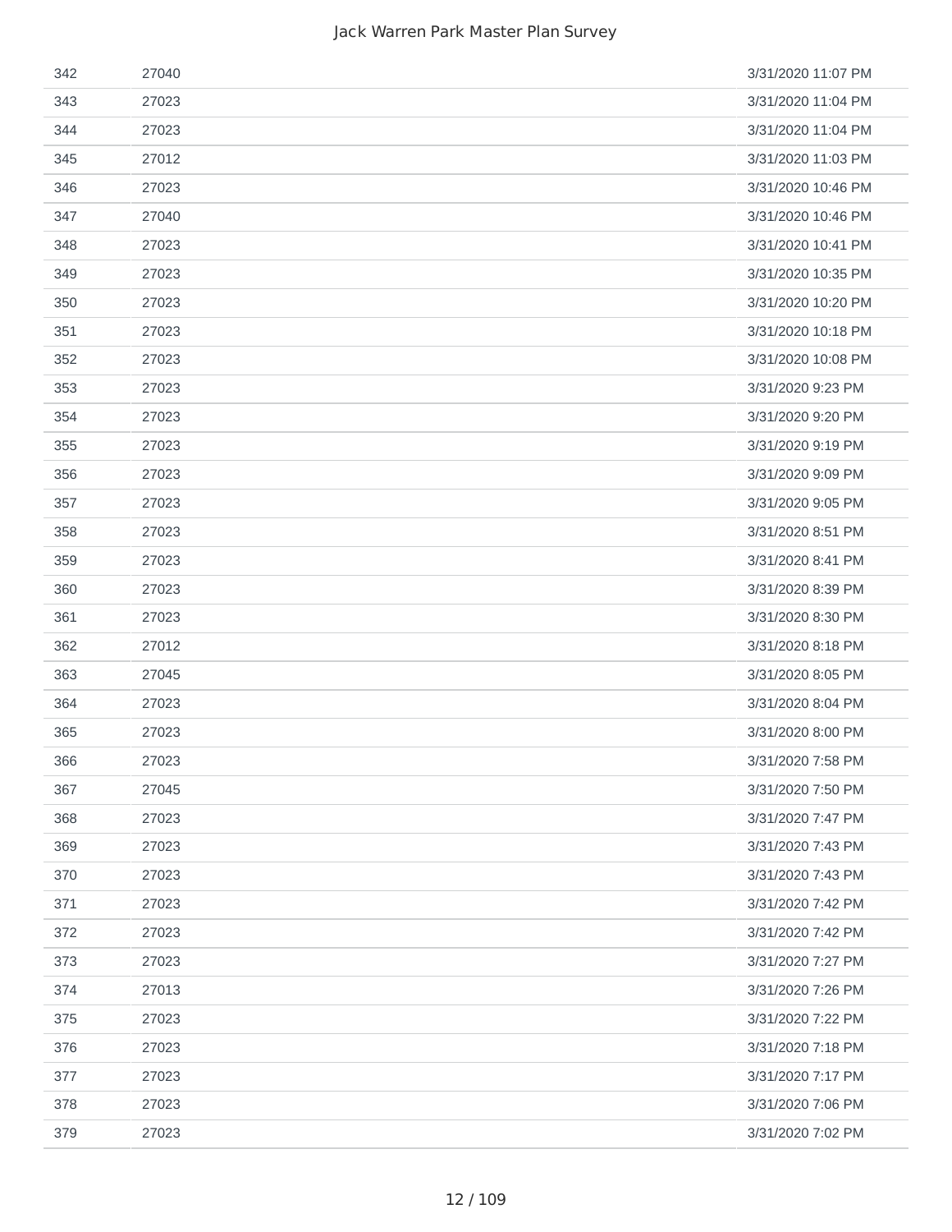| | | |
|---|---|---|
| 342 | 27040 | 3/31/2020 11:07 PM |
| 343 | 27023 | 3/31/2020 11:04 PM |
| 344 | 27023 | 3/31/2020 11:04 PM |
| 345 | 27012 | 3/31/2020 11:03 PM |
| 346 | 27023 | 3/31/2020 10:46 PM |
| 347 | 27040 | 3/31/2020 10:46 PM |
| 348 | 27023 | 3/31/2020 10:41 PM |
| 349 | 27023 | 3/31/2020 10:35 PM |
| 350 | 27023 | 3/31/2020 10:20 PM |
| 351 | 27023 | 3/31/2020 10:18 PM |
| 352 | 27023 | 3/31/2020 10:08 PM |
| 353 | 27023 | 3/31/2020 9:23 PM |
| 354 | 27023 | 3/31/2020 9:20 PM |
| 355 | 27023 | 3/31/2020 9:19 PM |
| 356 | 27023 | 3/31/2020 9:09 PM |
| 357 | 27023 | 3/31/2020 9:05 PM |
| 358 | 27023 | 3/31/2020 8:51 PM |
| 359 | 27023 | 3/31/2020 8:41 PM |
| 360 | 27023 | 3/31/2020 8:39 PM |
| 361 | 27023 | 3/31/2020 8:30 PM |
| 362 | 27012 | 3/31/2020 8:18 PM |
| 363 | 27045 | 3/31/2020 8:05 PM |
| 364 | 27023 | 3/31/2020 8:04 PM |
| 365 | 27023 | 3/31/2020 8:00 PM |
| 366 | 27023 | 3/31/2020 7:58 PM |
| 367 | 27045 | 3/31/2020 7:50 PM |
| 368 | 27023 | 3/31/2020 7:47 PM |
| 369 | 27023 | 3/31/2020 7:43 PM |
| 370 | 27023 | 3/31/2020 7:43 PM |
| 371 | 27023 | 3/31/2020 7:42 PM |
| 372 | 27023 | 3/31/2020 7:42 PM |
| 373 | 27023 | 3/31/2020 7:27 PM |
| 374 | 27013 | 3/31/2020 7:26 PM |
| 375 | 27023 | 3/31/2020 7:22 PM |
| 376 | 27023 | 3/31/2020 7:18 PM |
| 377 | 27023 | 3/31/2020 7:17 PM |
| 378 | 27023 | 3/31/2020 7:06 PM |
| 379 | 27023 | 3/31/2020 7:02 PM |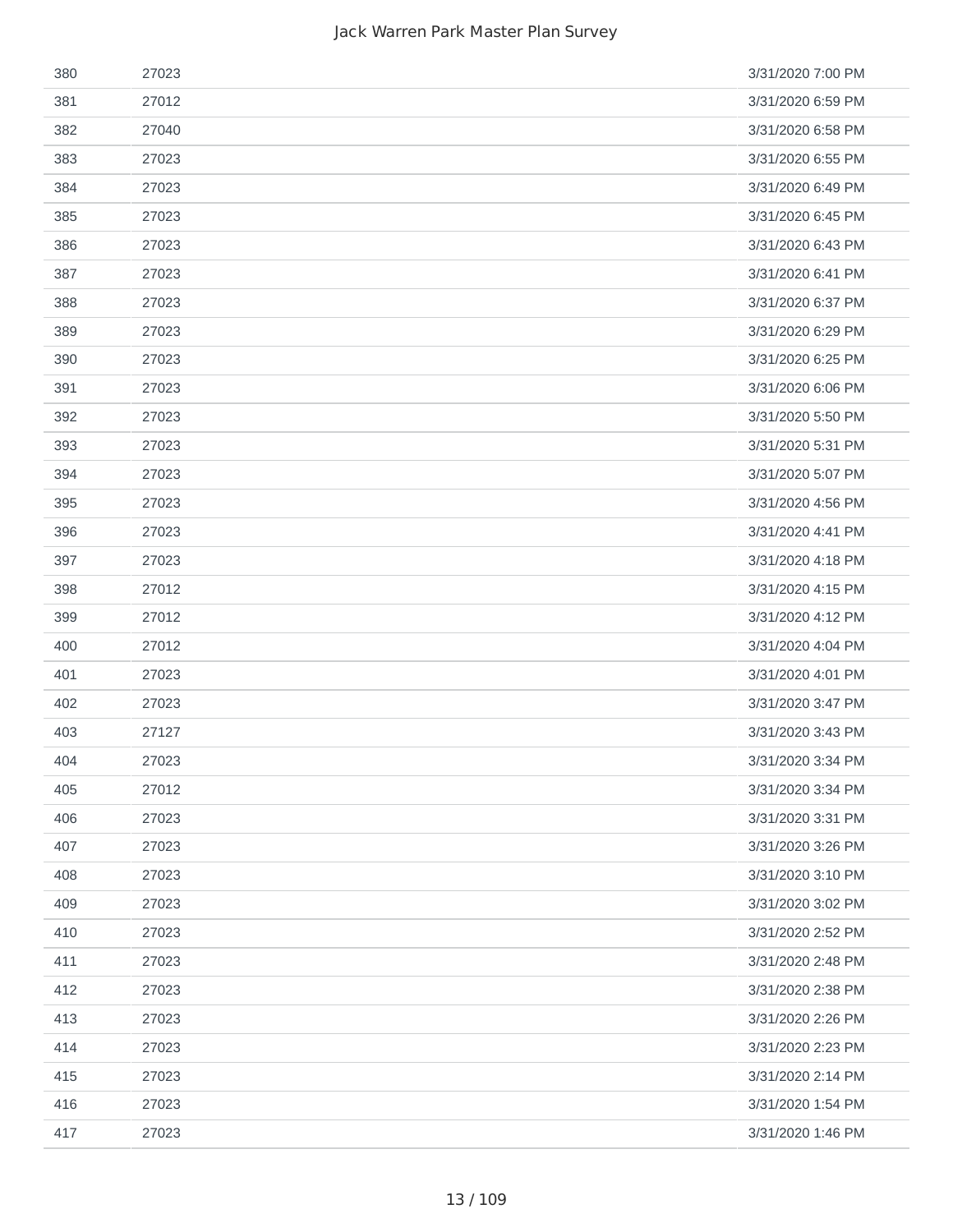| | | |
|---|---|---|
| 380 | 27023 | 3/31/2020 7:00 PM |
| 381 | 27012 | 3/31/2020 6:59 PM |
| 382 | 27040 | 3/31/2020 6:58 PM |
| 383 | 27023 | 3/31/2020 6:55 PM |
| 384 | 27023 | 3/31/2020 6:49 PM |
| 385 | 27023 | 3/31/2020 6:45 PM |
| 386 | 27023 | 3/31/2020 6:43 PM |
| 387 | 27023 | 3/31/2020 6:41 PM |
| 388 | 27023 | 3/31/2020 6:37 PM |
| 389 | 27023 | 3/31/2020 6:29 PM |
| 390 | 27023 | 3/31/2020 6:25 PM |
| 391 | 27023 | 3/31/2020 6:06 PM |
| 392 | 27023 | 3/31/2020 5:50 PM |
| 393 | 27023 | 3/31/2020 5:31 PM |
| 394 | 27023 | 3/31/2020 5:07 PM |
| 395 | 27023 | 3/31/2020 4:56 PM |
| 396 | 27023 | 3/31/2020 4:41 PM |
| 397 | 27023 | 3/31/2020 4:18 PM |
| 398 | 27012 | 3/31/2020 4:15 PM |
| 399 | 27012 | 3/31/2020 4:12 PM |
| 400 | 27012 | 3/31/2020 4:04 PM |
| 401 | 27023 | 3/31/2020 4:01 PM |
| 402 | 27023 | 3/31/2020 3:47 PM |
| 403 | 27127 | 3/31/2020 3:43 PM |
| 404 | 27023 | 3/31/2020 3:34 PM |
| 405 | 27012 | 3/31/2020 3:34 PM |
| 406 | 27023 | 3/31/2020 3:31 PM |
| 407 | 27023 | 3/31/2020 3:26 PM |
| 408 | 27023 | 3/31/2020 3:10 PM |
| 409 | 27023 | 3/31/2020 3:02 PM |
| 410 | 27023 | 3/31/2020 2:52 PM |
| 411 | 27023 | 3/31/2020 2:48 PM |
| 412 | 27023 | 3/31/2020 2:38 PM |
| 413 | 27023 | 3/31/2020 2:26 PM |
| 414 | 27023 | 3/31/2020 2:23 PM |
| 415 | 27023 | 3/31/2020 2:14 PM |
| 416 | 27023 | 3/31/2020 1:54 PM |
| 417 | 27023 | 3/31/2020 1:46 PM |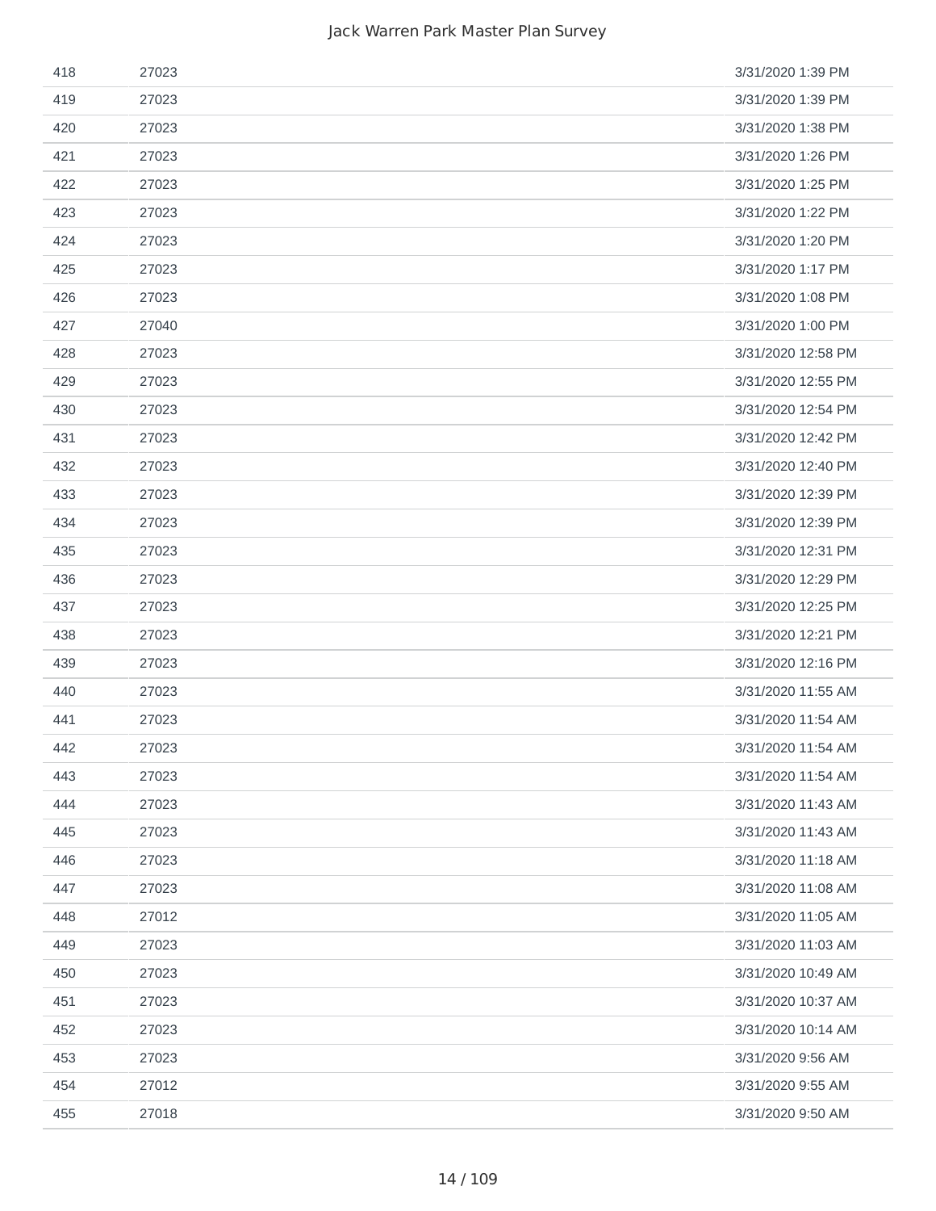| | | |
|---|---|---|
| 418 | 27023 | 3/31/2020 1:39 PM |
| 419 | 27023 | 3/31/2020 1:39 PM |
| 420 | 27023 | 3/31/2020 1:38 PM |
| 421 | 27023 | 3/31/2020 1:26 PM |
| 422 | 27023 | 3/31/2020 1:25 PM |
| 423 | 27023 | 3/31/2020 1:22 PM |
| 424 | 27023 | 3/31/2020 1:20 PM |
| 425 | 27023 | 3/31/2020 1:17 PM |
| 426 | 27023 | 3/31/2020 1:08 PM |
| 427 | 27040 | 3/31/2020 1:00 PM |
| 428 | 27023 | 3/31/2020 12:58 PM |
| 429 | 27023 | 3/31/2020 12:55 PM |
| 430 | 27023 | 3/31/2020 12:54 PM |
| 431 | 27023 | 3/31/2020 12:42 PM |
| 432 | 27023 | 3/31/2020 12:40 PM |
| 433 | 27023 | 3/31/2020 12:39 PM |
| 434 | 27023 | 3/31/2020 12:39 PM |
| 435 | 27023 | 3/31/2020 12:31 PM |
| 436 | 27023 | 3/31/2020 12:29 PM |
| 437 | 27023 | 3/31/2020 12:25 PM |
| 438 | 27023 | 3/31/2020 12:21 PM |
| 439 | 27023 | 3/31/2020 12:16 PM |
| 440 | 27023 | 3/31/2020 11:55 AM |
| 441 | 27023 | 3/31/2020 11:54 AM |
| 442 | 27023 | 3/31/2020 11:54 AM |
| 443 | 27023 | 3/31/2020 11:54 AM |
| 444 | 27023 | 3/31/2020 11:43 AM |
| 445 | 27023 | 3/31/2020 11:43 AM |
| 446 | 27023 | 3/31/2020 11:18 AM |
| 447 | 27023 | 3/31/2020 11:08 AM |
| 448 | 27012 | 3/31/2020 11:05 AM |
| 449 | 27023 | 3/31/2020 11:03 AM |
| 450 | 27023 | 3/31/2020 10:49 AM |
| 451 | 27023 | 3/31/2020 10:37 AM |
| 452 | 27023 | 3/31/2020 10:14 AM |
| 453 | 27023 | 3/31/2020 9:56 AM |
| 454 | 27012 | 3/31/2020 9:55 AM |
| 455 | 27018 | 3/31/2020 9:50 AM |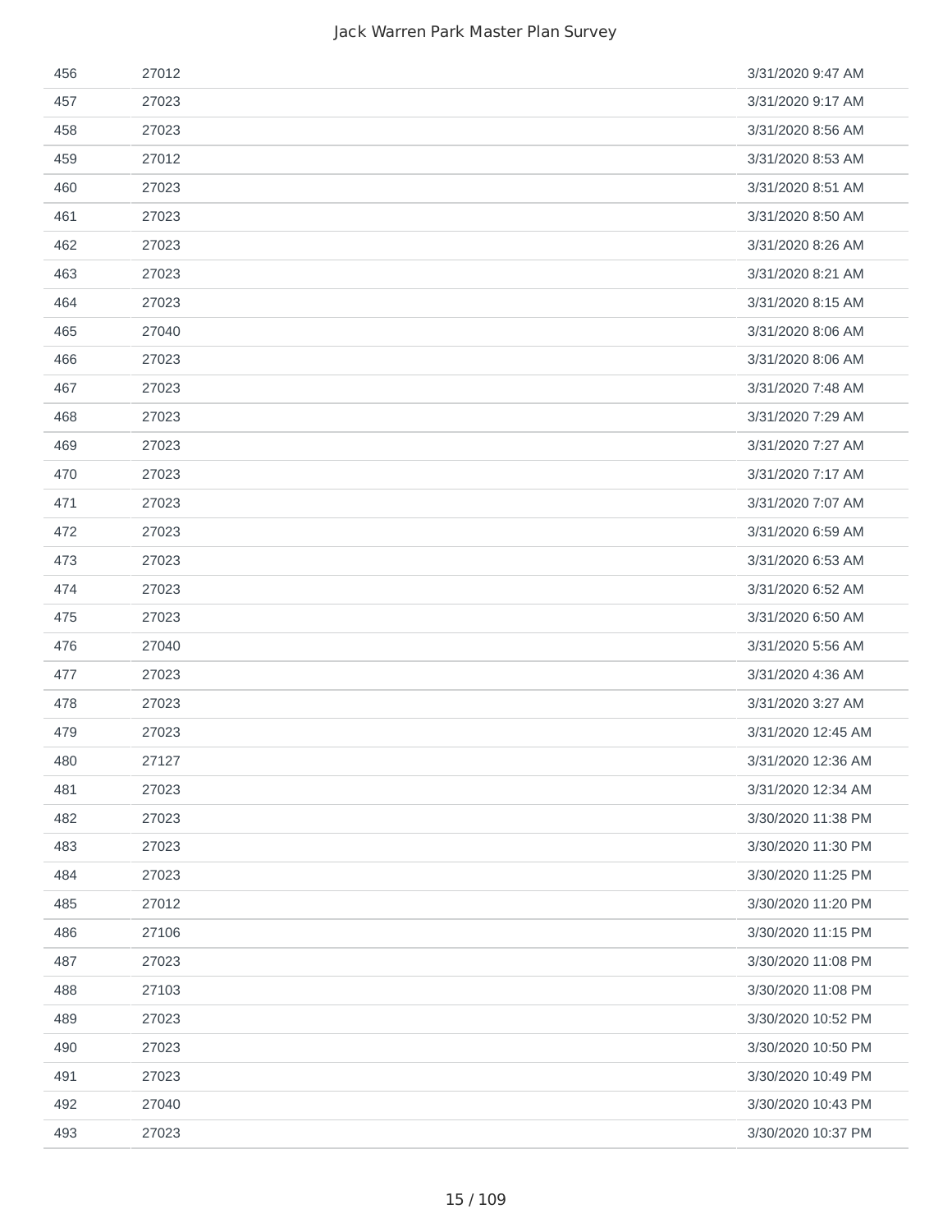| | | |
|---|---|---|
| 456 | 27012 | 3/31/2020 9:47 AM |
| 457 | 27023 | 3/31/2020 9:17 AM |
| 458 | 27023 | 3/31/2020 8:56 AM |
| 459 | 27012 | 3/31/2020 8:53 AM |
| 460 | 27023 | 3/31/2020 8:51 AM |
| 461 | 27023 | 3/31/2020 8:50 AM |
| 462 | 27023 | 3/31/2020 8:26 AM |
| 463 | 27023 | 3/31/2020 8:21 AM |
| 464 | 27023 | 3/31/2020 8:15 AM |
| 465 | 27040 | 3/31/2020 8:06 AM |
| 466 | 27023 | 3/31/2020 8:06 AM |
| 467 | 27023 | 3/31/2020 7:48 AM |
| 468 | 27023 | 3/31/2020 7:29 AM |
| 469 | 27023 | 3/31/2020 7:27 AM |
| 470 | 27023 | 3/31/2020 7:17 AM |
| 471 | 27023 | 3/31/2020 7:07 AM |
| 472 | 27023 | 3/31/2020 6:59 AM |
| 473 | 27023 | 3/31/2020 6:53 AM |
| 474 | 27023 | 3/31/2020 6:52 AM |
| 475 | 27023 | 3/31/2020 6:50 AM |
| 476 | 27040 | 3/31/2020 5:56 AM |
| 477 | 27023 | 3/31/2020 4:36 AM |
| 478 | 27023 | 3/31/2020 3:27 AM |
| 479 | 27023 | 3/31/2020 12:45 AM |
| 480 | 27127 | 3/31/2020 12:36 AM |
| 481 | 27023 | 3/31/2020 12:34 AM |
| 482 | 27023 | 3/30/2020 11:38 PM |
| 483 | 27023 | 3/30/2020 11:30 PM |
| 484 | 27023 | 3/30/2020 11:25 PM |
| 485 | 27012 | 3/30/2020 11:20 PM |
| 486 | 27106 | 3/30/2020 11:15 PM |
| 487 | 27023 | 3/30/2020 11:08 PM |
| 488 | 27103 | 3/30/2020 11:08 PM |
| 489 | 27023 | 3/30/2020 10:52 PM |
| 490 | 27023 | 3/30/2020 10:50 PM |
| 491 | 27023 | 3/30/2020 10:49 PM |
| 492 | 27040 | 3/30/2020 10:43 PM |
| 493 | 27023 | 3/30/2020 10:37 PM |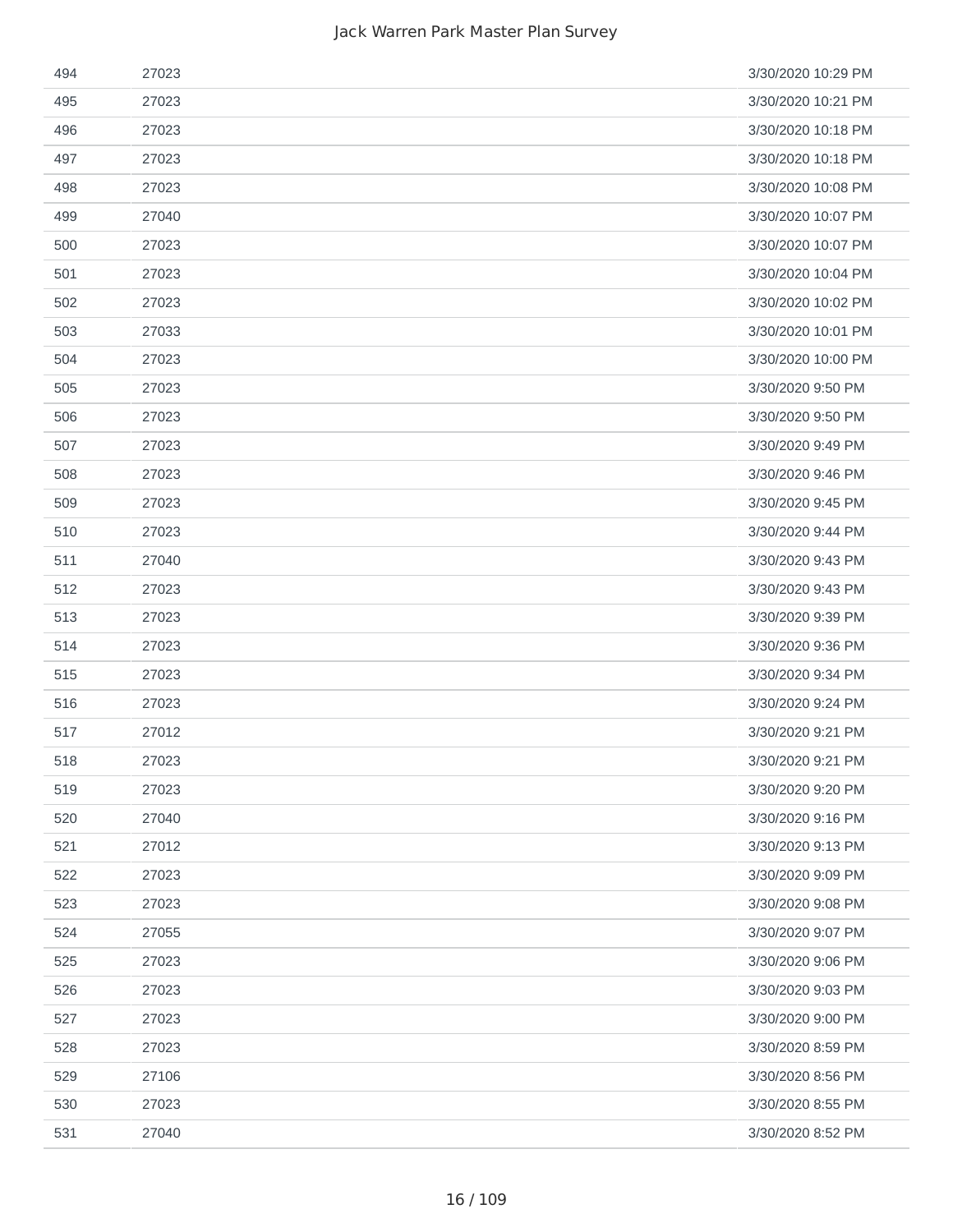| | | |
|---|---|---|
| 494 | 27023 | 3/30/2020 10:29 PM |
| 495 | 27023 | 3/30/2020 10:21 PM |
| 496 | 27023 | 3/30/2020 10:18 PM |
| 497 | 27023 | 3/30/2020 10:18 PM |
| 498 | 27023 | 3/30/2020 10:08 PM |
| 499 | 27040 | 3/30/2020 10:07 PM |
| 500 | 27023 | 3/30/2020 10:07 PM |
| 501 | 27023 | 3/30/2020 10:04 PM |
| 502 | 27023 | 3/30/2020 10:02 PM |
| 503 | 27033 | 3/30/2020 10:01 PM |
| 504 | 27023 | 3/30/2020 10:00 PM |
| 505 | 27023 | 3/30/2020 9:50 PM |
| 506 | 27023 | 3/30/2020 9:50 PM |
| 507 | 27023 | 3/30/2020 9:49 PM |
| 508 | 27023 | 3/30/2020 9:46 PM |
| 509 | 27023 | 3/30/2020 9:45 PM |
| 510 | 27023 | 3/30/2020 9:44 PM |
| 511 | 27040 | 3/30/2020 9:43 PM |
| 512 | 27023 | 3/30/2020 9:43 PM |
| 513 | 27023 | 3/30/2020 9:39 PM |
| 514 | 27023 | 3/30/2020 9:36 PM |
| 515 | 27023 | 3/30/2020 9:34 PM |
| 516 | 27023 | 3/30/2020 9:24 PM |
| 517 | 27012 | 3/30/2020 9:21 PM |
| 518 | 27023 | 3/30/2020 9:21 PM |
| 519 | 27023 | 3/30/2020 9:20 PM |
| 520 | 27040 | 3/30/2020 9:16 PM |
| 521 | 27012 | 3/30/2020 9:13 PM |
| 522 | 27023 | 3/30/2020 9:09 PM |
| 523 | 27023 | 3/30/2020 9:08 PM |
| 524 | 27055 | 3/30/2020 9:07 PM |
| 525 | 27023 | 3/30/2020 9:06 PM |
| 526 | 27023 | 3/30/2020 9:03 PM |
| 527 | 27023 | 3/30/2020 9:00 PM |
| 528 | 27023 | 3/30/2020 8:59 PM |
| 529 | 27106 | 3/30/2020 8:56 PM |
| 530 | 27023 | 3/30/2020 8:55 PM |
| 531 | 27040 | 3/30/2020 8:52 PM |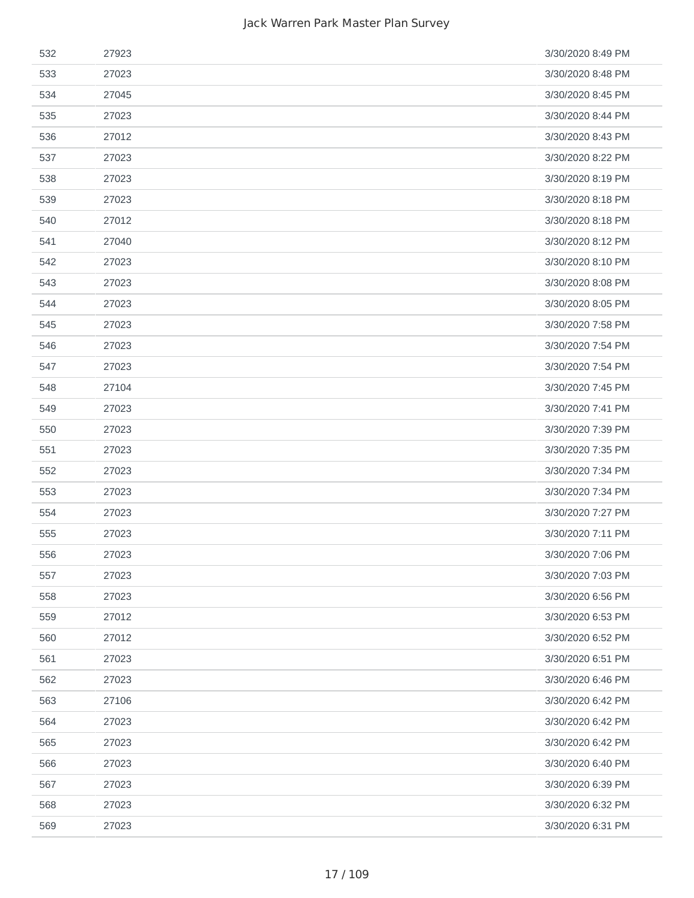| | | |
|---|---|---|
| 532 | 27923 | 3/30/2020 8:49 PM |
| 533 | 27023 | 3/30/2020 8:48 PM |
| 534 | 27045 | 3/30/2020 8:45 PM |
| 535 | 27023 | 3/30/2020 8:44 PM |
| 536 | 27012 | 3/30/2020 8:43 PM |
| 537 | 27023 | 3/30/2020 8:22 PM |
| 538 | 27023 | 3/30/2020 8:19 PM |
| 539 | 27023 | 3/30/2020 8:18 PM |
| 540 | 27012 | 3/30/2020 8:18 PM |
| 541 | 27040 | 3/30/2020 8:12 PM |
| 542 | 27023 | 3/30/2020 8:10 PM |
| 543 | 27023 | 3/30/2020 8:08 PM |
| 544 | 27023 | 3/30/2020 8:05 PM |
| 545 | 27023 | 3/30/2020 7:58 PM |
| 546 | 27023 | 3/30/2020 7:54 PM |
| 547 | 27023 | 3/30/2020 7:54 PM |
| 548 | 27104 | 3/30/2020 7:45 PM |
| 549 | 27023 | 3/30/2020 7:41 PM |
| 550 | 27023 | 3/30/2020 7:39 PM |
| 551 | 27023 | 3/30/2020 7:35 PM |
| 552 | 27023 | 3/30/2020 7:34 PM |
| 553 | 27023 | 3/30/2020 7:34 PM |
| 554 | 27023 | 3/30/2020 7:27 PM |
| 555 | 27023 | 3/30/2020 7:11 PM |
| 556 | 27023 | 3/30/2020 7:06 PM |
| 557 | 27023 | 3/30/2020 7:03 PM |
| 558 | 27023 | 3/30/2020 6:56 PM |
| 559 | 27012 | 3/30/2020 6:53 PM |
| 560 | 27012 | 3/30/2020 6:52 PM |
| 561 | 27023 | 3/30/2020 6:51 PM |
| 562 | 27023 | 3/30/2020 6:46 PM |
| 563 | 27106 | 3/30/2020 6:42 PM |
| 564 | 27023 | 3/30/2020 6:42 PM |
| 565 | 27023 | 3/30/2020 6:42 PM |
| 566 | 27023 | 3/30/2020 6:40 PM |
| 567 | 27023 | 3/30/2020 6:39 PM |
| 568 | 27023 | 3/30/2020 6:32 PM |
| 569 | 27023 | 3/30/2020 6:31 PM |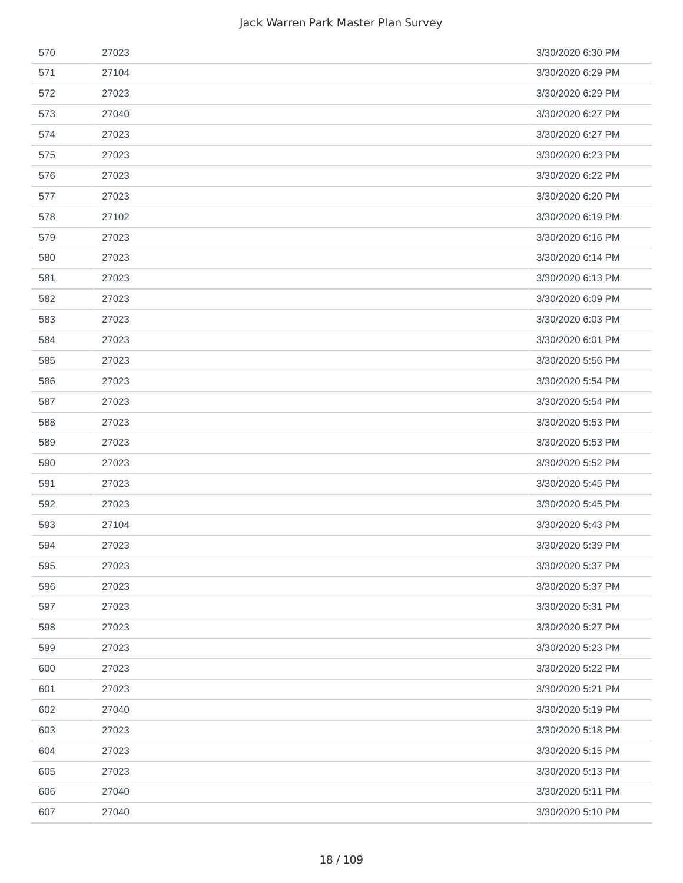| | | |
|---|---|---|
| 570 | 27023 | 3/30/2020 6:30 PM |
| 571 | 27104 | 3/30/2020 6:29 PM |
| 572 | 27023 | 3/30/2020 6:29 PM |
| 573 | 27040 | 3/30/2020 6:27 PM |
| 574 | 27023 | 3/30/2020 6:27 PM |
| 575 | 27023 | 3/30/2020 6:23 PM |
| 576 | 27023 | 3/30/2020 6:22 PM |
| 577 | 27023 | 3/30/2020 6:20 PM |
| 578 | 27102 | 3/30/2020 6:19 PM |
| 579 | 27023 | 3/30/2020 6:16 PM |
| 580 | 27023 | 3/30/2020 6:14 PM |
| 581 | 27023 | 3/30/2020 6:13 PM |
| 582 | 27023 | 3/30/2020 6:09 PM |
| 583 | 27023 | 3/30/2020 6:03 PM |
| 584 | 27023 | 3/30/2020 6:01 PM |
| 585 | 27023 | 3/30/2020 5:56 PM |
| 586 | 27023 | 3/30/2020 5:54 PM |
| 587 | 27023 | 3/30/2020 5:54 PM |
| 588 | 27023 | 3/30/2020 5:53 PM |
| 589 | 27023 | 3/30/2020 5:53 PM |
| 590 | 27023 | 3/30/2020 5:52 PM |
| 591 | 27023 | 3/30/2020 5:45 PM |
| 592 | 27023 | 3/30/2020 5:45 PM |
| 593 | 27104 | 3/30/2020 5:43 PM |
| 594 | 27023 | 3/30/2020 5:39 PM |
| 595 | 27023 | 3/30/2020 5:37 PM |
| 596 | 27023 | 3/30/2020 5:37 PM |
| 597 | 27023 | 3/30/2020 5:31 PM |
| 598 | 27023 | 3/30/2020 5:27 PM |
| 599 | 27023 | 3/30/2020 5:23 PM |
| 600 | 27023 | 3/30/2020 5:22 PM |
| 601 | 27023 | 3/30/2020 5:21 PM |
| 602 | 27040 | 3/30/2020 5:19 PM |
| 603 | 27023 | 3/30/2020 5:18 PM |
| 604 | 27023 | 3/30/2020 5:15 PM |
| 605 | 27023 | 3/30/2020 5:13 PM |
| 606 | 27040 | 3/30/2020 5:11 PM |
| 607 | 27040 | 3/30/2020 5:10 PM |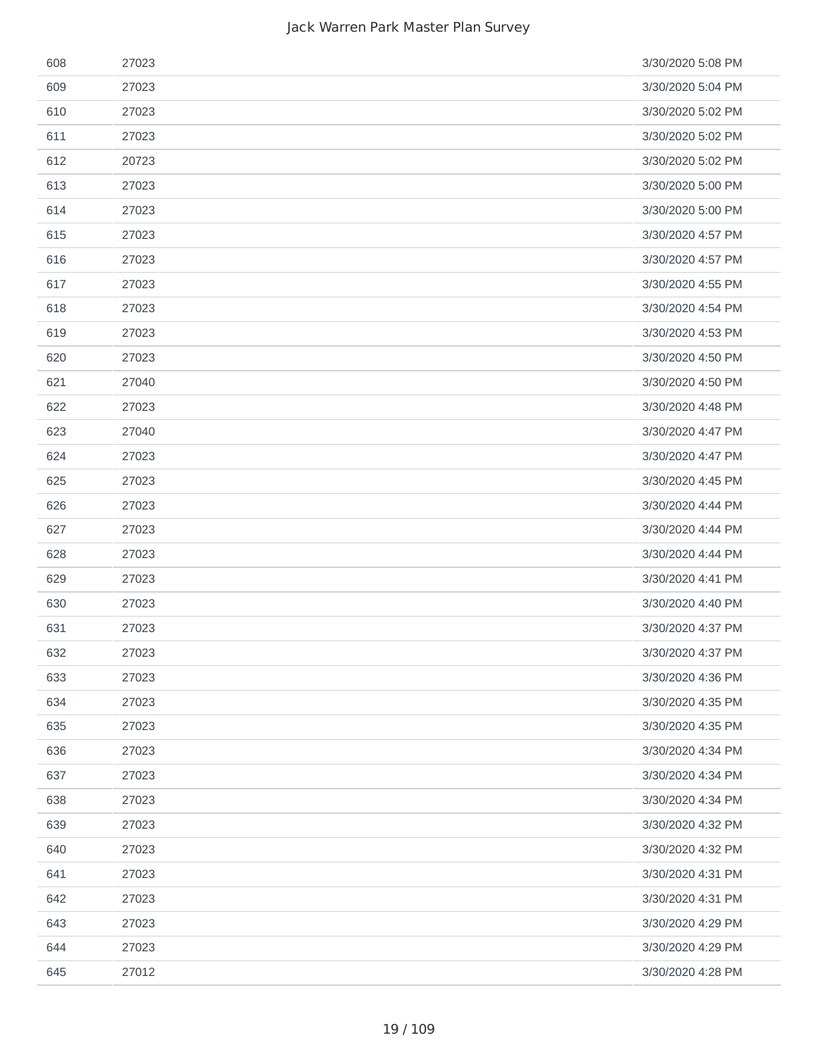| | | |
|---|---|---|
| 608 | 27023 | 3/30/2020 5:08 PM |
| 609 | 27023 | 3/30/2020 5:04 PM |
| 610 | 27023 | 3/30/2020 5:02 PM |
| 611 | 27023 | 3/30/2020 5:02 PM |
| 612 | 20723 | 3/30/2020 5:02 PM |
| 613 | 27023 | 3/30/2020 5:00 PM |
| 614 | 27023 | 3/30/2020 5:00 PM |
| 615 | 27023 | 3/30/2020 4:57 PM |
| 616 | 27023 | 3/30/2020 4:57 PM |
| 617 | 27023 | 3/30/2020 4:55 PM |
| 618 | 27023 | 3/30/2020 4:54 PM |
| 619 | 27023 | 3/30/2020 4:53 PM |
| 620 | 27023 | 3/30/2020 4:50 PM |
| 621 | 27040 | 3/30/2020 4:50 PM |
| 622 | 27023 | 3/30/2020 4:48 PM |
| 623 | 27040 | 3/30/2020 4:47 PM |
| 624 | 27023 | 3/30/2020 4:47 PM |
| 625 | 27023 | 3/30/2020 4:45 PM |
| 626 | 27023 | 3/30/2020 4:44 PM |
| 627 | 27023 | 3/30/2020 4:44 PM |
| 628 | 27023 | 3/30/2020 4:44 PM |
| 629 | 27023 | 3/30/2020 4:41 PM |
| 630 | 27023 | 3/30/2020 4:40 PM |
| 631 | 27023 | 3/30/2020 4:37 PM |
| 632 | 27023 | 3/30/2020 4:37 PM |
| 633 | 27023 | 3/30/2020 4:36 PM |
| 634 | 27023 | 3/30/2020 4:35 PM |
| 635 | 27023 | 3/30/2020 4:35 PM |
| 636 | 27023 | 3/30/2020 4:34 PM |
| 637 | 27023 | 3/30/2020 4:34 PM |
| 638 | 27023 | 3/30/2020 4:34 PM |
| 639 | 27023 | 3/30/2020 4:32 PM |
| 640 | 27023 | 3/30/2020 4:32 PM |
| 641 | 27023 | 3/30/2020 4:31 PM |
| 642 | 27023 | 3/30/2020 4:31 PM |
| 643 | 27023 | 3/30/2020 4:29 PM |
| 644 | 27023 | 3/30/2020 4:29 PM |
| 645 | 27012 | 3/30/2020 4:28 PM |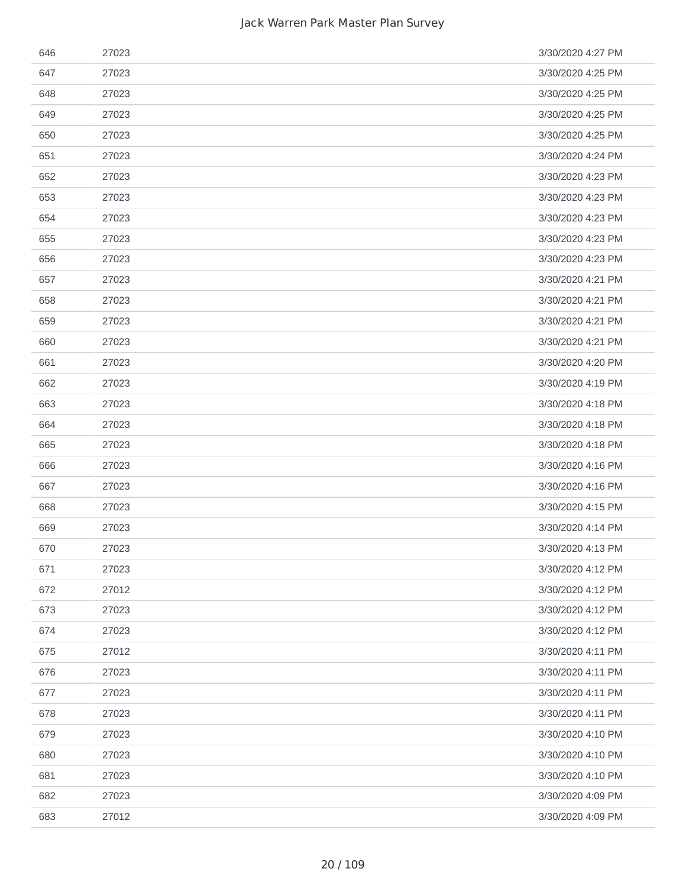| | | |
|---|---|---|
| 646 | 27023 | 3/30/2020 4:27 PM |
| 647 | 27023 | 3/30/2020 4:25 PM |
| 648 | 27023 | 3/30/2020 4:25 PM |
| 649 | 27023 | 3/30/2020 4:25 PM |
| 650 | 27023 | 3/30/2020 4:25 PM |
| 651 | 27023 | 3/30/2020 4:24 PM |
| 652 | 27023 | 3/30/2020 4:23 PM |
| 653 | 27023 | 3/30/2020 4:23 PM |
| 654 | 27023 | 3/30/2020 4:23 PM |
| 655 | 27023 | 3/30/2020 4:23 PM |
| 656 | 27023 | 3/30/2020 4:23 PM |
| 657 | 27023 | 3/30/2020 4:21 PM |
| 658 | 27023 | 3/30/2020 4:21 PM |
| 659 | 27023 | 3/30/2020 4:21 PM |
| 660 | 27023 | 3/30/2020 4:21 PM |
| 661 | 27023 | 3/30/2020 4:20 PM |
| 662 | 27023 | 3/30/2020 4:19 PM |
| 663 | 27023 | 3/30/2020 4:18 PM |
| 664 | 27023 | 3/30/2020 4:18 PM |
| 665 | 27023 | 3/30/2020 4:18 PM |
| 666 | 27023 | 3/30/2020 4:16 PM |
| 667 | 27023 | 3/30/2020 4:16 PM |
| 668 | 27023 | 3/30/2020 4:15 PM |
| 669 | 27023 | 3/30/2020 4:14 PM |
| 670 | 27023 | 3/30/2020 4:13 PM |
| 671 | 27023 | 3/30/2020 4:12 PM |
| 672 | 27012 | 3/30/2020 4:12 PM |
| 673 | 27023 | 3/30/2020 4:12 PM |
| 674 | 27023 | 3/30/2020 4:12 PM |
| 675 | 27012 | 3/30/2020 4:11 PM |
| 676 | 27023 | 3/30/2020 4:11 PM |
| 677 | 27023 | 3/30/2020 4:11 PM |
| 678 | 27023 | 3/30/2020 4:11 PM |
| 679 | 27023 | 3/30/2020 4:10 PM |
| 680 | 27023 | 3/30/2020 4:10 PM |
| 681 | 27023 | 3/30/2020 4:10 PM |
| 682 | 27023 | 3/30/2020 4:09 PM |
| 683 | 27012 | 3/30/2020 4:09 PM |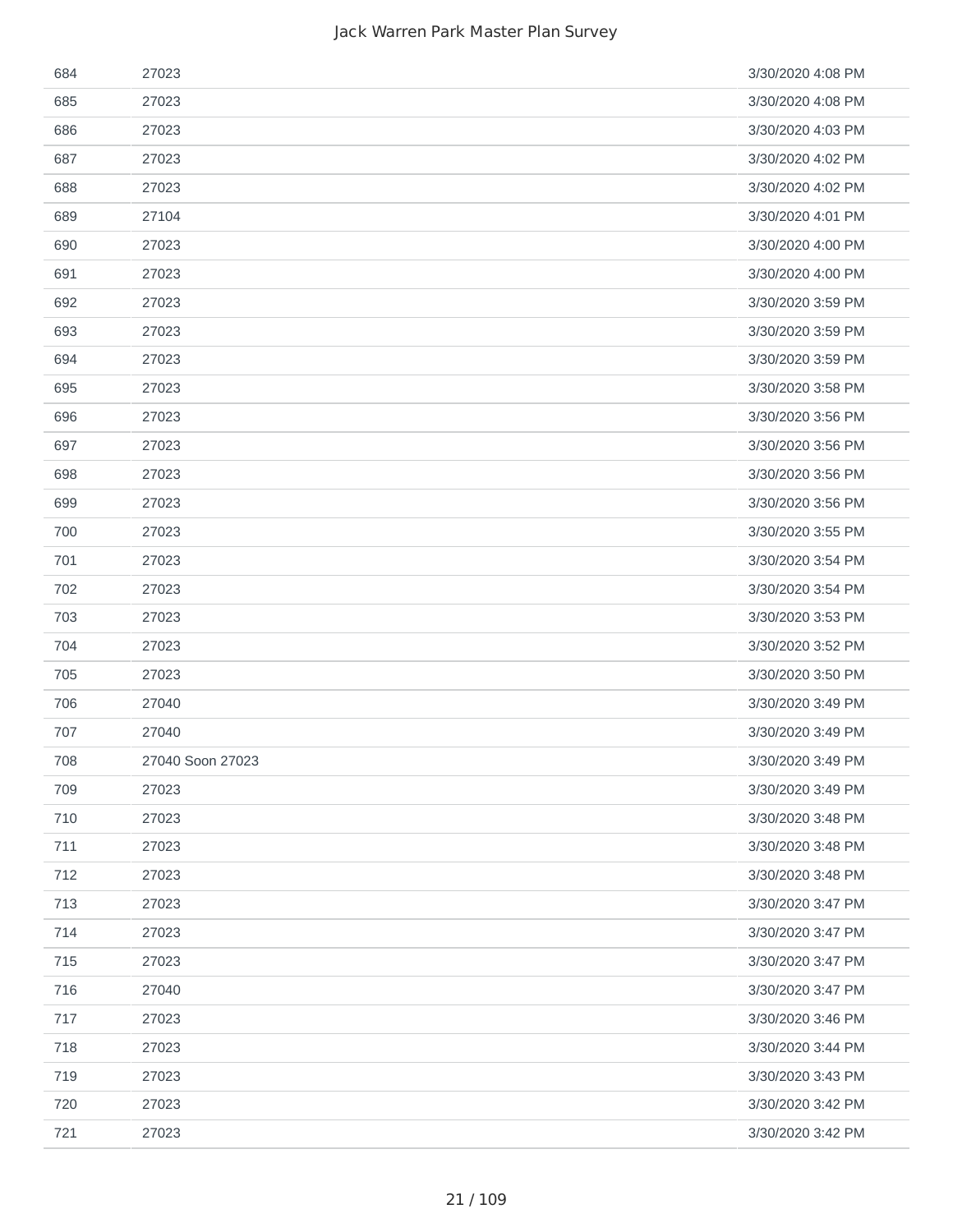| | | |
|---|---|---|
| 684 | 27023 | 3/30/2020 4:08 PM |
| 685 | 27023 | 3/30/2020 4:08 PM |
| 686 | 27023 | 3/30/2020 4:03 PM |
| 687 | 27023 | 3/30/2020 4:02 PM |
| 688 | 27023 | 3/30/2020 4:02 PM |
| 689 | 27104 | 3/30/2020 4:01 PM |
| 690 | 27023 | 3/30/2020 4:00 PM |
| 691 | 27023 | 3/30/2020 4:00 PM |
| 692 | 27023 | 3/30/2020 3:59 PM |
| 693 | 27023 | 3/30/2020 3:59 PM |
| 694 | 27023 | 3/30/2020 3:59 PM |
| 695 | 27023 | 3/30/2020 3:58 PM |
| 696 | 27023 | 3/30/2020 3:56 PM |
| 697 | 27023 | 3/30/2020 3:56 PM |
| 698 | 27023 | 3/30/2020 3:56 PM |
| 699 | 27023 | 3/30/2020 3:56 PM |
| 700 | 27023 | 3/30/2020 3:55 PM |
| 701 | 27023 | 3/30/2020 3:54 PM |
| 702 | 27023 | 3/30/2020 3:54 PM |
| 703 | 27023 | 3/30/2020 3:53 PM |
| 704 | 27023 | 3/30/2020 3:52 PM |
| 705 | 27023 | 3/30/2020 3:50 PM |
| 706 | 27040 | 3/30/2020 3:49 PM |
| 707 | 27040 | 3/30/2020 3:49 PM |
| 708 | 27040 Soon 27023 | 3/30/2020 3:49 PM |
| 709 | 27023 | 3/30/2020 3:49 PM |
| 710 | 27023 | 3/30/2020 3:48 PM |
| 711 | 27023 | 3/30/2020 3:48 PM |
| 712 | 27023 | 3/30/2020 3:48 PM |
| 713 | 27023 | 3/30/2020 3:47 PM |
| 714 | 27023 | 3/30/2020 3:47 PM |
| 715 | 27023 | 3/30/2020 3:47 PM |
| 716 | 27040 | 3/30/2020 3:47 PM |
| 717 | 27023 | 3/30/2020 3:46 PM |
| 718 | 27023 | 3/30/2020 3:44 PM |
| 719 | 27023 | 3/30/2020 3:43 PM |
| 720 | 27023 | 3/30/2020 3:42 PM |
| 721 | 27023 | 3/30/2020 3:42 PM |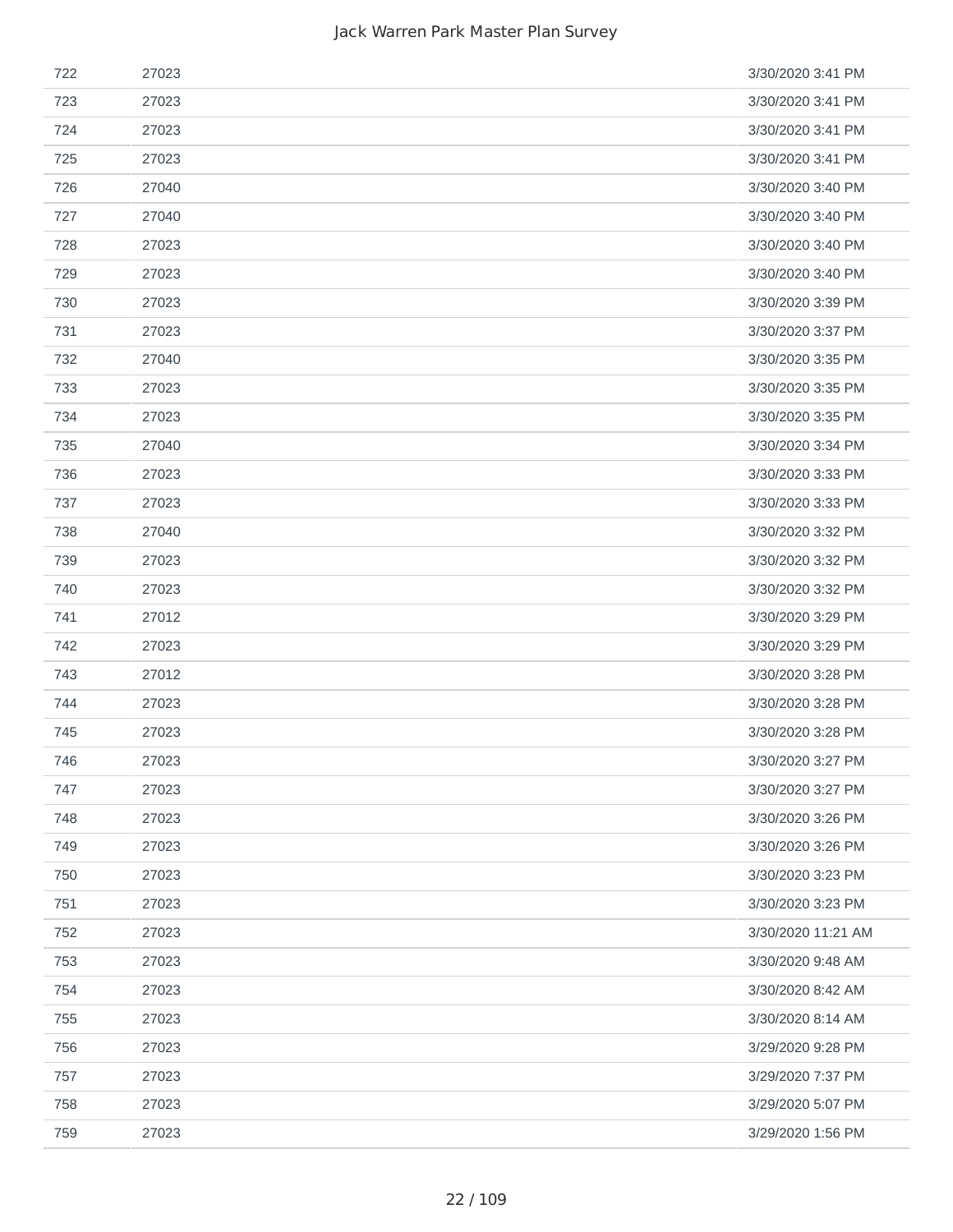| | | |
|---|---|---|
| 722 | 27023 | 3/30/2020 3:41 PM |
| 723 | 27023 | 3/30/2020 3:41 PM |
| 724 | 27023 | 3/30/2020 3:41 PM |
| 725 | 27023 | 3/30/2020 3:41 PM |
| 726 | 27040 | 3/30/2020 3:40 PM |
| 727 | 27040 | 3/30/2020 3:40 PM |
| 728 | 27023 | 3/30/2020 3:40 PM |
| 729 | 27023 | 3/30/2020 3:40 PM |
| 730 | 27023 | 3/30/2020 3:39 PM |
| 731 | 27023 | 3/30/2020 3:37 PM |
| 732 | 27040 | 3/30/2020 3:35 PM |
| 733 | 27023 | 3/30/2020 3:35 PM |
| 734 | 27023 | 3/30/2020 3:35 PM |
| 735 | 27040 | 3/30/2020 3:34 PM |
| 736 | 27023 | 3/30/2020 3:33 PM |
| 737 | 27023 | 3/30/2020 3:33 PM |
| 738 | 27040 | 3/30/2020 3:32 PM |
| 739 | 27023 | 3/30/2020 3:32 PM |
| 740 | 27023 | 3/30/2020 3:32 PM |
| 741 | 27012 | 3/30/2020 3:29 PM |
| 742 | 27023 | 3/30/2020 3:29 PM |
| 743 | 27012 | 3/30/2020 3:28 PM |
| 744 | 27023 | 3/30/2020 3:28 PM |
| 745 | 27023 | 3/30/2020 3:28 PM |
| 746 | 27023 | 3/30/2020 3:27 PM |
| 747 | 27023 | 3/30/2020 3:27 PM |
| 748 | 27023 | 3/30/2020 3:26 PM |
| 749 | 27023 | 3/30/2020 3:26 PM |
| 750 | 27023 | 3/30/2020 3:23 PM |
| 751 | 27023 | 3/30/2020 3:23 PM |
| 752 | 27023 | 3/30/2020 11:21 AM |
| 753 | 27023 | 3/30/2020 9:48 AM |
| 754 | 27023 | 3/30/2020 8:42 AM |
| 755 | 27023 | 3/30/2020 8:14 AM |
| 756 | 27023 | 3/29/2020 9:28 PM |
| 757 | 27023 | 3/29/2020 7:37 PM |
| 758 | 27023 | 3/29/2020 5:07 PM |
| 759 | 27023 | 3/29/2020 1:56 PM |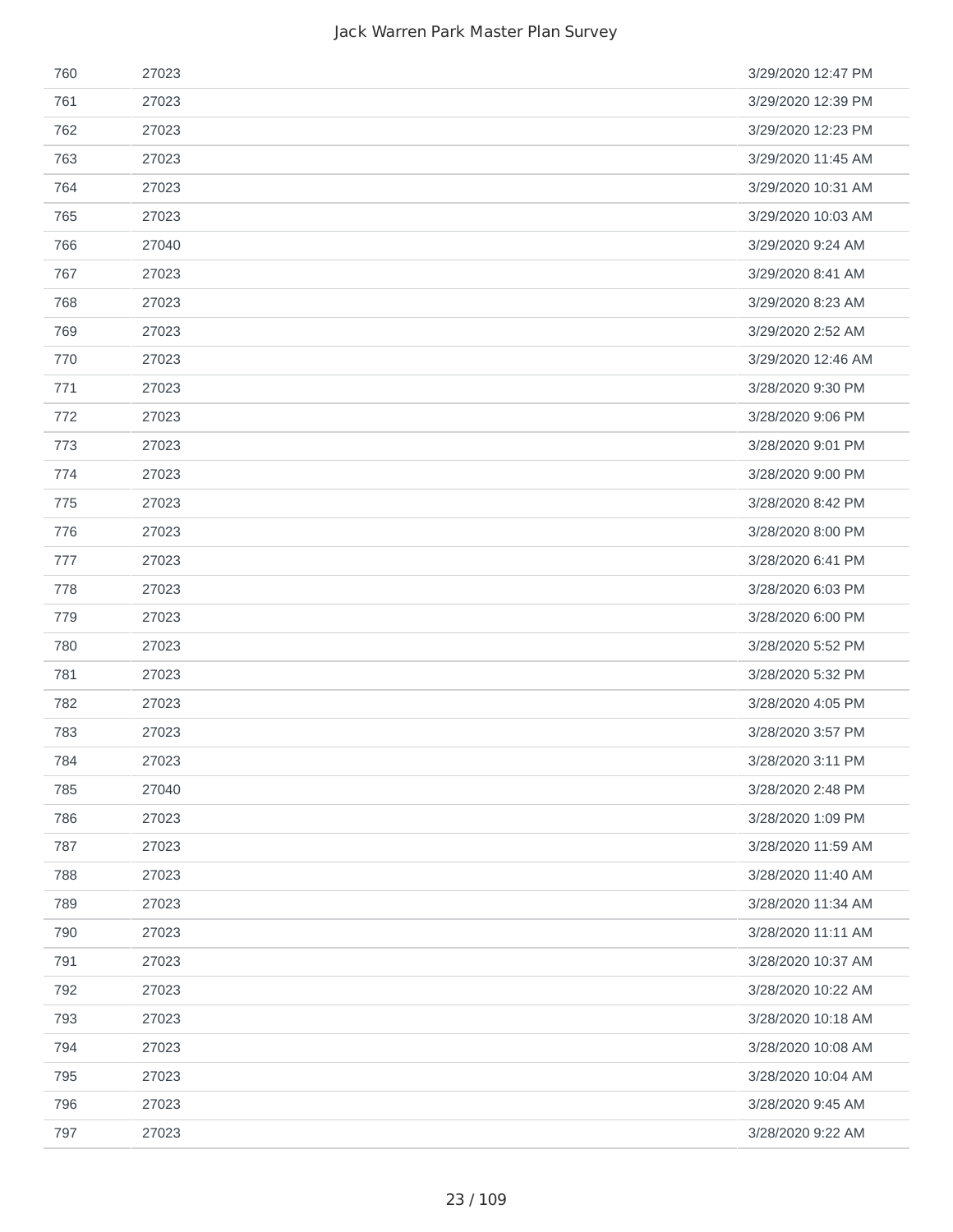| | | |
|---|---|---|
| 760 | 27023 | 3/29/2020 12:47 PM |
| 761 | 27023 | 3/29/2020 12:39 PM |
| 762 | 27023 | 3/29/2020 12:23 PM |
| 763 | 27023 | 3/29/2020 11:45 AM |
| 764 | 27023 | 3/29/2020 10:31 AM |
| 765 | 27023 | 3/29/2020 10:03 AM |
| 766 | 27040 | 3/29/2020 9:24 AM |
| 767 | 27023 | 3/29/2020 8:41 AM |
| 768 | 27023 | 3/29/2020 8:23 AM |
| 769 | 27023 | 3/29/2020 2:52 AM |
| 770 | 27023 | 3/29/2020 12:46 AM |
| 771 | 27023 | 3/28/2020 9:30 PM |
| 772 | 27023 | 3/28/2020 9:06 PM |
| 773 | 27023 | 3/28/2020 9:01 PM |
| 774 | 27023 | 3/28/2020 9:00 PM |
| 775 | 27023 | 3/28/2020 8:42 PM |
| 776 | 27023 | 3/28/2020 8:00 PM |
| 777 | 27023 | 3/28/2020 6:41 PM |
| 778 | 27023 | 3/28/2020 6:03 PM |
| 779 | 27023 | 3/28/2020 6:00 PM |
| 780 | 27023 | 3/28/2020 5:52 PM |
| 781 | 27023 | 3/28/2020 5:32 PM |
| 782 | 27023 | 3/28/2020 4:05 PM |
| 783 | 27023 | 3/28/2020 3:57 PM |
| 784 | 27023 | 3/28/2020 3:11 PM |
| 785 | 27040 | 3/28/2020 2:48 PM |
| 786 | 27023 | 3/28/2020 1:09 PM |
| 787 | 27023 | 3/28/2020 11:59 AM |
| 788 | 27023 | 3/28/2020 11:40 AM |
| 789 | 27023 | 3/28/2020 11:34 AM |
| 790 | 27023 | 3/28/2020 11:11 AM |
| 791 | 27023 | 3/28/2020 10:37 AM |
| 792 | 27023 | 3/28/2020 10:22 AM |
| 793 | 27023 | 3/28/2020 10:18 AM |
| 794 | 27023 | 3/28/2020 10:08 AM |
| 795 | 27023 | 3/28/2020 10:04 AM |
| 796 | 27023 | 3/28/2020 9:45 AM |
| 797 | 27023 | 3/28/2020 9:22 AM |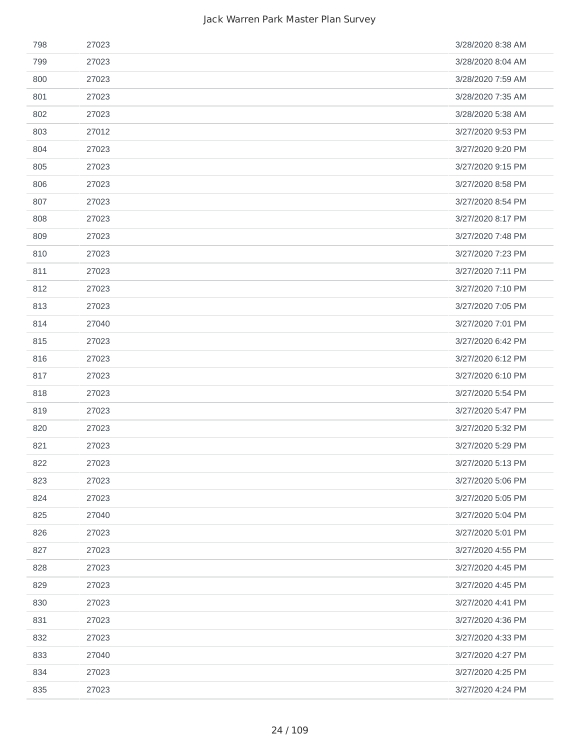| | | |
|---|---|---|
| 798 | 27023 | 3/28/2020 8:38 AM |
| 799 | 27023 | 3/28/2020 8:04 AM |
| 800 | 27023 | 3/28/2020 7:59 AM |
| 801 | 27023 | 3/28/2020 7:35 AM |
| 802 | 27023 | 3/28/2020 5:38 AM |
| 803 | 27012 | 3/27/2020 9:53 PM |
| 804 | 27023 | 3/27/2020 9:20 PM |
| 805 | 27023 | 3/27/2020 9:15 PM |
| 806 | 27023 | 3/27/2020 8:58 PM |
| 807 | 27023 | 3/27/2020 8:54 PM |
| 808 | 27023 | 3/27/2020 8:17 PM |
| 809 | 27023 | 3/27/2020 7:48 PM |
| 810 | 27023 | 3/27/2020 7:23 PM |
| 811 | 27023 | 3/27/2020 7:11 PM |
| 812 | 27023 | 3/27/2020 7:10 PM |
| 813 | 27023 | 3/27/2020 7:05 PM |
| 814 | 27040 | 3/27/2020 7:01 PM |
| 815 | 27023 | 3/27/2020 6:42 PM |
| 816 | 27023 | 3/27/2020 6:12 PM |
| 817 | 27023 | 3/27/2020 6:10 PM |
| 818 | 27023 | 3/27/2020 5:54 PM |
| 819 | 27023 | 3/27/2020 5:47 PM |
| 820 | 27023 | 3/27/2020 5:32 PM |
| 821 | 27023 | 3/27/2020 5:29 PM |
| 822 | 27023 | 3/27/2020 5:13 PM |
| 823 | 27023 | 3/27/2020 5:06 PM |
| 824 | 27023 | 3/27/2020 5:05 PM |
| 825 | 27040 | 3/27/2020 5:04 PM |
| 826 | 27023 | 3/27/2020 5:01 PM |
| 827 | 27023 | 3/27/2020 4:55 PM |
| 828 | 27023 | 3/27/2020 4:45 PM |
| 829 | 27023 | 3/27/2020 4:45 PM |
| 830 | 27023 | 3/27/2020 4:41 PM |
| 831 | 27023 | 3/27/2020 4:36 PM |
| 832 | 27023 | 3/27/2020 4:33 PM |
| 833 | 27040 | 3/27/2020 4:27 PM |
| 834 | 27023 | 3/27/2020 4:25 PM |
| 835 | 27023 | 3/27/2020 4:24 PM |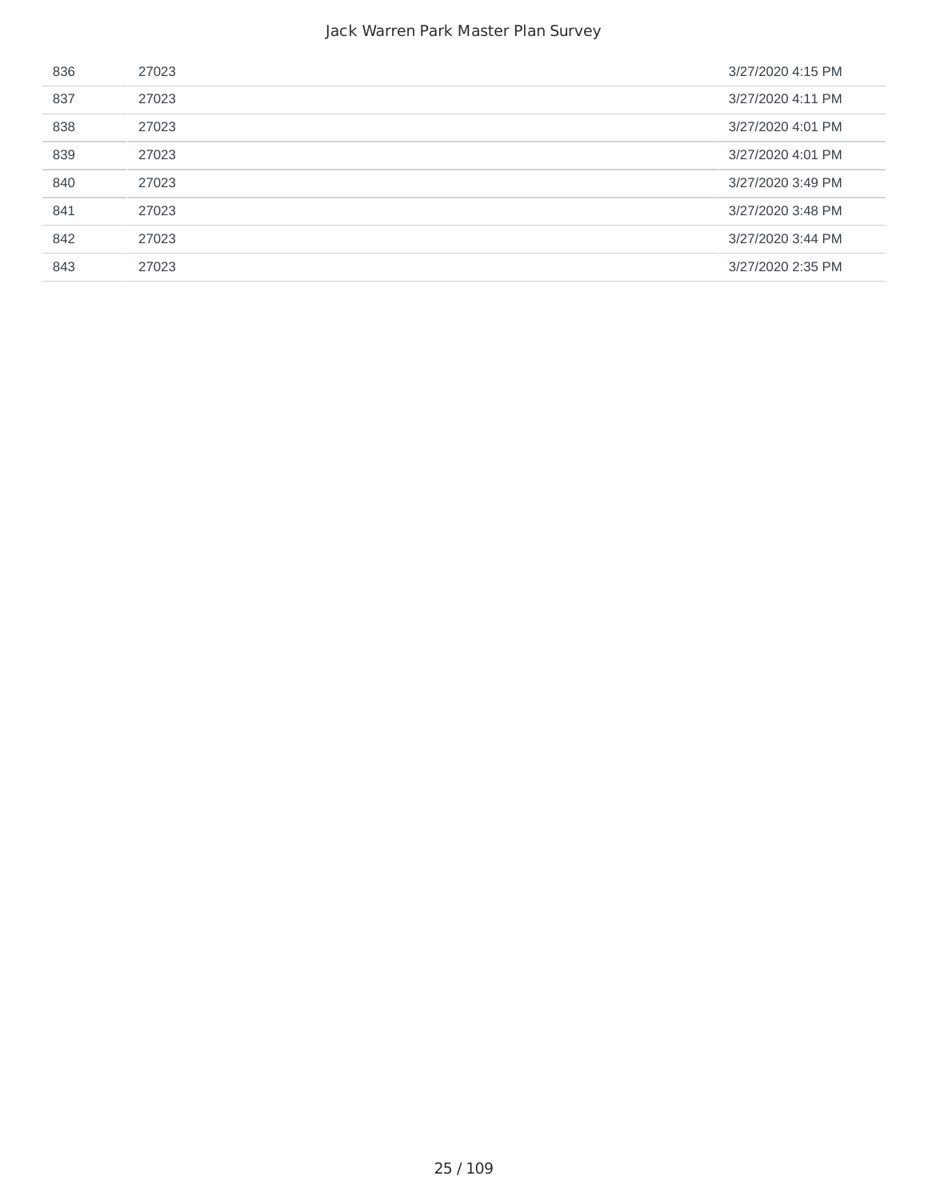| | | |
|---|---|---|
| 836 | 27023 | 3/27/2020 4:15 PM |
| 837 | 27023 | 3/27/2020 4:11 PM |
| 838 | 27023 | 3/27/2020 4:01 PM |
| 839 | 27023 | 3/27/2020 4:01 PM |
| 840 | 27023 | 3/27/2020 3:49 PM |
| 841 | 27023 | 3/27/2020 3:48 PM |
| 842 | 27023 | 3/27/2020 3:44 PM |
| 843 | 27023 | 3/27/2020 2:35 PM |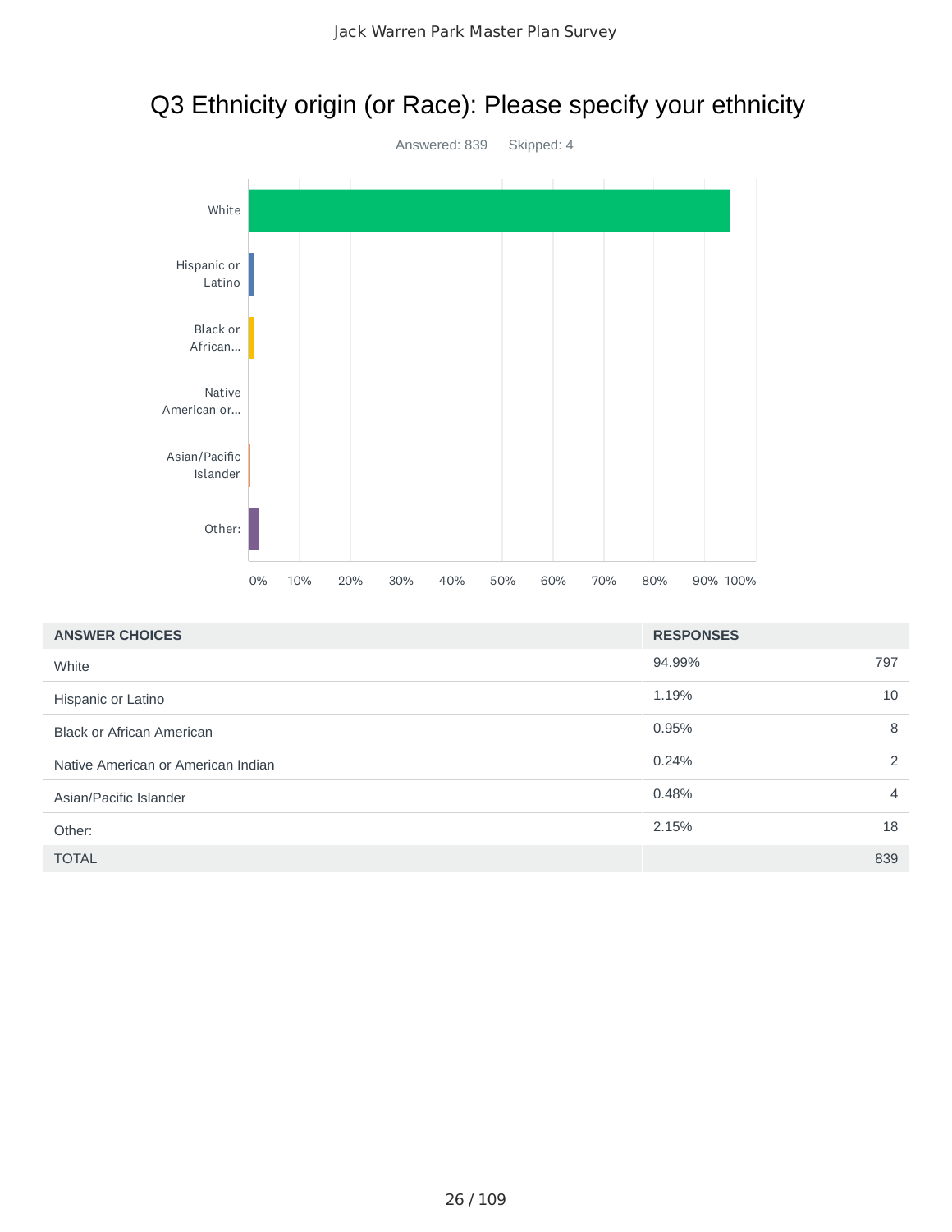# Q3 Ethnicity origin (or Race): Please specify your ethnicity

Answered: 839    Skipped: 4

| ANSWER CHOICES | RESPONSES | |
|---|---|---|
| White | 94.99% | 797 |
| Hispanic or Latino | 1.19% | 10 |
| Black or African American | 0.95% | 8 |
| Native American or American Indian | 0.24% | 2 |
| Asian/Pacific Islander | 0.48% | 4 |
| Other: | 2.15% | 18 |
| TOTAL | | 839 |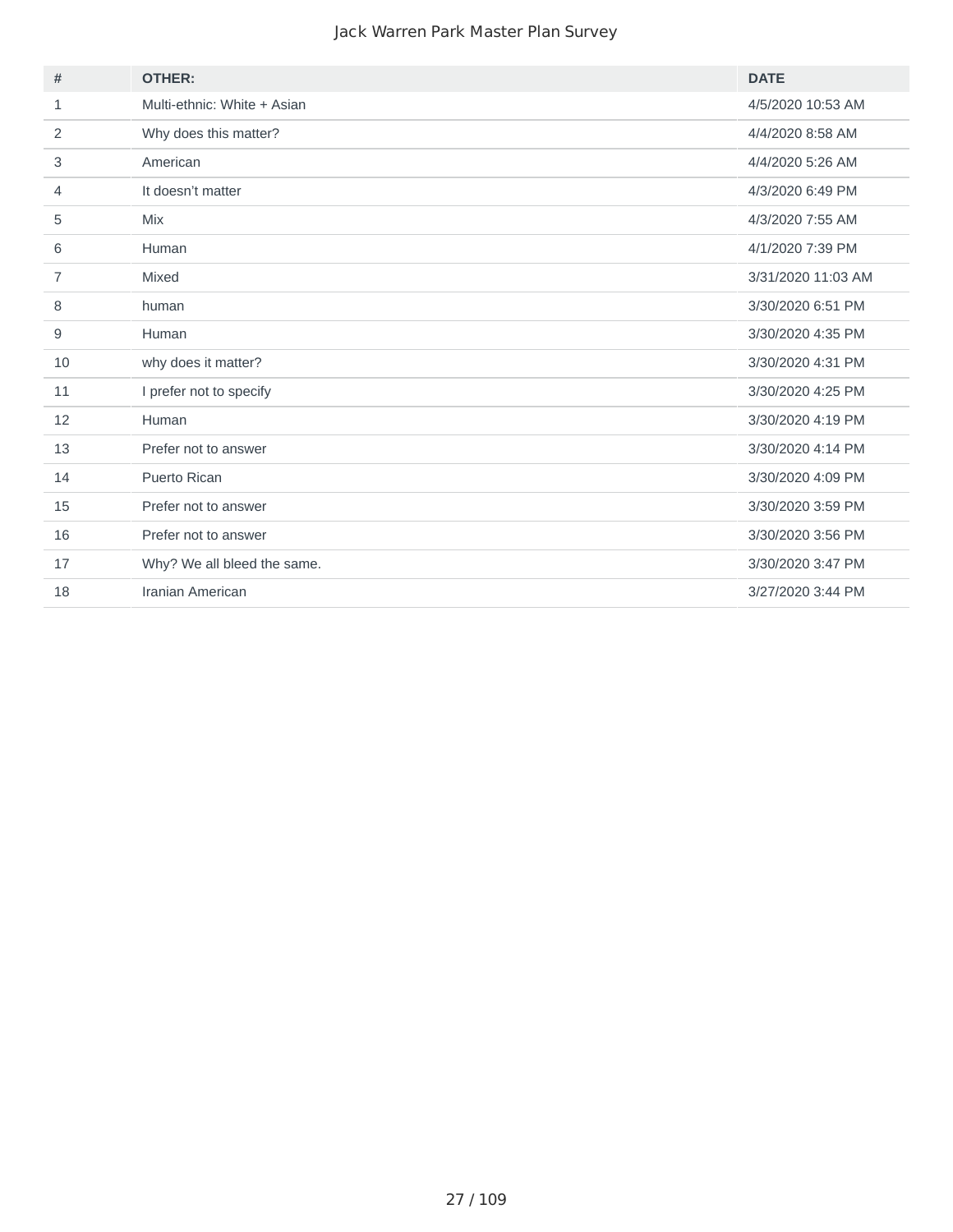| # | OTHER: | DATE |
|---|---|---|
| 1 | Multi-ethnic: White + Asian | 4/5/2020 10:53 AM |
| 2 | Why does this matter? | 4/4/2020 8:58 AM |
| 3 | American | 4/4/2020 5:26 AM |
| 4 | It doesn't matter | 4/3/2020 6:49 PM |
| 5 | Mix | 4/3/2020 7:55 AM |
| 6 | Human | 4/1/2020 7:39 PM |
| 7 | Mixed | 3/31/2020 11:03 AM |
| 8 | human | 3/30/2020 6:51 PM |
| 9 | Human | 3/30/2020 4:35 PM |
| 10 | why does it matter? | 3/30/2020 4:31 PM |
| 11 | I prefer not to specify | 3/30/2020 4:25 PM |
| 12 | Human | 3/30/2020 4:19 PM |
| 13 | Prefer not to answer | 3/30/2020 4:14 PM |
| 14 | Puerto Rican | 3/30/2020 4:09 PM |
| 15 | Prefer not to answer | 3/30/2020 3:59 PM |
| 16 | Prefer not to answer | 3/30/2020 3:56 PM |
| 17 | Why? We all bleed the same. | 3/30/2020 3:47 PM |
| 18 | Iranian American | 3/27/2020 3:44 PM |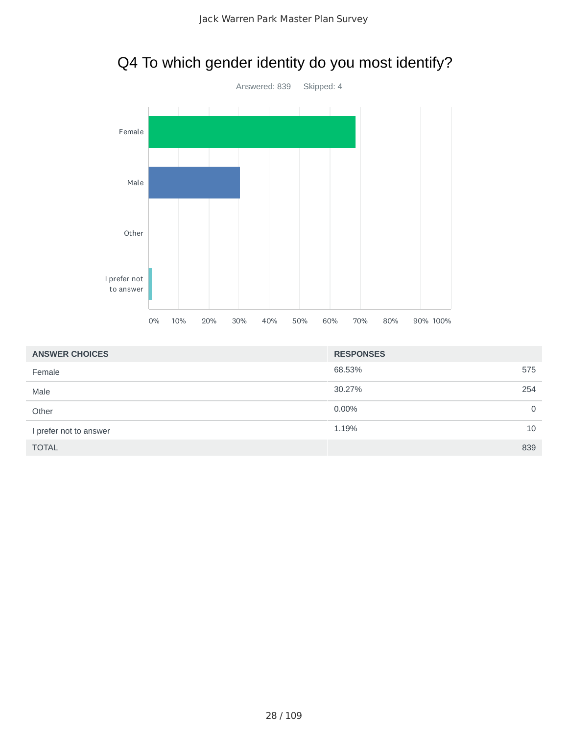## Q4 To which gender identity do you most identify?

Answered: 839 Skipped: 4

| ANSWER CHOICES | RESPONSES | |
|---|---|---|
| Female | 68.53% | 575 |
| Male | 30.27% | 254 |
| Other | 0.00% | 0 |
| I prefer not to answer | 1.19% | 10 |
| TOTAL | | 839 |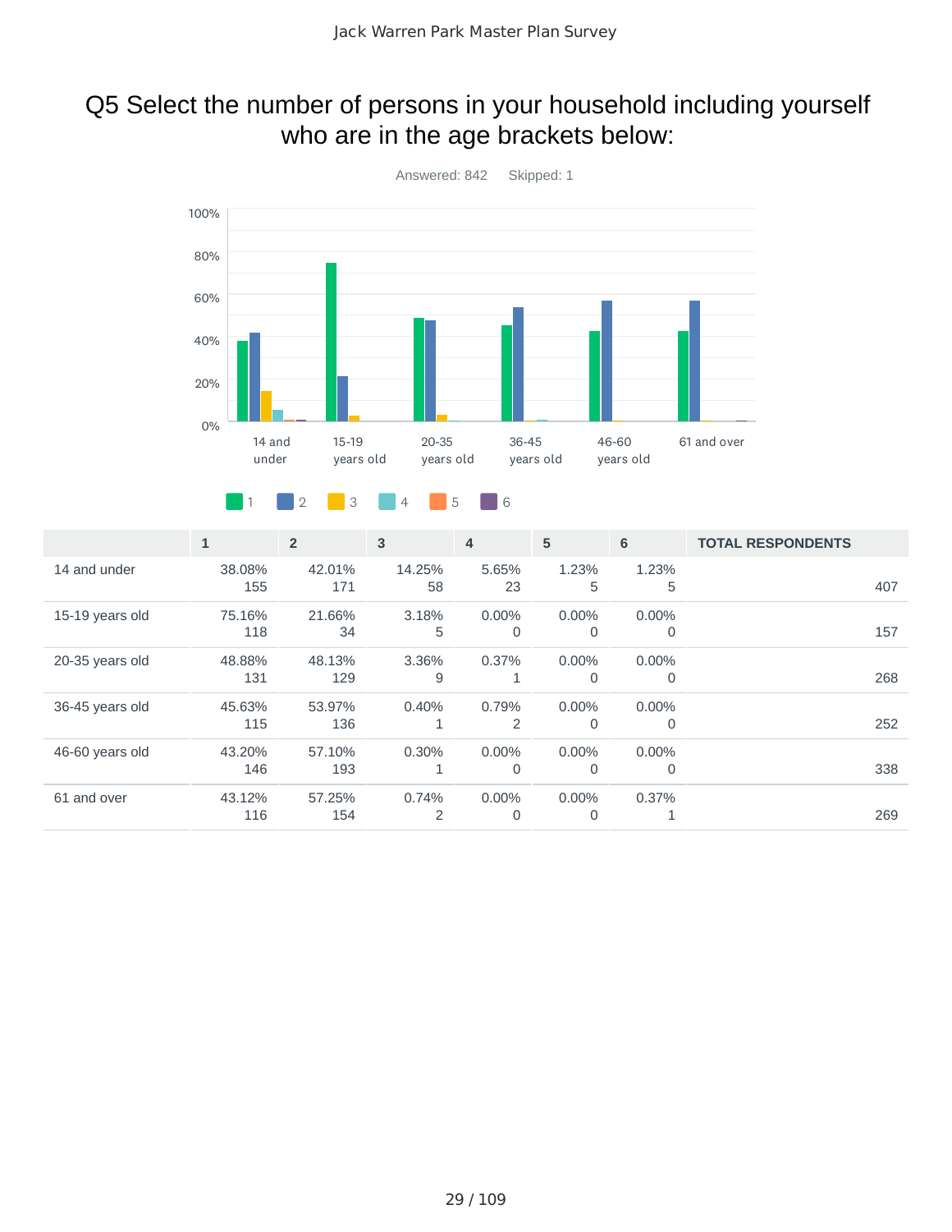# Q5 Select the number of persons in your household including yourself who are in the age brackets below:

Answered: 842  Skipped: 1

| | 1 | 2 | 3 | 4 | 5 | 6 | TOTAL RESPONDENTS |
|---|---|---|---|---|---|---|---|
| 14 and under | 38.08% 155 | 42.01% 171 | 14.25% 58 | 5.65% 23 | 1.23% 5 | 1.23% 5 | 407 |
| 15-19 years old | 75.16% 118 | 21.66% 34 | 3.18% 5 | 0.00% 0 | 0.00% 0 | 0.00% 0 | 157 |
| 20-35 years old | 48.88% 131 | 48.13% 129 | 3.36% 9 | 0.37% 1 | 0.00% 0 | 0.00% 0 | 268 |
| 36-45 years old | 45.63% 115 | 53.97% 136 | 0.40% 1 | 0.79% 2 | 0.00% 0 | 0.00% 0 | 252 |
| 46-60 years old | 43.20% 146 | 57.10% 193 | 0.30% 1 | 0.00% 0 | 0.00% 0 | 0.00% 0 | 338 |
| 61 and over | 43.12% 116 | 57.25% 154 | 0.74% 2 | 0.00% 0 | 0.00% 0 | 0.37% 1 | 269 |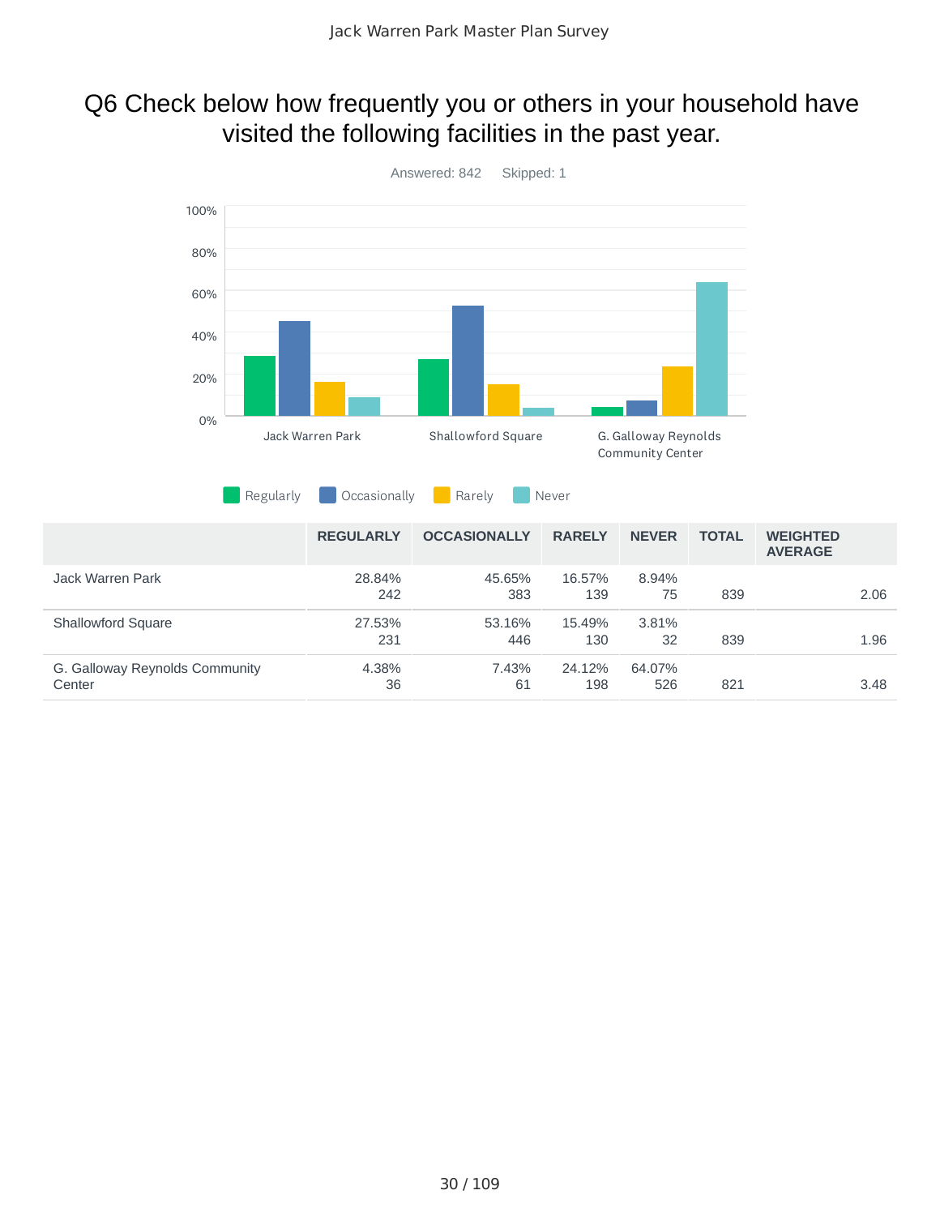# Q6 Check below how frequently you or others in your household have visited the following facilities in the past year.

Answered: 842 Skipped: 1

| | REGULARLY | OCCASIONALLY | RARELY | NEVER | TOTAL | WEIGHTED AVERAGE |
|---|---|---|---|---|---|---|
| Jack Warren Park | 28.84% 242 | 45.65% 383 | 16.57% 139 | 8.94% 75 | 839 | 2.06 |
| Shallowford Square | 27.53% 231 | 53.16% 446 | 15.49% 130 | 3.81% 32 | 839 | 1.96 |
| G. Galloway Reynolds Community Center | 4.38% 36 | 7.43% 61 | 24.12% 198 | 64.07% 526 | 821 | 3.48 |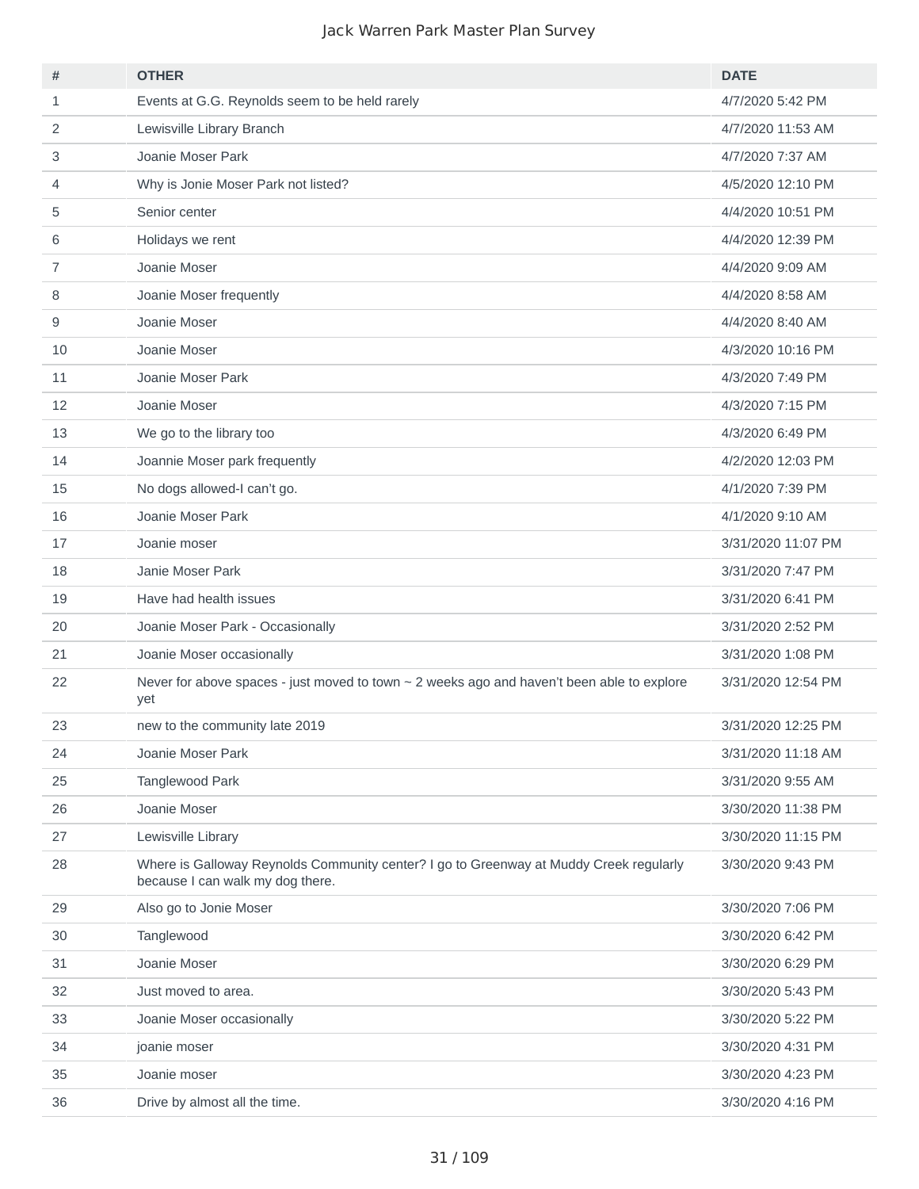| # | OTHER | DATE |
|---|---|---|
| 1 | Events at G.G. Reynolds seem to be held rarely | 4/7/2020 5:42 PM |
| 2 | Lewisville Library Branch | 4/7/2020 11:53 AM |
| 3 | Joanie Moser Park | 4/7/2020 7:37 AM |
| 4 | Why is Jonie Moser Park not listed? | 4/5/2020 12:10 PM |
| 5 | Senior center | 4/4/2020 10:51 PM |
| 6 | Holidays we rent | 4/4/2020 12:39 PM |
| 7 | Joanie Moser | 4/4/2020 9:09 AM |
| 8 | Joanie Moser frequently | 4/4/2020 8:58 AM |
| 9 | Joanie Moser | 4/4/2020 8:40 AM |
| 10 | Joanie Moser | 4/3/2020 10:16 PM |
| 11 | Joanie Moser Park | 4/3/2020 7:49 PM |
| 12 | Joanie Moser | 4/3/2020 7:15 PM |
| 13 | We go to the library too | 4/3/2020 6:49 PM |
| 14 | Joannie Moser park frequently | 4/2/2020 12:03 PM |
| 15 | No dogs allowed-I can't go. | 4/1/2020 7:39 PM |
| 16 | Joanie Moser Park | 4/1/2020 9:10 AM |
| 17 | Joanie moser | 3/31/2020 11:07 PM |
| 18 | Janie Moser Park | 3/31/2020 7:47 PM |
| 19 | Have had health issues | 3/31/2020 6:41 PM |
| 20 | Joanie Moser Park - Occasionally | 3/31/2020 2:52 PM |
| 21 | Joanie Moser occasionally | 3/31/2020 1:08 PM |
| 22 | Never for above spaces - just moved to town ~ 2 weeks ago and haven't been able to explore yet | 3/31/2020 12:54 PM |
| 23 | new to the community late 2019 | 3/31/2020 12:25 PM |
| 24 | Joanie Moser Park | 3/31/2020 11:18 AM |
| 25 | Tanglewood Park | 3/31/2020 9:55 AM |
| 26 | Joanie Moser | 3/30/2020 11:38 PM |
| 27 | Lewisville Library | 3/30/2020 11:15 PM |
| 28 | Where is Galloway Reynolds Community center? I go to Greenway at Muddy Creek regularly because I can walk my dog there. | 3/30/2020 9:43 PM |
| 29 | Also go to Jonie Moser | 3/30/2020 7:06 PM |
| 30 | Tanglewood | 3/30/2020 6:42 PM |
| 31 | Joanie Moser | 3/30/2020 6:29 PM |
| 32 | Just moved to area. | 3/30/2020 5:43 PM |
| 33 | Joanie Moser occasionally | 3/30/2020 5:22 PM |
| 34 | joanie moser | 3/30/2020 4:31 PM |
| 35 | Joanie moser | 3/30/2020 4:23 PM |
| 36 | Drive by almost all the time. | 3/30/2020 4:16 PM |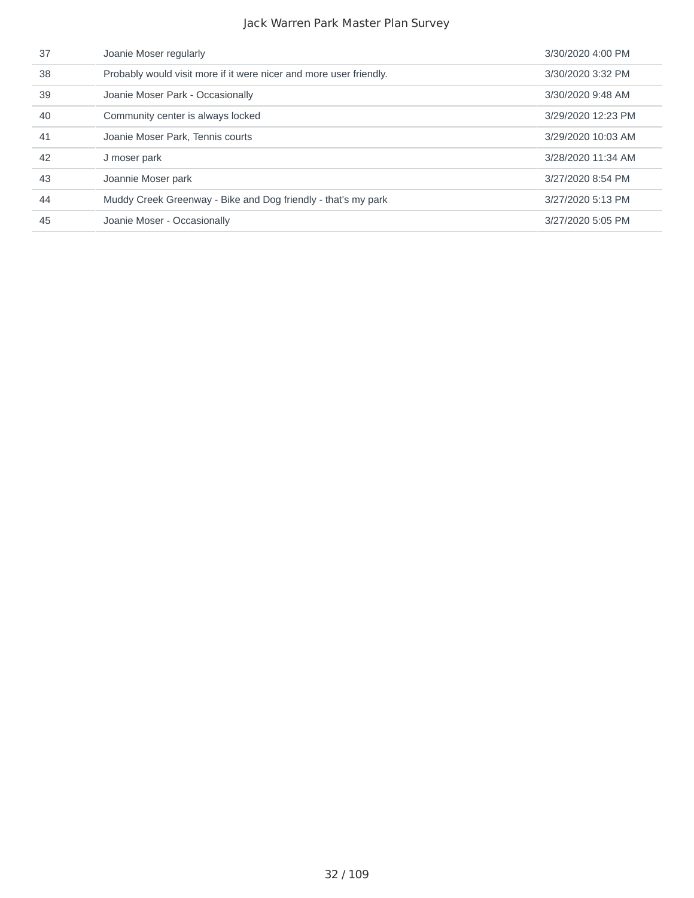| | | |
|---|---|---|
| 37 | Joanie Moser regularly | 3/30/2020 4:00 PM |
| 38 | Probably would visit more if it were nicer and more user friendly. | 3/30/2020 3:32 PM |
| 39 | Joanie Moser Park - Occasionally | 3/30/2020 9:48 AM |
| 40 | Community center is always locked | 3/29/2020 12:23 PM |
| 41 | Joanie Moser Park, Tennis courts | 3/29/2020 10:03 AM |
| 42 | J moser park | 3/28/2020 11:34 AM |
| 43 | Joannie Moser park | 3/27/2020 8:54 PM |
| 44 | Muddy Creek Greenway - Bike and Dog friendly - that's my park | 3/27/2020 5:13 PM |
| 45 | Joanie Moser - Occasionally | 3/27/2020 5:05 PM |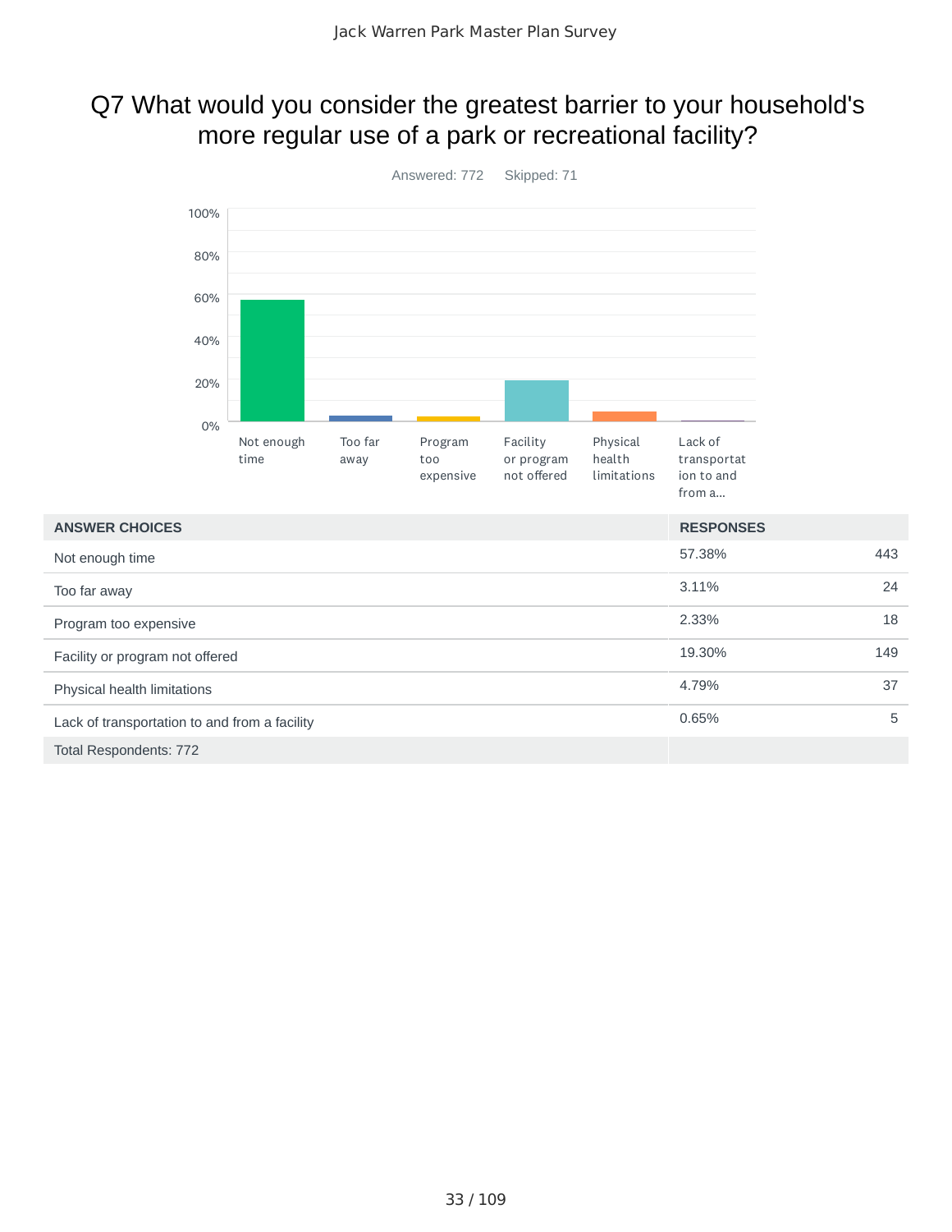# Q7 What would you consider the greatest barrier to your household's more regular use of a park or recreational facility?

Answered: 772 Skipped: 71

| ANSWER CHOICES | RESPONSES | |
|---|---|---|
| Not enough time | 57.38% | 443 |
| Too far away | 3.11% | 24 |
| Program too expensive | 2.33% | 18 |
| Facility or program not offered | 19.30% | 149 |
| Physical health limitations | 4.79% | 37 |
| Lack of transportation to and from a facility | 0.65% | 5 |
| Total Respondents: 772 | | |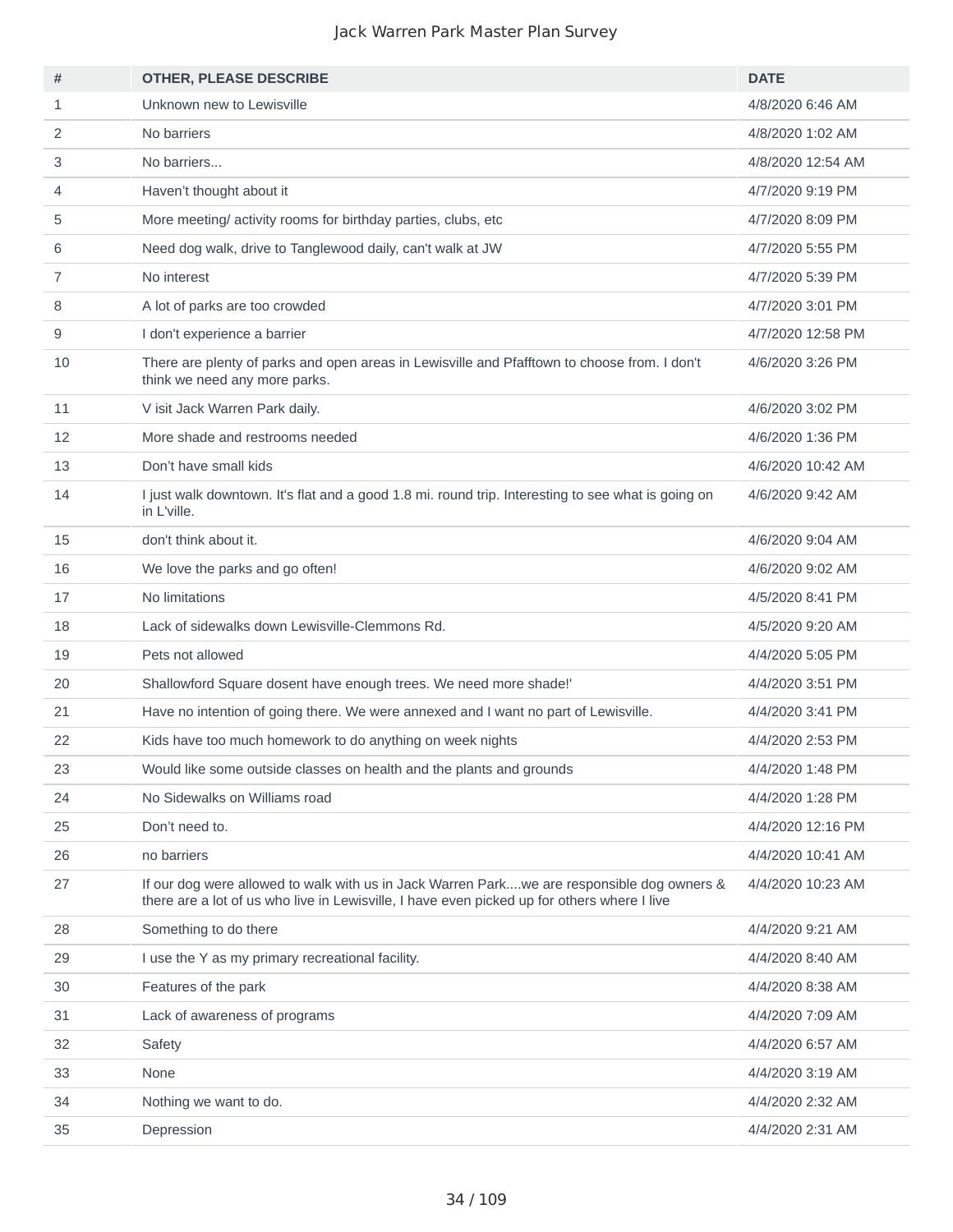| # | OTHER, PLEASE DESCRIBE | DATE |
| --- | --- | --- |
| 1 | Unknown new to Lewisville | 4/8/2020 6:46 AM |
| 2 | No barriers | 4/8/2020 1:02 AM |
| 3 | No barriers... | 4/8/2020 12:54 AM |
| 4 | Haven't thought about it | 4/7/2020 9:19 PM |
| 5 | More meeting/ activity rooms for birthday parties, clubs, etc | 4/7/2020 8:09 PM |
| 6 | Need dog walk, drive to Tanglewood daily, can't walk at JW | 4/7/2020 5:55 PM |
| 7 | No interest | 4/7/2020 5:39 PM |
| 8 | A lot of parks are too crowded | 4/7/2020 3:01 PM |
| 9 | I don't experience a barrier | 4/7/2020 12:58 PM |
| 10 | There are plenty of parks and open areas in Lewisville and Pfafftown to choose from. I don't think we need any more parks. | 4/6/2020 3:26 PM |
| 11 | V isit Jack Warren Park daily. | 4/6/2020 3:02 PM |
| 12 | More shade and restrooms needed | 4/6/2020 1:36 PM |
| 13 | Don't have small kids | 4/6/2020 10:42 AM |
| 14 | I just walk downtown. It's flat and a good 1.8 mi. round trip. Interesting to see what is going on in L'ville. | 4/6/2020 9:42 AM |
| 15 | don't think about it. | 4/6/2020 9:04 AM |
| 16 | We love the parks and go often! | 4/6/2020 9:02 AM |
| 17 | No limitations | 4/5/2020 8:41 PM |
| 18 | Lack of sidewalks down Lewisville-Clemmons Rd. | 4/5/2020 9:20 AM |
| 19 | Pets not allowed | 4/4/2020 5:05 PM |
| 20 | Shallowford Square dosent have enough trees. We need more shade!' | 4/4/2020 3:51 PM |
| 21 | Have no intention of going there. We were annexed and I want no part of Lewisville. | 4/4/2020 3:41 PM |
| 22 | Kids have too much homework to do anything on week nights | 4/4/2020 2:53 PM |
| 23 | Would like some outside classes on health and the plants and grounds | 4/4/2020 1:48 PM |
| 24 | No Sidewalks on Williams road | 4/4/2020 1:28 PM |
| 25 | Don't need to. | 4/4/2020 12:16 PM |
| 26 | no barriers | 4/4/2020 10:41 AM |
| 27 | If our dog were allowed to walk with us in Jack Warren Park....we are responsible dog owners & there are a lot of us who live in Lewisville, I have even picked up for others where I live | 4/4/2020 10:23 AM |
| 28 | Something to do there | 4/4/2020 9:21 AM |
| 29 | I use the Y as my primary recreational facility. | 4/4/2020 8:40 AM |
| 30 | Features of the park | 4/4/2020 8:38 AM |
| 31 | Lack of awareness of programs | 4/4/2020 7:09 AM |
| 32 | Safety | 4/4/2020 6:57 AM |
| 33 | None | 4/4/2020 3:19 AM |
| 34 | Nothing we want to do. | 4/4/2020 2:32 AM |
| 35 | Depression | 4/4/2020 2:31 AM |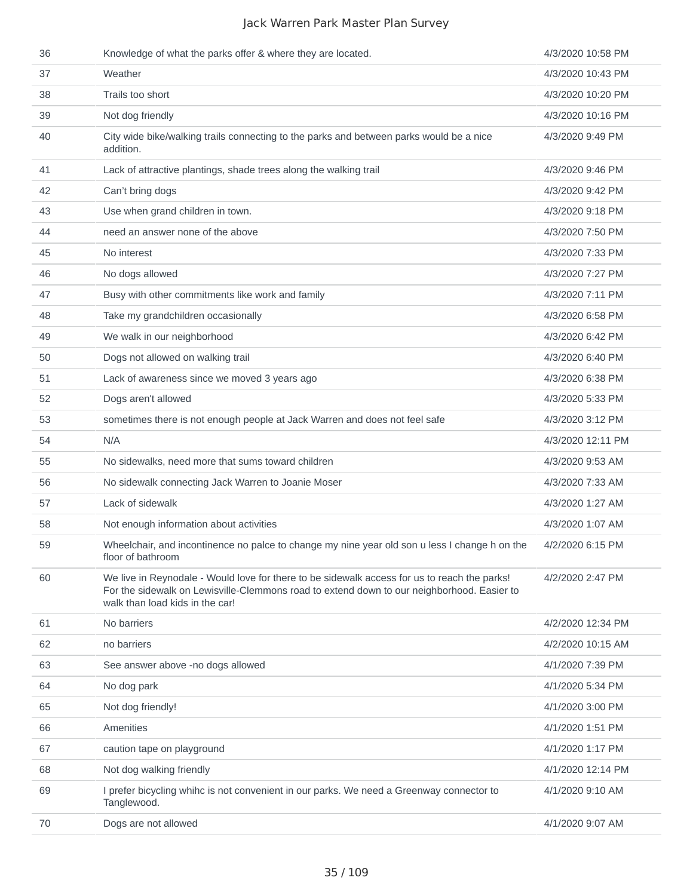| | | |
|---|---|---|
| 36 | Knowledge of what the parks offer & where they are located. | 4/3/2020 10:58 PM |
| 37 | Weather | 4/3/2020 10:43 PM |
| 38 | Trails too short | 4/3/2020 10:20 PM |
| 39 | Not dog friendly | 4/3/2020 10:16 PM |
| 40 | City wide bike/walking trails connecting to the parks and between parks would be a nice addition. | 4/3/2020 9:49 PM |
| 41 | Lack of attractive plantings, shade trees along the walking trail | 4/3/2020 9:46 PM |
| 42 | Can’t bring dogs | 4/3/2020 9:42 PM |
| 43 | Use when grand children in town. | 4/3/2020 9:18 PM |
| 44 | need an answer none of the above | 4/3/2020 7:50 PM |
| 45 | No interest | 4/3/2020 7:33 PM |
| 46 | No dogs allowed | 4/3/2020 7:27 PM |
| 47 | Busy with other commitments like work and family | 4/3/2020 7:11 PM |
| 48 | Take my grandchildren occasionally | 4/3/2020 6:58 PM |
| 49 | We walk in our neighborhood | 4/3/2020 6:42 PM |
| 50 | Dogs not allowed on walking trail | 4/3/2020 6:40 PM |
| 51 | Lack of awareness since we moved 3 years ago | 4/3/2020 6:38 PM |
| 52 | Dogs aren't allowed | 4/3/2020 5:33 PM |
| 53 | sometimes there is not enough people at Jack Warren and does not feel safe | 4/3/2020 3:12 PM |
| 54 | N/A | 4/3/2020 12:11 PM |
| 55 | No sidewalks, need more that sums toward children | 4/3/2020 9:53 AM |
| 56 | No sidewalk connecting Jack Warren to Joanie Moser | 4/3/2020 7:33 AM |
| 57 | Lack of sidewalk | 4/3/2020 1:27 AM |
| 58 | Not enough information about activities | 4/3/2020 1:07 AM |
| 59 | Wheelchair, and incontinence no palce to change my nine year old son u less I change h on the floor of bathroom | 4/2/2020 6:15 PM |
| 60 | We live in Reynodale - Would love for there to be sidewalk access for us to reach the parks! For the sidewalk on Lewisville-Clemmons road to extend down to our neighborhood. Easier to walk than load kids in the car! | 4/2/2020 2:47 PM |
| 61 | No barriers | 4/2/2020 12:34 PM |
| 62 | no barriers | 4/2/2020 10:15 AM |
| 63 | See answer above -no dogs allowed | 4/1/2020 7:39 PM |
| 64 | No dog park | 4/1/2020 5:34 PM |
| 65 | Not dog friendly! | 4/1/2020 3:00 PM |
| 66 | Amenities | 4/1/2020 1:51 PM |
| 67 | caution tape on playground | 4/1/2020 1:17 PM |
| 68 | Not dog walking friendly | 4/1/2020 12:14 PM |
| 69 | I prefer bicycling whihc is not convenient in our parks. We need a Greenway connector to Tanglewood. | 4/1/2020 9:10 AM |
| 70 | Dogs are not allowed | 4/1/2020 9:07 AM |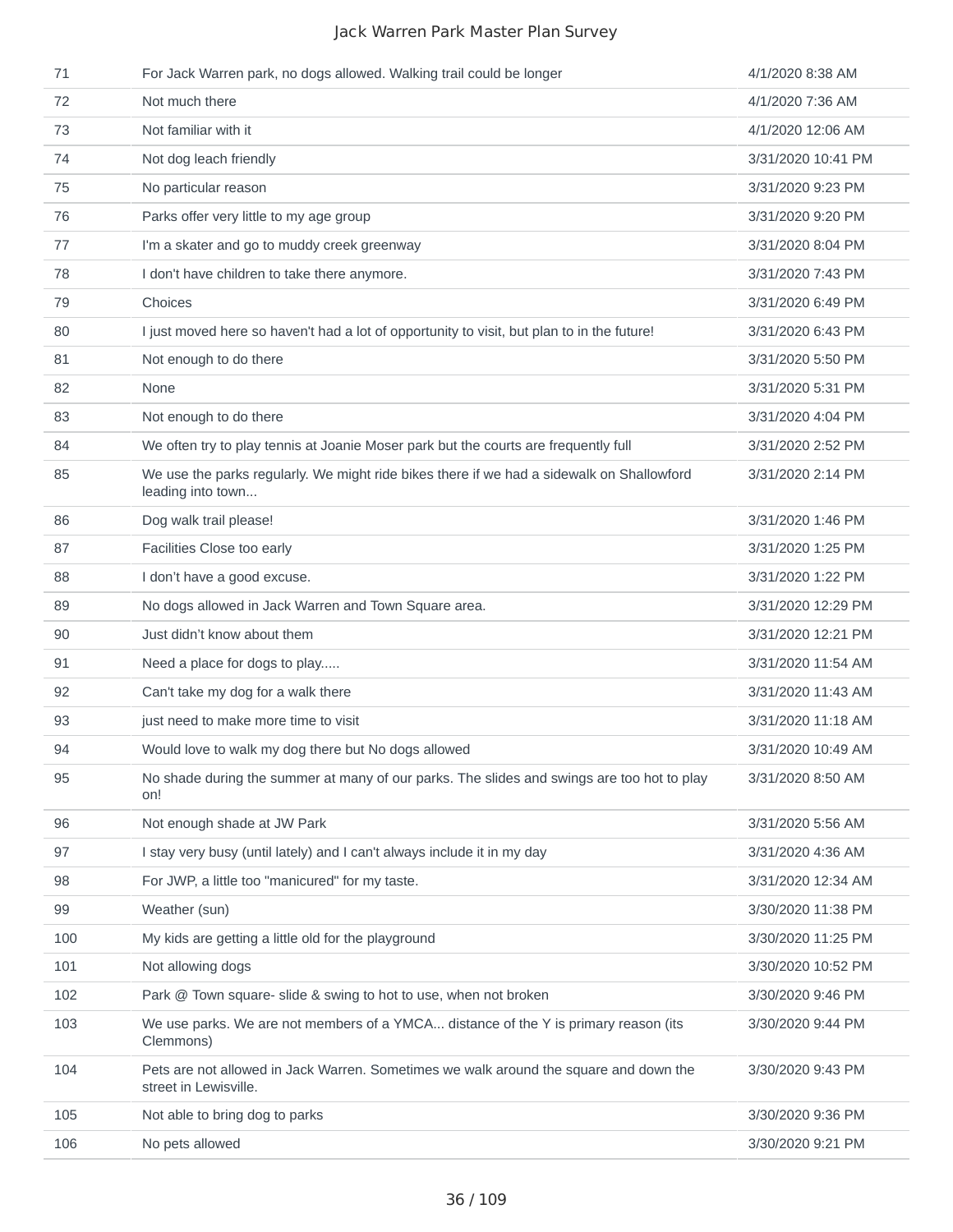| | | |
|---|---|---|
| 71 | For Jack Warren park, no dogs allowed. Walking trail could be longer | 4/1/2020 8:38 AM |
| 72 | Not much there | 4/1/2020 7:36 AM |
| 73 | Not familiar with it | 4/1/2020 12:06 AM |
| 74 | Not dog leach friendly | 3/31/2020 10:41 PM |
| 75 | No particular reason | 3/31/2020 9:23 PM |
| 76 | Parks offer very little to my age group | 3/31/2020 9:20 PM |
| 77 | I'm a skater and go to muddy creek greenway | 3/31/2020 8:04 PM |
| 78 | I don't have children to take there anymore. | 3/31/2020 7:43 PM |
| 79 | Choices | 3/31/2020 6:49 PM |
| 80 | I just moved here so haven't had a lot of opportunity to visit, but plan to in the future! | 3/31/2020 6:43 PM |
| 81 | Not enough to do there | 3/31/2020 5:50 PM |
| 82 | None | 3/31/2020 5:31 PM |
| 83 | Not enough to do there | 3/31/2020 4:04 PM |
| 84 | We often try to play tennis at Joanie Moser park but the courts are frequently full | 3/31/2020 2:52 PM |
| 85 | We use the parks regularly. We might ride bikes there if we had a sidewalk on Shallowford leading into town... | 3/31/2020 2:14 PM |
| 86 | Dog walk trail please! | 3/31/2020 1:46 PM |
| 87 | Facilities Close too early | 3/31/2020 1:25 PM |
| 88 | I don't have a good excuse. | 3/31/2020 1:22 PM |
| 89 | No dogs allowed in Jack Warren and Town Square area. | 3/31/2020 12:29 PM |
| 90 | Just didn't know about them | 3/31/2020 12:21 PM |
| 91 | Need a place for dogs to play..... | 3/31/2020 11:54 AM |
| 92 | Can't take my dog for a walk there | 3/31/2020 11:43 AM |
| 93 | just need to make more time to visit | 3/31/2020 11:18 AM |
| 94 | Would love to walk my dog there but No dogs allowed | 3/31/2020 10:49 AM |
| 95 | No shade during the summer at many of our parks. The slides and swings are too hot to play on! | 3/31/2020 8:50 AM |
| 96 | Not enough shade at JW Park | 3/31/2020 5:56 AM |
| 97 | I stay very busy (until lately) and I can't always include it in my day | 3/31/2020 4:36 AM |
| 98 | For JWP, a little too "manicured" for my taste. | 3/31/2020 12:34 AM |
| 99 | Weather (sun) | 3/30/2020 11:38 PM |
| 100 | My kids are getting a little old for the playground | 3/30/2020 11:25 PM |
| 101 | Not allowing dogs | 3/30/2020 10:52 PM |
| 102 | Park @ Town square- slide & swing to hot to use, when not broken | 3/30/2020 9:46 PM |
| 103 | We use parks. We are not members of a YMCA... distance of the Y is primary reason (its Clemmons) | 3/30/2020 9:44 PM |
| 104 | Pets are not allowed in Jack Warren. Sometimes we walk around the square and down the street in Lewisville. | 3/30/2020 9:43 PM |
| 105 | Not able to bring dog to parks | 3/30/2020 9:36 PM |
| 106 | No pets allowed | 3/30/2020 9:21 PM |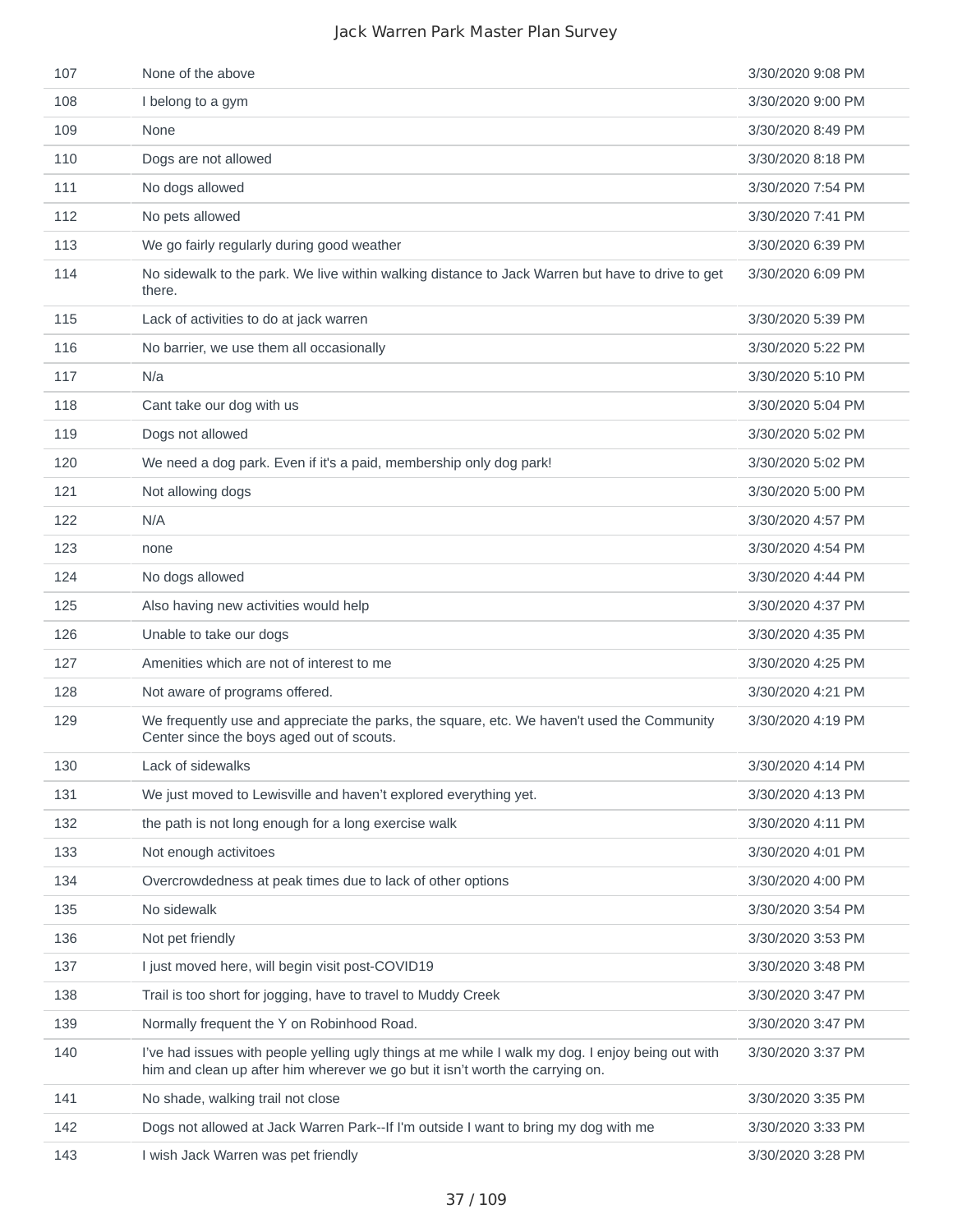| | | |
|---|---|---|
| 107 | None of the above | 3/30/2020 9:08 PM |
| 108 | I belong to a gym | 3/30/2020 9:00 PM |
| 109 | None | 3/30/2020 8:49 PM |
| 110 | Dogs are not allowed | 3/30/2020 8:18 PM |
| 111 | No dogs allowed | 3/30/2020 7:54 PM |
| 112 | No pets allowed | 3/30/2020 7:41 PM |
| 113 | We go fairly regularly during good weather | 3/30/2020 6:39 PM |
| 114 | No sidewalk to the park. We live within walking distance to Jack Warren but have to drive to get there. | 3/30/2020 6:09 PM |
| 115 | Lack of activities to do at jack warren | 3/30/2020 5:39 PM |
| 116 | No barrier, we use them all occasionally | 3/30/2020 5:22 PM |
| 117 | N/a | 3/30/2020 5:10 PM |
| 118 | Cant take our dog with us | 3/30/2020 5:04 PM |
| 119 | Dogs not allowed | 3/30/2020 5:02 PM |
| 120 | We need a dog park. Even if it's a paid, membership only dog park! | 3/30/2020 5:02 PM |
| 121 | Not allowing dogs | 3/30/2020 5:00 PM |
| 122 | N/A | 3/30/2020 4:57 PM |
| 123 | none | 3/30/2020 4:54 PM |
| 124 | No dogs allowed | 3/30/2020 4:44 PM |
| 125 | Also having new activities would help | 3/30/2020 4:37 PM |
| 126 | Unable to take our dogs | 3/30/2020 4:35 PM |
| 127 | Amenities which are not of interest to me | 3/30/2020 4:25 PM |
| 128 | Not aware of programs offered. | 3/30/2020 4:21 PM |
| 129 | We frequently use and appreciate the parks, the square, etc. We haven't used the Community Center since the boys aged out of scouts. | 3/30/2020 4:19 PM |
| 130 | Lack of sidewalks | 3/30/2020 4:14 PM |
| 131 | We just moved to Lewisville and haven’t explored everything yet. | 3/30/2020 4:13 PM |
| 132 | the path is not long enough for a long exercise walk | 3/30/2020 4:11 PM |
| 133 | Not enough activitoes | 3/30/2020 4:01 PM |
| 134 | Overcrowdedness at peak times due to lack of other options | 3/30/2020 4:00 PM |
| 135 | No sidewalk | 3/30/2020 3:54 PM |
| 136 | Not pet friendly | 3/30/2020 3:53 PM |
| 137 | I just moved here, will begin visit post-COVID19 | 3/30/2020 3:48 PM |
| 138 | Trail is too short for jogging, have to travel to Muddy Creek | 3/30/2020 3:47 PM |
| 139 | Normally frequent the Y on Robinhood Road. | 3/30/2020 3:47 PM |
| 140 | I’ve had issues with people yelling ugly things at me while I walk my dog. I enjoy being out with him and clean up after him wherever we go but it isn’t worth the carrying on. | 3/30/2020 3:37 PM |
| 141 | No shade, walking trail not close | 3/30/2020 3:35 PM |
| 142 | Dogs not allowed at Jack Warren Park--If I'm outside I want to bring my dog with me | 3/30/2020 3:33 PM |
| 143 | I wish Jack Warren was pet friendly | 3/30/2020 3:28 PM |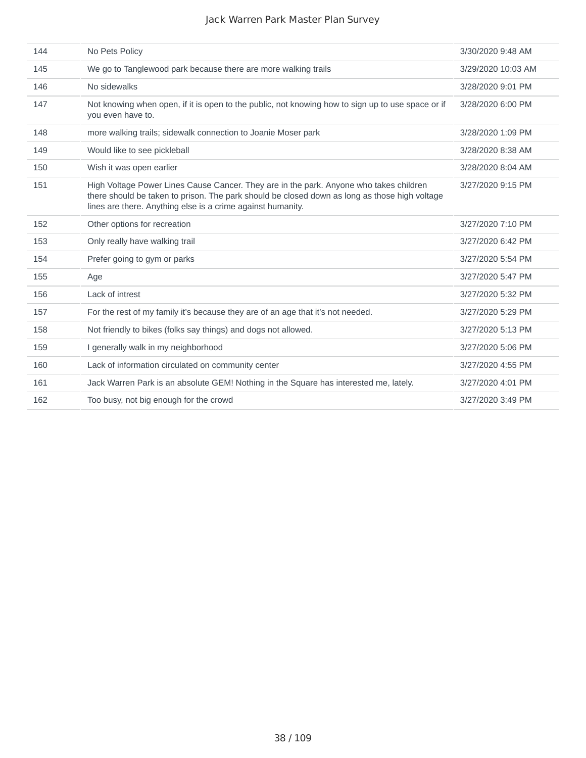| | | |
|---|---|---|
| 144 | No Pets Policy | 3/30/2020 9:48 AM |
| 145 | We go to Tanglewood park because there are more walking trails | 3/29/2020 10:03 AM |
| 146 | No sidewalks | 3/28/2020 9:01 PM |
| 147 | Not knowing when open, if it is open to the public, not knowing how to sign up to use space or if you even have to. | 3/28/2020 6:00 PM |
| 148 | more walking trails; sidewalk connection to Joanie Moser park | 3/28/2020 1:09 PM |
| 149 | Would like to see pickleball | 3/28/2020 8:38 AM |
| 150 | Wish it was open earlier | 3/28/2020 8:04 AM |
| 151 | High Voltage Power Lines Cause Cancer. They are in the park. Anyone who takes children there should be taken to prison. The park should be closed down as long as those high voltage lines are there. Anything else is a crime against humanity. | 3/27/2020 9:15 PM |
| 152 | Other options for recreation | 3/27/2020 7:10 PM |
| 153 | Only really have walking trail | 3/27/2020 6:42 PM |
| 154 | Prefer going to gym or parks | 3/27/2020 5:54 PM |
| 155 | Age | 3/27/2020 5:47 PM |
| 156 | Lack of intrest | 3/27/2020 5:32 PM |
| 157 | For the rest of my family it's because they are of an age that it's not needed. | 3/27/2020 5:29 PM |
| 158 | Not friendly to bikes (folks say things) and dogs not allowed. | 3/27/2020 5:13 PM |
| 159 | I generally walk in my neighborhood | 3/27/2020 5:06 PM |
| 160 | Lack of information circulated on community center | 3/27/2020 4:55 PM |
| 161 | Jack Warren Park is an absolute GEM! Nothing in the Square has interested me, lately. | 3/27/2020 4:01 PM |
| 162 | Too busy, not big enough for the crowd | 3/27/2020 3:49 PM |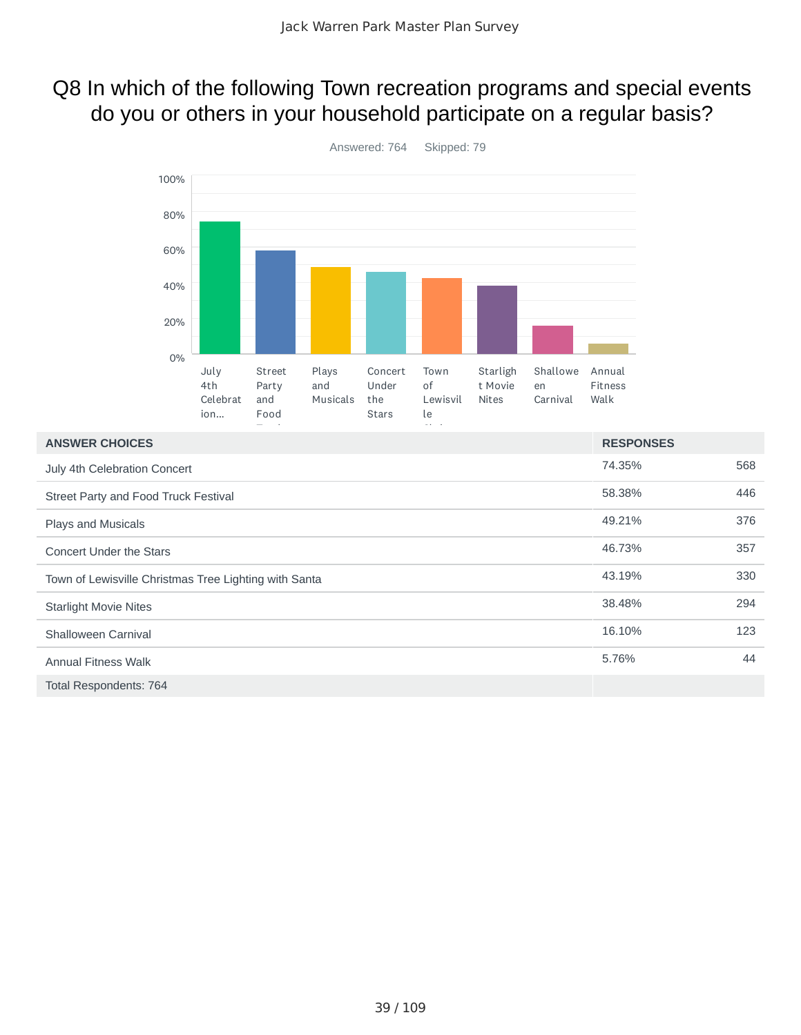## Q8 In which of the following Town recreation programs and special events do you or others in your household participate on a regular basis?

Answered: 764 Skipped: 79

| ANSWER CHOICES | RESPONSES | |
|---|---|---|
| July 4th Celebration Concert | 74.35% | 568 |
| Street Party and Food Truck Festival | 58.38% | 446 |
| Plays and Musicals | 49.21% | 376 |
| Concert Under the Stars | 46.73% | 357 |
| Town of Lewisville Christmas Tree Lighting with Santa | 43.19% | 330 |
| Starlight Movie Nites | 38.48% | 294 |
| Shalloween Carnival | 16.10% | 123 |
| Annual Fitness Walk | 5.76% | 44 |
| Total Respondents: 764 | | |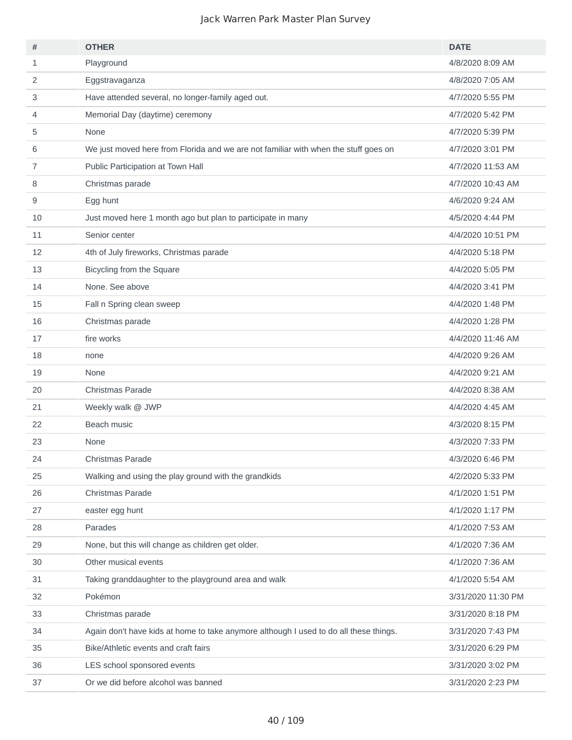| # | OTHER | DATE |
|---|---|---|
| 1 | Playground | 4/8/2020 8:09 AM |
| 2 | Eggstravaganza | 4/8/2020 7:05 AM |
| 3 | Have attended several, no longer-family aged out. | 4/7/2020 5:55 PM |
| 4 | Memorial Day (daytime) ceremony | 4/7/2020 5:42 PM |
| 5 | None | 4/7/2020 5:39 PM |
| 6 | We just moved here from Florida and we are not familiar with when the stuff goes on | 4/7/2020 3:01 PM |
| 7 | Public Participation at Town Hall | 4/7/2020 11:53 AM |
| 8 | Christmas parade | 4/7/2020 10:43 AM |
| 9 | Egg hunt | 4/6/2020 9:24 AM |
| 10 | Just moved here 1 month ago but plan to participate in many | 4/5/2020 4:44 PM |
| 11 | Senior center | 4/4/2020 10:51 PM |
| 12 | 4th of July fireworks, Christmas parade | 4/4/2020 5:18 PM |
| 13 | Bicycling from the Square | 4/4/2020 5:05 PM |
| 14 | None. See above | 4/4/2020 3:41 PM |
| 15 | Fall n Spring clean sweep | 4/4/2020 1:48 PM |
| 16 | Christmas parade | 4/4/2020 1:28 PM |
| 17 | fire works | 4/4/2020 11:46 AM |
| 18 | none | 4/4/2020 9:26 AM |
| 19 | None | 4/4/2020 9:21 AM |
| 20 | Christmas Parade | 4/4/2020 8:38 AM |
| 21 | Weekly walk @ JWP | 4/4/2020 4:45 AM |
| 22 | Beach music | 4/3/2020 8:15 PM |
| 23 | None | 4/3/2020 7:33 PM |
| 24 | Christmas Parade | 4/3/2020 6:46 PM |
| 25 | Walking and using the play ground with the grandkids | 4/2/2020 5:33 PM |
| 26 | Christmas Parade | 4/1/2020 1:51 PM |
| 27 | easter egg hunt | 4/1/2020 1:17 PM |
| 28 | Parades | 4/1/2020 7:53 AM |
| 29 | None, but this will change as children get older. | 4/1/2020 7:36 AM |
| 30 | Other musical events | 4/1/2020 7:36 AM |
| 31 | Taking granddaughter to the playground area and walk | 4/1/2020 5:54 AM |
| 32 | Pokémon | 3/31/2020 11:30 PM |
| 33 | Christmas parade | 3/31/2020 8:18 PM |
| 34 | Again don't have kids at home to take anymore although I used to do all these things. | 3/31/2020 7:43 PM |
| 35 | Bike/Athletic events and craft fairs | 3/31/2020 6:29 PM |
| 36 | LES school sponsored events | 3/31/2020 3:02 PM |
| 37 | Or we did before alcohol was banned | 3/31/2020 2:23 PM |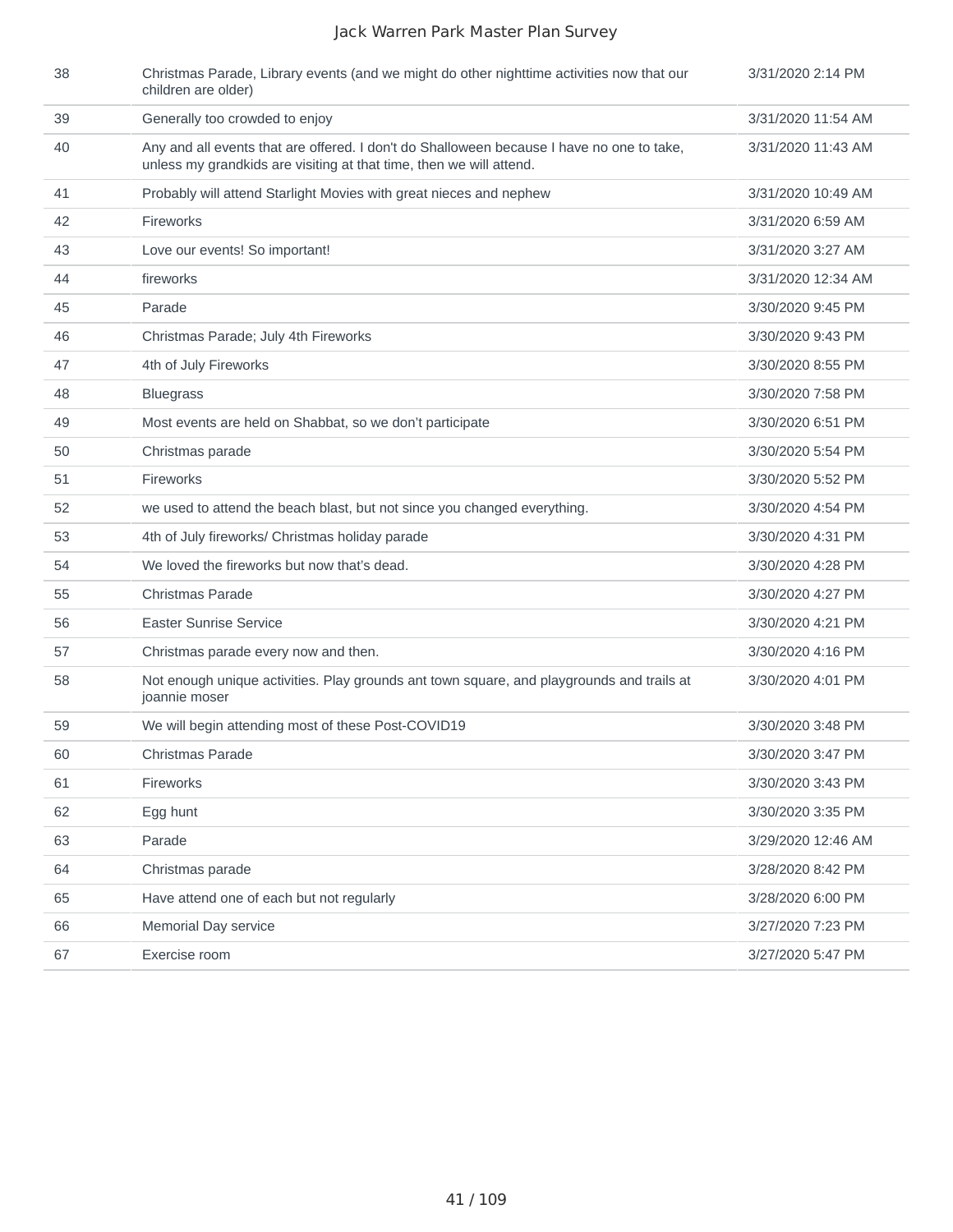| | | |
|---|---|---|
| 38 | Christmas Parade, Library events (and we might do other nighttime activities now that our children are older) | 3/31/2020 2:14 PM |
| 39 | Generally too crowded to enjoy | 3/31/2020 11:54 AM |
| 40 | Any and all events that are offered. I don't do Shalloween because I have no one to take, unless my grandkids are visiting at that time, then we will attend. | 3/31/2020 11:43 AM |
| 41 | Probably will attend Starlight Movies with great nieces and nephew | 3/31/2020 10:49 AM |
| 42 | Fireworks | 3/31/2020 6:59 AM |
| 43 | Love our events! So important! | 3/31/2020 3:27 AM |
| 44 | fireworks | 3/31/2020 12:34 AM |
| 45 | Parade | 3/30/2020 9:45 PM |
| 46 | Christmas Parade; July 4th Fireworks | 3/30/2020 9:43 PM |
| 47 | 4th of July Fireworks | 3/30/2020 8:55 PM |
| 48 | Bluegrass | 3/30/2020 7:58 PM |
| 49 | Most events are held on Shabbat, so we don’t participate | 3/30/2020 6:51 PM |
| 50 | Christmas parade | 3/30/2020 5:54 PM |
| 51 | Fireworks | 3/30/2020 5:52 PM |
| 52 | we used to attend the beach blast, but not since you changed everything. | 3/30/2020 4:54 PM |
| 53 | 4th of July fireworks/ Christmas holiday parade | 3/30/2020 4:31 PM |
| 54 | We loved the fireworks but now that's dead. | 3/30/2020 4:28 PM |
| 55 | Christmas Parade | 3/30/2020 4:27 PM |
| 56 | Easter Sunrise Service | 3/30/2020 4:21 PM |
| 57 | Christmas parade every now and then. | 3/30/2020 4:16 PM |
| 58 | Not enough unique activities. Play grounds ant town square, and playgrounds and trails at joannie moser | 3/30/2020 4:01 PM |
| 59 | We will begin attending most of these Post-COVID19 | 3/30/2020 3:48 PM |
| 60 | Christmas Parade | 3/30/2020 3:47 PM |
| 61 | Fireworks | 3/30/2020 3:43 PM |
| 62 | Egg hunt | 3/30/2020 3:35 PM |
| 63 | Parade | 3/29/2020 12:46 AM |
| 64 | Christmas parade | 3/28/2020 8:42 PM |
| 65 | Have attend one of each but not regularly | 3/28/2020 6:00 PM |
| 66 | Memorial Day service | 3/27/2020 7:23 PM |
| 67 | Exercise room | 3/27/2020 5:47 PM |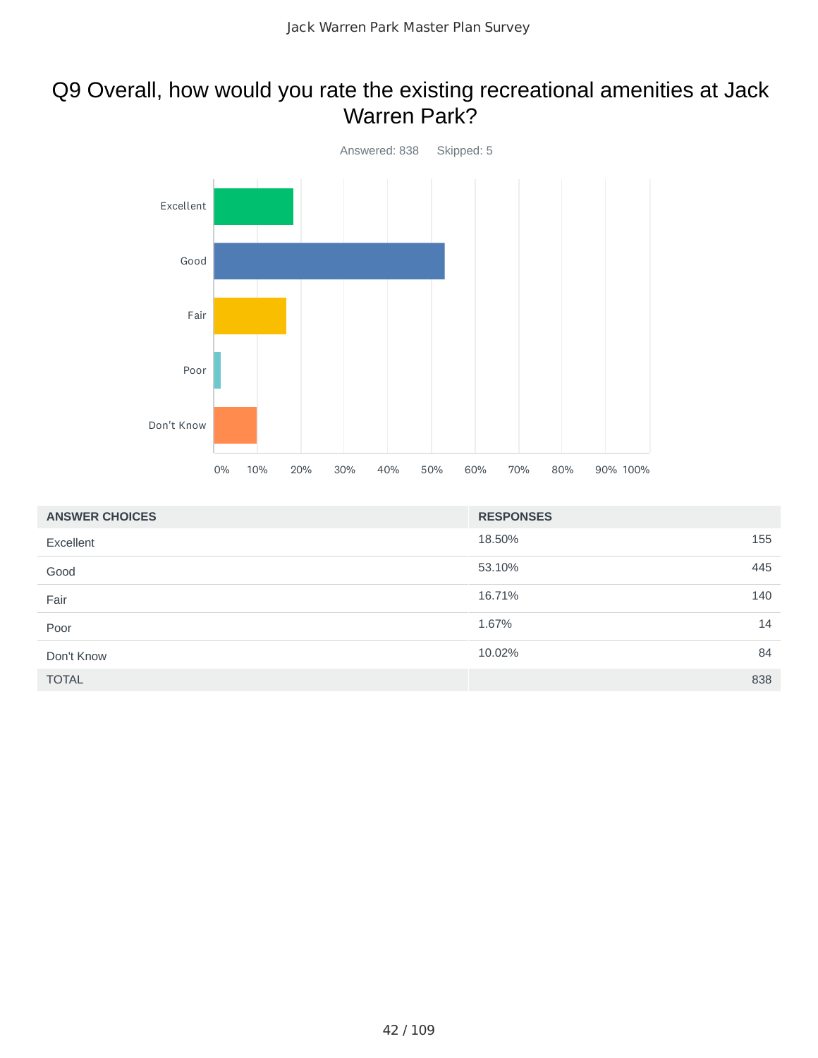## Q9 Overall, how would you rate the existing recreational amenities at Jack Warren Park?

Answered: 838 Skipped: 5

| ANSWER CHOICES | RESPONSES | |
|---|---|---|
| Excellent | 18.50% | 155 |
| Good | 53.10% | 445 |
| Fair | 16.71% | 140 |
| Poor | 1.67% | 14 |
| Don't Know | 10.02% | 84 |
| TOTAL | | 838 |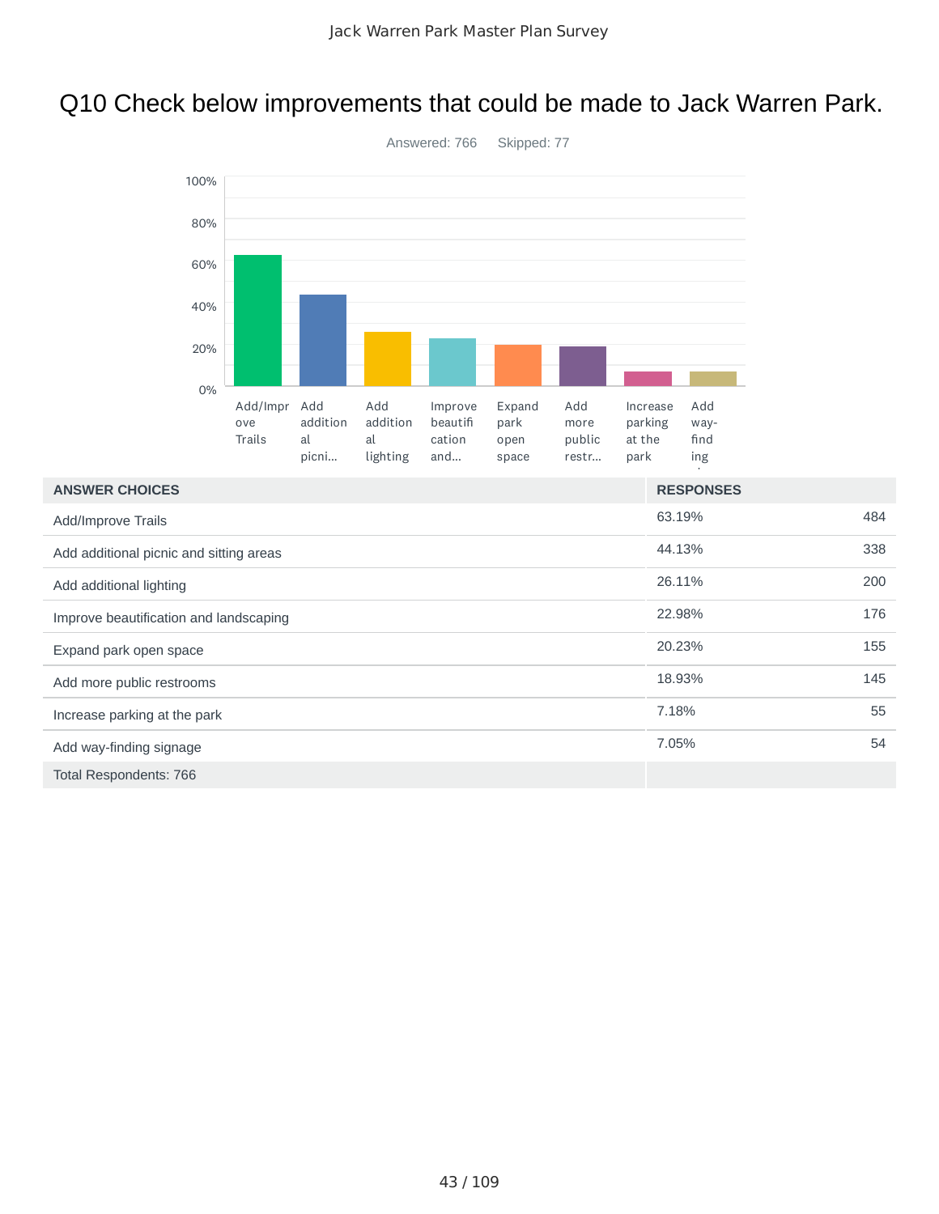## Q10 Check below improvements that could be made to Jack Warren Park.

Answered: 766    Skipped: 77

| ANSWER CHOICES | RESPONSES | |
|---|---|---|
| Add/Improve Trails | 63.19% | 484 |
| Add additional picnic and sitting areas | 44.13% | 338 |
| Add additional lighting | 26.11% | 200 |
| Improve beautification and landscaping | 22.98% | 176 |
| Expand park open space | 20.23% | 155 |
| Add more public restrooms | 18.93% | 145 |
| Increase parking at the park | 7.18% | 55 |
| Add way-finding signage | 7.05% | 54 |
| Total Respondents: 766 | | |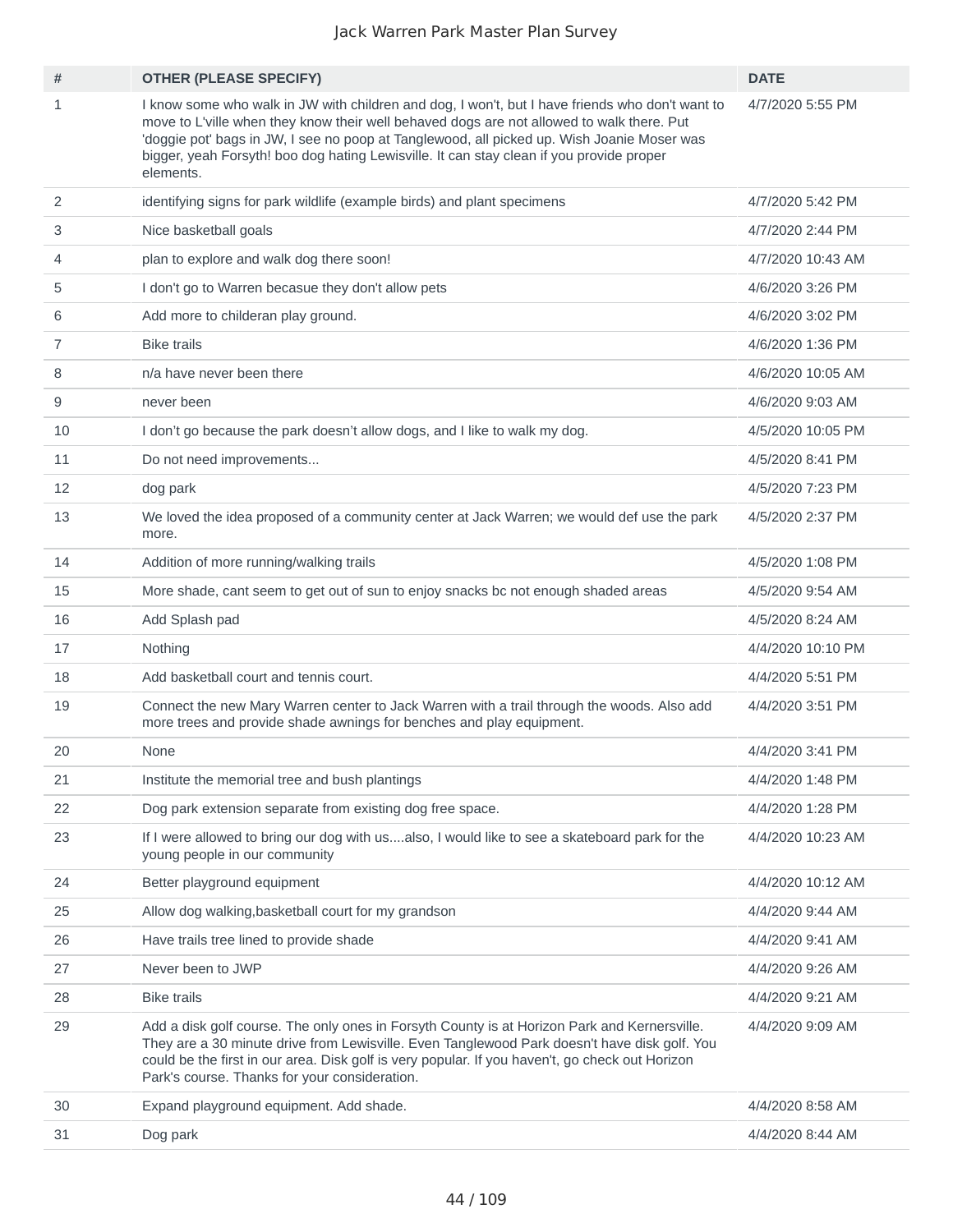# Jack Warren Park Master Plan Survey

| # | OTHER (PLEASE SPECIFY) | DATE |
| --- | --- | --- |
| 1 | I know some who walk in JW with children and dog, I won't, but I have friends who don't want to move to L'ville when they know their well behaved dogs are not allowed to walk there. Put 'doggie pot' bags in JW, I see no poop at Tanglewood, all picked up. Wish Joanie Moser was bigger, yeah Forsyth! boo dog hating Lewisville. It can stay clean if you provide proper elements. | 4/7/2020 5:55 PM |
| 2 | identifying signs for park wildlife (example birds) and plant specimens | 4/7/2020 5:42 PM |
| 3 | Nice basketball goals | 4/7/2020 2:44 PM |
| 4 | plan to explore and walk dog there soon! | 4/7/2020 10:43 AM |
| 5 | I don't go to Warren becasue they don't allow pets | 4/6/2020 3:26 PM |
| 6 | Add more to childeran play ground. | 4/6/2020 3:02 PM |
| 7 | Bike trails | 4/6/2020 1:36 PM |
| 8 | n/a have never been there | 4/6/2020 10:05 AM |
| 9 | never been | 4/6/2020 9:03 AM |
| 10 | I don't go because the park doesn't allow dogs, and I like to walk my dog. | 4/5/2020 10:05 PM |
| 11 | Do not need improvements... | 4/5/2020 8:41 PM |
| 12 | dog park | 4/5/2020 7:23 PM |
| 13 | We loved the idea proposed of a community center at Jack Warren; we would def use the park more. | 4/5/2020 2:37 PM |
| 14 | Addition of more running/walking trails | 4/5/2020 1:08 PM |
| 15 | More shade, cant seem to get out of sun to enjoy snacks bc not enough shaded areas | 4/5/2020 9:54 AM |
| 16 | Add Splash pad | 4/5/2020 8:24 AM |
| 17 | Nothing | 4/4/2020 10:10 PM |
| 18 | Add basketball court and tennis court. | 4/4/2020 5:51 PM |
| 19 | Connect the new Mary Warren center to Jack Warren with a trail through the woods. Also add more trees and provide shade awnings for benches and play equipment. | 4/4/2020 3:51 PM |
| 20 | None | 4/4/2020 3:41 PM |
| 21 | Institute the memorial tree and bush plantings | 4/4/2020 1:48 PM |
| 22 | Dog park extension separate from existing dog free space. | 4/4/2020 1:28 PM |
| 23 | If I were allowed to bring our dog with us....also, I would like to see a skateboard park for the young people in our community | 4/4/2020 10:23 AM |
| 24 | Better playground equipment | 4/4/2020 10:12 AM |
| 25 | Allow dog walking,basketball court for my grandson | 4/4/2020 9:44 AM |
| 26 | Have trails tree lined to provide shade | 4/4/2020 9:41 AM |
| 27 | Never been to JWP | 4/4/2020 9:26 AM |
| 28 | Bike trails | 4/4/2020 9:21 AM |
| 29 | Add a disk golf course. The only ones in Forsyth County is at Horizon Park and Kernersville. They are a 30 minute drive from Lewisville. Even Tanglewood Park doesn't have disk golf. You could be the first in our area. Disk golf is very popular. If you haven't, go check out Horizon Park's course. Thanks for your consideration. | 4/4/2020 9:09 AM |
| 30 | Expand playground equipment. Add shade. | 4/4/2020 8:58 AM |
| 31 | Dog park | 4/4/2020 8:44 AM |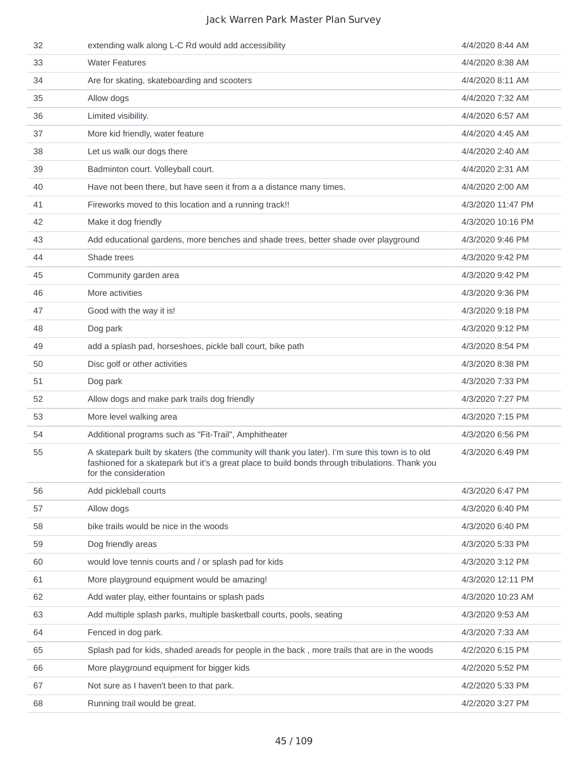| | | |
|---|---|---|
| 32 | extending walk along L-C Rd would add accessibility | 4/4/2020 8:44 AM |
| 33 | Water Features | 4/4/2020 8:38 AM |
| 34 | Are for skating, skateboarding and scooters | 4/4/2020 8:11 AM |
| 35 | Allow dogs | 4/4/2020 7:32 AM |
| 36 | Limited visibility. | 4/4/2020 6:57 AM |
| 37 | More kid friendly, water feature | 4/4/2020 4:45 AM |
| 38 | Let us walk our dogs there | 4/4/2020 2:40 AM |
| 39 | Badminton court. Volleyball court. | 4/4/2020 2:31 AM |
| 40 | Have not been there, but have seen it from a a distance many times. | 4/4/2020 2:00 AM |
| 41 | Fireworks moved to this location and a running track!! | 4/3/2020 11:47 PM |
| 42 | Make it dog friendly | 4/3/2020 10:16 PM |
| 43 | Add educational gardens, more benches and shade trees, better shade over playground | 4/3/2020 9:46 PM |
| 44 | Shade trees | 4/3/2020 9:42 PM |
| 45 | Community garden area | 4/3/2020 9:42 PM |
| 46 | More activities | 4/3/2020 9:36 PM |
| 47 | Good with the way it is! | 4/3/2020 9:18 PM |
| 48 | Dog park | 4/3/2020 9:12 PM |
| 49 | add a splash pad, horseshoes, pickle ball court, bike path | 4/3/2020 8:54 PM |
| 50 | Disc golf or other activities | 4/3/2020 8:38 PM |
| 51 | Dog park | 4/3/2020 7:33 PM |
| 52 | Allow dogs and make park trails dog friendly | 4/3/2020 7:27 PM |
| 53 | More level walking area | 4/3/2020 7:15 PM |
| 54 | Additional programs such as "Fit-Trail", Amphitheater | 4/3/2020 6:56 PM |
| 55 | A skatepark built by skaters (the community will thank you later). I'm sure this town is to old fashioned for a skatepark but it's a great place to build bonds through tribulations. Thank you for the consideration | 4/3/2020 6:49 PM |
| 56 | Add pickleball courts | 4/3/2020 6:47 PM |
| 57 | Allow dogs | 4/3/2020 6:40 PM |
| 58 | bike trails would be nice in the woods | 4/3/2020 6:40 PM |
| 59 | Dog friendly areas | 4/3/2020 5:33 PM |
| 60 | would love tennis courts and / or splash pad for kids | 4/3/2020 3:12 PM |
| 61 | More playground equipment would be amazing! | 4/3/2020 12:11 PM |
| 62 | Add water play, either fountains or splash pads | 4/3/2020 10:23 AM |
| 63 | Add multiple splash parks, multiple basketball courts, pools, seating | 4/3/2020 9:53 AM |
| 64 | Fenced in dog park. | 4/3/2020 7:33 AM |
| 65 | Splash pad for kids, shaded areads for people in the back , more trails that are in the woods | 4/2/2020 6:15 PM |
| 66 | More playground equipment for bigger kids | 4/2/2020 5:52 PM |
| 67 | Not sure as I haven't been to that park. | 4/2/2020 5:33 PM |
| 68 | Running trail would be great. | 4/2/2020 3:27 PM |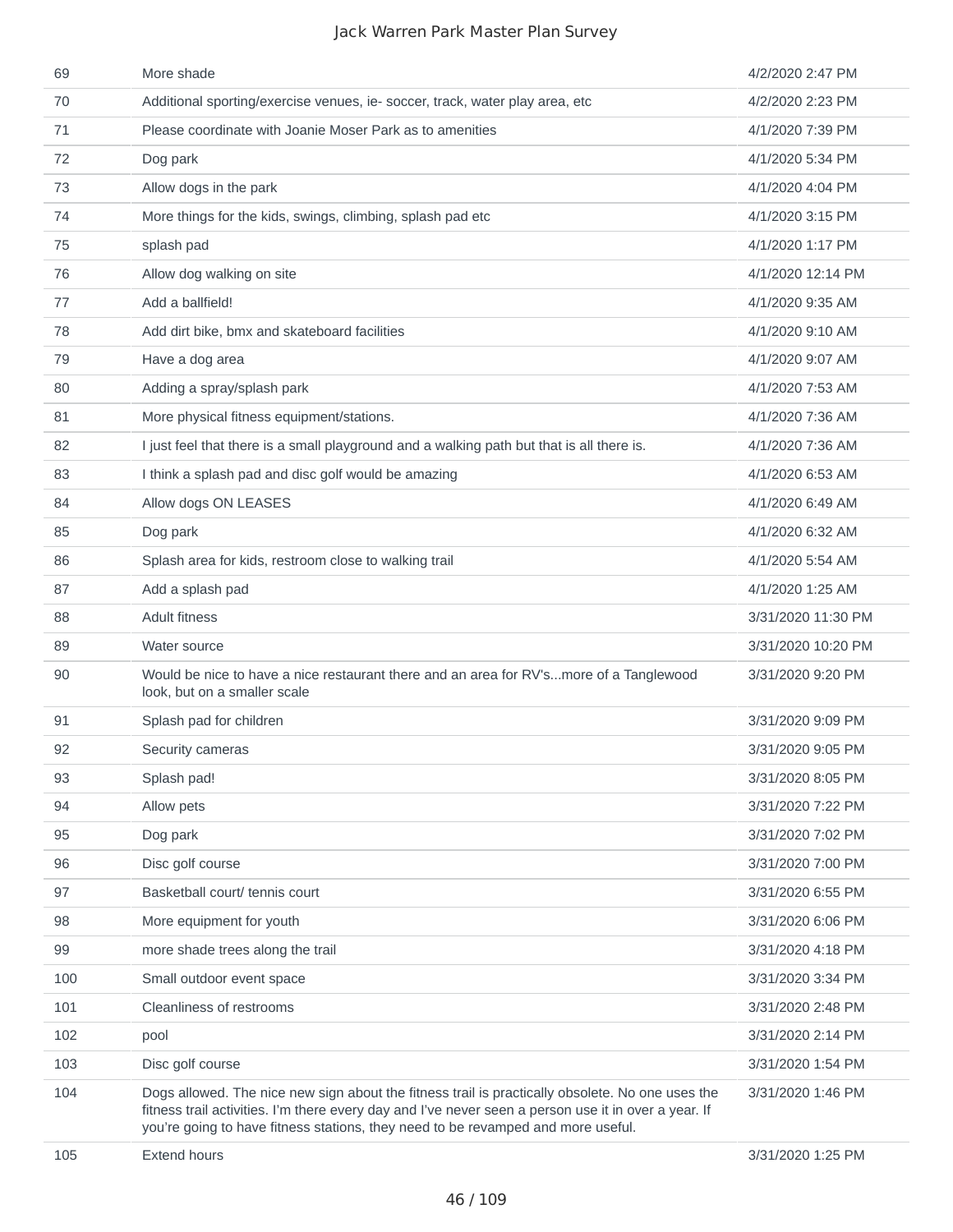| | | |
|---|---|---|
| 69 | More shade | 4/2/2020 2:47 PM |
| 70 | Additional sporting/exercise venues, ie- soccer, track, water play area, etc | 4/2/2020 2:23 PM |
| 71 | Please coordinate with Joanie Moser Park as to amenities | 4/1/2020 7:39 PM |
| 72 | Dog park | 4/1/2020 5:34 PM |
| 73 | Allow dogs in the park | 4/1/2020 4:04 PM |
| 74 | More things for the kids, swings, climbing, splash pad etc | 4/1/2020 3:15 PM |
| 75 | splash pad | 4/1/2020 1:17 PM |
| 76 | Allow dog walking on site | 4/1/2020 12:14 PM |
| 77 | Add a ballfield! | 4/1/2020 9:35 AM |
| 78 | Add dirt bike, bmx and skateboard facilities | 4/1/2020 9:10 AM |
| 79 | Have a dog area | 4/1/2020 9:07 AM |
| 80 | Adding a spray/splash park | 4/1/2020 7:53 AM |
| 81 | More physical fitness equipment/stations. | 4/1/2020 7:36 AM |
| 82 | I just feel that there is a small playground and a walking path but that is all there is. | 4/1/2020 7:36 AM |
| 83 | I think a splash pad and disc golf would be amazing | 4/1/2020 6:53 AM |
| 84 | Allow dogs ON LEASES | 4/1/2020 6:49 AM |
| 85 | Dog park | 4/1/2020 6:32 AM |
| 86 | Splash area for kids, restroom close to walking trail | 4/1/2020 5:54 AM |
| 87 | Add a splash pad | 4/1/2020 1:25 AM |
| 88 | Adult fitness | 3/31/2020 11:30 PM |
| 89 | Water source | 3/31/2020 10:20 PM |
| 90 | Would be nice to have a nice restaurant there and an area for RV's...more of a Tanglewood look, but on a smaller scale | 3/31/2020 9:20 PM |
| 91 | Splash pad for children | 3/31/2020 9:09 PM |
| 92 | Security cameras | 3/31/2020 9:05 PM |
| 93 | Splash pad! | 3/31/2020 8:05 PM |
| 94 | Allow pets | 3/31/2020 7:22 PM |
| 95 | Dog park | 3/31/2020 7:02 PM |
| 96 | Disc golf course | 3/31/2020 7:00 PM |
| 97 | Basketball court/ tennis court | 3/31/2020 6:55 PM |
| 98 | More equipment for youth | 3/31/2020 6:06 PM |
| 99 | more shade trees along the trail | 3/31/2020 4:18 PM |
| 100 | Small outdoor event space | 3/31/2020 3:34 PM |
| 101 | Cleanliness of restrooms | 3/31/2020 2:48 PM |
| 102 | pool | 3/31/2020 2:14 PM |
| 103 | Disc golf course | 3/31/2020 1:54 PM |
| 104 | Dogs allowed. The nice new sign about the fitness trail is practically obsolete. No one uses the fitness trail activities. I'm there every day and I've never seen a person use it in over a year. If you're going to have fitness stations, they need to be revamped and more useful. | 3/31/2020 1:46 PM |
| 105 | Extend hours | 3/31/2020 1:25 PM |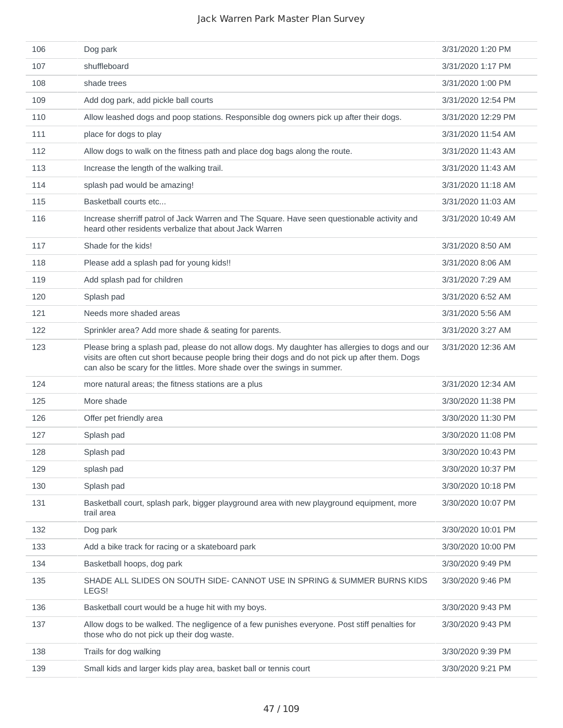| | | |
|---|---|---|
| 106 | Dog park | 3/31/2020 1:20 PM |
| 107 | shuffleboard | 3/31/2020 1:17 PM |
| 108 | shade trees | 3/31/2020 1:00 PM |
| 109 | Add dog park, add pickle ball courts | 3/31/2020 12:54 PM |
| 110 | Allow leashed dogs and poop stations. Responsible dog owners pick up after their dogs. | 3/31/2020 12:29 PM |
| 111 | place for dogs to play | 3/31/2020 11:54 AM |
| 112 | Allow dogs to walk on the fitness path and place dog bags along the route. | 3/31/2020 11:43 AM |
| 113 | Increase the length of the walking trail. | 3/31/2020 11:43 AM |
| 114 | splash pad would be amazing! | 3/31/2020 11:18 AM |
| 115 | Basketball courts etc... | 3/31/2020 11:03 AM |
| 116 | Increase sherriff patrol of Jack Warren and The Square. Have seen questionable activity and heard other residents verbalize that about Jack Warren | 3/31/2020 10:49 AM |
| 117 | Shade for the kids! | 3/31/2020 8:50 AM |
| 118 | Please add a splash pad for young kids!! | 3/31/2020 8:06 AM |
| 119 | Add splash pad for children | 3/31/2020 7:29 AM |
| 120 | Splash pad | 3/31/2020 6:52 AM |
| 121 | Needs more shaded areas | 3/31/2020 5:56 AM |
| 122 | Sprinkler area? Add more shade & seating for parents. | 3/31/2020 3:27 AM |
| 123 | Please bring a splash pad, please do not allow dogs. My daughter has allergies to dogs and our visits are often cut short because people bring their dogs and do not pick up after them. Dogs can also be scary for the littles. More shade over the swings in summer. | 3/31/2020 12:36 AM |
| 124 | more natural areas; the fitness stations are a plus | 3/31/2020 12:34 AM |
| 125 | More shade | 3/30/2020 11:38 PM |
| 126 | Offer pet friendly area | 3/30/2020 11:30 PM |
| 127 | Splash pad | 3/30/2020 11:08 PM |
| 128 | Splash pad | 3/30/2020 10:43 PM |
| 129 | splash pad | 3/30/2020 10:37 PM |
| 130 | Splash pad | 3/30/2020 10:18 PM |
| 131 | Basketball court, splash park, bigger playground area with new playground equipment, more trail area | 3/30/2020 10:07 PM |
| 132 | Dog park | 3/30/2020 10:01 PM |
| 133 | Add a bike track for racing or a skateboard park | 3/30/2020 10:00 PM |
| 134 | Basketball hoops, dog park | 3/30/2020 9:49 PM |
| 135 | SHADE ALL SLIDES ON SOUTH SIDE- CANNOT USE IN SPRING & SUMMER BURNS KIDS LEGS! | 3/30/2020 9:46 PM |
| 136 | Basketball court would be a huge hit with my boys. | 3/30/2020 9:43 PM |
| 137 | Allow dogs to be walked. The negligence of a few punishes everyone. Post stiff penalties for those who do not pick up their dog waste. | 3/30/2020 9:43 PM |
| 138 | Trails for dog walking | 3/30/2020 9:39 PM |
| 139 | Small kids and larger kids play area, basket ball or tennis court | 3/30/2020 9:21 PM |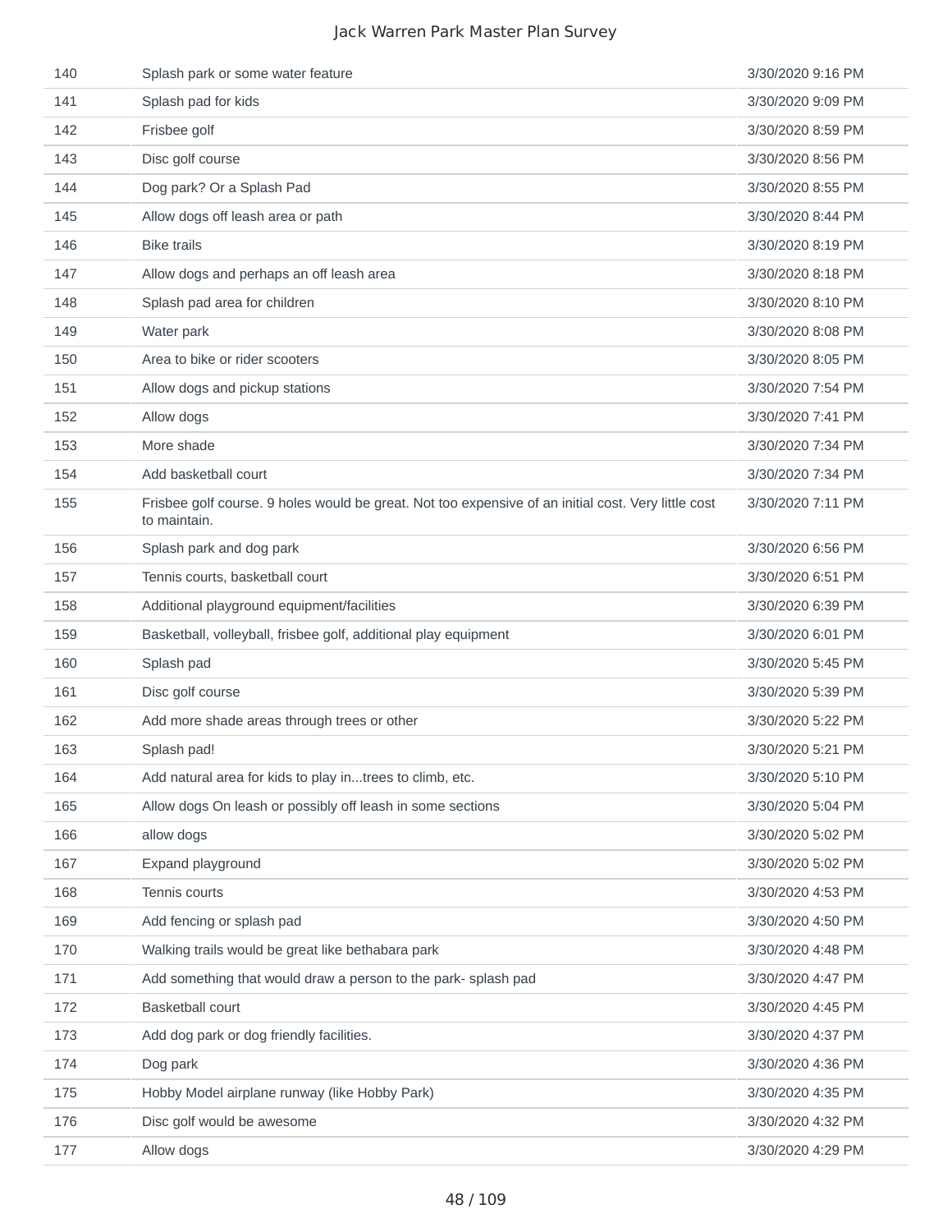| | | |
|---|---|---|
| 140 | Splash park or some water feature | 3/30/2020 9:16 PM |
| 141 | Splash pad for kids | 3/30/2020 9:09 PM |
| 142 | Frisbee golf | 3/30/2020 8:59 PM |
| 143 | Disc golf course | 3/30/2020 8:56 PM |
| 144 | Dog park? Or a Splash Pad | 3/30/2020 8:55 PM |
| 145 | Allow dogs off leash area or path | 3/30/2020 8:44 PM |
| 146 | Bike trails | 3/30/2020 8:19 PM |
| 147 | Allow dogs and perhaps an off leash area | 3/30/2020 8:18 PM |
| 148 | Splash pad area for children | 3/30/2020 8:10 PM |
| 149 | Water park | 3/30/2020 8:08 PM |
| 150 | Area to bike or rider scooters | 3/30/2020 8:05 PM |
| 151 | Allow dogs and pickup stations | 3/30/2020 7:54 PM |
| 152 | Allow dogs | 3/30/2020 7:41 PM |
| 153 | More shade | 3/30/2020 7:34 PM |
| 154 | Add basketball court | 3/30/2020 7:34 PM |
| 155 | Frisbee golf course. 9 holes would be great. Not too expensive of an initial cost. Very little cost to maintain. | 3/30/2020 7:11 PM |
| 156 | Splash park and dog park | 3/30/2020 6:56 PM |
| 157 | Tennis courts, basketball court | 3/30/2020 6:51 PM |
| 158 | Additional playground equipment/facilities | 3/30/2020 6:39 PM |
| 159 | Basketball, volleyball, frisbee golf, additional play equipment | 3/30/2020 6:01 PM |
| 160 | Splash pad | 3/30/2020 5:45 PM |
| 161 | Disc golf course | 3/30/2020 5:39 PM |
| 162 | Add more shade areas through trees or other | 3/30/2020 5:22 PM |
| 163 | Splash pad! | 3/30/2020 5:21 PM |
| 164 | Add natural area for kids to play in...trees to climb, etc. | 3/30/2020 5:10 PM |
| 165 | Allow dogs On leash or possibly off leash in some sections | 3/30/2020 5:04 PM |
| 166 | allow dogs | 3/30/2020 5:02 PM |
| 167 | Expand playground | 3/30/2020 5:02 PM |
| 168 | Tennis courts | 3/30/2020 4:53 PM |
| 169 | Add fencing or splash pad | 3/30/2020 4:50 PM |
| 170 | Walking trails would be great like bethabara park | 3/30/2020 4:48 PM |
| 171 | Add something that would draw a person to the park- splash pad | 3/30/2020 4:47 PM |
| 172 | Basketball court | 3/30/2020 4:45 PM |
| 173 | Add dog park or dog friendly facilities. | 3/30/2020 4:37 PM |
| 174 | Dog park | 3/30/2020 4:36 PM |
| 175 | Hobby Model airplane runway (like Hobby Park) | 3/30/2020 4:35 PM |
| 176 | Disc golf would be awesome | 3/30/2020 4:32 PM |
| 177 | Allow dogs | 3/30/2020 4:29 PM |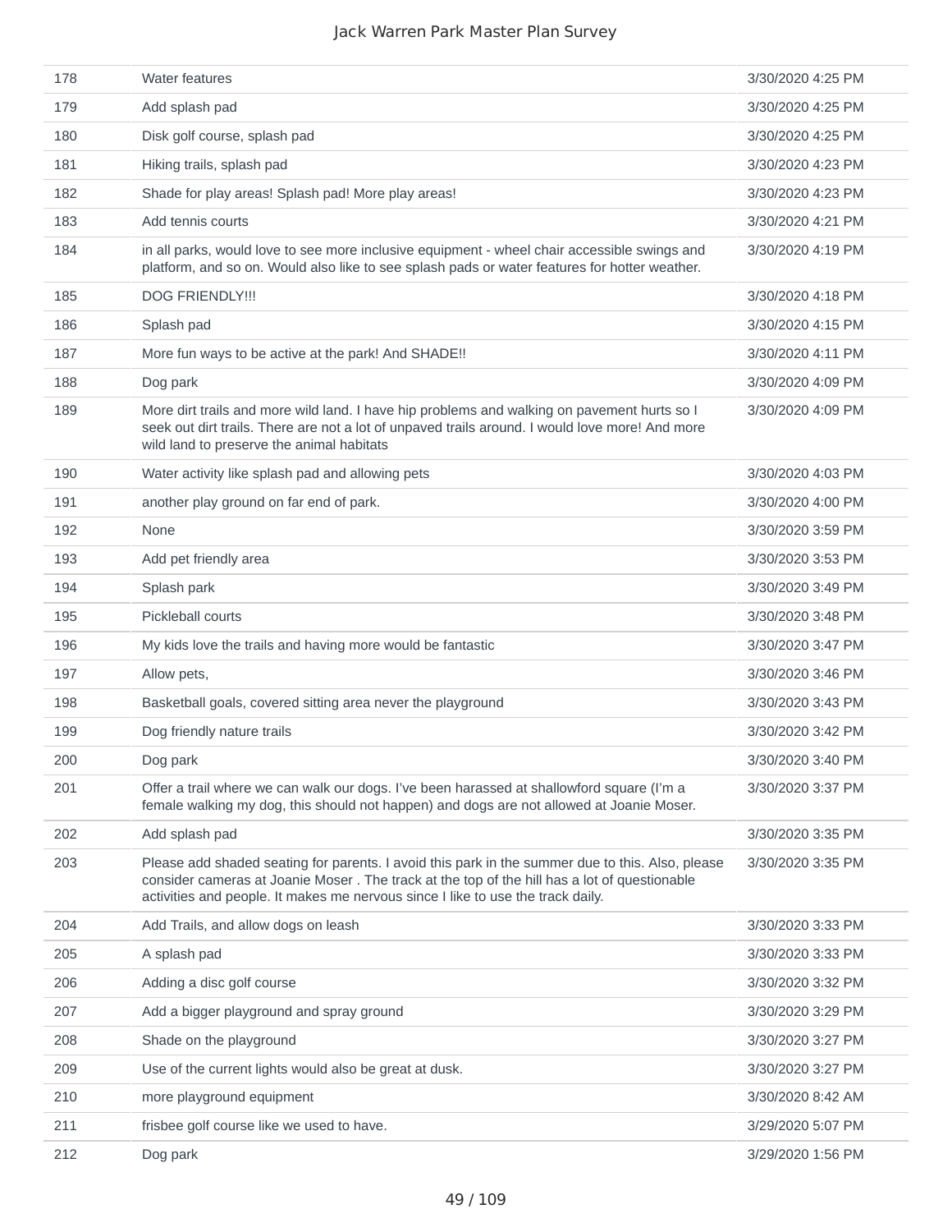| | | |
|---|---|---|
| 178 | Water features | 3/30/2020 4:25 PM |
| 179 | Add splash pad | 3/30/2020 4:25 PM |
| 180 | Disk golf course, splash pad | 3/30/2020 4:25 PM |
| 181 | Hiking trails, splash pad | 3/30/2020 4:23 PM |
| 182 | Shade for play areas! Splash pad! More play areas! | 3/30/2020 4:23 PM |
| 183 | Add tennis courts | 3/30/2020 4:21 PM |
| 184 | in all parks, would love to see more inclusive equipment - wheel chair accessible swings and platform, and so on. Would also like to see splash pads or water features for hotter weather. | 3/30/2020 4:19 PM |
| 185 | DOG FRIENDLY!!! | 3/30/2020 4:18 PM |
| 186 | Splash pad | 3/30/2020 4:15 PM |
| 187 | More fun ways to be active at the park! And SHADE!! | 3/30/2020 4:11 PM |
| 188 | Dog park | 3/30/2020 4:09 PM |
| 189 | More dirt trails and more wild land. I have hip problems and walking on pavement hurts so I seek out dirt trails. There are not a lot of unpaved trails around. I would love more! And more wild land to preserve the animal habitats | 3/30/2020 4:09 PM |
| 190 | Water activity like splash pad and allowing pets | 3/30/2020 4:03 PM |
| 191 | another play ground on far end of park. | 3/30/2020 4:00 PM |
| 192 | None | 3/30/2020 3:59 PM |
| 193 | Add pet friendly area | 3/30/2020 3:53 PM |
| 194 | Splash park | 3/30/2020 3:49 PM |
| 195 | Pickleball courts | 3/30/2020 3:48 PM |
| 196 | My kids love the trails and having more would be fantastic | 3/30/2020 3:47 PM |
| 197 | Allow pets, | 3/30/2020 3:46 PM |
| 198 | Basketball goals, covered sitting area never the playground | 3/30/2020 3:43 PM |
| 199 | Dog friendly nature trails | 3/30/2020 3:42 PM |
| 200 | Dog park | 3/30/2020 3:40 PM |
| 201 | Offer a trail where we can walk our dogs. I've been harassed at shallowford square (I'm a female walking my dog, this should not happen) and dogs are not allowed at Joanie Moser. | 3/30/2020 3:37 PM |
| 202 | Add splash pad | 3/30/2020 3:35 PM |
| 203 | Please add shaded seating for parents. I avoid this park in the summer due to this. Also, please consider cameras at Joanie Moser . The track at the top of the hill has a lot of questionable activities and people. It makes me nervous since I like to use the track daily. | 3/30/2020 3:35 PM |
| 204 | Add Trails, and allow dogs on leash | 3/30/2020 3:33 PM |
| 205 | A splash pad | 3/30/2020 3:33 PM |
| 206 | Adding a disc golf course | 3/30/2020 3:32 PM |
| 207 | Add a bigger playground and spray ground | 3/30/2020 3:29 PM |
| 208 | Shade on the playground | 3/30/2020 3:27 PM |
| 209 | Use of the current lights would also be great at dusk. | 3/30/2020 3:27 PM |
| 210 | more playground equipment | 3/30/2020 8:42 AM |
| 211 | frisbee golf course like we used to have. | 3/29/2020 5:07 PM |
| 212 | Dog park | 3/29/2020 1:56 PM |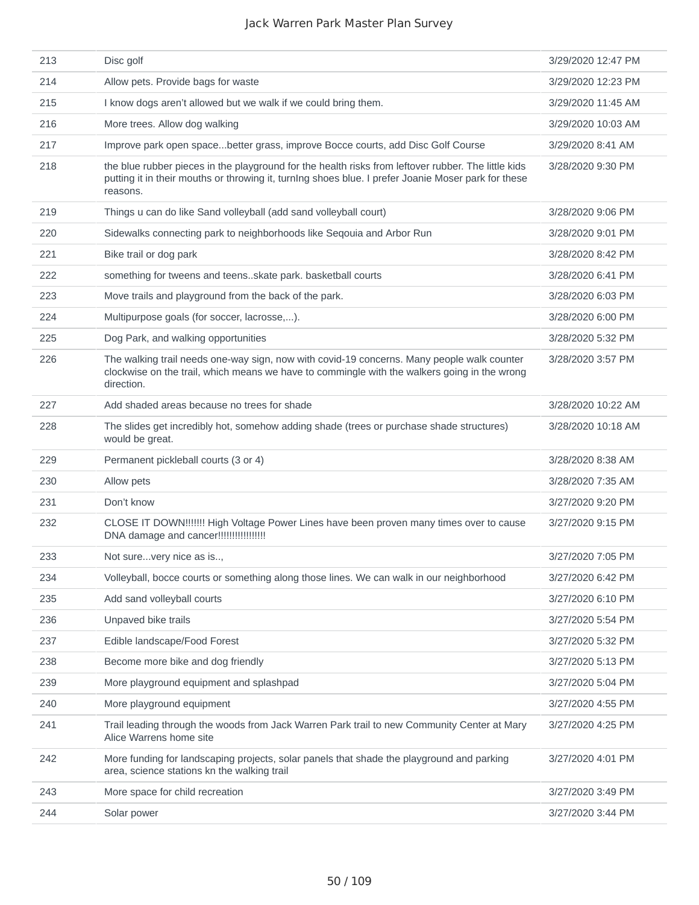| | | |
|---|---|---|
| 213 | Disc golf | 3/29/2020 12:47 PM |
| 214 | Allow pets. Provide bags for waste | 3/29/2020 12:23 PM |
| 215 | I know dogs aren't allowed but we walk if we could bring them. | 3/29/2020 11:45 AM |
| 216 | More trees. Allow dog walking | 3/29/2020 10:03 AM |
| 217 | Improve park open space...better grass, improve Bocce courts, add Disc Golf Course | 3/29/2020 8:41 AM |
| 218 | the blue rubber pieces in the playground for the health risks from leftover rubber. The little kids putting it in their mouths or throwing it, turnIng shoes blue. I prefer Joanie Moser park for these reasons. | 3/28/2020 9:30 PM |
| 219 | Things u can do like Sand volleyball (add sand volleyball court) | 3/28/2020 9:06 PM |
| 220 | Sidewalks connecting park to neighborhoods like Seqouia and Arbor Run | 3/28/2020 9:01 PM |
| 221 | Bike trail or dog park | 3/28/2020 8:42 PM |
| 222 | something for tweens and teens..skate park. basketball courts | 3/28/2020 6:41 PM |
| 223 | Move trails and playground from the back of the park. | 3/28/2020 6:03 PM |
| 224 | Multipurpose goals (for soccer, lacrosse,...). | 3/28/2020 6:00 PM |
| 225 | Dog Park, and walking opportunities | 3/28/2020 5:32 PM |
| 226 | The walking trail needs one-way sign, now with covid-19 concerns. Many people walk counter clockwise on the trail, which means we have to commingle with the walkers going in the wrong direction. | 3/28/2020 3:57 PM |
| 227 | Add shaded areas because no trees for shade | 3/28/2020 10:22 AM |
| 228 | The slides get incredibly hot, somehow adding shade (trees or purchase shade structures) would be great. | 3/28/2020 10:18 AM |
| 229 | Permanent pickleball courts (3 or 4) | 3/28/2020 8:38 AM |
| 230 | Allow pets | 3/28/2020 7:35 AM |
| 231 | Don't know | 3/27/2020 9:20 PM |
| 232 | CLOSE IT DOWN!!!!!!! High Voltage Power Lines have been proven many times over to cause DNA damage and cancer!!!!!!!!!!!!!!!! | 3/27/2020 9:15 PM |
| 233 | Not sure...very nice as is.., | 3/27/2020 7:05 PM |
| 234 | Volleyball, bocce courts or something along those lines. We can walk in our neighborhood | 3/27/2020 6:42 PM |
| 235 | Add sand volleyball courts | 3/27/2020 6:10 PM |
| 236 | Unpaved bike trails | 3/27/2020 5:54 PM |
| 237 | Edible landscape/Food Forest | 3/27/2020 5:32 PM |
| 238 | Become more bike and dog friendly | 3/27/2020 5:13 PM |
| 239 | More playground equipment and splashpad | 3/27/2020 5:04 PM |
| 240 | More playground equipment | 3/27/2020 4:55 PM |
| 241 | Trail leading through the woods from Jack Warren Park trail to new Community Center at Mary Alice Warrens home site | 3/27/2020 4:25 PM |
| 242 | More funding for landscaping projects, solar panels that shade the playground and parking area, science stations kn the walking trail | 3/27/2020 4:01 PM |
| 243 | More space for child recreation | 3/27/2020 3:49 PM |
| 244 | Solar power | 3/27/2020 3:44 PM |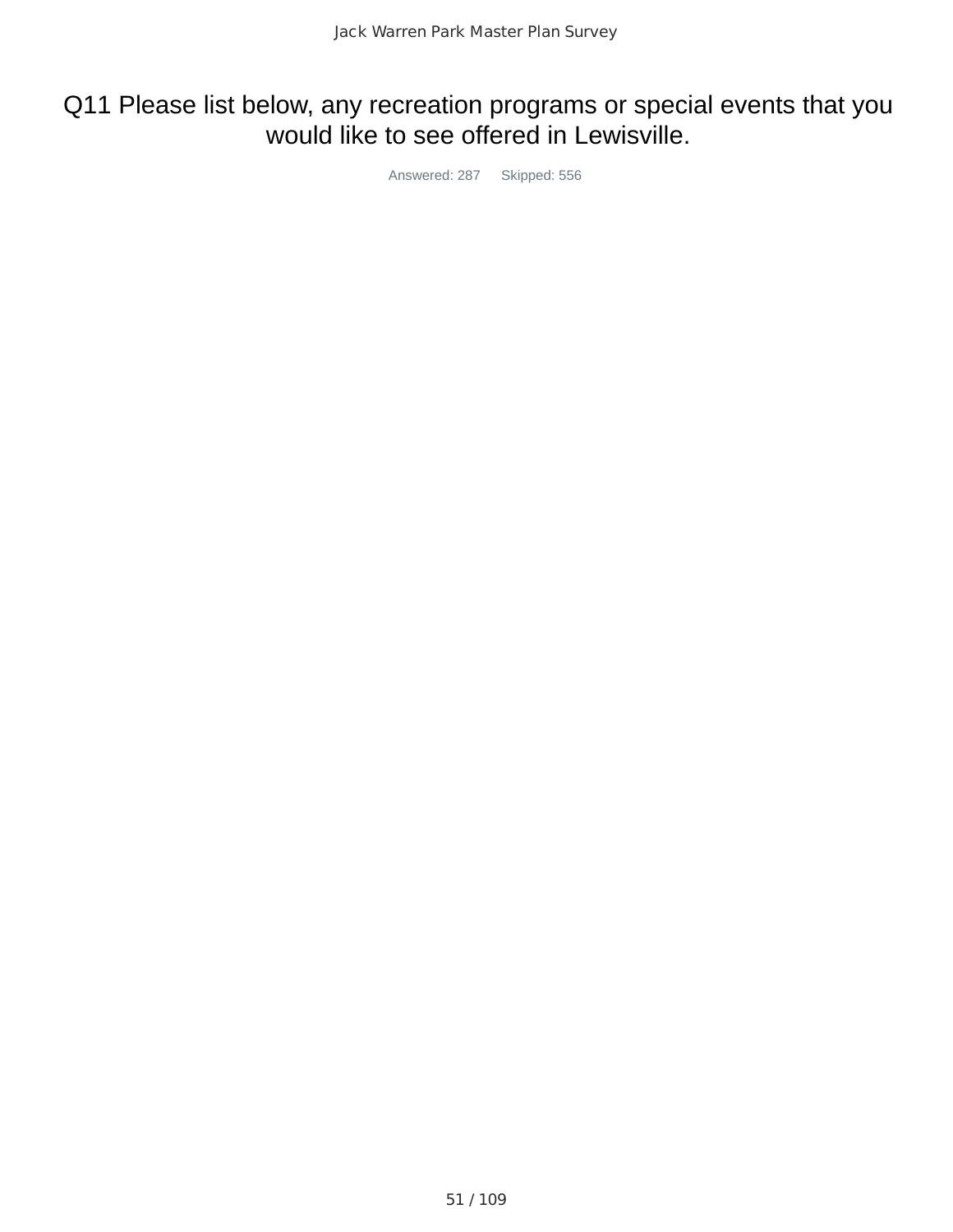# Q11 Please list below, any recreation programs or special events that you would like to see offered in Lewisville.

Answered: 287 Skipped: 556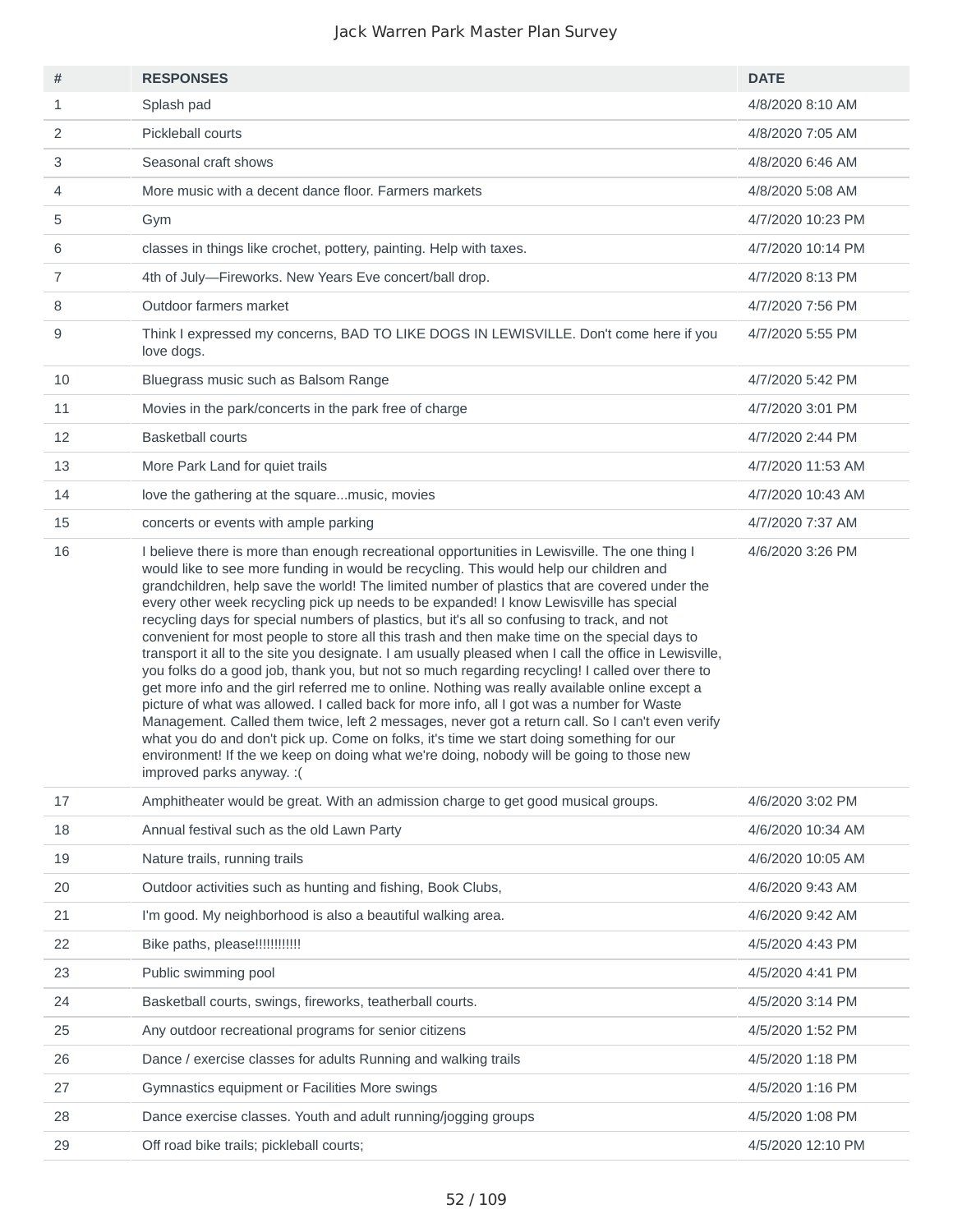| # | RESPONSES | DATE |
|---|---|---|
| 1 | Splash pad | 4/8/2020 8:10 AM |
| 2 | Pickleball courts | 4/8/2020 7:05 AM |
| 3 | Seasonal craft shows | 4/8/2020 6:46 AM |
| 4 | More music with a decent dance floor. Farmers markets | 4/8/2020 5:08 AM |
| 5 | Gym | 4/7/2020 10:23 PM |
| 6 | classes in things like crochet, pottery, painting. Help with taxes. | 4/7/2020 10:14 PM |
| 7 | 4th of July—Fireworks. New Years Eve concert/ball drop. | 4/7/2020 8:13 PM |
| 8 | Outdoor farmers market | 4/7/2020 7:56 PM |
| 9 | Think I expressed my concerns, BAD TO LIKE DOGS IN LEWISVILLE. Don't come here if you love dogs. | 4/7/2020 5:55 PM |
| 10 | Bluegrass music such as Balsom Range | 4/7/2020 5:42 PM |
| 11 | Movies in the park/concerts in the park free of charge | 4/7/2020 3:01 PM |
| 12 | Basketball courts | 4/7/2020 2:44 PM |
| 13 | More Park Land for quiet trails | 4/7/2020 11:53 AM |
| 14 | love the gathering at the square...music, movies | 4/7/2020 10:43 AM |
| 15 | concerts or events with ample parking | 4/7/2020 7:37 AM |
| 16 | I believe there is more than enough recreational opportunities in Lewisville. The one thing I would like to see more funding in would be recycling. This would help our children and grandchildren, help save the world! The limited number of plastics that are covered under the every other week recycling pick up needs to be expanded! I know Lewisville has special recycling days for special numbers of plastics, but it's all so confusing to track, and not convenient for most people to store all this trash and then make time on the special days to transport it all to the site you designate. I am usually pleased when I call the office in Lewisville, you folks do a good job, thank you, but not so much regarding recycling! I called over there to get more info and the girl referred me to online. Nothing was really available online except a picture of what was allowed. I called back for more info, all I got was a number for Waste Management. Called them twice, left 2 messages, never got a return call. So I can't even verify what you do and don't pick up. Come on folks, it's time we start doing something for our environment! If the we keep on doing what we're doing, nobody will be going to those new improved parks anyway. :( | 4/6/2020 3:26 PM |
| 17 | Amphitheater would be great. With an admission charge to get good musical groups. | 4/6/2020 3:02 PM |
| 18 | Annual festival such as the old Lawn Party | 4/6/2020 10:34 AM |
| 19 | Nature trails, running trails | 4/6/2020 10:05 AM |
| 20 | Outdoor activities such as hunting and fishing, Book Clubs, | 4/6/2020 9:43 AM |
| 21 | I'm good. My neighborhood is also a beautiful walking area. | 4/6/2020 9:42 AM |
| 22 | Bike paths, please!!!!!!!!!!! | 4/5/2020 4:43 PM |
| 23 | Public swimming pool | 4/5/2020 4:41 PM |
| 24 | Basketball courts, swings, fireworks, teatherball courts. | 4/5/2020 3:14 PM |
| 25 | Any outdoor recreational programs for senior citizens | 4/5/2020 1:52 PM |
| 26 | Dance / exercise classes for adults Running and walking trails | 4/5/2020 1:18 PM |
| 27 | Gymnastics equipment or Facilities More swings | 4/5/2020 1:16 PM |
| 28 | Dance exercise classes. Youth and adult running/jogging groups | 4/5/2020 1:08 PM |
| 29 | Off road bike trails; pickleball courts; | 4/5/2020 12:10 PM |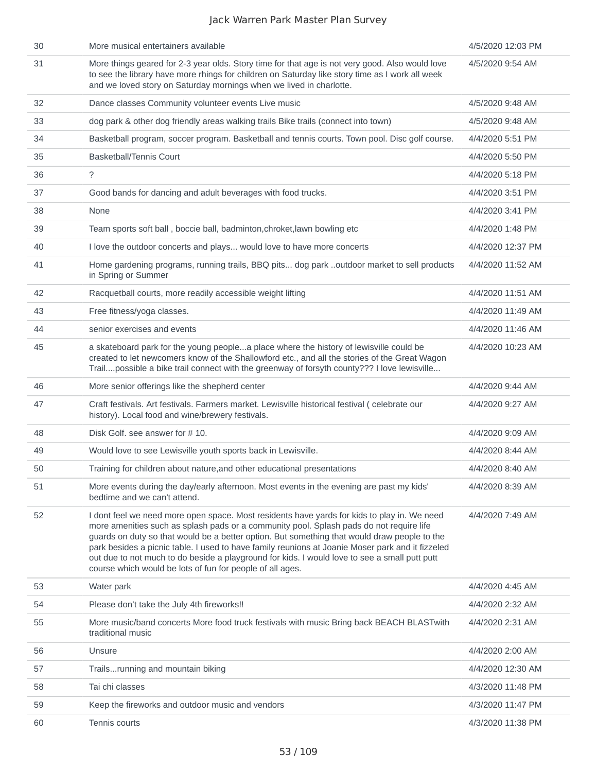| | | |
|---|---|---|
| 30 | More musical entertainers available | 4/5/2020 12:03 PM |
| 31 | More things geared for 2-3 year olds. Story time for that age is not very good. Also would love to see the library have more rhings for children on Saturday like story time as I work all week and we loved story on Saturday mornings when we lived in charlotte. | 4/5/2020 9:54 AM |
| 32 | Dance classes Community volunteer events Live music | 4/5/2020 9:48 AM |
| 33 | dog park & other dog friendly areas walking trails Bike trails (connect into town) | 4/5/2020 9:48 AM |
| 34 | Basketball program, soccer program. Basketball and tennis courts. Town pool. Disc golf course. | 4/4/2020 5:51 PM |
| 35 | Basketball/Tennis Court | 4/4/2020 5:50 PM |
| 36 | ? | 4/4/2020 5:18 PM |
| 37 | Good bands for dancing and adult beverages with food trucks. | 4/4/2020 3:51 PM |
| 38 | None | 4/4/2020 3:41 PM |
| 39 | Team sports soft ball , boccie ball, badminton,chroket,lawn bowling etc | 4/4/2020 1:48 PM |
| 40 | I love the outdoor concerts and plays... would love to have more concerts | 4/4/2020 12:37 PM |
| 41 | Home gardening programs, running trails, BBQ pits... dog park ..outdoor market to sell products in Spring or Summer | 4/4/2020 11:52 AM |
| 42 | Racquetball courts, more readily accessible weight lifting | 4/4/2020 11:51 AM |
| 43 | Free fitness/yoga classes. | 4/4/2020 11:49 AM |
| 44 | senior exercises and events | 4/4/2020 11:46 AM |
| 45 | a skateboard park for the young people...a place where the history of lewisville could be created to let newcomers know of the Shallowford etc., and all the stories of the Great Wagon Trail....possible a bike trail connect with the greenway of forsyth county??? I love lewisville... | 4/4/2020 10:23 AM |
| 46 | More senior offerings like the shepherd center | 4/4/2020 9:44 AM |
| 47 | Craft festivals. Art festivals. Farmers market. Lewisville historical festival ( celebrate our history). Local food and wine/brewery festivals. | 4/4/2020 9:27 AM |
| 48 | Disk Golf. see answer for # 10. | 4/4/2020 9:09 AM |
| 49 | Would love to see Lewisville youth sports back in Lewisville. | 4/4/2020 8:44 AM |
| 50 | Training for children about nature,and other educational presentations | 4/4/2020 8:40 AM |
| 51 | More events during the day/early afternoon. Most events in the evening are past my kids' bedtime and we can't attend. | 4/4/2020 8:39 AM |
| 52 | I dont feel we need more open space. Most residents have yards for kids to play in. We need more amenities such as splash pads or a community pool. Splash pads do not require life guards on duty so that would be a better option. But something that would draw people to the park besides a picnic table. I used to have family reunions at Joanie Moser park and it fizzeled out due to not much to do beside a playground for kids. I would love to see a small putt putt course which would be lots of fun for people of all ages. | 4/4/2020 7:49 AM |
| 53 | Water park | 4/4/2020 4:45 AM |
| 54 | Please don't take the July 4th fireworks!! | 4/4/2020 2:32 AM |
| 55 | More music/band concerts More food truck festivals with music Bring back BEACH BLASTwith traditional music | 4/4/2020 2:31 AM |
| 56 | Unsure | 4/4/2020 2:00 AM |
| 57 | Trails...running and mountain biking | 4/4/2020 12:30 AM |
| 58 | Tai chi classes | 4/3/2020 11:48 PM |
| 59 | Keep the fireworks and outdoor music and vendors | 4/3/2020 11:47 PM |
| 60 | Tennis courts | 4/3/2020 11:38 PM |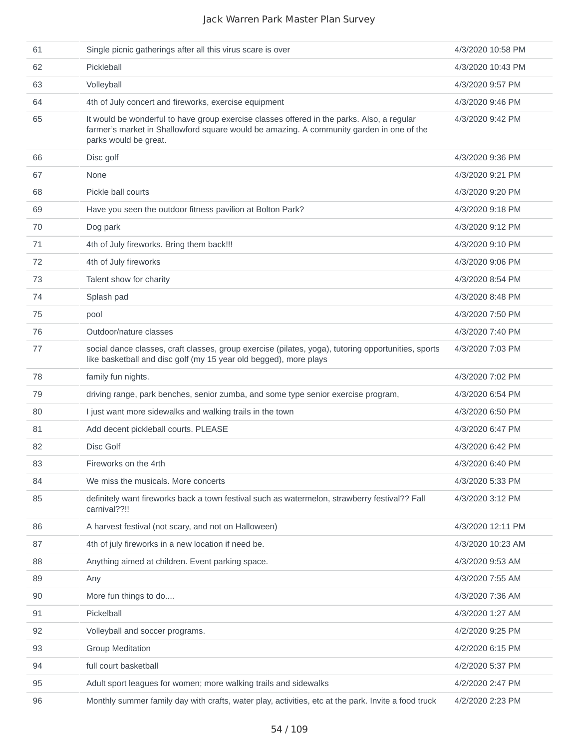| | | |
|---|---|---|
| 61 | Single picnic gatherings after all this virus scare is over | 4/3/2020 10:58 PM |
| 62 | Pickleball | 4/3/2020 10:43 PM |
| 63 | Volleyball | 4/3/2020 9:57 PM |
| 64 | 4th of July concert and fireworks, exercise equipment | 4/3/2020 9:46 PM |
| 65 | It would be wonderful to have group exercise classes offered in the parks. Also, a regular farmer's market in Shallowford square would be amazing. A community garden in one of the parks would be great. | 4/3/2020 9:42 PM |
| 66 | Disc golf | 4/3/2020 9:36 PM |
| 67 | None | 4/3/2020 9:21 PM |
| 68 | Pickle ball courts | 4/3/2020 9:20 PM |
| 69 | Have you seen the outdoor fitness pavilion at Bolton Park? | 4/3/2020 9:18 PM |
| 70 | Dog park | 4/3/2020 9:12 PM |
| 71 | 4th of July fireworks. Bring them back!!! | 4/3/2020 9:10 PM |
| 72 | 4th of July fireworks | 4/3/2020 9:06 PM |
| 73 | Talent show for charity | 4/3/2020 8:54 PM |
| 74 | Splash pad | 4/3/2020 8:48 PM |
| 75 | pool | 4/3/2020 7:50 PM |
| 76 | Outdoor/nature classes | 4/3/2020 7:40 PM |
| 77 | social dance classes, craft classes, group exercise (pilates, yoga), tutoring opportunities, sports like basketball and disc golf (my 15 year old begged), more plays | 4/3/2020 7:03 PM |
| 78 | family fun nights. | 4/3/2020 7:02 PM |
| 79 | driving range, park benches, senior zumba, and some type senior exercise program, | 4/3/2020 6:54 PM |
| 80 | I just want more sidewalks and walking trails in the town | 4/3/2020 6:50 PM |
| 81 | Add decent pickleball courts. PLEASE | 4/3/2020 6:47 PM |
| 82 | Disc Golf | 4/3/2020 6:42 PM |
| 83 | Fireworks on the 4rth | 4/3/2020 6:40 PM |
| 84 | We miss the musicals. More concerts | 4/3/2020 5:33 PM |
| 85 | definitely want fireworks back a town festival such as watermelon, strawberry festival?? Fall carnival??!! | 4/3/2020 3:12 PM |
| 86 | A harvest festival (not scary, and not on Halloween) | 4/3/2020 12:11 PM |
| 87 | 4th of july fireworks in a new location if need be. | 4/3/2020 10:23 AM |
| 88 | Anything aimed at children. Event parking space. | 4/3/2020 9:53 AM |
| 89 | Any | 4/3/2020 7:55 AM |
| 90 | More fun things to do.... | 4/3/2020 7:36 AM |
| 91 | Pickelball | 4/3/2020 1:27 AM |
| 92 | Volleyball and soccer programs. | 4/2/2020 9:25 PM |
| 93 | Group Meditation | 4/2/2020 6:15 PM |
| 94 | full court basketball | 4/2/2020 5:37 PM |
| 95 | Adult sport leagues for women; more walking trails and sidewalks | 4/2/2020 2:47 PM |
| 96 | Monthly summer family day with crafts, water play, activities, etc at the park. Invite a food truck | 4/2/2020 2:23 PM |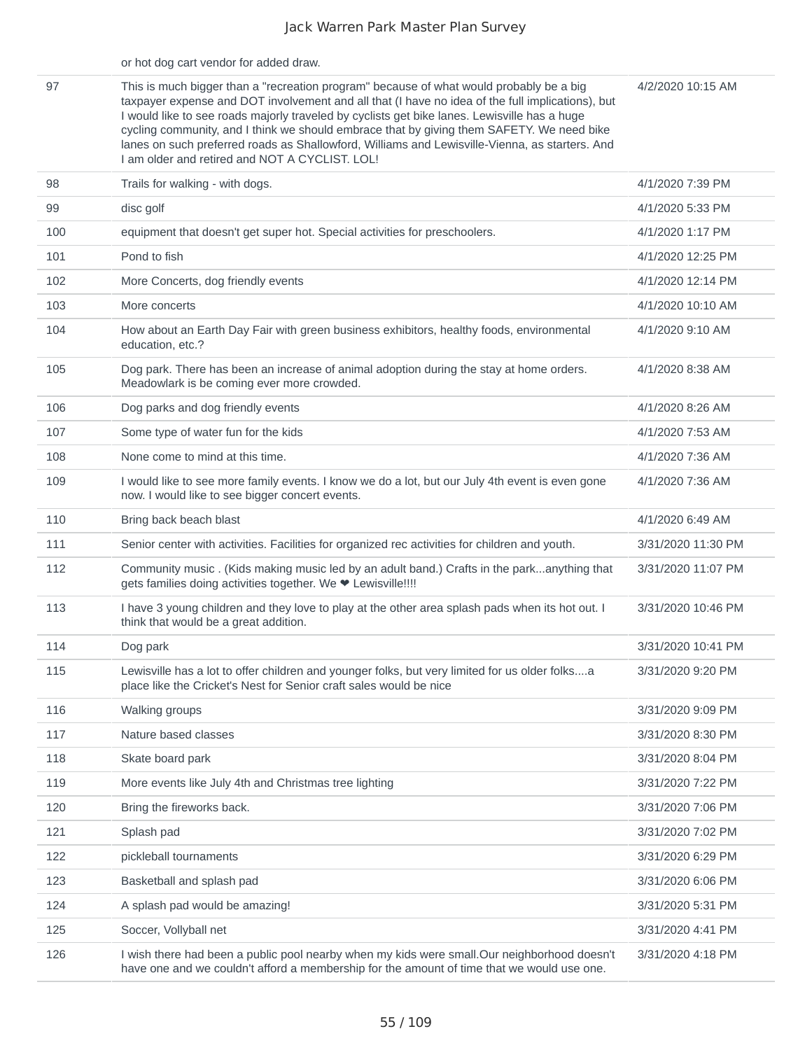|  | or hot dog cart vendor for added draw. |  |
|---|---|---|
| 97 | This is much bigger than a "recreation program" because of what would probably be a big taxpayer expense and DOT involvement and all that (I have no idea of the full implications), but I would like to see roads majorly traveled by cyclists get bike lanes. Lewisville has a huge cycling community, and I think we should embrace that by giving them SAFETY. We need bike lanes on such preferred roads as Shallowford, Williams and Lewisville-Vienna, as starters. And I am older and retired and NOT A CYCLIST. LOL! | 4/2/2020 10:15 AM |
| 98 | Trails for walking - with dogs. | 4/1/2020 7:39 PM |
| 99 | disc golf | 4/1/2020 5:33 PM |
| 100 | equipment that doesn't get super hot. Special activities for preschoolers. | 4/1/2020 1:17 PM |
| 101 | Pond to fish | 4/1/2020 12:25 PM |
| 102 | More Concerts, dog friendly events | 4/1/2020 12:14 PM |
| 103 | More concerts | 4/1/2020 10:10 AM |
| 104 | How about an Earth Day Fair with green business exhibitors, healthy foods, environmental education, etc.? | 4/1/2020 9:10 AM |
| 105 | Dog park. There has been an increase of animal adoption during the stay at home orders. Meadowlark is be coming ever more crowded. | 4/1/2020 8:38 AM |
| 106 | Dog parks and dog friendly events | 4/1/2020 8:26 AM |
| 107 | Some type of water fun for the kids | 4/1/2020 7:53 AM |
| 108 | None come to mind at this time. | 4/1/2020 7:36 AM |
| 109 | I would like to see more family events. I know we do a lot, but our July 4th event is even gone now. I would like to see bigger concert events. | 4/1/2020 7:36 AM |
| 110 | Bring back beach blast | 4/1/2020 6:49 AM |
| 111 | Senior center with activities. Facilities for organized rec activities for children and youth. | 3/31/2020 11:30 PM |
| 112 | Community music . (Kids making music led by an adult band.) Crafts in the park...anything that gets families doing activities together. We ❤ Lewisville!!!! | 3/31/2020 11:07 PM |
| 113 | I have 3 young children and they love to play at the other area splash pads when its hot out. I think that would be a great addition. | 3/31/2020 10:46 PM |
| 114 | Dog park | 3/31/2020 10:41 PM |
| 115 | Lewisville has a lot to offer children and younger folks, but very limited for us older folks....a place like the Cricket's Nest for Senior craft sales would be nice | 3/31/2020 9:20 PM |
| 116 | Walking groups | 3/31/2020 9:09 PM |
| 117 | Nature based classes | 3/31/2020 8:30 PM |
| 118 | Skate board park | 3/31/2020 8:04 PM |
| 119 | More events like July 4th and Christmas tree lighting | 3/31/2020 7:22 PM |
| 120 | Bring the fireworks back. | 3/31/2020 7:06 PM |
| 121 | Splash pad | 3/31/2020 7:02 PM |
| 122 | pickleball tournaments | 3/31/2020 6:29 PM |
| 123 | Basketball and splash pad | 3/31/2020 6:06 PM |
| 124 | A splash pad would be amazing! | 3/31/2020 5:31 PM |
| 125 | Soccer, Vollyball net | 3/31/2020 4:41 PM |
| 126 | I wish there had been a public pool nearby when my kids were small.Our neighborhood doesn't have one and we couldn't afford a membership for the amount of time that we would use one. | 3/31/2020 4:18 PM |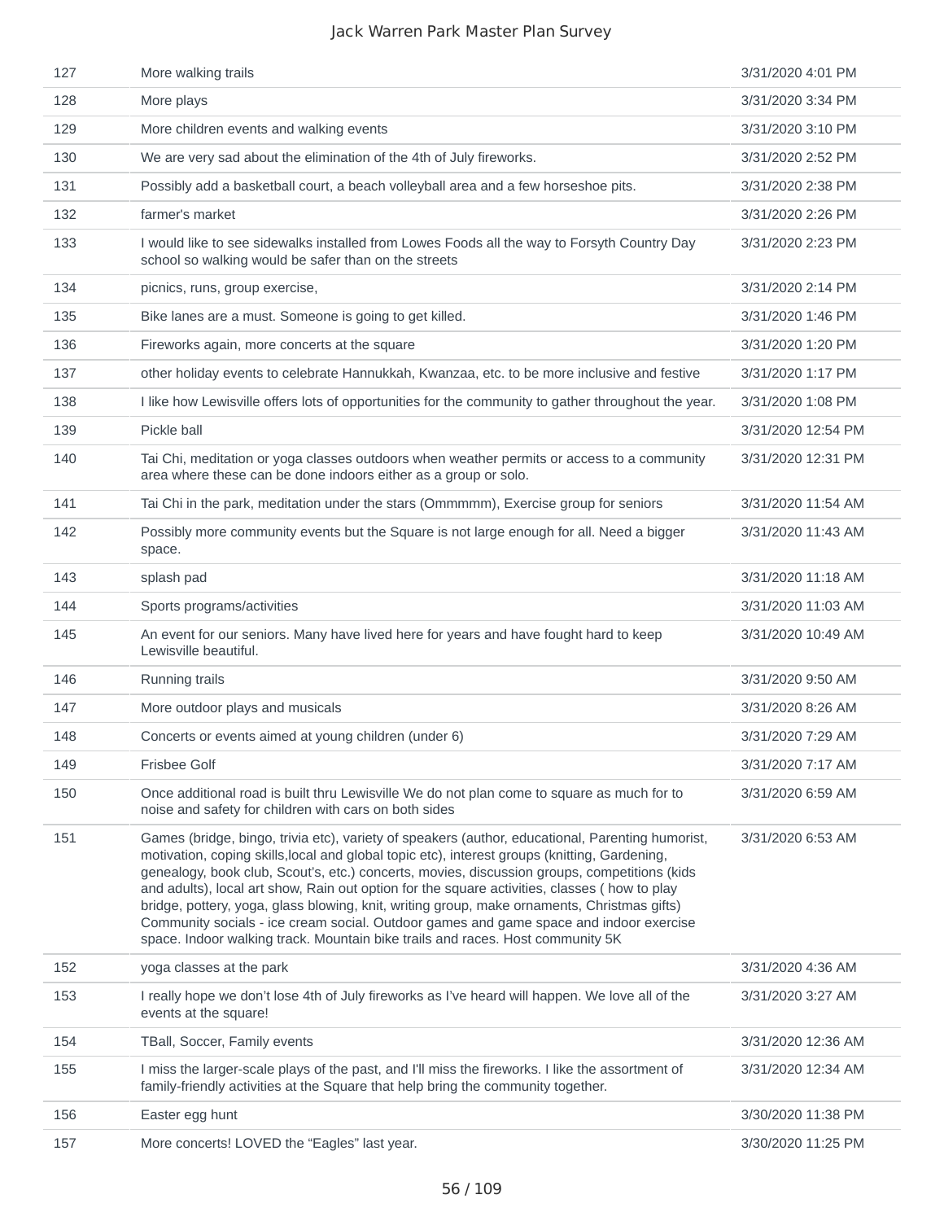| | | |
|---|---|---|
| 127 | More walking trails | 3/31/2020 4:01 PM |
| 128 | More plays | 3/31/2020 3:34 PM |
| 129 | More children events and walking events | 3/31/2020 3:10 PM |
| 130 | We are very sad about the elimination of the 4th of July fireworks. | 3/31/2020 2:52 PM |
| 131 | Possibly add a basketball court, a beach volleyball area and a few horseshoe pits. | 3/31/2020 2:38 PM |
| 132 | farmer's market | 3/31/2020 2:26 PM |
| 133 | I would like to see sidewalks installed from Lowes Foods all the way to Forsyth Country Day school so walking would be safer than on the streets | 3/31/2020 2:23 PM |
| 134 | picnics, runs, group exercise, | 3/31/2020 2:14 PM |
| 135 | Bike lanes are a must. Someone is going to get killed. | 3/31/2020 1:46 PM |
| 136 | Fireworks again, more concerts at the square | 3/31/2020 1:20 PM |
| 137 | other holiday events to celebrate Hannukkah, Kwanzaa, etc. to be more inclusive and festive | 3/31/2020 1:17 PM |
| 138 | I like how Lewisville offers lots of opportunities for the community to gather throughout the year. | 3/31/2020 1:08 PM |
| 139 | Pickle ball | 3/31/2020 12:54 PM |
| 140 | Tai Chi, meditation or yoga classes outdoors when weather permits or access to a community area where these can be done indoors either as a group or solo. | 3/31/2020 12:31 PM |
| 141 | Tai Chi in the park, meditation under the stars (Ommmmm), Exercise group for seniors | 3/31/2020 11:54 AM |
| 142 | Possibly more community events but the Square is not large enough for all. Need a bigger space. | 3/31/2020 11:43 AM |
| 143 | splash pad | 3/31/2020 11:18 AM |
| 144 | Sports programs/activities | 3/31/2020 11:03 AM |
| 145 | An event for our seniors. Many have lived here for years and have fought hard to keep Lewisville beautiful. | 3/31/2020 10:49 AM |
| 146 | Running trails | 3/31/2020 9:50 AM |
| 147 | More outdoor plays and musicals | 3/31/2020 8:26 AM |
| 148 | Concerts or events aimed at young children (under 6) | 3/31/2020 7:29 AM |
| 149 | Frisbee Golf | 3/31/2020 7:17 AM |
| 150 | Once additional road is built thru Lewisville We do not plan come to square as much for to noise and safety for children with cars on both sides | 3/31/2020 6:59 AM |
| 151 | Games (bridge, bingo, trivia etc), variety of speakers (author, educational, Parenting humorist, motivation, coping skills,local and global topic etc), interest groups (knitting, Gardening, genealogy, book club, Scout's, etc.) concerts, movies, discussion groups, competitions (kids and adults), local art show, Rain out option for the square activities, classes ( how to play bridge, pottery, yoga, glass blowing, knit, writing group, make ornaments, Christmas gifts) Community socials - ice cream social. Outdoor games and game space and indoor exercise space. Indoor walking track. Mountain bike trails and races. Host community 5K | 3/31/2020 6:53 AM |
| 152 | yoga classes at the park | 3/31/2020 4:36 AM |
| 153 | I really hope we don't lose 4th of July fireworks as I've heard will happen. We love all of the events at the square! | 3/31/2020 3:27 AM |
| 154 | TBall, Soccer, Family events | 3/31/2020 12:36 AM |
| 155 | I miss the larger-scale plays of the past, and I'll miss the fireworks. I like the assortment of family-friendly activities at the Square that help bring the community together. | 3/31/2020 12:34 AM |
| 156 | Easter egg hunt | 3/30/2020 11:38 PM |
| 157 | More concerts! LOVED the "Eagles" last year. | 3/30/2020 11:25 PM |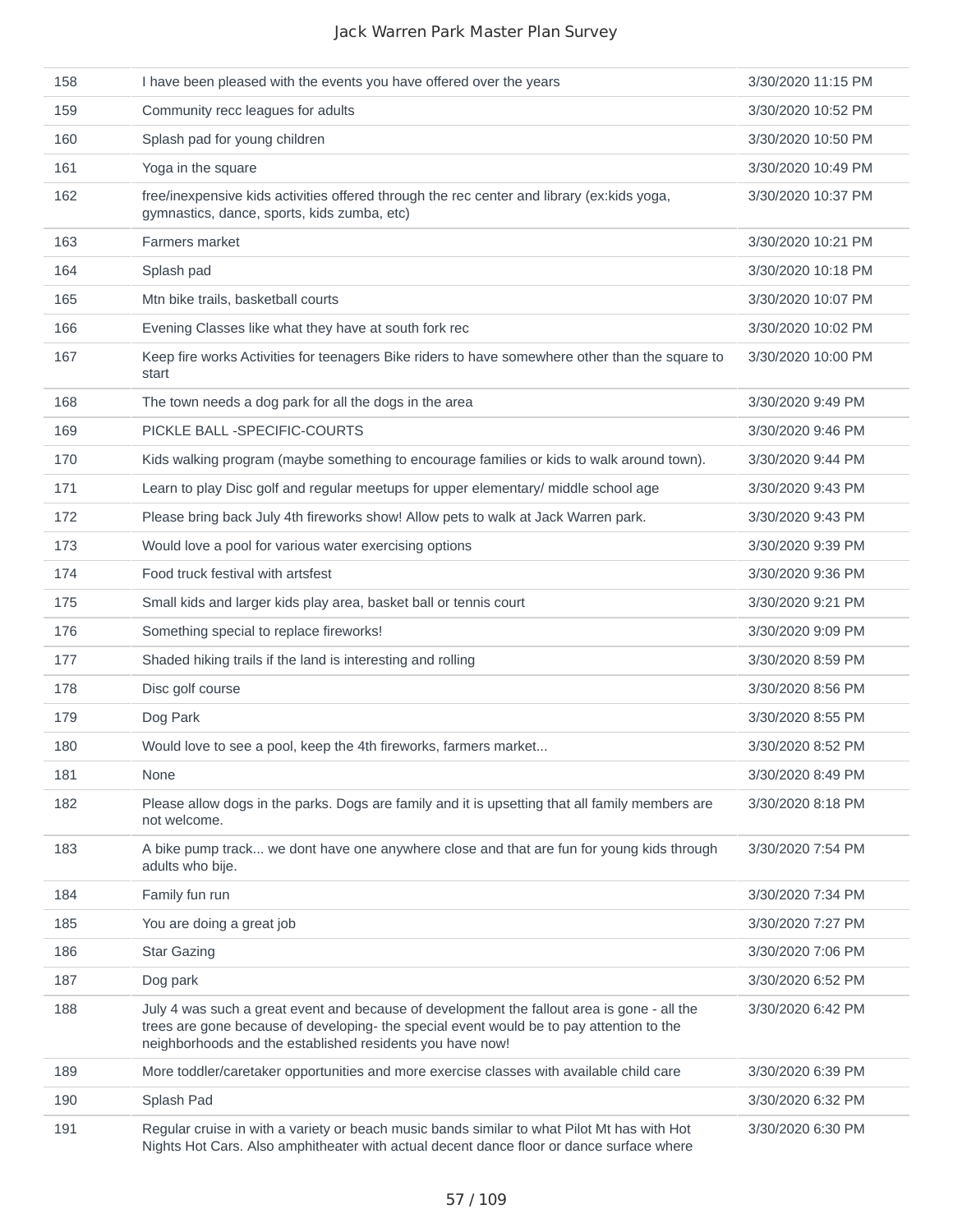| | | |
|---|---|---|
| 158 | I have been pleased with the events you have offered over the years | 3/30/2020 11:15 PM |
| 159 | Community recc leagues for adults | 3/30/2020 10:52 PM |
| 160 | Splash pad for young children | 3/30/2020 10:50 PM |
| 161 | Yoga in the square | 3/30/2020 10:49 PM |
| 162 | free/inexpensive kids activities offered through the rec center and library (ex:kids yoga, gymnastics, dance, sports, kids zumba, etc) | 3/30/2020 10:37 PM |
| 163 | Farmers market | 3/30/2020 10:21 PM |
| 164 | Splash pad | 3/30/2020 10:18 PM |
| 165 | Mtn bike trails, basketball courts | 3/30/2020 10:07 PM |
| 166 | Evening Classes like what they have at south fork rec | 3/30/2020 10:02 PM |
| 167 | Keep fire works Activities for teenagers Bike riders to have somewhere other than the square to start | 3/30/2020 10:00 PM |
| 168 | The town needs a dog park for all the dogs in the area | 3/30/2020 9:49 PM |
| 169 | PICKLE BALL -SPECIFIC-COURTS | 3/30/2020 9:46 PM |
| 170 | Kids walking program (maybe something to encourage families or kids to walk around town). | 3/30/2020 9:44 PM |
| 171 | Learn to play Disc golf and regular meetups for upper elementary/ middle school age | 3/30/2020 9:43 PM |
| 172 | Please bring back July 4th fireworks show! Allow pets to walk at Jack Warren park. | 3/30/2020 9:43 PM |
| 173 | Would love a pool for various water exercising options | 3/30/2020 9:39 PM |
| 174 | Food truck festival with artsfest | 3/30/2020 9:36 PM |
| 175 | Small kids and larger kids play area, basket ball or tennis court | 3/30/2020 9:21 PM |
| 176 | Something special to replace fireworks! | 3/30/2020 9:09 PM |
| 177 | Shaded hiking trails if the land is interesting and rolling | 3/30/2020 8:59 PM |
| 178 | Disc golf course | 3/30/2020 8:56 PM |
| 179 | Dog Park | 3/30/2020 8:55 PM |
| 180 | Would love to see a pool, keep the 4th fireworks, farmers market... | 3/30/2020 8:52 PM |
| 181 | None | 3/30/2020 8:49 PM |
| 182 | Please allow dogs in the parks. Dogs are family and it is upsetting that all family members are not welcome. | 3/30/2020 8:18 PM |
| 183 | A bike pump track... we dont have one anywhere close and that are fun for young kids through adults who bije. | 3/30/2020 7:54 PM |
| 184 | Family fun run | 3/30/2020 7:34 PM |
| 185 | You are doing a great job | 3/30/2020 7:27 PM |
| 186 | Star Gazing | 3/30/2020 7:06 PM |
| 187 | Dog park | 3/30/2020 6:52 PM |
| 188 | July 4 was such a great event and because of development the fallout area is gone - all the trees are gone because of developing- the special event would be to pay attention to the neighborhoods and the established residents you have now! | 3/30/2020 6:42 PM |
| 189 | More toddler/caretaker opportunities and more exercise classes with available child care | 3/30/2020 6:39 PM |
| 190 | Splash Pad | 3/30/2020 6:32 PM |
| 191 | Regular cruise in with a variety or beach music bands similar to what Pilot Mt has with Hot Nights Hot Cars. Also amphitheater with actual decent dance floor or dance surface where | 3/30/2020 6:30 PM |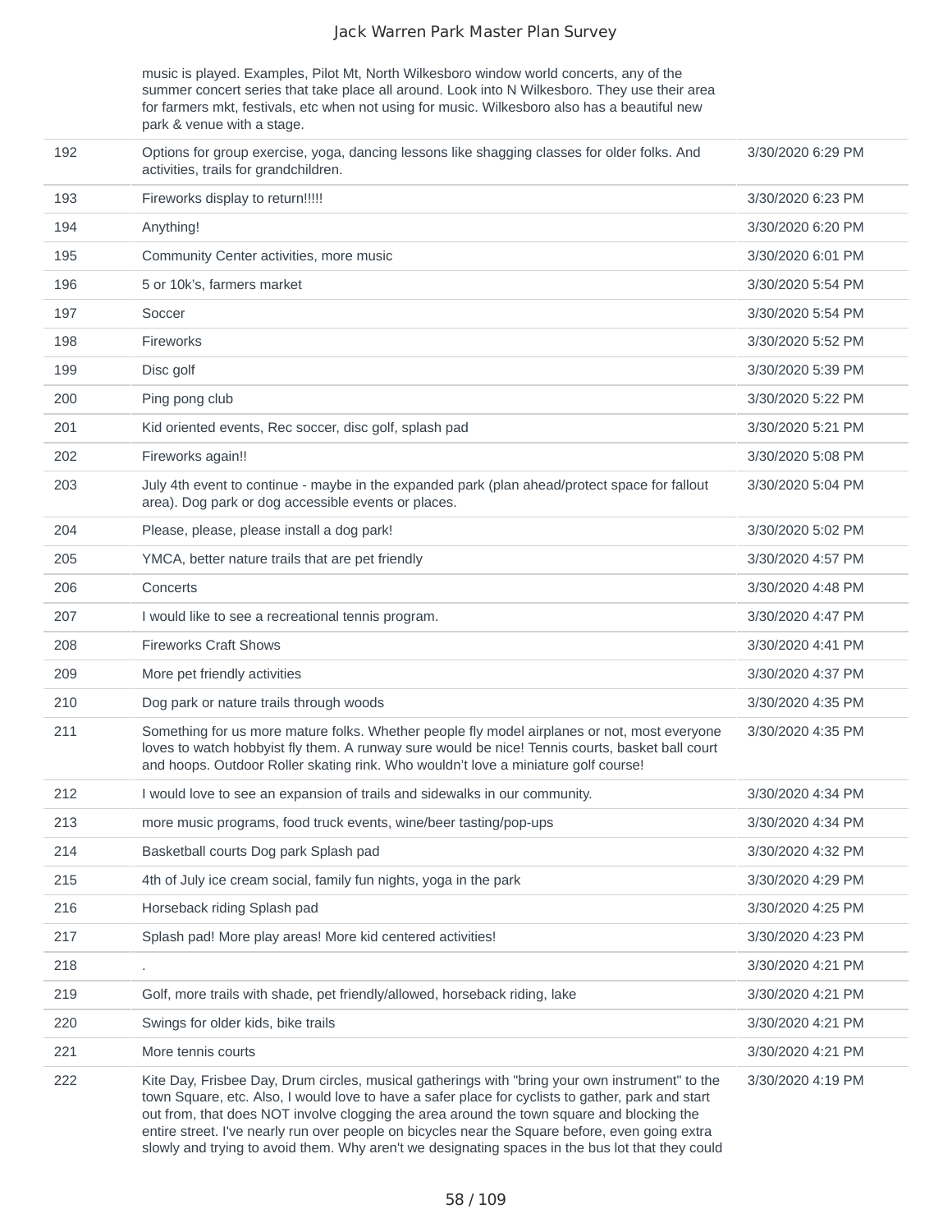| | | |
|---|---|---|
| | music is played. Examples, Pilot Mt, North Wilkesboro window world concerts, any of the summer concert series that take place all around. Look into N Wilkesboro. They use their area for farmers mkt, festivals, etc when not using for music. Wilkesboro also has a beautiful new park & venue with a stage. | |
| 192 | Options for group exercise, yoga, dancing lessons like shagging classes for older folks. And activities, trails for grandchildren. | 3/30/2020 6:29 PM |
| 193 | Fireworks display to return!!!!! | 3/30/2020 6:23 PM |
| 194 | Anything! | 3/30/2020 6:20 PM |
| 195 | Community Center activities, more music | 3/30/2020 6:01 PM |
| 196 | 5 or 10k's, farmers market | 3/30/2020 5:54 PM |
| 197 | Soccer | 3/30/2020 5:54 PM |
| 198 | Fireworks | 3/30/2020 5:52 PM |
| 199 | Disc golf | 3/30/2020 5:39 PM |
| 200 | Ping pong club | 3/30/2020 5:22 PM |
| 201 | Kid oriented events, Rec soccer, disc golf, splash pad | 3/30/2020 5:21 PM |
| 202 | Fireworks again!! | 3/30/2020 5:08 PM |
| 203 | July 4th event to continue - maybe in the expanded park (plan ahead/protect space for fallout area). Dog park or dog accessible events or places. | 3/30/2020 5:04 PM |
| 204 | Please, please, please install a dog park! | 3/30/2020 5:02 PM |
| 205 | YMCA, better nature trails that are pet friendly | 3/30/2020 4:57 PM |
| 206 | Concerts | 3/30/2020 4:48 PM |
| 207 | I would like to see a recreational tennis program. | 3/30/2020 4:47 PM |
| 208 | Fireworks Craft Shows | 3/30/2020 4:41 PM |
| 209 | More pet friendly activities | 3/30/2020 4:37 PM |
| 210 | Dog park or nature trails through woods | 3/30/2020 4:35 PM |
| 211 | Something for us more mature folks. Whether people fly model airplanes or not, most everyone loves to watch hobbyist fly them. A runway sure would be nice! Tennis courts, basket ball court and hoops. Outdoor Roller skating rink. Who wouldn't love a miniature golf course! | 3/30/2020 4:35 PM |
| 212 | I would love to see an expansion of trails and sidewalks in our community. | 3/30/2020 4:34 PM |
| 213 | more music programs, food truck events, wine/beer tasting/pop-ups | 3/30/2020 4:34 PM |
| 214 | Basketball courts Dog park Splash pad | 3/30/2020 4:32 PM |
| 215 | 4th of July ice cream social, family fun nights, yoga in the park | 3/30/2020 4:29 PM |
| 216 | Horseback riding Splash pad | 3/30/2020 4:25 PM |
| 217 | Splash pad! More play areas! More kid centered activities! | 3/30/2020 4:23 PM |
| 218 | . | 3/30/2020 4:21 PM |
| 219 | Golf, more trails with shade, pet friendly/allowed, horseback riding, lake | 3/30/2020 4:21 PM |
| 220 | Swings for older kids, bike trails | 3/30/2020 4:21 PM |
| 221 | More tennis courts | 3/30/2020 4:21 PM |
| 222 | Kite Day, Frisbee Day, Drum circles, musical gatherings with "bring your own instrument" to the town Square, etc. Also, I would love to have a safer place for cyclists to gather, park and start out from, that does NOT involve clogging the area around the town square and blocking the entire street. I've nearly run over people on bicycles near the Square before, even going extra slowly and trying to avoid them. Why aren't we designating spaces in the bus lot that they could | 3/30/2020 4:19 PM |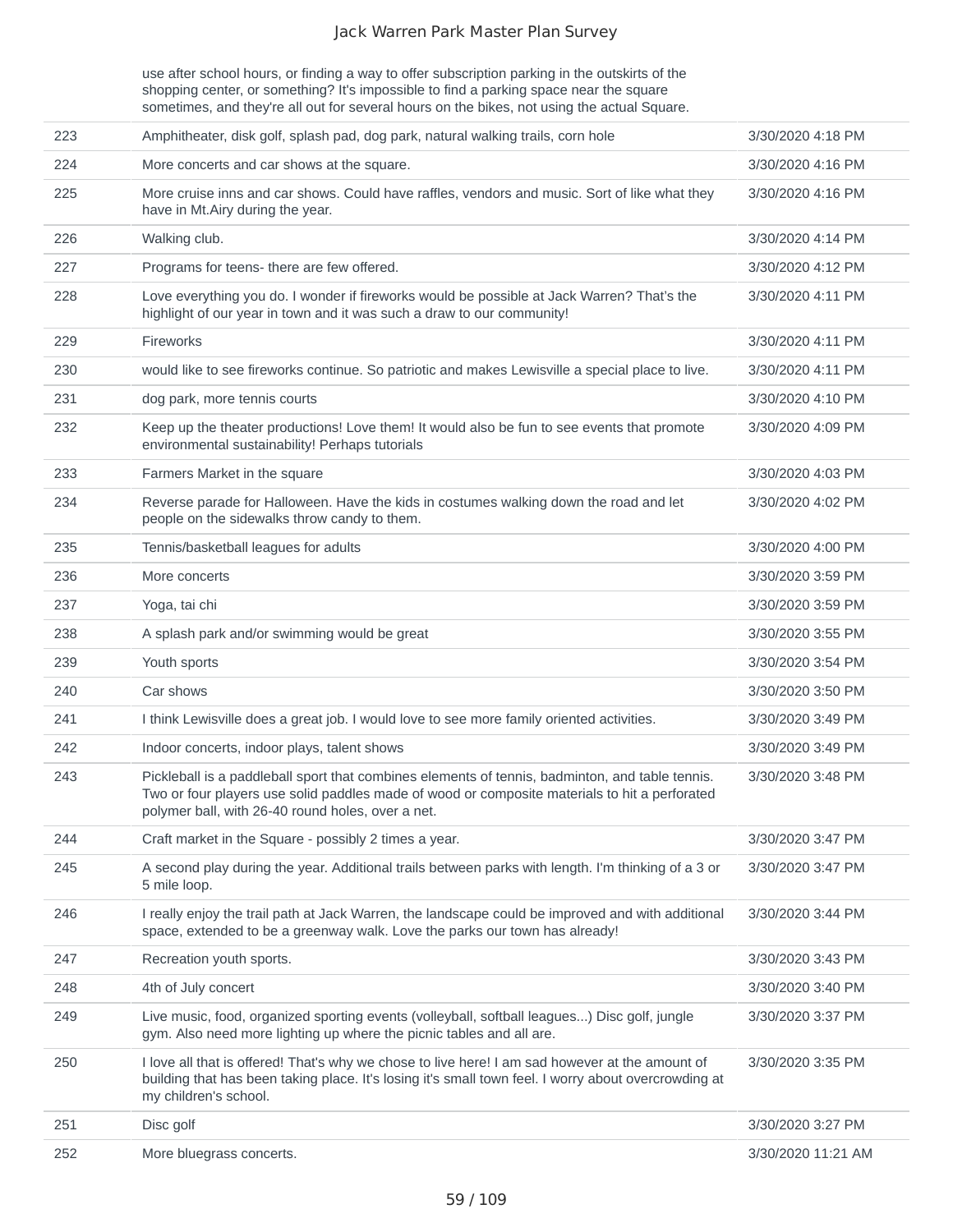| | | |
|---|---|---|
| | use after school hours, or finding a way to offer subscription parking in the outskirts of the shopping center, or something? It's impossible to find a parking space near the square sometimes, and they're all out for several hours on the bikes, not using the actual Square. | |
| 223 | Amphitheater, disk golf, splash pad, dog park, natural walking trails, corn hole | 3/30/2020 4:18 PM |
| 224 | More concerts and car shows at the square. | 3/30/2020 4:16 PM |
| 225 | More cruise inns and car shows. Could have raffles, vendors and music. Sort of like what they have in Mt.Airy during the year. | 3/30/2020 4:16 PM |
| 226 | Walking club. | 3/30/2020 4:14 PM |
| 227 | Programs for teens- there are few offered. | 3/30/2020 4:12 PM |
| 228 | Love everything you do. I wonder if fireworks would be possible at Jack Warren? That's the highlight of our year in town and it was such a draw to our community! | 3/30/2020 4:11 PM |
| 229 | Fireworks | 3/30/2020 4:11 PM |
| 230 | would like to see fireworks continue. So patriotic and makes Lewisville a special place to live. | 3/30/2020 4:11 PM |
| 231 | dog park, more tennis courts | 3/30/2020 4:10 PM |
| 232 | Keep up the theater productions! Love them! It would also be fun to see events that promote environmental sustainability! Perhaps tutorials | 3/30/2020 4:09 PM |
| 233 | Farmers Market in the square | 3/30/2020 4:03 PM |
| 234 | Reverse parade for Halloween. Have the kids in costumes walking down the road and let people on the sidewalks throw candy to them. | 3/30/2020 4:02 PM |
| 235 | Tennis/basketball leagues for adults | 3/30/2020 4:00 PM |
| 236 | More concerts | 3/30/2020 3:59 PM |
| 237 | Yoga, tai chi | 3/30/2020 3:59 PM |
| 238 | A splash park and/or swimming would be great | 3/30/2020 3:55 PM |
| 239 | Youth sports | 3/30/2020 3:54 PM |
| 240 | Car shows | 3/30/2020 3:50 PM |
| 241 | I think Lewisville does a great job. I would love to see more family oriented activities. | 3/30/2020 3:49 PM |
| 242 | Indoor concerts, indoor plays, talent shows | 3/30/2020 3:49 PM |
| 243 | Pickleball is a paddleball sport that combines elements of tennis, badminton, and table tennis. Two or four players use solid paddles made of wood or composite materials to hit a perforated polymer ball, with 26-40 round holes, over a net. | 3/30/2020 3:48 PM |
| 244 | Craft market in the Square - possibly 2 times a year. | 3/30/2020 3:47 PM |
| 245 | A second play during the year. Additional trails between parks with length. I'm thinking of a 3 or 5 mile loop. | 3/30/2020 3:47 PM |
| 246 | I really enjoy the trail path at Jack Warren, the landscape could be improved and with additional space, extended to be a greenway walk. Love the parks our town has already! | 3/30/2020 3:44 PM |
| 247 | Recreation youth sports. | 3/30/2020 3:43 PM |
| 248 | 4th of July concert | 3/30/2020 3:40 PM |
| 249 | Live music, food, organized sporting events (volleyball, softball leagues...) Disc golf, jungle gym. Also need more lighting up where the picnic tables and all are. | 3/30/2020 3:37 PM |
| 250 | I love all that is offered! That's why we chose to live here! I am sad however at the amount of building that has been taking place. It's losing it's small town feel. I worry about overcrowding at my children's school. | 3/30/2020 3:35 PM |
| 251 | Disc golf | 3/30/2020 3:27 PM |
| 252 | More bluegrass concerts. | 3/30/2020 11:21 AM |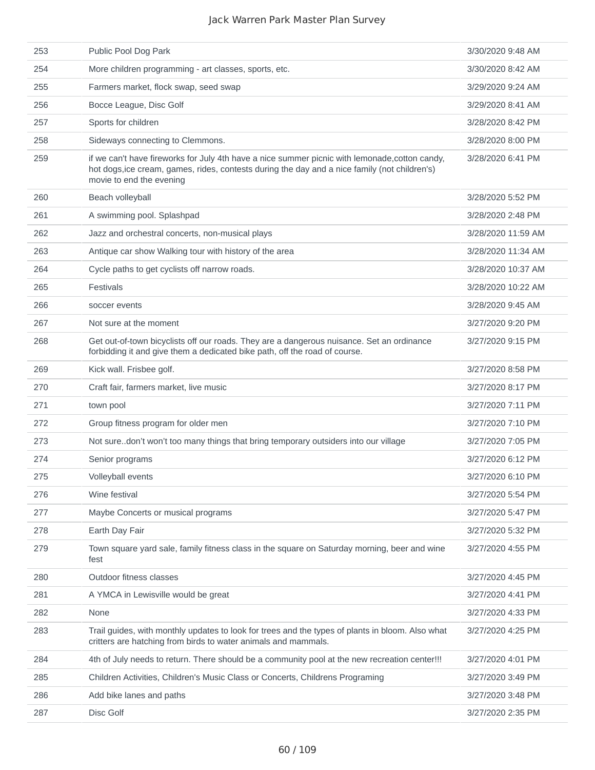| | | |
|---|---|---|
| 253 | Public Pool Dog Park | 3/30/2020 9:48 AM |
| 254 | More children programming - art classes, sports, etc. | 3/30/2020 8:42 AM |
| 255 | Farmers market, flock swap, seed swap | 3/29/2020 9:24 AM |
| 256 | Bocce League, Disc Golf | 3/29/2020 8:41 AM |
| 257 | Sports for children | 3/28/2020 8:42 PM |
| 258 | Sideways connecting to Clemmons. | 3/28/2020 8:00 PM |
| 259 | if we can't have fireworks for July 4th have a nice summer picnic with lemonade,cotton candy, hot dogs,ice cream, games, rides, contests during the day and a nice family (not children's) movie to end the evening | 3/28/2020 6:41 PM |
| 260 | Beach volleyball | 3/28/2020 5:52 PM |
| 261 | A swimming pool. Splashpad | 3/28/2020 2:48 PM |
| 262 | Jazz and orchestral concerts, non-musical plays | 3/28/2020 11:59 AM |
| 263 | Antique car show Walking tour with history of the area | 3/28/2020 11:34 AM |
| 264 | Cycle paths to get cyclists off narrow roads. | 3/28/2020 10:37 AM |
| 265 | Festivals | 3/28/2020 10:22 AM |
| 266 | soccer events | 3/28/2020 9:45 AM |
| 267 | Not sure at the moment | 3/27/2020 9:20 PM |
| 268 | Get out-of-town bicyclists off our roads. They are a dangerous nuisance. Set an ordinance forbidding it and give them a dedicated bike path, off the road of course. | 3/27/2020 9:15 PM |
| 269 | Kick wall. Frisbee golf. | 3/27/2020 8:58 PM |
| 270 | Craft fair, farmers market, live music | 3/27/2020 8:17 PM |
| 271 | town pool | 3/27/2020 7:11 PM |
| 272 | Group fitness program for older men | 3/27/2020 7:10 PM |
| 273 | Not sure..don't won't too many things that bring temporary outsiders into our village | 3/27/2020 7:05 PM |
| 274 | Senior programs | 3/27/2020 6:12 PM |
| 275 | Volleyball events | 3/27/2020 6:10 PM |
| 276 | Wine festival | 3/27/2020 5:54 PM |
| 277 | Maybe Concerts or musical programs | 3/27/2020 5:47 PM |
| 278 | Earth Day Fair | 3/27/2020 5:32 PM |
| 279 | Town square yard sale, family fitness class in the square on Saturday morning, beer and wine fest | 3/27/2020 4:55 PM |
| 280 | Outdoor fitness classes | 3/27/2020 4:45 PM |
| 281 | A YMCA in Lewisville would be great | 3/27/2020 4:41 PM |
| 282 | None | 3/27/2020 4:33 PM |
| 283 | Trail guides, with monthly updates to look for trees and the types of plants in bloom. Also what critters are hatching from birds to water animals and mammals. | 3/27/2020 4:25 PM |
| 284 | 4th of July needs to return. There should be a community pool at the new recreation center!!! | 3/27/2020 4:01 PM |
| 285 | Children Activities, Children's Music Class or Concerts, Childrens Programing | 3/27/2020 3:49 PM |
| 286 | Add bike lanes and paths | 3/27/2020 3:48 PM |
| 287 | Disc Golf | 3/27/2020 2:35 PM |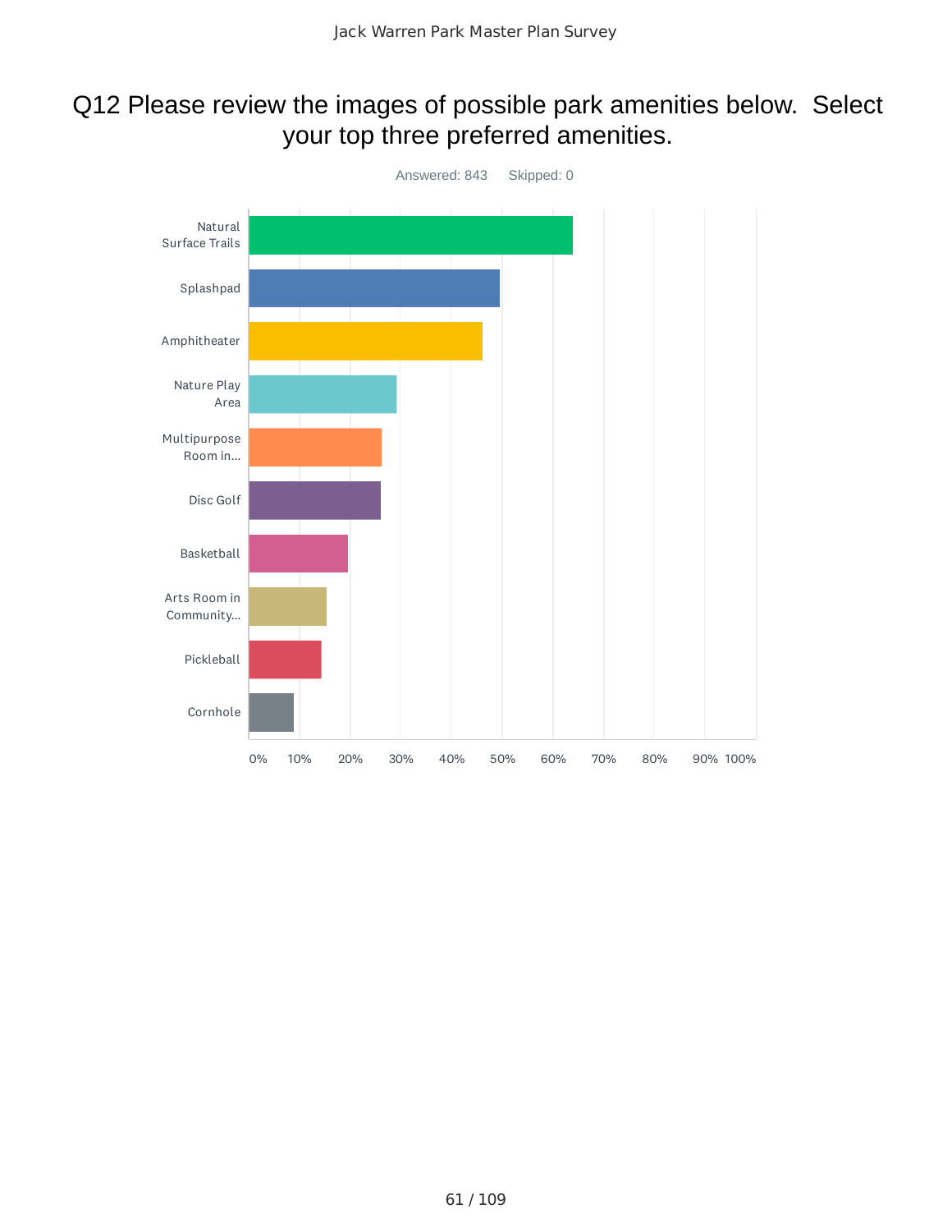# Q12 Please review the images of possible park amenities below. Select your top three preferred amenities.

Answered: 843 Skipped: 0

| Amenity |
|---|
| Natural Surface Trails |
| Splashpad |
| Amphitheater |
| Nature Play Area |
| Multipurpose Room in... |
| Disc Golf |
| Basketball |
| Arts Room in Community... |
| Pickleball |
| Cornhole |

0% 10% 20% 30% 40% 50% 60% 70% 80% 90% 100%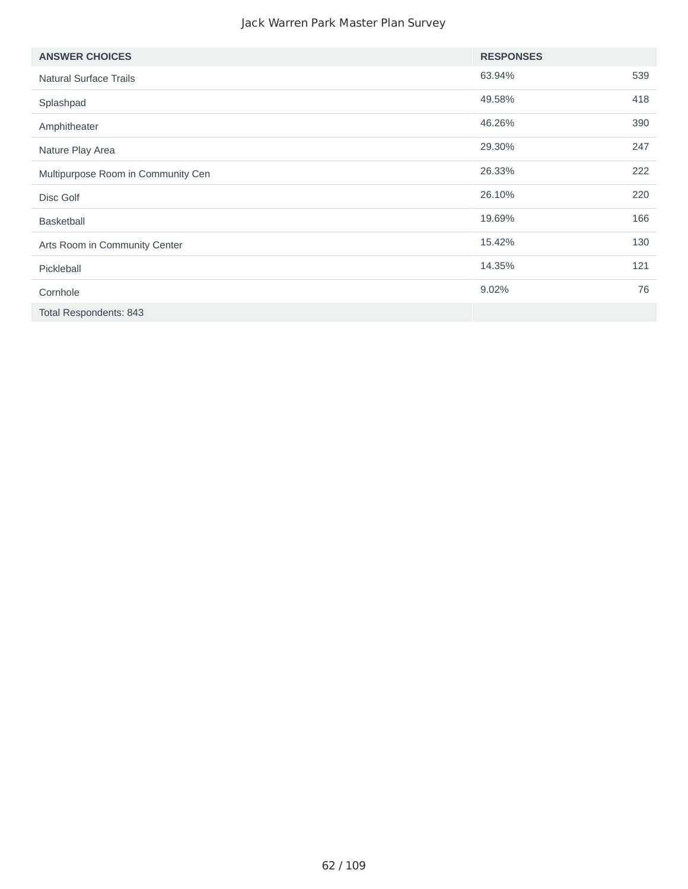| ANSWER CHOICES | RESPONSES | |
|---|---|---|
| Natural Surface Trails | 63.94% | 539 |
| Splashpad | 49.58% | 418 |
| Amphitheater | 46.26% | 390 |
| Nature Play Area | 29.30% | 247 |
| Multipurpose Room in Community Cen | 26.33% | 222 |
| Disc Golf | 26.10% | 220 |
| Basketball | 19.69% | 166 |
| Arts Room in Community Center | 15.42% | 130 |
| Pickleball | 14.35% | 121 |
| Cornhole | 9.02% | 76 |
| Total Respondents: 843 | | |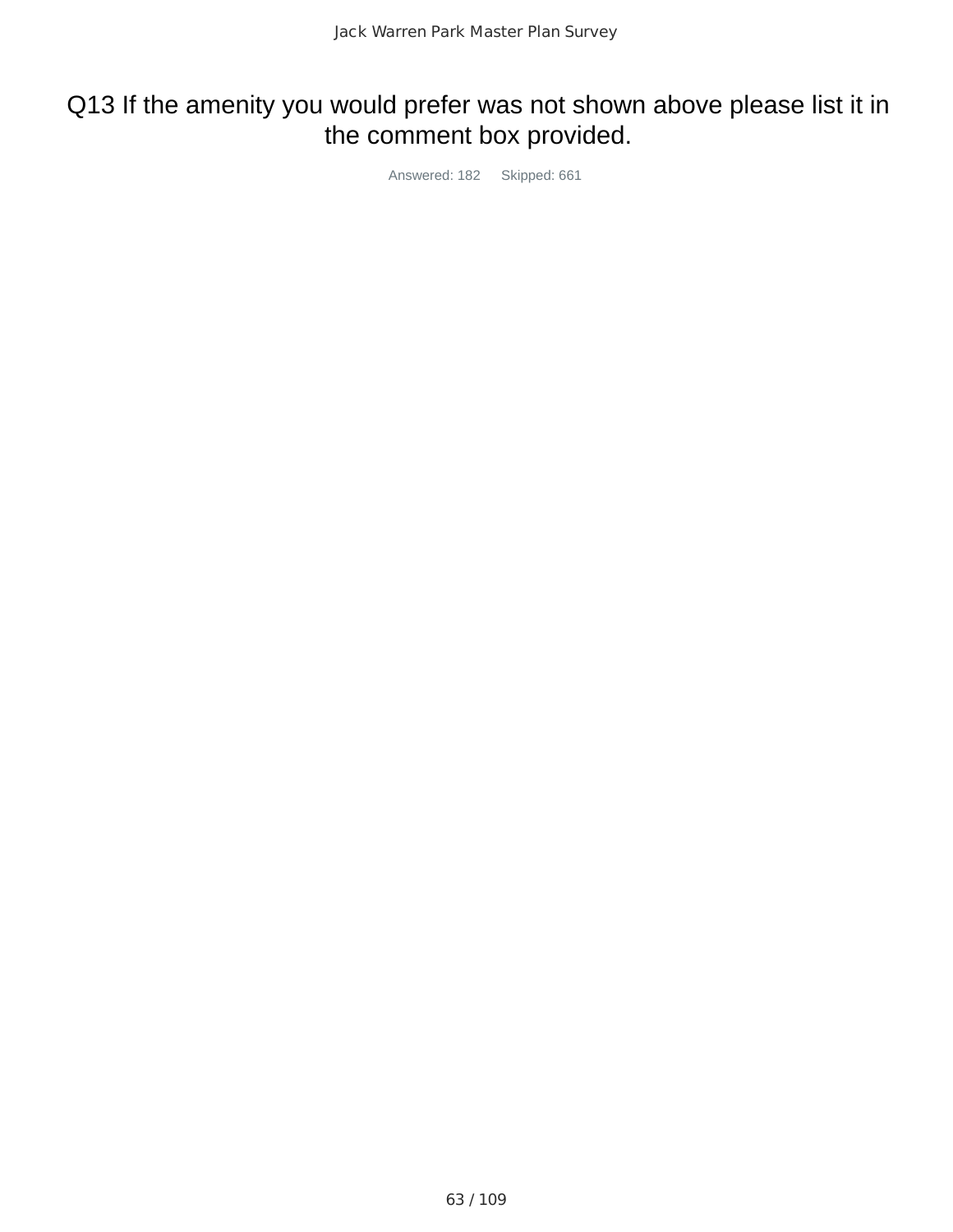# Q13 If the amenity you would prefer was not shown above please list it in the comment box provided.

Answered: 182    Skipped: 661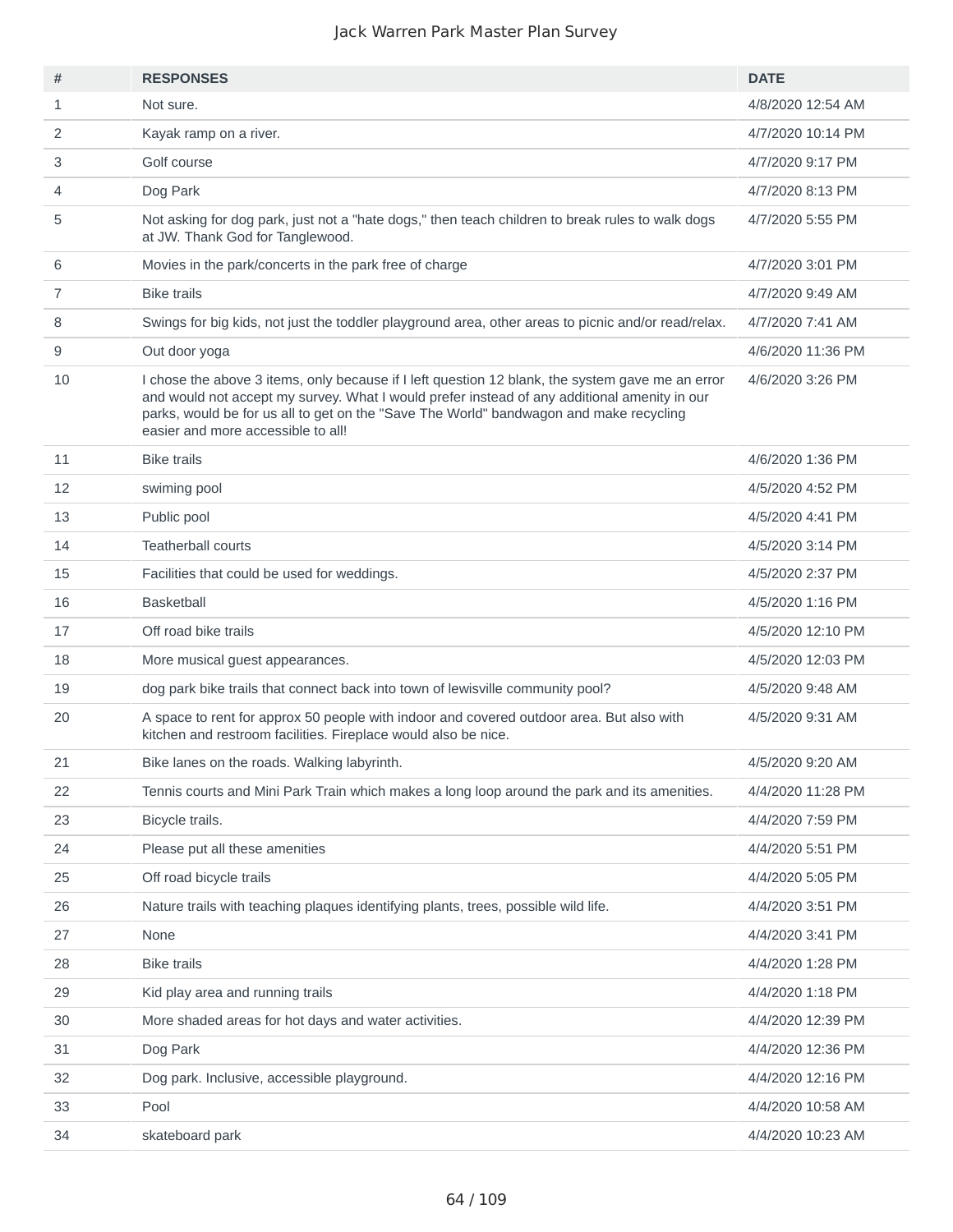| # | RESPONSES | DATE |
|---|---|---|
| 1 | Not sure. | 4/8/2020 12:54 AM |
| 2 | Kayak ramp on a river. | 4/7/2020 10:14 PM |
| 3 | Golf course | 4/7/2020 9:17 PM |
| 4 | Dog Park | 4/7/2020 8:13 PM |
| 5 | Not asking for dog park, just not a "hate dogs," then teach children to break rules to walk dogs at JW. Thank God for Tanglewood. | 4/7/2020 5:55 PM |
| 6 | Movies in the park/concerts in the park free of charge | 4/7/2020 3:01 PM |
| 7 | Bike trails | 4/7/2020 9:49 AM |
| 8 | Swings for big kids, not just the toddler playground area, other areas to picnic and/or read/relax. | 4/7/2020 7:41 AM |
| 9 | Out door yoga | 4/6/2020 11:36 PM |
| 10 | I chose the above 3 items, only because if I left question 12 blank, the system gave me an error and would not accept my survey. What I would prefer instead of any additional amenity in our parks, would be for us all to get on the "Save The World" bandwagon and make recycling easier and more accessible to all! | 4/6/2020 3:26 PM |
| 11 | Bike trails | 4/6/2020 1:36 PM |
| 12 | swiming pool | 4/5/2020 4:52 PM |
| 13 | Public pool | 4/5/2020 4:41 PM |
| 14 | Teatherball courts | 4/5/2020 3:14 PM |
| 15 | Facilities that could be used for weddings. | 4/5/2020 2:37 PM |
| 16 | Basketball | 4/5/2020 1:16 PM |
| 17 | Off road bike trails | 4/5/2020 12:10 PM |
| 18 | More musical guest appearances. | 4/5/2020 12:03 PM |
| 19 | dog park bike trails that connect back into town of lewisville community pool? | 4/5/2020 9:48 AM |
| 20 | A space to rent for approx 50 people with indoor and covered outdoor area. But also with kitchen and restroom facilities. Fireplace would also be nice. | 4/5/2020 9:31 AM |
| 21 | Bike lanes on the roads. Walking labyrinth. | 4/5/2020 9:20 AM |
| 22 | Tennis courts and Mini Park Train which makes a long loop around the park and its amenities. | 4/4/2020 11:28 PM |
| 23 | Bicycle trails. | 4/4/2020 7:59 PM |
| 24 | Please put all these amenities | 4/4/2020 5:51 PM |
| 25 | Off road bicycle trails | 4/4/2020 5:05 PM |
| 26 | Nature trails with teaching plaques identifying plants, trees, possible wild life. | 4/4/2020 3:51 PM |
| 27 | None | 4/4/2020 3:41 PM |
| 28 | Bike trails | 4/4/2020 1:28 PM |
| 29 | Kid play area and running trails | 4/4/2020 1:18 PM |
| 30 | More shaded areas for hot days and water activities. | 4/4/2020 12:39 PM |
| 31 | Dog Park | 4/4/2020 12:36 PM |
| 32 | Dog park. Inclusive, accessible playground. | 4/4/2020 12:16 PM |
| 33 | Pool | 4/4/2020 10:58 AM |
| 34 | skateboard park | 4/4/2020 10:23 AM |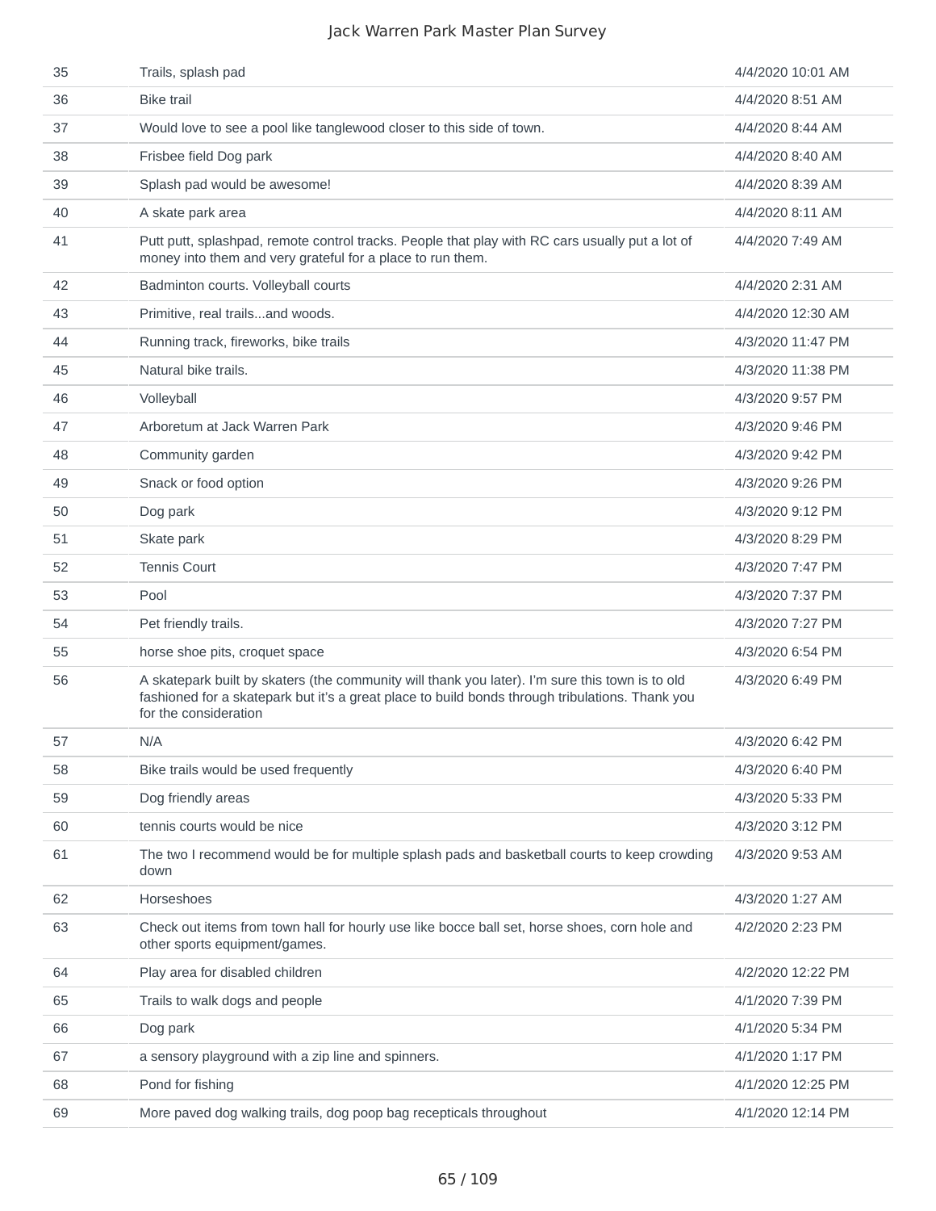| | | |
|---|---|---|
| 35 | Trails, splash pad | 4/4/2020 10:01 AM |
| 36 | Bike trail | 4/4/2020 8:51 AM |
| 37 | Would love to see a pool like tanglewood closer to this side of town. | 4/4/2020 8:44 AM |
| 38 | Frisbee field Dog park | 4/4/2020 8:40 AM |
| 39 | Splash pad would be awesome! | 4/4/2020 8:39 AM |
| 40 | A skate park area | 4/4/2020 8:11 AM |
| 41 | Putt putt, splashpad, remote control tracks. People that play with RC cars usually put a lot of money into them and very grateful for a place to run them. | 4/4/2020 7:49 AM |
| 42 | Badminton courts. Volleyball courts | 4/4/2020 2:31 AM |
| 43 | Primitive, real trails...and woods. | 4/4/2020 12:30 AM |
| 44 | Running track, fireworks, bike trails | 4/3/2020 11:47 PM |
| 45 | Natural bike trails. | 4/3/2020 11:38 PM |
| 46 | Volleyball | 4/3/2020 9:57 PM |
| 47 | Arboretum at Jack Warren Park | 4/3/2020 9:46 PM |
| 48 | Community garden | 4/3/2020 9:42 PM |
| 49 | Snack or food option | 4/3/2020 9:26 PM |
| 50 | Dog park | 4/3/2020 9:12 PM |
| 51 | Skate park | 4/3/2020 8:29 PM |
| 52 | Tennis Court | 4/3/2020 7:47 PM |
| 53 | Pool | 4/3/2020 7:37 PM |
| 54 | Pet friendly trails. | 4/3/2020 7:27 PM |
| 55 | horse shoe pits, croquet space | 4/3/2020 6:54 PM |
| 56 | A skatepark built by skaters (the community will thank you later). I'm sure this town is to old fashioned for a skatepark but it's a great place to build bonds through tribulations. Thank you for the consideration | 4/3/2020 6:49 PM |
| 57 | N/A | 4/3/2020 6:42 PM |
| 58 | Bike trails would be used frequently | 4/3/2020 6:40 PM |
| 59 | Dog friendly areas | 4/3/2020 5:33 PM |
| 60 | tennis courts would be nice | 4/3/2020 3:12 PM |
| 61 | The two I recommend would be for multiple splash pads and basketball courts to keep crowding down | 4/3/2020 9:53 AM |
| 62 | Horseshoes | 4/3/2020 1:27 AM |
| 63 | Check out items from town hall for hourly use like bocce ball set, horse shoes, corn hole and other sports equipment/games. | 4/2/2020 2:23 PM |
| 64 | Play area for disabled children | 4/2/2020 12:22 PM |
| 65 | Trails to walk dogs and people | 4/1/2020 7:39 PM |
| 66 | Dog park | 4/1/2020 5:34 PM |
| 67 | a sensory playground with a zip line and spinners. | 4/1/2020 1:17 PM |
| 68 | Pond for fishing | 4/1/2020 12:25 PM |
| 69 | More paved dog walking trails, dog poop bag recepticals throughout | 4/1/2020 12:14 PM |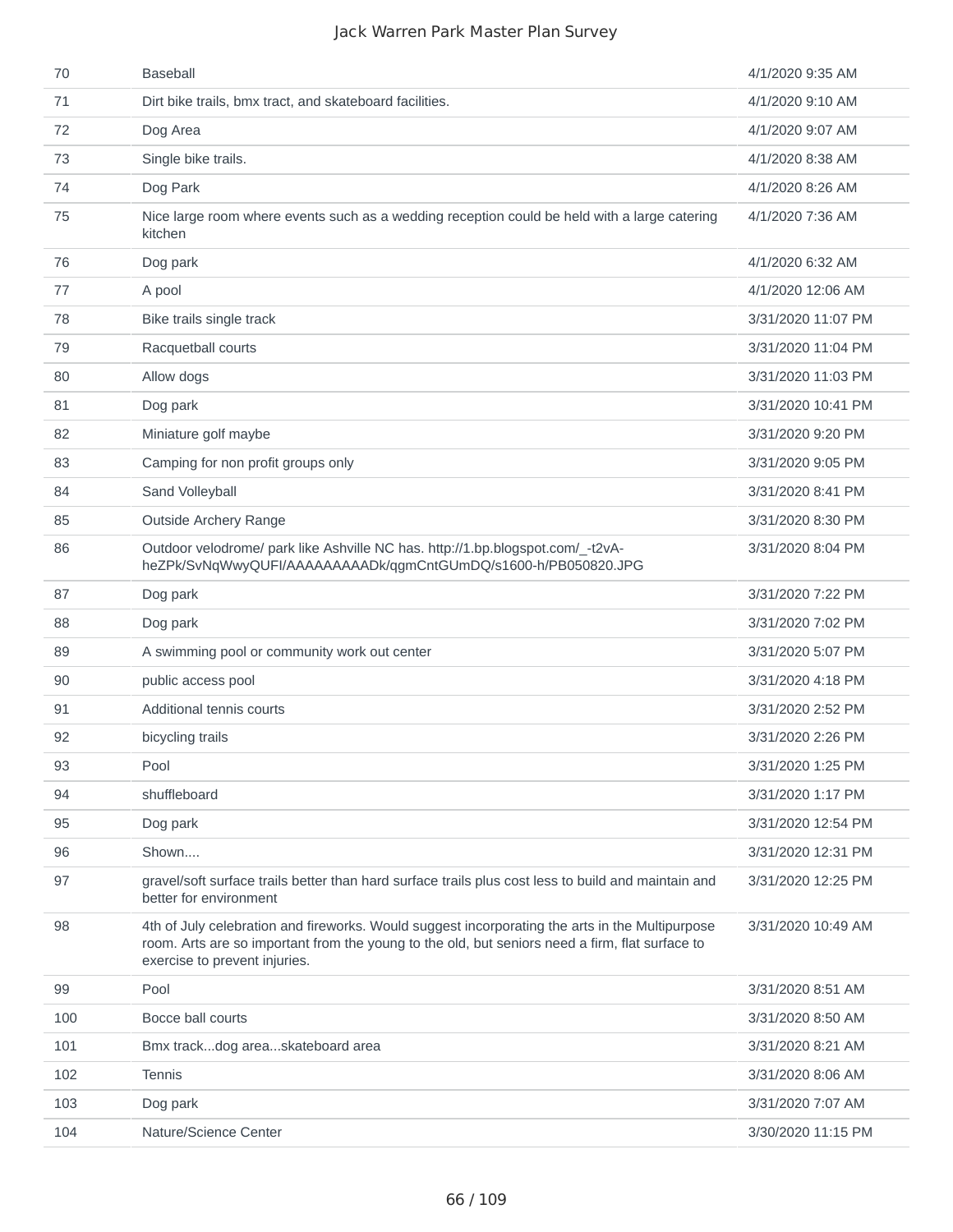| | | |
|---|---|---|
| 70 | Baseball | 4/1/2020 9:35 AM |
| 71 | Dirt bike trails, bmx tract, and skateboard facilities. | 4/1/2020 9:10 AM |
| 72 | Dog Area | 4/1/2020 9:07 AM |
| 73 | Single bike trails. | 4/1/2020 8:38 AM |
| 74 | Dog Park | 4/1/2020 8:26 AM |
| 75 | Nice large room where events such as a wedding reception could be held with a large catering kitchen | 4/1/2020 7:36 AM |
| 76 | Dog park | 4/1/2020 6:32 AM |
| 77 | A pool | 4/1/2020 12:06 AM |
| 78 | Bike trails single track | 3/31/2020 11:07 PM |
| 79 | Racquetball courts | 3/31/2020 11:04 PM |
| 80 | Allow dogs | 3/31/2020 11:03 PM |
| 81 | Dog park | 3/31/2020 10:41 PM |
| 82 | Miniature golf maybe | 3/31/2020 9:20 PM |
| 83 | Camping for non profit groups only | 3/31/2020 9:05 PM |
| 84 | Sand Volleyball | 3/31/2020 8:41 PM |
| 85 | Outside Archery Range | 3/31/2020 8:30 PM |
| 86 | Outdoor velodrome/ park like Ashville NC has. http://1.bp.blogspot.com/_-t2vA-heZPk/SvNqWwyQUFI/AAAAAAAAADk/qgmCntGUmDQ/s1600-h/PB050820.JPG | 3/31/2020 8:04 PM |
| 87 | Dog park | 3/31/2020 7:22 PM |
| 88 | Dog park | 3/31/2020 7:02 PM |
| 89 | A swimming pool or community work out center | 3/31/2020 5:07 PM |
| 90 | public access pool | 3/31/2020 4:18 PM |
| 91 | Additional tennis courts | 3/31/2020 2:52 PM |
| 92 | bicycling trails | 3/31/2020 2:26 PM |
| 93 | Pool | 3/31/2020 1:25 PM |
| 94 | shuffleboard | 3/31/2020 1:17 PM |
| 95 | Dog park | 3/31/2020 12:54 PM |
| 96 | Shown.... | 3/31/2020 12:31 PM |
| 97 | gravel/soft surface trails better than hard surface trails plus cost less to build and maintain and better for environment | 3/31/2020 12:25 PM |
| 98 | 4th of July celebration and fireworks. Would suggest incorporating the arts in the Multipurpose room. Arts are so important from the young to the old, but seniors need a firm, flat surface to exercise to prevent injuries. | 3/31/2020 10:49 AM |
| 99 | Pool | 3/31/2020 8:51 AM |
| 100 | Bocce ball courts | 3/31/2020 8:50 AM |
| 101 | Bmx track...dog area...skateboard area | 3/31/2020 8:21 AM |
| 102 | Tennis | 3/31/2020 8:06 AM |
| 103 | Dog park | 3/31/2020 7:07 AM |
| 104 | Nature/Science Center | 3/30/2020 11:15 PM |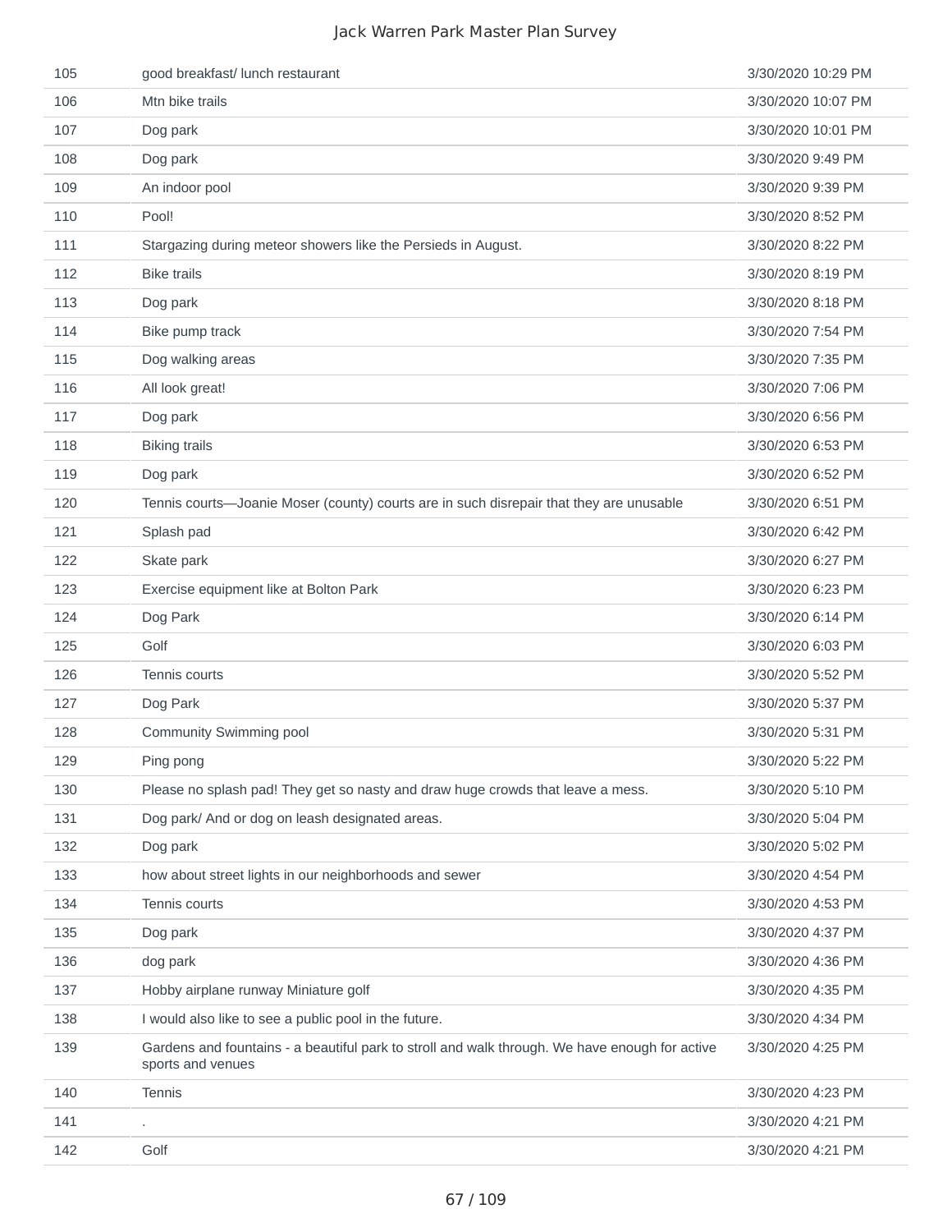| | | |
|---|---|---|
| 105 | good breakfast/ lunch restaurant | 3/30/2020 10:29 PM |
| 106 | Mtn bike trails | 3/30/2020 10:07 PM |
| 107 | Dog park | 3/30/2020 10:01 PM |
| 108 | Dog park | 3/30/2020 9:49 PM |
| 109 | An indoor pool | 3/30/2020 9:39 PM |
| 110 | Pool! | 3/30/2020 8:52 PM |
| 111 | Stargazing during meteor showers like the Persieds in August. | 3/30/2020 8:22 PM |
| 112 | Bike trails | 3/30/2020 8:19 PM |
| 113 | Dog park | 3/30/2020 8:18 PM |
| 114 | Bike pump track | 3/30/2020 7:54 PM |
| 115 | Dog walking areas | 3/30/2020 7:35 PM |
| 116 | All look great! | 3/30/2020 7:06 PM |
| 117 | Dog park | 3/30/2020 6:56 PM |
| 118 | Biking trails | 3/30/2020 6:53 PM |
| 119 | Dog park | 3/30/2020 6:52 PM |
| 120 | Tennis courts—Joanie Moser (county) courts are in such disrepair that they are unusable | 3/30/2020 6:51 PM |
| 121 | Splash pad | 3/30/2020 6:42 PM |
| 122 | Skate park | 3/30/2020 6:27 PM |
| 123 | Exercise equipment like at Bolton Park | 3/30/2020 6:23 PM |
| 124 | Dog Park | 3/30/2020 6:14 PM |
| 125 | Golf | 3/30/2020 6:03 PM |
| 126 | Tennis courts | 3/30/2020 5:52 PM |
| 127 | Dog Park | 3/30/2020 5:37 PM |
| 128 | Community Swimming pool | 3/30/2020 5:31 PM |
| 129 | Ping pong | 3/30/2020 5:22 PM |
| 130 | Please no splash pad! They get so nasty and draw huge crowds that leave a mess. | 3/30/2020 5:10 PM |
| 131 | Dog park/ And or dog on leash designated areas. | 3/30/2020 5:04 PM |
| 132 | Dog park | 3/30/2020 5:02 PM |
| 133 | how about street lights in our neighborhoods and sewer | 3/30/2020 4:54 PM |
| 134 | Tennis courts | 3/30/2020 4:53 PM |
| 135 | Dog park | 3/30/2020 4:37 PM |
| 136 | dog park | 3/30/2020 4:36 PM |
| 137 | Hobby airplane runway Miniature golf | 3/30/2020 4:35 PM |
| 138 | I would also like to see a public pool in the future. | 3/30/2020 4:34 PM |
| 139 | Gardens and fountains - a beautiful park to stroll and walk through. We have enough for active sports and venues | 3/30/2020 4:25 PM |
| 140 | Tennis | 3/30/2020 4:23 PM |
| 141 | . | 3/30/2020 4:21 PM |
| 142 | Golf | 3/30/2020 4:21 PM |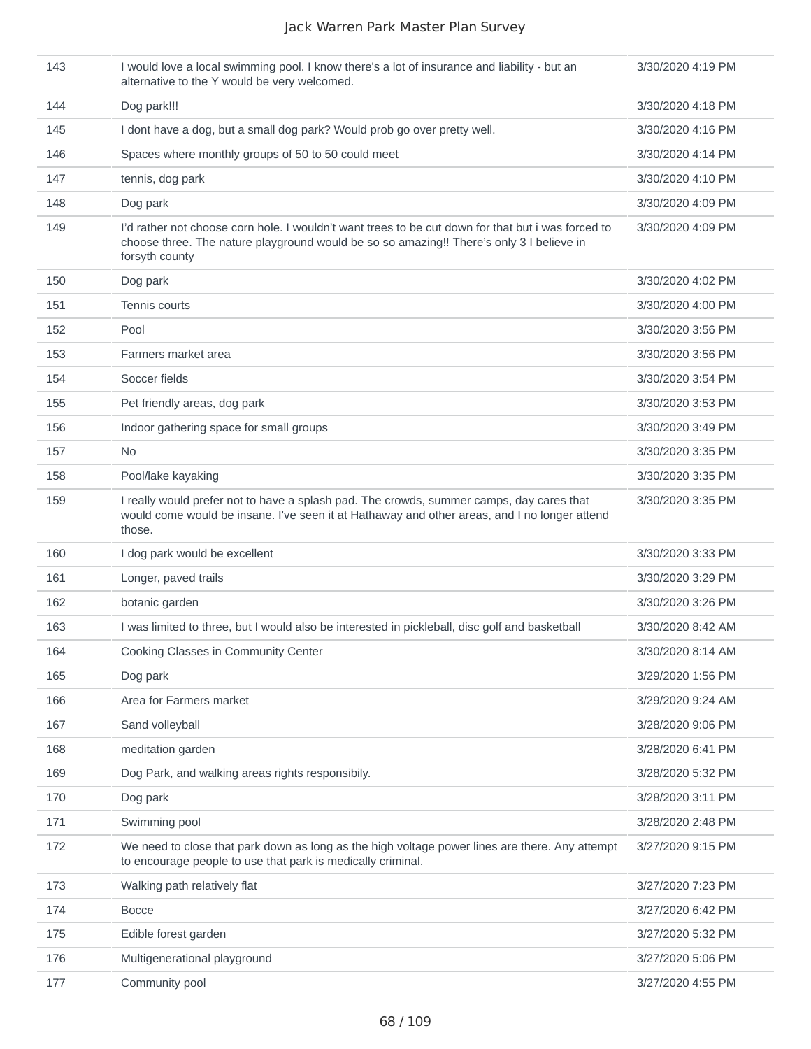| | | |
|---|---|---|
| 143 | I would love a local swimming pool. I know there's a lot of insurance and liability - but an alternative to the Y would be very welcomed. | 3/30/2020 4:19 PM |
| 144 | Dog park!!! | 3/30/2020 4:18 PM |
| 145 | I dont have a dog, but a small dog park? Would prob go over pretty well. | 3/30/2020 4:16 PM |
| 146 | Spaces where monthly groups of 50 to 50 could meet | 3/30/2020 4:14 PM |
| 147 | tennis, dog park | 3/30/2020 4:10 PM |
| 148 | Dog park | 3/30/2020 4:09 PM |
| 149 | I'd rather not choose corn hole. I wouldn't want trees to be cut down for that but i was forced to choose three. The nature playground would be so so amazing!! There's only 3 I believe in forsyth county | 3/30/2020 4:09 PM |
| 150 | Dog park | 3/30/2020 4:02 PM |
| 151 | Tennis courts | 3/30/2020 4:00 PM |
| 152 | Pool | 3/30/2020 3:56 PM |
| 153 | Farmers market area | 3/30/2020 3:56 PM |
| 154 | Soccer fields | 3/30/2020 3:54 PM |
| 155 | Pet friendly areas, dog park | 3/30/2020 3:53 PM |
| 156 | Indoor gathering space for small groups | 3/30/2020 3:49 PM |
| 157 | No | 3/30/2020 3:35 PM |
| 158 | Pool/lake kayaking | 3/30/2020 3:35 PM |
| 159 | I really would prefer not to have a splash pad. The crowds, summer camps, day cares that would come would be insane. I've seen it at Hathaway and other areas, and I no longer attend those. | 3/30/2020 3:35 PM |
| 160 | I dog park would be excellent | 3/30/2020 3:33 PM |
| 161 | Longer, paved trails | 3/30/2020 3:29 PM |
| 162 | botanic garden | 3/30/2020 3:26 PM |
| 163 | I was limited to three, but I would also be interested in pickleball, disc golf and basketball | 3/30/2020 8:42 AM |
| 164 | Cooking Classes in Community Center | 3/30/2020 8:14 AM |
| 165 | Dog park | 3/29/2020 1:56 PM |
| 166 | Area for Farmers market | 3/29/2020 9:24 AM |
| 167 | Sand volleyball | 3/28/2020 9:06 PM |
| 168 | meditation garden | 3/28/2020 6:41 PM |
| 169 | Dog Park, and walking areas rights responsibily. | 3/28/2020 5:32 PM |
| 170 | Dog park | 3/28/2020 3:11 PM |
| 171 | Swimming pool | 3/28/2020 2:48 PM |
| 172 | We need to close that park down as long as the high voltage power lines are there. Any attempt to encourage people to use that park is medically criminal. | 3/27/2020 9:15 PM |
| 173 | Walking path relatively flat | 3/27/2020 7:23 PM |
| 174 | Bocce | 3/27/2020 6:42 PM |
| 175 | Edible forest garden | 3/27/2020 5:32 PM |
| 176 | Multigenerational playground | 3/27/2020 5:06 PM |
| 177 | Community pool | 3/27/2020 4:55 PM |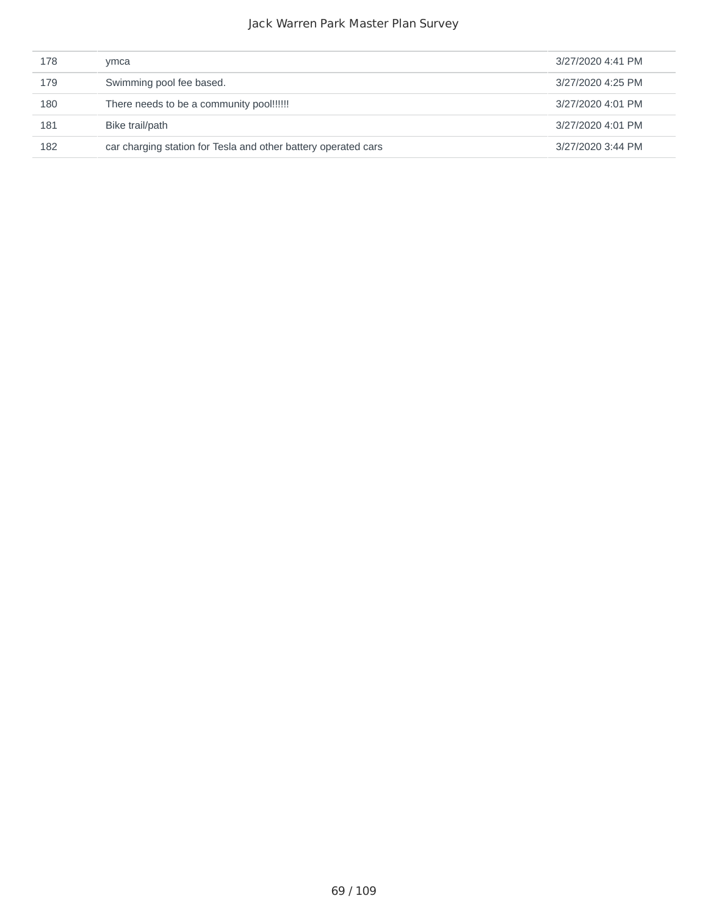| | | |
|---|---|---|
| 178 | ymca | 3/27/2020 4:41 PM |
| 179 | Swimming pool fee based. | 3/27/2020 4:25 PM |
| 180 | There needs to be a community pool!!!!!! | 3/27/2020 4:01 PM |
| 181 | Bike trail/path | 3/27/2020 4:01 PM |
| 182 | car charging station for Tesla and other battery operated cars | 3/27/2020 3:44 PM |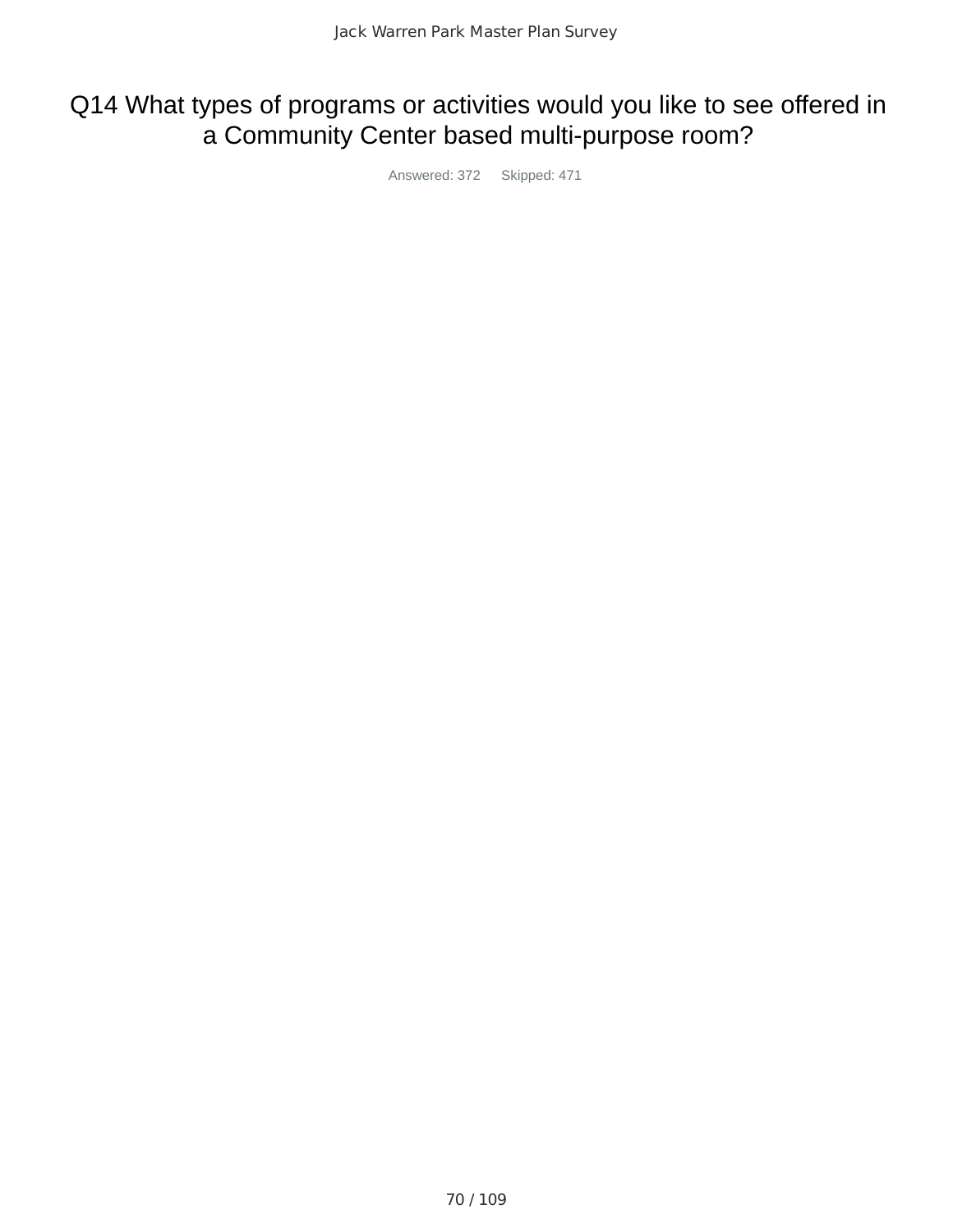# Q14 What types of programs or activities would you like to see offered in a Community Center based multi-purpose room?

Answered: 372 Skipped: 471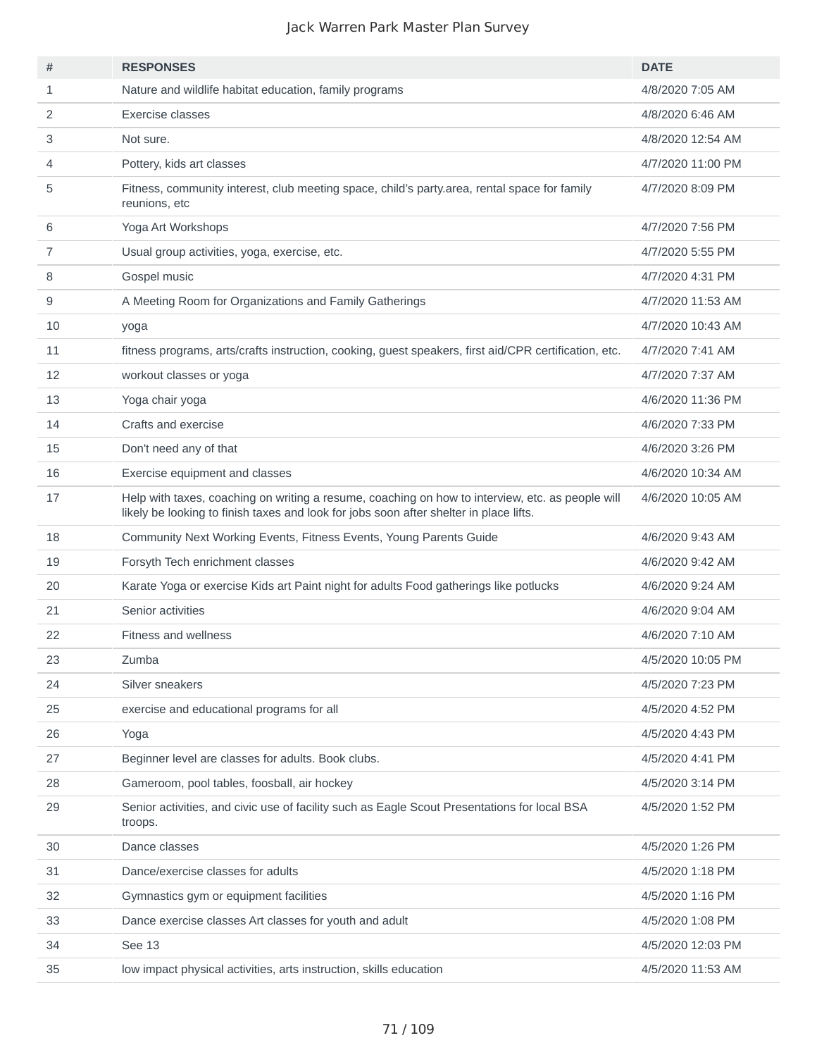| # | RESPONSES | DATE |
|---|---|---|
| 1 | Nature and wildlife habitat education, family programs | 4/8/2020 7:05 AM |
| 2 | Exercise classes | 4/8/2020 6:46 AM |
| 3 | Not sure. | 4/8/2020 12:54 AM |
| 4 | Pottery, kids art classes | 4/7/2020 11:00 PM |
| 5 | Fitness, community interest, club meeting space, child's party.area, rental space for family reunions, etc | 4/7/2020 8:09 PM |
| 6 | Yoga Art Workshops | 4/7/2020 7:56 PM |
| 7 | Usual group activities, yoga, exercise, etc. | 4/7/2020 5:55 PM |
| 8 | Gospel music | 4/7/2020 4:31 PM |
| 9 | A Meeting Room for Organizations and Family Gatherings | 4/7/2020 11:53 AM |
| 10 | yoga | 4/7/2020 10:43 AM |
| 11 | fitness programs, arts/crafts instruction, cooking, guest speakers, first aid/CPR certification, etc. | 4/7/2020 7:41 AM |
| 12 | workout classes or yoga | 4/7/2020 7:37 AM |
| 13 | Yoga chair yoga | 4/6/2020 11:36 PM |
| 14 | Crafts and exercise | 4/6/2020 7:33 PM |
| 15 | Don't need any of that | 4/6/2020 3:26 PM |
| 16 | Exercise equipment and classes | 4/6/2020 10:34 AM |
| 17 | Help with taxes, coaching on writing a resume, coaching on how to interview, etc. as people will likely be looking to finish taxes and look for jobs soon after shelter in place lifts. | 4/6/2020 10:05 AM |
| 18 | Community Next Working Events, Fitness Events, Young Parents Guide | 4/6/2020 9:43 AM |
| 19 | Forsyth Tech enrichment classes | 4/6/2020 9:42 AM |
| 20 | Karate Yoga or exercise Kids art Paint night for adults Food gatherings like potlucks | 4/6/2020 9:24 AM |
| 21 | Senior activities | 4/6/2020 9:04 AM |
| 22 | Fitness and wellness | 4/6/2020 7:10 AM |
| 23 | Zumba | 4/5/2020 10:05 PM |
| 24 | Silver sneakers | 4/5/2020 7:23 PM |
| 25 | exercise and educational programs for all | 4/5/2020 4:52 PM |
| 26 | Yoga | 4/5/2020 4:43 PM |
| 27 | Beginner level are classes for adults. Book clubs. | 4/5/2020 4:41 PM |
| 28 | Gameroom, pool tables, foosball, air hockey | 4/5/2020 3:14 PM |
| 29 | Senior activities, and civic use of facility such as Eagle Scout Presentations for local BSA troops. | 4/5/2020 1:52 PM |
| 30 | Dance classes | 4/5/2020 1:26 PM |
| 31 | Dance/exercise classes for adults | 4/5/2020 1:18 PM |
| 32 | Gymnastics gym or equipment facilities | 4/5/2020 1:16 PM |
| 33 | Dance exercise classes Art classes for youth and adult | 4/5/2020 1:08 PM |
| 34 | See 13 | 4/5/2020 12:03 PM |
| 35 | low impact physical activities, arts instruction, skills education | 4/5/2020 11:53 AM |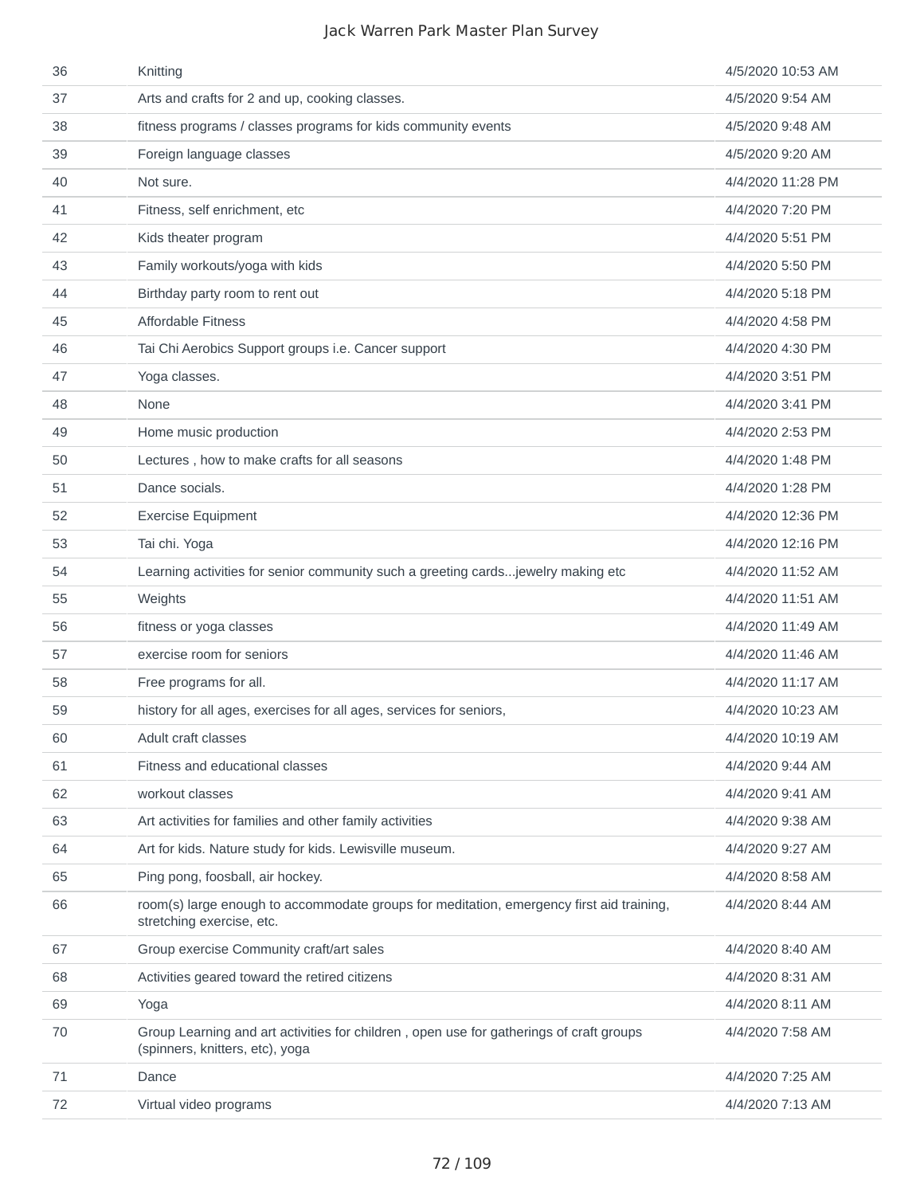| | | |
|---|---|---|
| 36 | Knitting | 4/5/2020 10:53 AM |
| 37 | Arts and crafts for 2 and up, cooking classes. | 4/5/2020 9:54 AM |
| 38 | fitness programs / classes programs for kids community events | 4/5/2020 9:48 AM |
| 39 | Foreign language classes | 4/5/2020 9:20 AM |
| 40 | Not sure. | 4/4/2020 11:28 PM |
| 41 | Fitness, self enrichment, etc | 4/4/2020 7:20 PM |
| 42 | Kids theater program | 4/4/2020 5:51 PM |
| 43 | Family workouts/yoga with kids | 4/4/2020 5:50 PM |
| 44 | Birthday party room to rent out | 4/4/2020 5:18 PM |
| 45 | Affordable Fitness | 4/4/2020 4:58 PM |
| 46 | Tai Chi Aerobics Support groups i.e. Cancer support | 4/4/2020 4:30 PM |
| 47 | Yoga classes. | 4/4/2020 3:51 PM |
| 48 | None | 4/4/2020 3:41 PM |
| 49 | Home music production | 4/4/2020 2:53 PM |
| 50 | Lectures , how to make crafts for all seasons | 4/4/2020 1:48 PM |
| 51 | Dance socials. | 4/4/2020 1:28 PM |
| 52 | Exercise Equipment | 4/4/2020 12:36 PM |
| 53 | Tai chi. Yoga | 4/4/2020 12:16 PM |
| 54 | Learning activities for senior community such a greeting cards...jewelry making etc | 4/4/2020 11:52 AM |
| 55 | Weights | 4/4/2020 11:51 AM |
| 56 | fitness or yoga classes | 4/4/2020 11:49 AM |
| 57 | exercise room for seniors | 4/4/2020 11:46 AM |
| 58 | Free programs for all. | 4/4/2020 11:17 AM |
| 59 | history for all ages, exercises for all ages, services for seniors, | 4/4/2020 10:23 AM |
| 60 | Adult craft classes | 4/4/2020 10:19 AM |
| 61 | Fitness and educational classes | 4/4/2020 9:44 AM |
| 62 | workout classes | 4/4/2020 9:41 AM |
| 63 | Art activities for families and other family activities | 4/4/2020 9:38 AM |
| 64 | Art for kids. Nature study for kids. Lewisville museum. | 4/4/2020 9:27 AM |
| 65 | Ping pong, foosball, air hockey. | 4/4/2020 8:58 AM |
| 66 | room(s) large enough to accommodate groups for meditation, emergency first aid training, stretching exercise, etc. | 4/4/2020 8:44 AM |
| 67 | Group exercise Community craft/art sales | 4/4/2020 8:40 AM |
| 68 | Activities geared toward the retired citizens | 4/4/2020 8:31 AM |
| 69 | Yoga | 4/4/2020 8:11 AM |
| 70 | Group Learning and art activities for children , open use for gatherings of craft groups (spinners, knitters, etc), yoga | 4/4/2020 7:58 AM |
| 71 | Dance | 4/4/2020 7:25 AM |
| 72 | Virtual video programs | 4/4/2020 7:13 AM |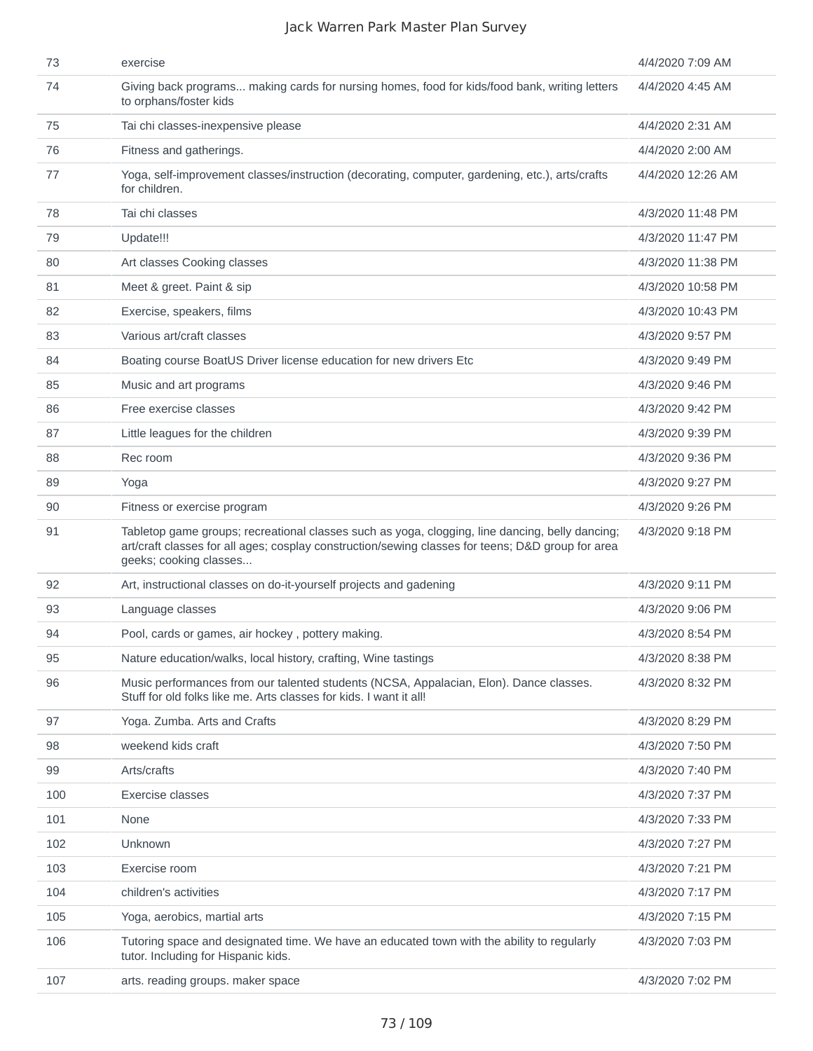| | | |
|---|---|---|
| 73 | exercise | 4/4/2020 7:09 AM |
| 74 | Giving back programs... making cards for nursing homes, food for kids/food bank, writing letters to orphans/foster kids | 4/4/2020 4:45 AM |
| 75 | Tai chi classes-inexpensive please | 4/4/2020 2:31 AM |
| 76 | Fitness and gatherings. | 4/4/2020 2:00 AM |
| 77 | Yoga, self-improvement classes/instruction (decorating, computer, gardening, etc.), arts/crafts for children. | 4/4/2020 12:26 AM |
| 78 | Tai chi classes | 4/3/2020 11:48 PM |
| 79 | Update!!! | 4/3/2020 11:47 PM |
| 80 | Art classes Cooking classes | 4/3/2020 11:38 PM |
| 81 | Meet & greet. Paint & sip | 4/3/2020 10:58 PM |
| 82 | Exercise, speakers, films | 4/3/2020 10:43 PM |
| 83 | Various art/craft classes | 4/3/2020 9:57 PM |
| 84 | Boating course BoatUS Driver license education for new drivers Etc | 4/3/2020 9:49 PM |
| 85 | Music and art programs | 4/3/2020 9:46 PM |
| 86 | Free exercise classes | 4/3/2020 9:42 PM |
| 87 | Little leagues for the children | 4/3/2020 9:39 PM |
| 88 | Rec room | 4/3/2020 9:36 PM |
| 89 | Yoga | 4/3/2020 9:27 PM |
| 90 | Fitness or exercise program | 4/3/2020 9:26 PM |
| 91 | Tabletop game groups; recreational classes such as yoga, clogging, line dancing, belly dancing; art/craft classes for all ages; cosplay construction/sewing classes for teens; D&D group for area geeks; cooking classes... | 4/3/2020 9:18 PM |
| 92 | Art, instructional classes on do-it-yourself projects and gadening | 4/3/2020 9:11 PM |
| 93 | Language classes | 4/3/2020 9:06 PM |
| 94 | Pool, cards or games, air hockey , pottery making. | 4/3/2020 8:54 PM |
| 95 | Nature education/walks, local history, crafting, Wine tastings | 4/3/2020 8:38 PM |
| 96 | Music performances from our talented students (NCSA, Appalacian, Elon). Dance classes. Stuff for old folks like me. Arts classes for kids. I want it all! | 4/3/2020 8:32 PM |
| 97 | Yoga. Zumba. Arts and Crafts | 4/3/2020 8:29 PM |
| 98 | weekend kids craft | 4/3/2020 7:50 PM |
| 99 | Arts/crafts | 4/3/2020 7:40 PM |
| 100 | Exercise classes | 4/3/2020 7:37 PM |
| 101 | None | 4/3/2020 7:33 PM |
| 102 | Unknown | 4/3/2020 7:27 PM |
| 103 | Exercise room | 4/3/2020 7:21 PM |
| 104 | children's activities | 4/3/2020 7:17 PM |
| 105 | Yoga, aerobics, martial arts | 4/3/2020 7:15 PM |
| 106 | Tutoring space and designated time. We have an educated town with the ability to regularly tutor. Including for Hispanic kids. | 4/3/2020 7:03 PM |
| 107 | arts. reading groups. maker space | 4/3/2020 7:02 PM |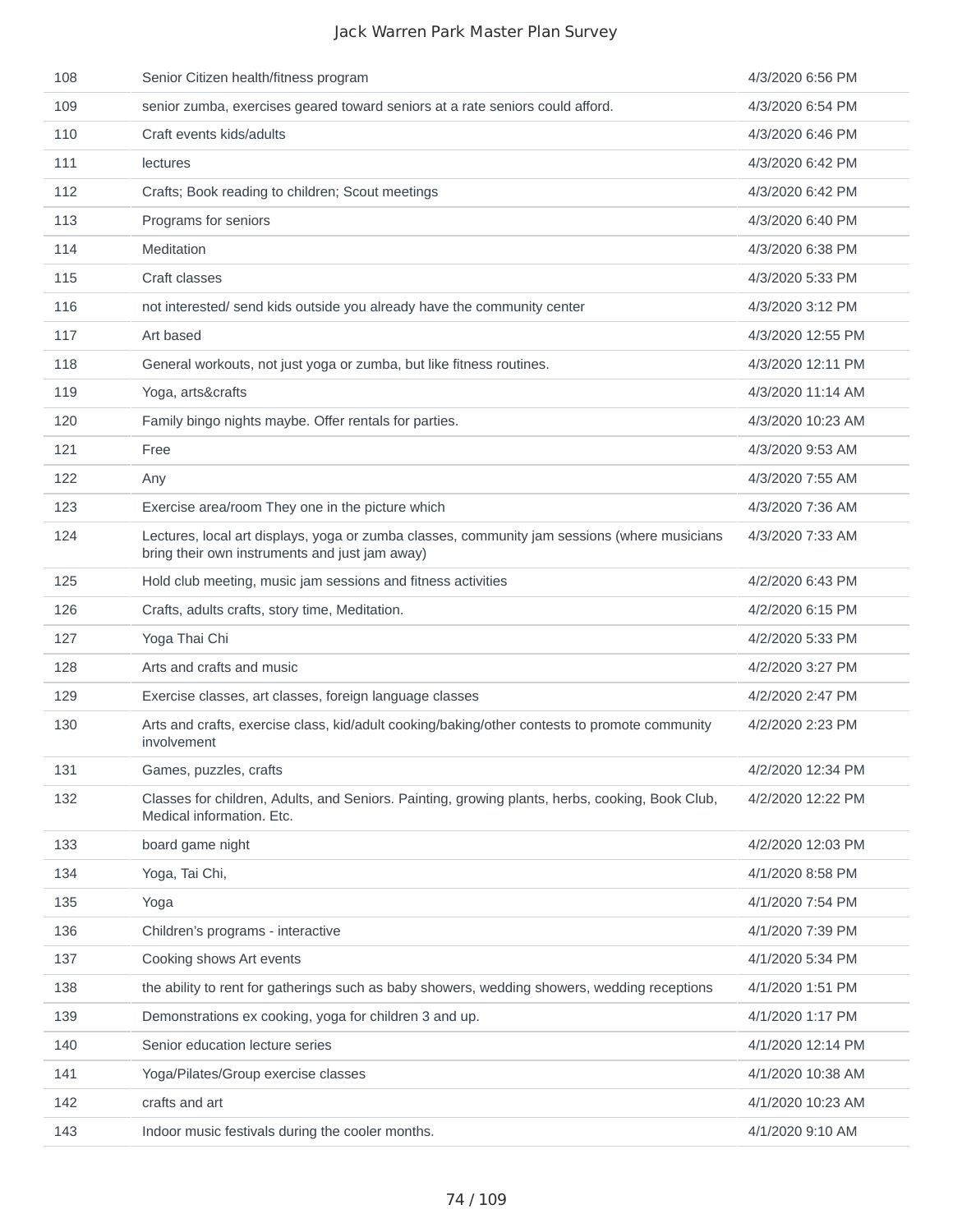| | | |
|---|---|---|
| 108 | Senior Citizen health/fitness program | 4/3/2020 6:56 PM |
| 109 | senior zumba, exercises geared toward seniors at a rate seniors could afford. | 4/3/2020 6:54 PM |
| 110 | Craft events kids/adults | 4/3/2020 6:46 PM |
| 111 | lectures | 4/3/2020 6:42 PM |
| 112 | Crafts; Book reading to children; Scout meetings | 4/3/2020 6:42 PM |
| 113 | Programs for seniors | 4/3/2020 6:40 PM |
| 114 | Meditation | 4/3/2020 6:38 PM |
| 115 | Craft classes | 4/3/2020 5:33 PM |
| 116 | not interested/ send kids outside you already have the community center | 4/3/2020 3:12 PM |
| 117 | Art based | 4/3/2020 12:55 PM |
| 118 | General workouts, not just yoga or zumba, but like fitness routines. | 4/3/2020 12:11 PM |
| 119 | Yoga, arts&crafts | 4/3/2020 11:14 AM |
| 120 | Family bingo nights maybe. Offer rentals for parties. | 4/3/2020 10:23 AM |
| 121 | Free | 4/3/2020 9:53 AM |
| 122 | Any | 4/3/2020 7:55 AM |
| 123 | Exercise area/room They one in the picture which | 4/3/2020 7:36 AM |
| 124 | Lectures, local art displays, yoga or zumba classes, community jam sessions (where musicians bring their own instruments and just jam away) | 4/3/2020 7:33 AM |
| 125 | Hold club meeting, music jam sessions and fitness activities | 4/2/2020 6:43 PM |
| 126 | Crafts, adults crafts, story time, Meditation. | 4/2/2020 6:15 PM |
| 127 | Yoga Thai Chi | 4/2/2020 5:33 PM |
| 128 | Arts and crafts and music | 4/2/2020 3:27 PM |
| 129 | Exercise classes, art classes, foreign language classes | 4/2/2020 2:47 PM |
| 130 | Arts and crafts, exercise class, kid/adult cooking/baking/other contests to promote community involvement | 4/2/2020 2:23 PM |
| 131 | Games, puzzles, crafts | 4/2/2020 12:34 PM |
| 132 | Classes for children, Adults, and Seniors. Painting, growing plants, herbs, cooking, Book Club, Medical information. Etc. | 4/2/2020 12:22 PM |
| 133 | board game night | 4/2/2020 12:03 PM |
| 134 | Yoga, Tai Chi, | 4/1/2020 8:58 PM |
| 135 | Yoga | 4/1/2020 7:54 PM |
| 136 | Children's programs - interactive | 4/1/2020 7:39 PM |
| 137 | Cooking shows Art events | 4/1/2020 5:34 PM |
| 138 | the ability to rent for gatherings such as baby showers, wedding showers, wedding receptions | 4/1/2020 1:51 PM |
| 139 | Demonstrations ex cooking, yoga for children 3 and up. | 4/1/2020 1:17 PM |
| 140 | Senior education lecture series | 4/1/2020 12:14 PM |
| 141 | Yoga/Pilates/Group exercise classes | 4/1/2020 10:38 AM |
| 142 | crafts and art | 4/1/2020 10:23 AM |
| 143 | Indoor music festivals during the cooler months. | 4/1/2020 9:10 AM |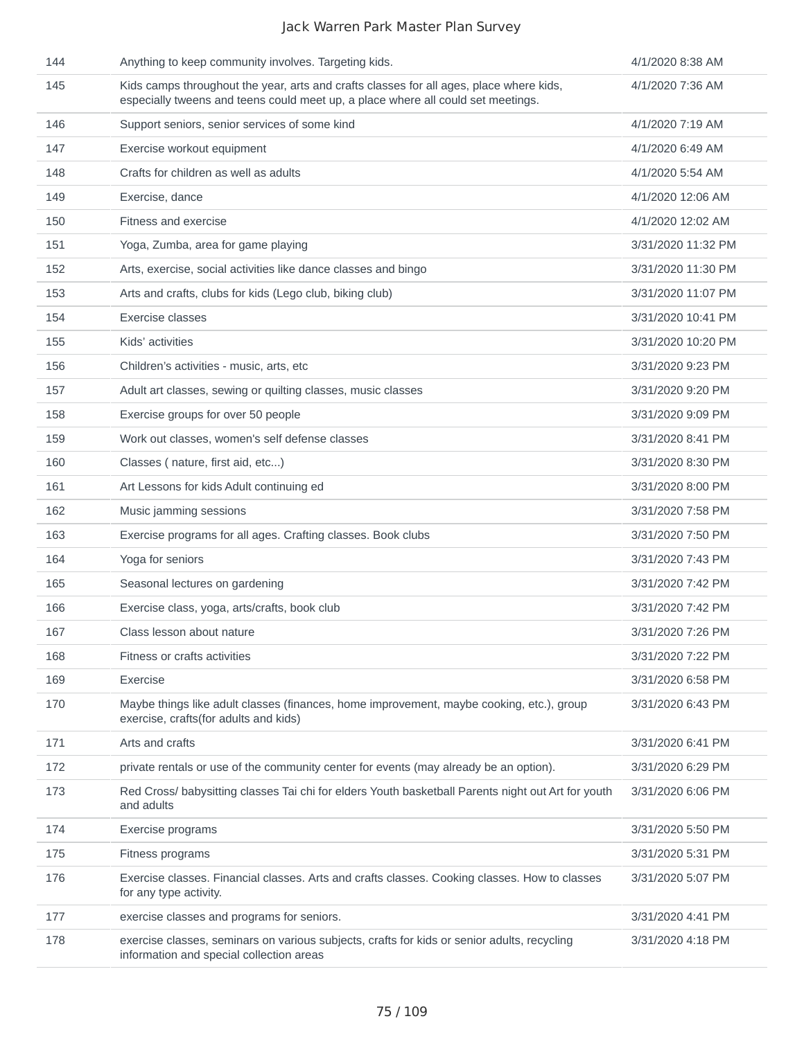| | | |
|---|---|---|
| 144 | Anything to keep community involves. Targeting kids. | 4/1/2020 8:38 AM |
| 145 | Kids camps throughout the year, arts and crafts classes for all ages, place where kids, especially tweens and teens could meet up, a place where all could set meetings. | 4/1/2020 7:36 AM |
| 146 | Support seniors, senior services of some kind | 4/1/2020 7:19 AM |
| 147 | Exercise workout equipment | 4/1/2020 6:49 AM |
| 148 | Crafts for children as well as adults | 4/1/2020 5:54 AM |
| 149 | Exercise, dance | 4/1/2020 12:06 AM |
| 150 | Fitness and exercise | 4/1/2020 12:02 AM |
| 151 | Yoga, Zumba, area for game playing | 3/31/2020 11:32 PM |
| 152 | Arts, exercise, social activities like dance classes and bingo | 3/31/2020 11:30 PM |
| 153 | Arts and crafts, clubs for kids (Lego club, biking club) | 3/31/2020 11:07 PM |
| 154 | Exercise classes | 3/31/2020 10:41 PM |
| 155 | Kids' activities | 3/31/2020 10:20 PM |
| 156 | Children's activities - music, arts, etc | 3/31/2020 9:23 PM |
| 157 | Adult art classes, sewing or quilting classes, music classes | 3/31/2020 9:20 PM |
| 158 | Exercise groups for over 50 people | 3/31/2020 9:09 PM |
| 159 | Work out classes, women's self defense classes | 3/31/2020 8:41 PM |
| 160 | Classes ( nature, first aid, etc...) | 3/31/2020 8:30 PM |
| 161 | Art Lessons for kids Adult continuing ed | 3/31/2020 8:00 PM |
| 162 | Music jamming sessions | 3/31/2020 7:58 PM |
| 163 | Exercise programs for all ages. Crafting classes. Book clubs | 3/31/2020 7:50 PM |
| 164 | Yoga for seniors | 3/31/2020 7:43 PM |
| 165 | Seasonal lectures on gardening | 3/31/2020 7:42 PM |
| 166 | Exercise class, yoga, arts/crafts, book club | 3/31/2020 7:42 PM |
| 167 | Class lesson about nature | 3/31/2020 7:26 PM |
| 168 | Fitness or crafts activities | 3/31/2020 7:22 PM |
| 169 | Exercise | 3/31/2020 6:58 PM |
| 170 | Maybe things like adult classes (finances, home improvement, maybe cooking, etc.), group exercise, crafts(for adults and kids) | 3/31/2020 6:43 PM |
| 171 | Arts and crafts | 3/31/2020 6:41 PM |
| 172 | private rentals or use of the community center for events (may already be an option). | 3/31/2020 6:29 PM |
| 173 | Red Cross/ babysitting classes Tai chi for elders Youth basketball Parents night out Art for youth and adults | 3/31/2020 6:06 PM |
| 174 | Exercise programs | 3/31/2020 5:50 PM |
| 175 | Fitness programs | 3/31/2020 5:31 PM |
| 176 | Exercise classes. Financial classes. Arts and crafts classes. Cooking classes. How to classes for any type activity. | 3/31/2020 5:07 PM |
| 177 | exercise classes and programs for seniors. | 3/31/2020 4:41 PM |
| 178 | exercise classes, seminars on various subjects, crafts for kids or senior adults, recycling information and special collection areas | 3/31/2020 4:18 PM |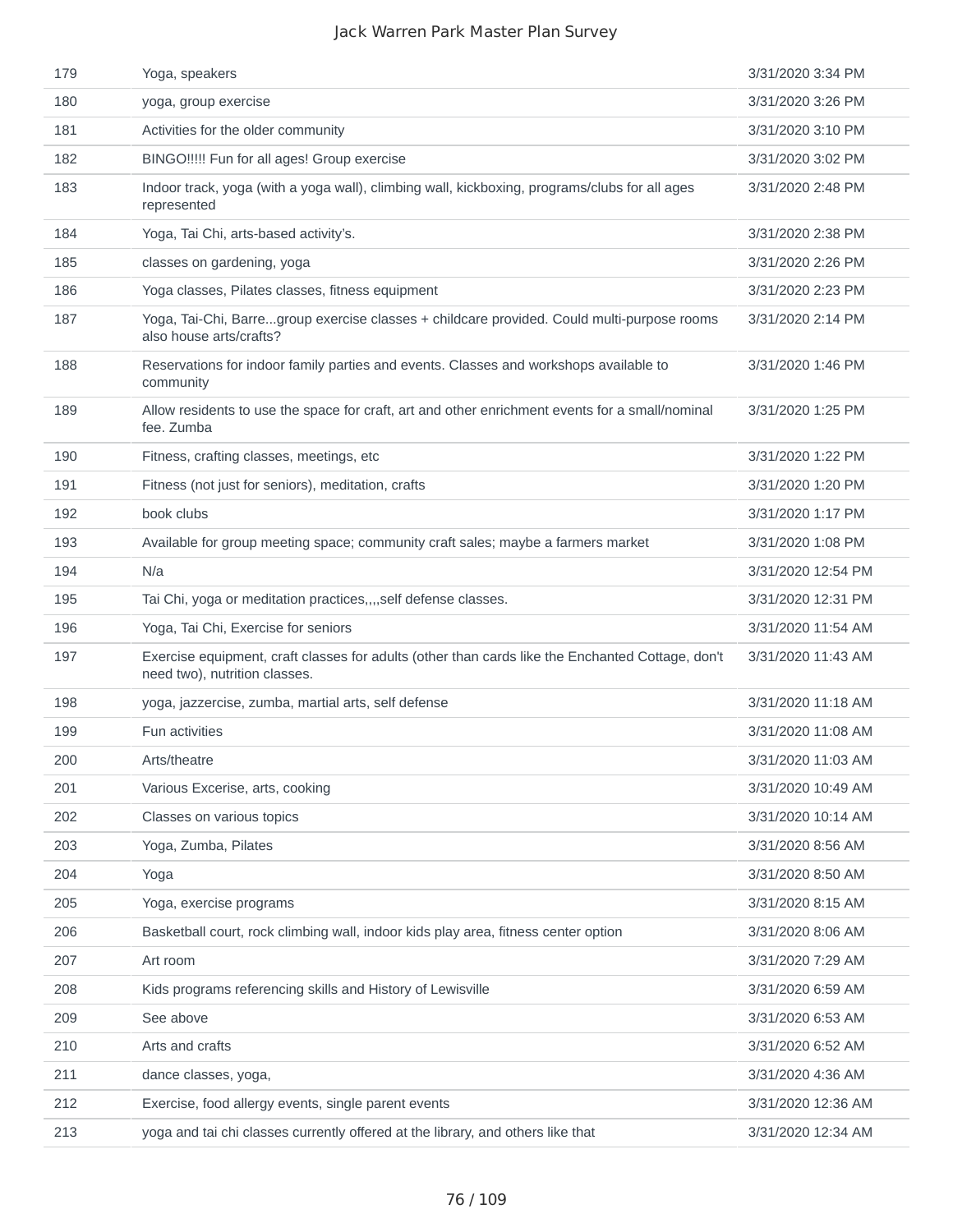| 179 | Yoga, speakers | 3/31/2020 3:34 PM |
|---|---|---|
| 180 | yoga, group exercise | 3/31/2020 3:26 PM |
| 181 | Activities for the older community | 3/31/2020 3:10 PM |
| 182 | BINGO!!!!! Fun for all ages! Group exercise | 3/31/2020 3:02 PM |
| 183 | Indoor track, yoga (with a yoga wall), climbing wall, kickboxing, programs/clubs for all ages represented | 3/31/2020 2:48 PM |
| 184 | Yoga, Tai Chi, arts-based activity's. | 3/31/2020 2:38 PM |
| 185 | classes on gardening, yoga | 3/31/2020 2:26 PM |
| 186 | Yoga classes, Pilates classes, fitness equipment | 3/31/2020 2:23 PM |
| 187 | Yoga, Tai-Chi, Barre...group exercise classes + childcare provided. Could multi-purpose rooms also house arts/crafts? | 3/31/2020 2:14 PM |
| 188 | Reservations for indoor family parties and events. Classes and workshops available to community | 3/31/2020 1:46 PM |
| 189 | Allow residents to use the space for craft, art and other enrichment events for a small/nominal fee. Zumba | 3/31/2020 1:25 PM |
| 190 | Fitness, crafting classes, meetings, etc | 3/31/2020 1:22 PM |
| 191 | Fitness (not just for seniors), meditation, crafts | 3/31/2020 1:20 PM |
| 192 | book clubs | 3/31/2020 1:17 PM |
| 193 | Available for group meeting space; community craft sales; maybe a farmers market | 3/31/2020 1:08 PM |
| 194 | N/a | 3/31/2020 12:54 PM |
| 195 | Tai Chi, yoga or meditation practices,,,,self defense classes. | 3/31/2020 12:31 PM |
| 196 | Yoga, Tai Chi, Exercise for seniors | 3/31/2020 11:54 AM |
| 197 | Exercise equipment, craft classes for adults (other than cards like the Enchanted Cottage, don't need two), nutrition classes. | 3/31/2020 11:43 AM |
| 198 | yoga, jazzercise, zumba, martial arts, self defense | 3/31/2020 11:18 AM |
| 199 | Fun activities | 3/31/2020 11:08 AM |
| 200 | Arts/theatre | 3/31/2020 11:03 AM |
| 201 | Various Excerise, arts, cooking | 3/31/2020 10:49 AM |
| 202 | Classes on various topics | 3/31/2020 10:14 AM |
| 203 | Yoga, Zumba, Pilates | 3/31/2020 8:56 AM |
| 204 | Yoga | 3/31/2020 8:50 AM |
| 205 | Yoga, exercise programs | 3/31/2020 8:15 AM |
| 206 | Basketball court, rock climbing wall, indoor kids play area, fitness center option | 3/31/2020 8:06 AM |
| 207 | Art room | 3/31/2020 7:29 AM |
| 208 | Kids programs referencing skills and History of Lewisville | 3/31/2020 6:59 AM |
| 209 | See above | 3/31/2020 6:53 AM |
| 210 | Arts and crafts | 3/31/2020 6:52 AM |
| 211 | dance classes, yoga, | 3/31/2020 4:36 AM |
| 212 | Exercise, food allergy events, single parent events | 3/31/2020 12:36 AM |
| 213 | yoga and tai chi classes currently offered at the library, and others like that | 3/31/2020 12:34 AM |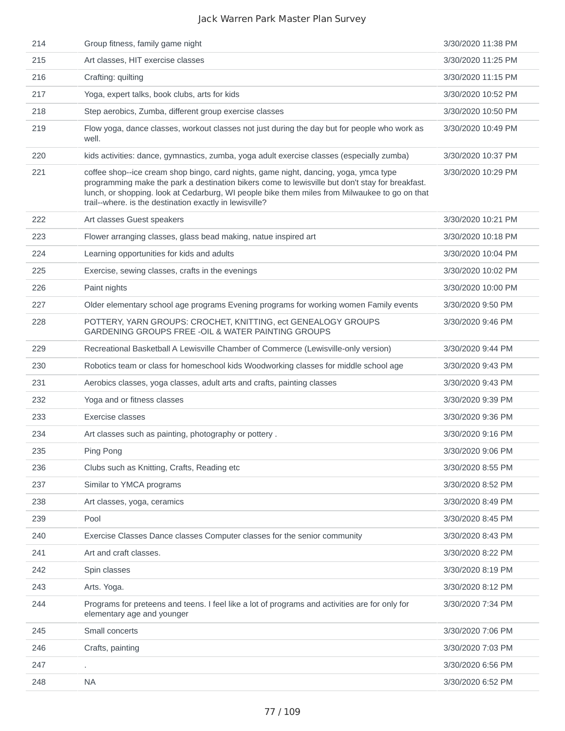| | | |
|---|---|---|
| 214 | Group fitness, family game night | 3/30/2020 11:38 PM |
| 215 | Art classes, HIT exercise classes | 3/30/2020 11:25 PM |
| 216 | Crafting: quilting | 3/30/2020 11:15 PM |
| 217 | Yoga, expert talks, book clubs, arts for kids | 3/30/2020 10:52 PM |
| 218 | Step aerobics, Zumba, different group exercise classes | 3/30/2020 10:50 PM |
| 219 | Flow yoga, dance classes, workout classes not just during the day but for people who work as well. | 3/30/2020 10:49 PM |
| 220 | kids activities: dance, gymnastics, zumba, yoga adult exercise classes (especially zumba) | 3/30/2020 10:37 PM |
| 221 | coffee shop--ice cream shop bingo, card nights, game night, dancing, yoga, ymca type programming make the park a destination bikers come to lewisville but don't stay for breakfast. lunch, or shopping. look at Cedarburg, WI people bike them miles from Milwaukee to go on that trail--where. is the destination exactly in lewisville? | 3/30/2020 10:29 PM |
| 222 | Art classes Guest speakers | 3/30/2020 10:21 PM |
| 223 | Flower arranging classes, glass bead making, natue inspired art | 3/30/2020 10:18 PM |
| 224 | Learning opportunities for kids and adults | 3/30/2020 10:04 PM |
| 225 | Exercise, sewing classes, crafts in the evenings | 3/30/2020 10:02 PM |
| 226 | Paint nights | 3/30/2020 10:00 PM |
| 227 | Older elementary school age programs Evening programs for working women Family events | 3/30/2020 9:50 PM |
| 228 | POTTERY, YARN GROUPS: CROCHET, KNITTING, ect GENEALOGY GROUPS GARDENING GROUPS FREE -OIL & WATER PAINTING GROUPS | 3/30/2020 9:46 PM |
| 229 | Recreational Basketball A Lewisville Chamber of Commerce (Lewisville-only version) | 3/30/2020 9:44 PM |
| 230 | Robotics team or class for homeschool kids Woodworking classes for middle school age | 3/30/2020 9:43 PM |
| 231 | Aerobics classes, yoga classes, adult arts and crafts, painting classes | 3/30/2020 9:43 PM |
| 232 | Yoga and or fitness classes | 3/30/2020 9:39 PM |
| 233 | Exercise classes | 3/30/2020 9:36 PM |
| 234 | Art classes such as painting, photography or pottery . | 3/30/2020 9:16 PM |
| 235 | Ping Pong | 3/30/2020 9:06 PM |
| 236 | Clubs such as Knitting, Crafts, Reading etc | 3/30/2020 8:55 PM |
| 237 | Similar to YMCA programs | 3/30/2020 8:52 PM |
| 238 | Art classes, yoga, ceramics | 3/30/2020 8:49 PM |
| 239 | Pool | 3/30/2020 8:45 PM |
| 240 | Exercise Classes Dance classes Computer classes for the senior community | 3/30/2020 8:43 PM |
| 241 | Art and craft classes. | 3/30/2020 8:22 PM |
| 242 | Spin classes | 3/30/2020 8:19 PM |
| 243 | Arts. Yoga. | 3/30/2020 8:12 PM |
| 244 | Programs for preteens and teens. I feel like a lot of programs and activities are for only for elementary age and younger | 3/30/2020 7:34 PM |
| 245 | Small concerts | 3/30/2020 7:06 PM |
| 246 | Crafts, painting | 3/30/2020 7:03 PM |
| 247 | . | 3/30/2020 6:56 PM |
| 248 | NA | 3/30/2020 6:52 PM |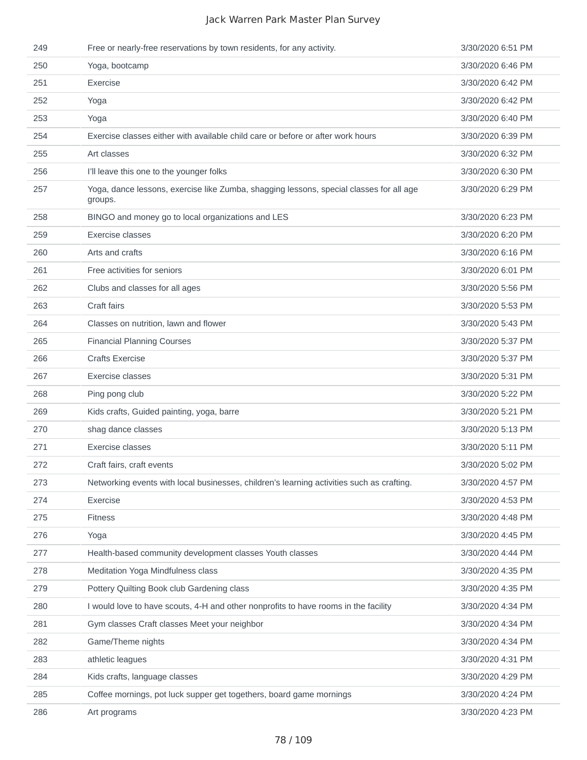| | | |
|---|---|---|
| 249 | Free or nearly-free reservations by town residents, for any activity. | 3/30/2020 6:51 PM |
| 250 | Yoga, bootcamp | 3/30/2020 6:46 PM |
| 251 | Exercise | 3/30/2020 6:42 PM |
| 252 | Yoga | 3/30/2020 6:42 PM |
| 253 | Yoga | 3/30/2020 6:40 PM |
| 254 | Exercise classes either with available child care or before or after work hours | 3/30/2020 6:39 PM |
| 255 | Art classes | 3/30/2020 6:32 PM |
| 256 | I'll leave this one to the younger folks | 3/30/2020 6:30 PM |
| 257 | Yoga, dance lessons, exercise like Zumba, shagging lessons, special classes for all age groups. | 3/30/2020 6:29 PM |
| 258 | BINGO and money go to local organizations and LES | 3/30/2020 6:23 PM |
| 259 | Exercise classes | 3/30/2020 6:20 PM |
| 260 | Arts and crafts | 3/30/2020 6:16 PM |
| 261 | Free activities for seniors | 3/30/2020 6:01 PM |
| 262 | Clubs and classes for all ages | 3/30/2020 5:56 PM |
| 263 | Craft fairs | 3/30/2020 5:53 PM |
| 264 | Classes on nutrition, lawn and flower | 3/30/2020 5:43 PM |
| 265 | Financial Planning Courses | 3/30/2020 5:37 PM |
| 266 | Crafts Exercise | 3/30/2020 5:37 PM |
| 267 | Exercise classes | 3/30/2020 5:31 PM |
| 268 | Ping pong club | 3/30/2020 5:22 PM |
| 269 | Kids crafts, Guided painting, yoga, barre | 3/30/2020 5:21 PM |
| 270 | shag dance classes | 3/30/2020 5:13 PM |
| 271 | Exercise classes | 3/30/2020 5:11 PM |
| 272 | Craft fairs, craft events | 3/30/2020 5:02 PM |
| 273 | Networking events with local businesses, children's learning activities such as crafting. | 3/30/2020 4:57 PM |
| 274 | Exercise | 3/30/2020 4:53 PM |
| 275 | Fitness | 3/30/2020 4:48 PM |
| 276 | Yoga | 3/30/2020 4:45 PM |
| 277 | Health-based community development classes Youth classes | 3/30/2020 4:44 PM |
| 278 | Meditation Yoga Mindfulness class | 3/30/2020 4:35 PM |
| 279 | Pottery Quilting Book club Gardening class | 3/30/2020 4:35 PM |
| 280 | I would love to have scouts, 4-H and other nonprofits to have rooms in the facility | 3/30/2020 4:34 PM |
| 281 | Gym classes Craft classes Meet your neighbor | 3/30/2020 4:34 PM |
| 282 | Game/Theme nights | 3/30/2020 4:34 PM |
| 283 | athletic leagues | 3/30/2020 4:31 PM |
| 284 | Kids crafts, language classes | 3/30/2020 4:29 PM |
| 285 | Coffee mornings, pot luck supper get togethers, board game mornings | 3/30/2020 4:24 PM |
| 286 | Art programs | 3/30/2020 4:23 PM |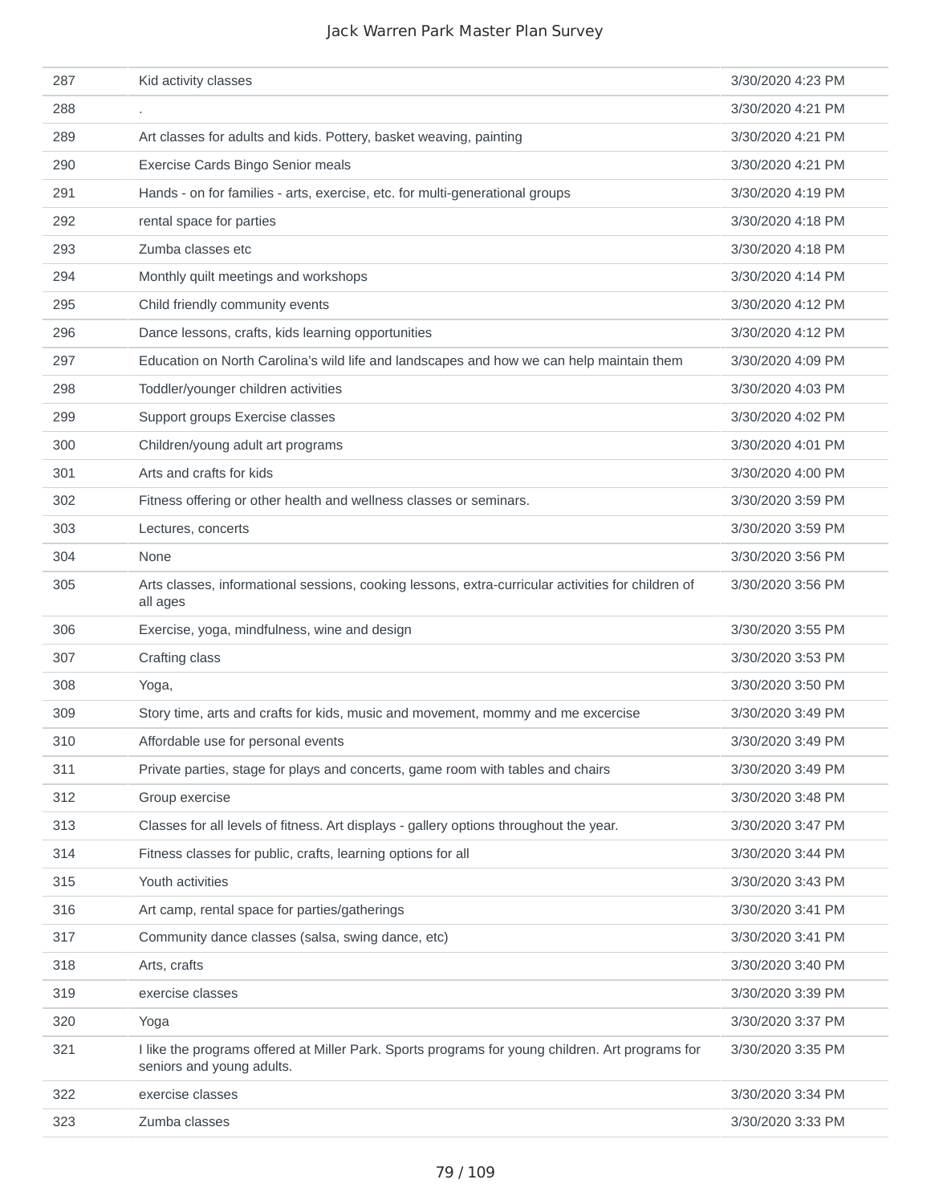| | | |
|---|---|---|
| 287 | Kid activity classes | 3/30/2020 4:23 PM |
| 288 | . | 3/30/2020 4:21 PM |
| 289 | Art classes for adults and kids. Pottery, basket weaving, painting | 3/30/2020 4:21 PM |
| 290 | Exercise Cards Bingo Senior meals | 3/30/2020 4:21 PM |
| 291 | Hands - on for families - arts, exercise, etc. for multi-generational groups | 3/30/2020 4:19 PM |
| 292 | rental space for parties | 3/30/2020 4:18 PM |
| 293 | Zumba classes etc | 3/30/2020 4:18 PM |
| 294 | Monthly quilt meetings and workshops | 3/30/2020 4:14 PM |
| 295 | Child friendly community events | 3/30/2020 4:12 PM |
| 296 | Dance lessons, crafts, kids learning opportunities | 3/30/2020 4:12 PM |
| 297 | Education on North Carolina's wild life and landscapes and how we can help maintain them | 3/30/2020 4:09 PM |
| 298 | Toddler/younger children activities | 3/30/2020 4:03 PM |
| 299 | Support groups Exercise classes | 3/30/2020 4:02 PM |
| 300 | Children/young adult art programs | 3/30/2020 4:01 PM |
| 301 | Arts and crafts for kids | 3/30/2020 4:00 PM |
| 302 | Fitness offering or other health and wellness classes or seminars. | 3/30/2020 3:59 PM |
| 303 | Lectures, concerts | 3/30/2020 3:59 PM |
| 304 | None | 3/30/2020 3:56 PM |
| 305 | Arts classes, informational sessions, cooking lessons, extra-curricular activities for children of all ages | 3/30/2020 3:56 PM |
| 306 | Exercise, yoga, mindfulness, wine and design | 3/30/2020 3:55 PM |
| 307 | Crafting class | 3/30/2020 3:53 PM |
| 308 | Yoga, | 3/30/2020 3:50 PM |
| 309 | Story time, arts and crafts for kids, music and movement, mommy and me excercise | 3/30/2020 3:49 PM |
| 310 | Affordable use for personal events | 3/30/2020 3:49 PM |
| 311 | Private parties, stage for plays and concerts, game room with tables and chairs | 3/30/2020 3:49 PM |
| 312 | Group exercise | 3/30/2020 3:48 PM |
| 313 | Classes for all levels of fitness. Art displays - gallery options throughout the year. | 3/30/2020 3:47 PM |
| 314 | Fitness classes for public, crafts, learning options for all | 3/30/2020 3:44 PM |
| 315 | Youth activities | 3/30/2020 3:43 PM |
| 316 | Art camp, rental space for parties/gatherings | 3/30/2020 3:41 PM |
| 317 | Community dance classes (salsa, swing dance, etc) | 3/30/2020 3:41 PM |
| 318 | Arts, crafts | 3/30/2020 3:40 PM |
| 319 | exercise classes | 3/30/2020 3:39 PM |
| 320 | Yoga | 3/30/2020 3:37 PM |
| 321 | I like the programs offered at Miller Park. Sports programs for young children. Art programs for seniors and young adults. | 3/30/2020 3:35 PM |
| 322 | exercise classes | 3/30/2020 3:34 PM |
| 323 | Zumba classes | 3/30/2020 3:33 PM |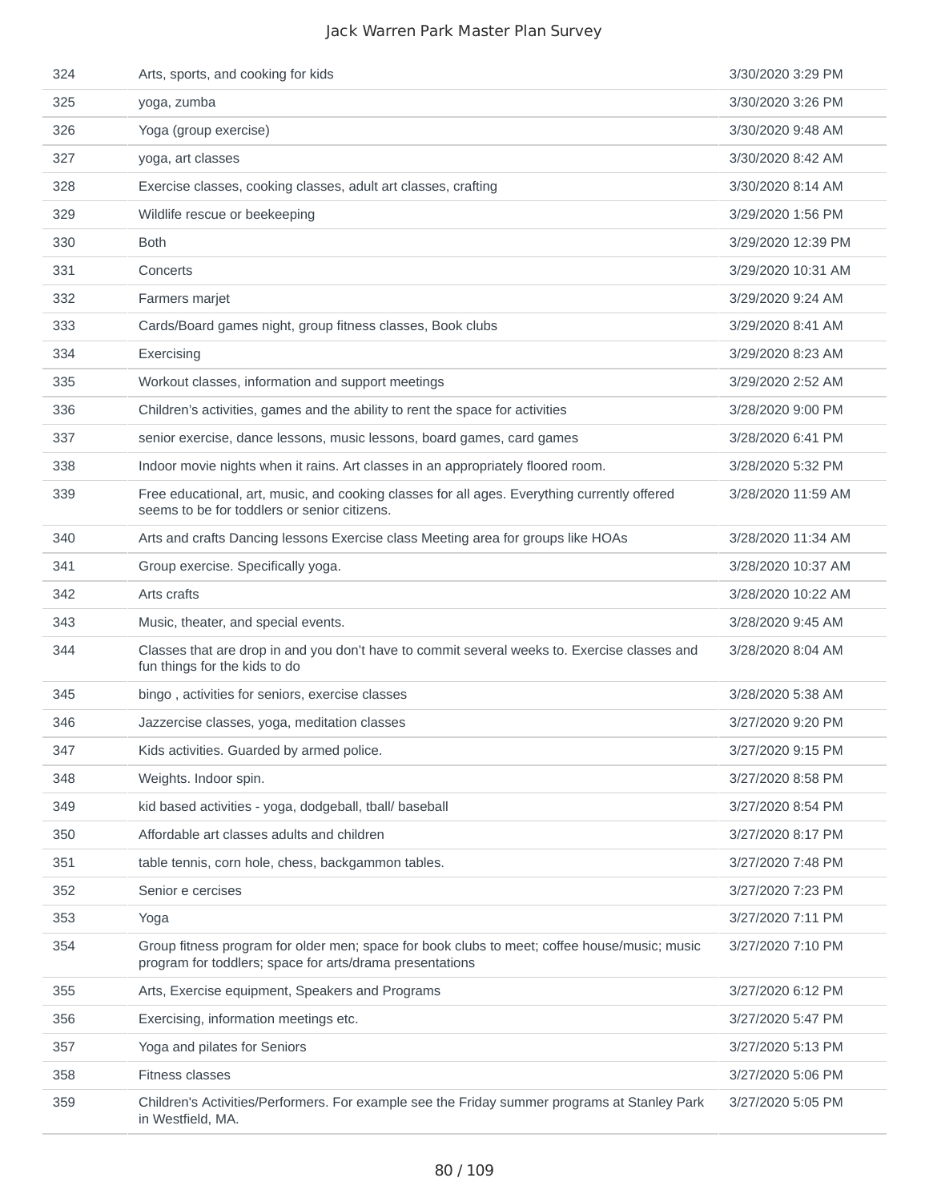| | | |
|---|---|---|
| 324 | Arts, sports, and cooking for kids | 3/30/2020 3:29 PM |
| 325 | yoga, zumba | 3/30/2020 3:26 PM |
| 326 | Yoga (group exercise) | 3/30/2020 9:48 AM |
| 327 | yoga, art classes | 3/30/2020 8:42 AM |
| 328 | Exercise classes, cooking classes, adult art classes, crafting | 3/30/2020 8:14 AM |
| 329 | Wildlife rescue or beekeeping | 3/29/2020 1:56 PM |
| 330 | Both | 3/29/2020 12:39 PM |
| 331 | Concerts | 3/29/2020 10:31 AM |
| 332 | Farmers marjet | 3/29/2020 9:24 AM |
| 333 | Cards/Board games night, group fitness classes, Book clubs | 3/29/2020 8:41 AM |
| 334 | Exercising | 3/29/2020 8:23 AM |
| 335 | Workout classes, information and support meetings | 3/29/2020 2:52 AM |
| 336 | Children's activities, games and the ability to rent the space for activities | 3/28/2020 9:00 PM |
| 337 | senior exercise, dance lessons, music lessons, board games, card games | 3/28/2020 6:41 PM |
| 338 | Indoor movie nights when it rains. Art classes in an appropriately floored room. | 3/28/2020 5:32 PM |
| 339 | Free educational, art, music, and cooking classes for all ages. Everything currently offered seems to be for toddlers or senior citizens. | 3/28/2020 11:59 AM |
| 340 | Arts and crafts Dancing lessons Exercise class Meeting area for groups like HOAs | 3/28/2020 11:34 AM |
| 341 | Group exercise. Specifically yoga. | 3/28/2020 10:37 AM |
| 342 | Arts crafts | 3/28/2020 10:22 AM |
| 343 | Music, theater, and special events. | 3/28/2020 9:45 AM |
| 344 | Classes that are drop in and you don't have to commit several weeks to. Exercise classes and fun things for the kids to do | 3/28/2020 8:04 AM |
| 345 | bingo , activities for seniors, exercise classes | 3/28/2020 5:38 AM |
| 346 | Jazzercise classes, yoga, meditation classes | 3/27/2020 9:20 PM |
| 347 | Kids activities. Guarded by armed police. | 3/27/2020 9:15 PM |
| 348 | Weights. Indoor spin. | 3/27/2020 8:58 PM |
| 349 | kid based activities - yoga, dodgeball, tball/ baseball | 3/27/2020 8:54 PM |
| 350 | Affordable art classes adults and children | 3/27/2020 8:17 PM |
| 351 | table tennis, corn hole, chess, backgammon tables. | 3/27/2020 7:48 PM |
| 352 | Senior e cercises | 3/27/2020 7:23 PM |
| 353 | Yoga | 3/27/2020 7:11 PM |
| 354 | Group fitness program for older men; space for book clubs to meet; coffee house/music; music program for toddlers; space for arts/drama presentations | 3/27/2020 7:10 PM |
| 355 | Arts, Exercise equipment, Speakers and Programs | 3/27/2020 6:12 PM |
| 356 | Exercising, information meetings etc. | 3/27/2020 5:47 PM |
| 357 | Yoga and pilates for Seniors | 3/27/2020 5:13 PM |
| 358 | Fitness classes | 3/27/2020 5:06 PM |
| 359 | Children's Activities/Performers. For example see the Friday summer programs at Stanley Park in Westfield, MA. | 3/27/2020 5:05 PM |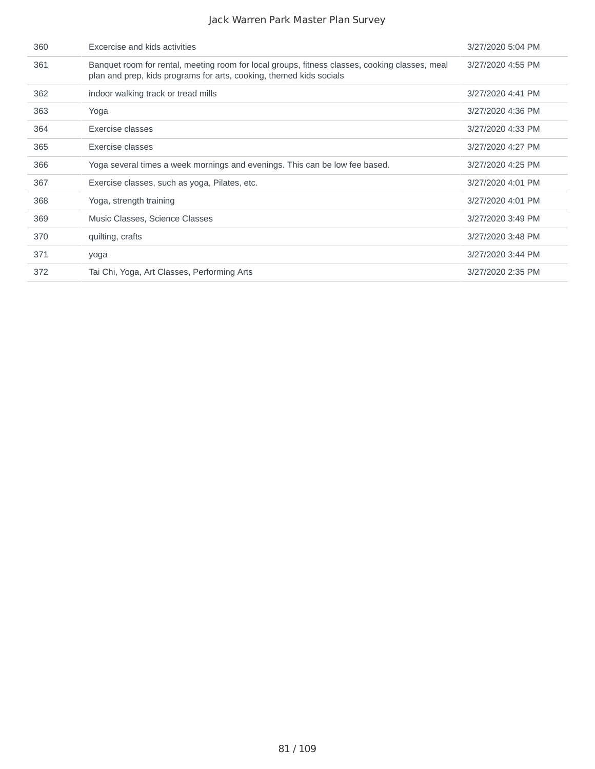| | | |
|---|---|---|
| 360 | Excercise and kids activities | 3/27/2020 5:04 PM |
| 361 | Banquet room for rental, meeting room for local groups, fitness classes, cooking classes, meal plan and prep, kids programs for arts, cooking, themed kids socials | 3/27/2020 4:55 PM |
| 362 | indoor walking track or tread mills | 3/27/2020 4:41 PM |
| 363 | Yoga | 3/27/2020 4:36 PM |
| 364 | Exercise classes | 3/27/2020 4:33 PM |
| 365 | Exercise classes | 3/27/2020 4:27 PM |
| 366 | Yoga several times a week mornings and evenings. This can be low fee based. | 3/27/2020 4:25 PM |
| 367 | Exercise classes, such as yoga, Pilates, etc. | 3/27/2020 4:01 PM |
| 368 | Yoga, strength training | 3/27/2020 4:01 PM |
| 369 | Music Classes, Science Classes | 3/27/2020 3:49 PM |
| 370 | quilting, crafts | 3/27/2020 3:48 PM |
| 371 | yoga | 3/27/2020 3:44 PM |
| 372 | Tai Chi, Yoga, Art Classes, Performing Arts | 3/27/2020 2:35 PM |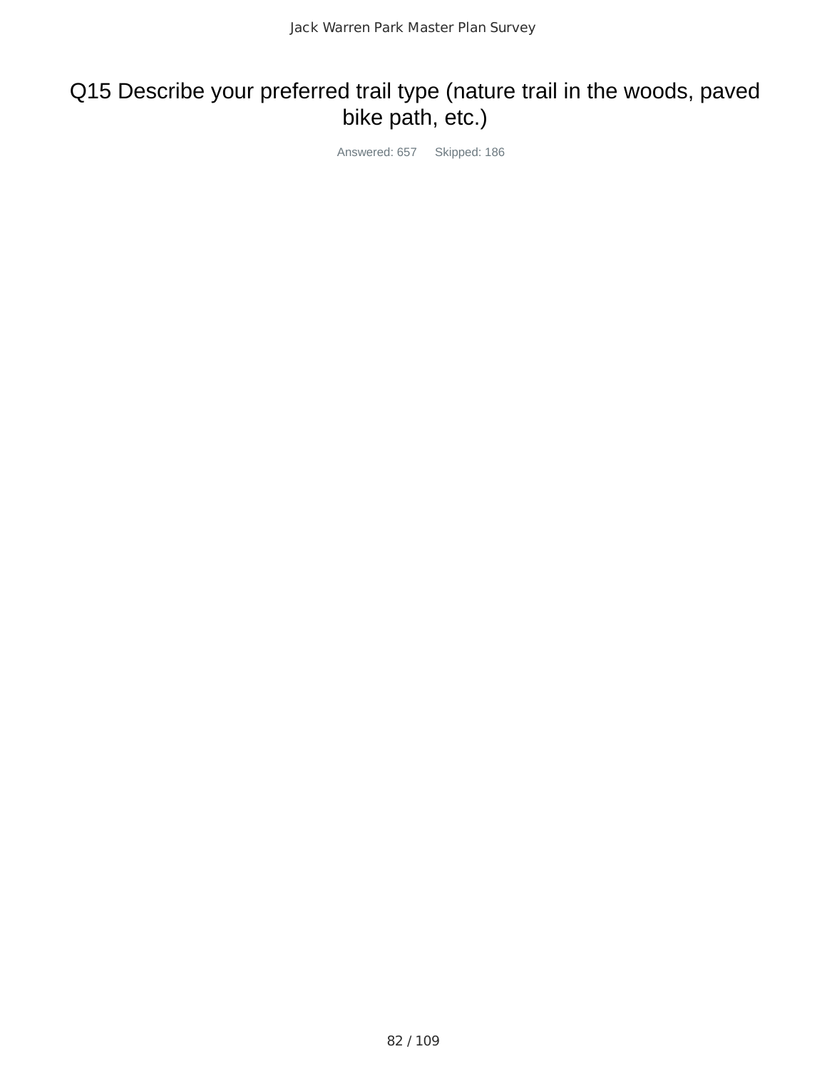# Q15 Describe your preferred trail type (nature trail in the woods, paved bike path, etc.)

Answered: 657 Skipped: 186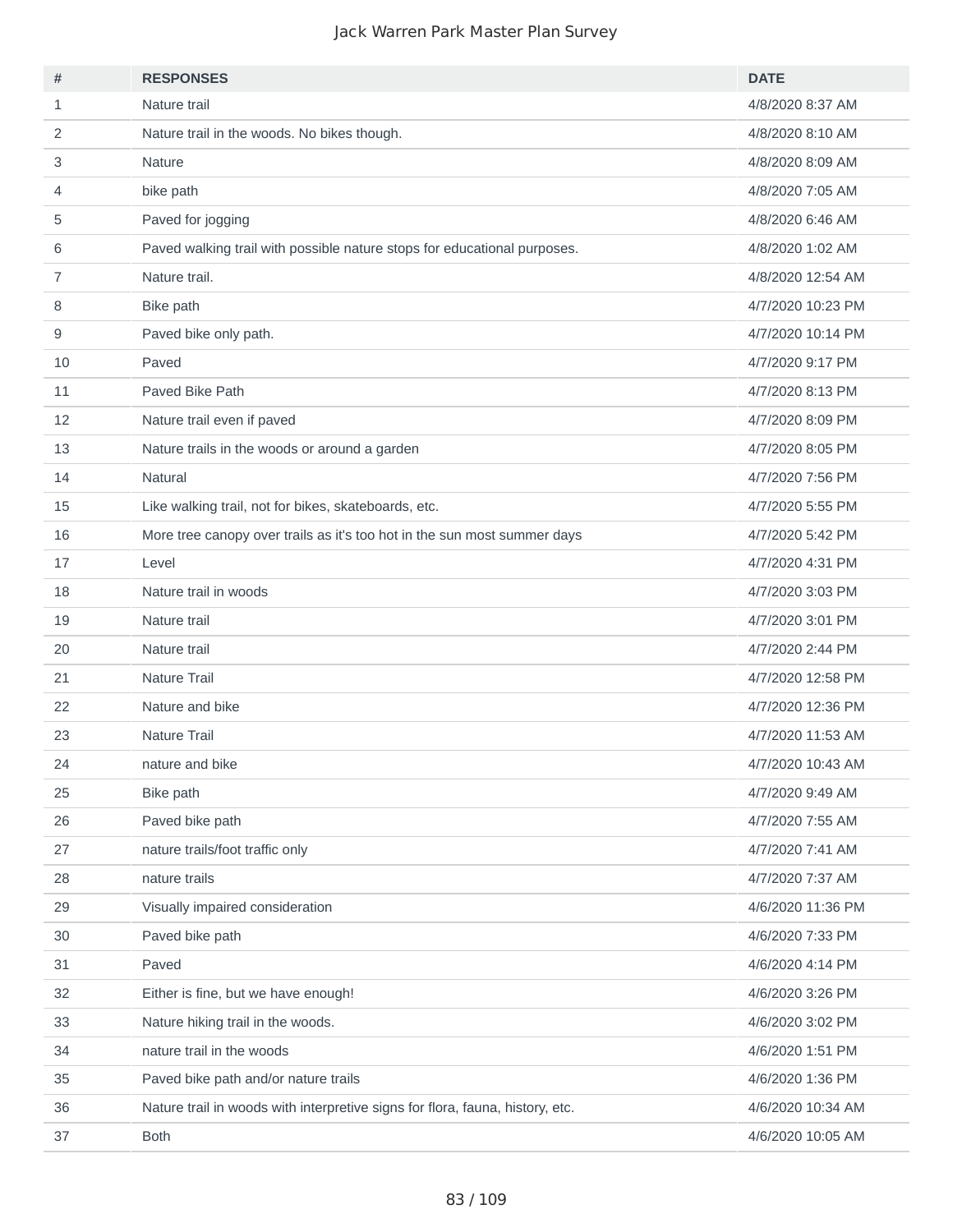| # | RESPONSES | DATE |
|---|---|---|
| 1 | Nature trail | 4/8/2020 8:37 AM |
| 2 | Nature trail in the woods. No bikes though. | 4/8/2020 8:10 AM |
| 3 | Nature | 4/8/2020 8:09 AM |
| 4 | bike path | 4/8/2020 7:05 AM |
| 5 | Paved for jogging | 4/8/2020 6:46 AM |
| 6 | Paved walking trail with possible nature stops for educational purposes. | 4/8/2020 1:02 AM |
| 7 | Nature trail. | 4/8/2020 12:54 AM |
| 8 | Bike path | 4/7/2020 10:23 PM |
| 9 | Paved bike only path. | 4/7/2020 10:14 PM |
| 10 | Paved | 4/7/2020 9:17 PM |
| 11 | Paved Bike Path | 4/7/2020 8:13 PM |
| 12 | Nature trail even if paved | 4/7/2020 8:09 PM |
| 13 | Nature trails in the woods or around a garden | 4/7/2020 8:05 PM |
| 14 | Natural | 4/7/2020 7:56 PM |
| 15 | Like walking trail, not for bikes, skateboards, etc. | 4/7/2020 5:55 PM |
| 16 | More tree canopy over trails as it's too hot in the sun most summer days | 4/7/2020 5:42 PM |
| 17 | Level | 4/7/2020 4:31 PM |
| 18 | Nature trail in woods | 4/7/2020 3:03 PM |
| 19 | Nature trail | 4/7/2020 3:01 PM |
| 20 | Nature trail | 4/7/2020 2:44 PM |
| 21 | Nature Trail | 4/7/2020 12:58 PM |
| 22 | Nature and bike | 4/7/2020 12:36 PM |
| 23 | Nature Trail | 4/7/2020 11:53 AM |
| 24 | nature and bike | 4/7/2020 10:43 AM |
| 25 | Bike path | 4/7/2020 9:49 AM |
| 26 | Paved bike path | 4/7/2020 7:55 AM |
| 27 | nature trails/foot traffic only | 4/7/2020 7:41 AM |
| 28 | nature trails | 4/7/2020 7:37 AM |
| 29 | Visually impaired consideration | 4/6/2020 11:36 PM |
| 30 | Paved bike path | 4/6/2020 7:33 PM |
| 31 | Paved | 4/6/2020 4:14 PM |
| 32 | Either is fine, but we have enough! | 4/6/2020 3:26 PM |
| 33 | Nature hiking trail in the woods. | 4/6/2020 3:02 PM |
| 34 | nature trail in the woods | 4/6/2020 1:51 PM |
| 35 | Paved bike path and/or nature trails | 4/6/2020 1:36 PM |
| 36 | Nature trail in woods with interpretive signs for flora, fauna, history, etc. | 4/6/2020 10:34 AM |
| 37 | Both | 4/6/2020 10:05 AM |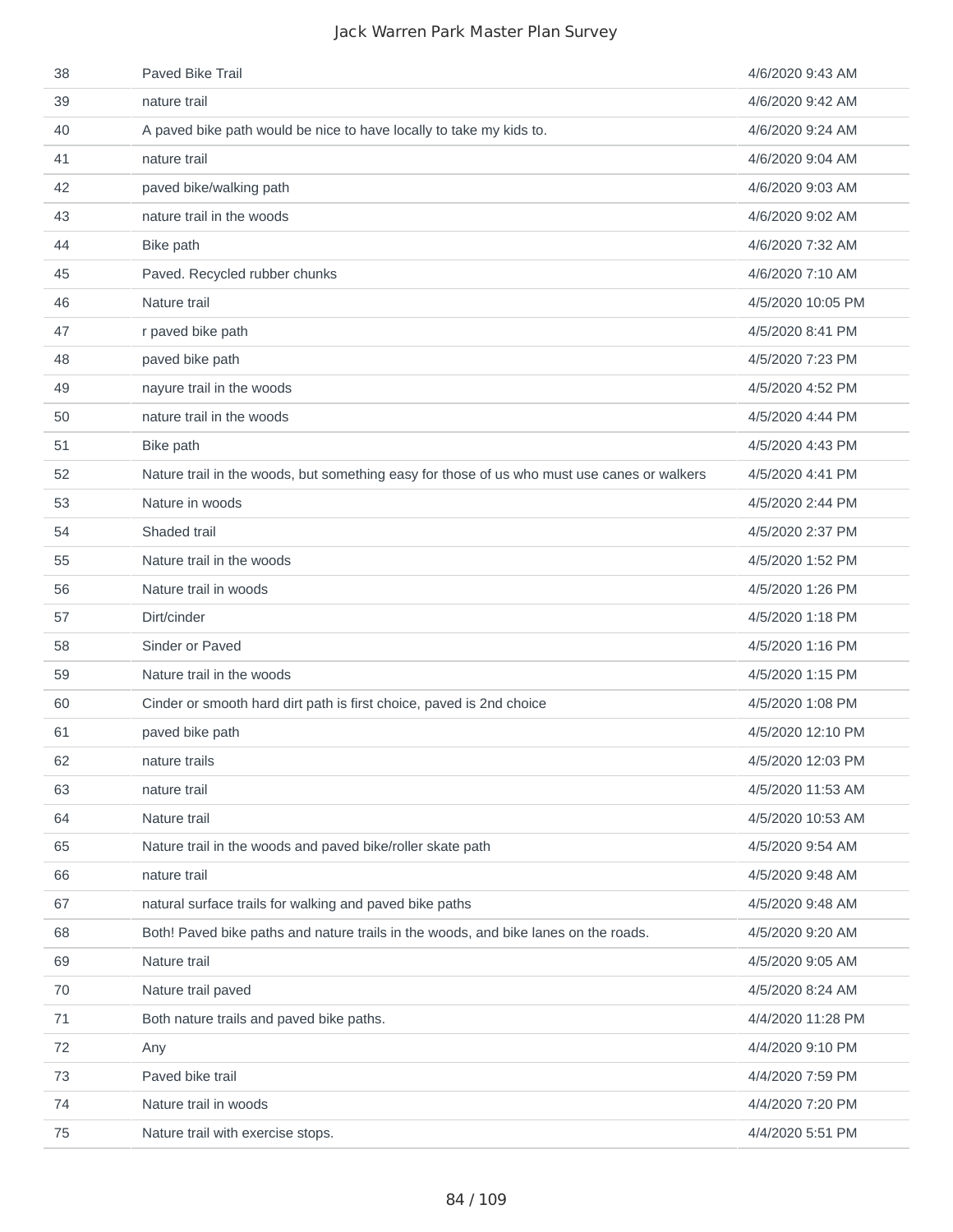| | | |
|---|---|---|
| 38 | Paved Bike Trail | 4/6/2020 9:43 AM |
| 39 | nature trail | 4/6/2020 9:42 AM |
| 40 | A paved bike path would be nice to have locally to take my kids to. | 4/6/2020 9:24 AM |
| 41 | nature trail | 4/6/2020 9:04 AM |
| 42 | paved bike/walking path | 4/6/2020 9:03 AM |
| 43 | nature trail in the woods | 4/6/2020 9:02 AM |
| 44 | Bike path | 4/6/2020 7:32 AM |
| 45 | Paved. Recycled rubber chunks | 4/6/2020 7:10 AM |
| 46 | Nature trail | 4/5/2020 10:05 PM |
| 47 | r paved bike path | 4/5/2020 8:41 PM |
| 48 | paved bike path | 4/5/2020 7:23 PM |
| 49 | nayure trail in the woods | 4/5/2020 4:52 PM |
| 50 | nature trail in the woods | 4/5/2020 4:44 PM |
| 51 | Bike path | 4/5/2020 4:43 PM |
| 52 | Nature trail in the woods, but something easy for those of us who must use canes or walkers | 4/5/2020 4:41 PM |
| 53 | Nature in woods | 4/5/2020 2:44 PM |
| 54 | Shaded trail | 4/5/2020 2:37 PM |
| 55 | Nature trail in the woods | 4/5/2020 1:52 PM |
| 56 | Nature trail in woods | 4/5/2020 1:26 PM |
| 57 | Dirt/cinder | 4/5/2020 1:18 PM |
| 58 | Sinder or Paved | 4/5/2020 1:16 PM |
| 59 | Nature trail in the woods | 4/5/2020 1:15 PM |
| 60 | Cinder or smooth hard dirt path is first choice, paved is 2nd choice | 4/5/2020 1:08 PM |
| 61 | paved bike path | 4/5/2020 12:10 PM |
| 62 | nature trails | 4/5/2020 12:03 PM |
| 63 | nature trail | 4/5/2020 11:53 AM |
| 64 | Nature trail | 4/5/2020 10:53 AM |
| 65 | Nature trail in the woods and paved bike/roller skate path | 4/5/2020 9:54 AM |
| 66 | nature trail | 4/5/2020 9:48 AM |
| 67 | natural surface trails for walking and paved bike paths | 4/5/2020 9:48 AM |
| 68 | Both! Paved bike paths and nature trails in the woods, and bike lanes on the roads. | 4/5/2020 9:20 AM |
| 69 | Nature trail | 4/5/2020 9:05 AM |
| 70 | Nature trail paved | 4/5/2020 8:24 AM |
| 71 | Both nature trails and paved bike paths. | 4/4/2020 11:28 PM |
| 72 | Any | 4/4/2020 9:10 PM |
| 73 | Paved bike trail | 4/4/2020 7:59 PM |
| 74 | Nature trail in woods | 4/4/2020 7:20 PM |
| 75 | Nature trail with exercise stops. | 4/4/2020 5:51 PM |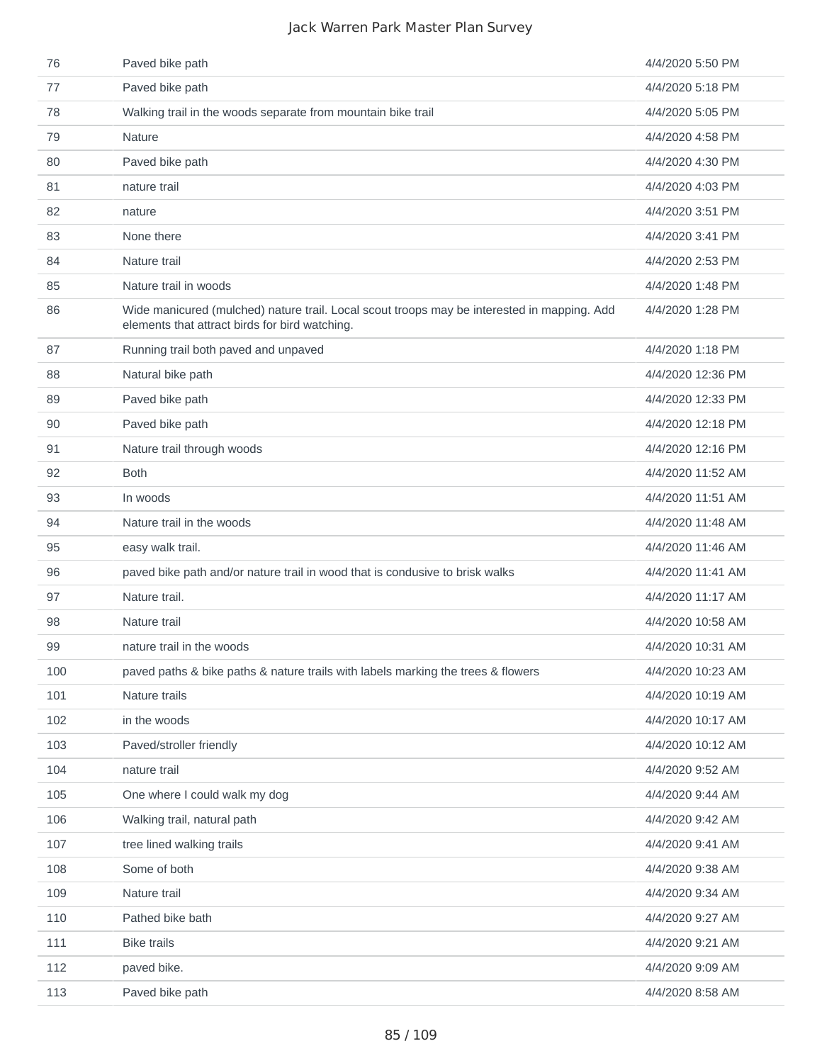| | | |
|---|---|---|
| 76 | Paved bike path | 4/4/2020 5:50 PM |
| 77 | Paved bike path | 4/4/2020 5:18 PM |
| 78 | Walking trail in the woods separate from mountain bike trail | 4/4/2020 5:05 PM |
| 79 | Nature | 4/4/2020 4:58 PM |
| 80 | Paved bike path | 4/4/2020 4:30 PM |
| 81 | nature trail | 4/4/2020 4:03 PM |
| 82 | nature | 4/4/2020 3:51 PM |
| 83 | None there | 4/4/2020 3:41 PM |
| 84 | Nature trail | 4/4/2020 2:53 PM |
| 85 | Nature trail in woods | 4/4/2020 1:48 PM |
| 86 | Wide manicured (mulched) nature trail. Local scout troops may be interested in mapping. Add elements that attract birds for bird watching. | 4/4/2020 1:28 PM |
| 87 | Running trail both paved and unpaved | 4/4/2020 1:18 PM |
| 88 | Natural bike path | 4/4/2020 12:36 PM |
| 89 | Paved bike path | 4/4/2020 12:33 PM |
| 90 | Paved bike path | 4/4/2020 12:18 PM |
| 91 | Nature trail through woods | 4/4/2020 12:16 PM |
| 92 | Both | 4/4/2020 11:52 AM |
| 93 | In woods | 4/4/2020 11:51 AM |
| 94 | Nature trail in the woods | 4/4/2020 11:48 AM |
| 95 | easy walk trail. | 4/4/2020 11:46 AM |
| 96 | paved bike path and/or nature trail in wood that is condusive to brisk walks | 4/4/2020 11:41 AM |
| 97 | Nature trail. | 4/4/2020 11:17 AM |
| 98 | Nature trail | 4/4/2020 10:58 AM |
| 99 | nature trail in the woods | 4/4/2020 10:31 AM |
| 100 | paved paths & bike paths & nature trails with labels marking the trees & flowers | 4/4/2020 10:23 AM |
| 101 | Nature trails | 4/4/2020 10:19 AM |
| 102 | in the woods | 4/4/2020 10:17 AM |
| 103 | Paved/stroller friendly | 4/4/2020 10:12 AM |
| 104 | nature trail | 4/4/2020 9:52 AM |
| 105 | One where I could walk my dog | 4/4/2020 9:44 AM |
| 106 | Walking trail, natural path | 4/4/2020 9:42 AM |
| 107 | tree lined walking trails | 4/4/2020 9:41 AM |
| 108 | Some of both | 4/4/2020 9:38 AM |
| 109 | Nature trail | 4/4/2020 9:34 AM |
| 110 | Pathed bike bath | 4/4/2020 9:27 AM |
| 111 | Bike trails | 4/4/2020 9:21 AM |
| 112 | paved bike. | 4/4/2020 9:09 AM |
| 113 | Paved bike path | 4/4/2020 8:58 AM |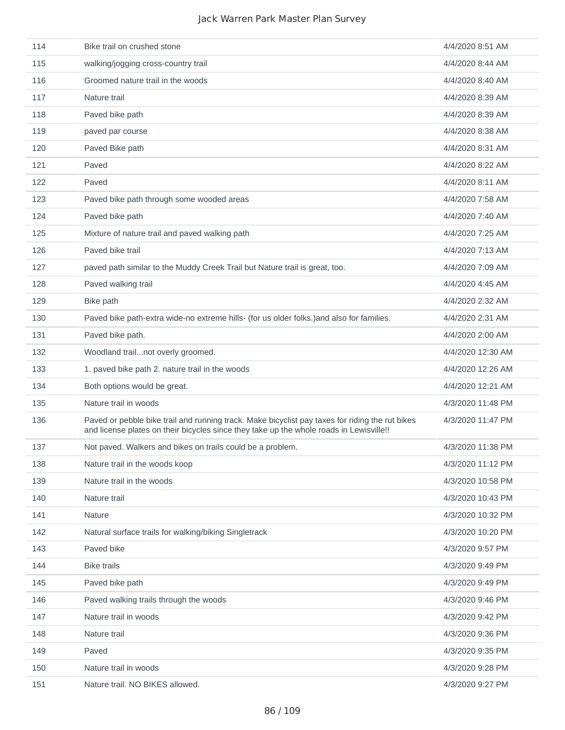| | | |
|---|---|---|
| 114 | Bike trail on crushed stone | 4/4/2020 8:51 AM |
| 115 | walking/jogging cross-country trail | 4/4/2020 8:44 AM |
| 116 | Groomed nature trail in the woods | 4/4/2020 8:40 AM |
| 117 | Nature trail | 4/4/2020 8:39 AM |
| 118 | Paved bike path | 4/4/2020 8:39 AM |
| 119 | paved par course | 4/4/2020 8:38 AM |
| 120 | Paved Bike path | 4/4/2020 8:31 AM |
| 121 | Paved | 4/4/2020 8:22 AM |
| 122 | Paved | 4/4/2020 8:11 AM |
| 123 | Paved bike path through some wooded areas | 4/4/2020 7:58 AM |
| 124 | Paved bike path | 4/4/2020 7:40 AM |
| 125 | Mixture of nature trail and paved walking path | 4/4/2020 7:25 AM |
| 126 | Paved bike trail | 4/4/2020 7:13 AM |
| 127 | paved path similar to the Muddy Creek Trail but Nature trail is great, too. | 4/4/2020 7:09 AM |
| 128 | Paved walking trail | 4/4/2020 4:45 AM |
| 129 | Bike path | 4/4/2020 2:32 AM |
| 130 | Paved bike path-extra wide-no extreme hills- (for us older folks.)and also for families. | 4/4/2020 2:31 AM |
| 131 | Paved bike path. | 4/4/2020 2:00 AM |
| 132 | Woodland trail...not overly groomed. | 4/4/2020 12:30 AM |
| 133 | 1. paved bike path 2. nature trail in the woods | 4/4/2020 12:26 AM |
| 134 | Both options would be great. | 4/4/2020 12:21 AM |
| 135 | Nature trail in woods | 4/3/2020 11:48 PM |
| 136 | Paved or pebble bike trail and running track. Make bicyclist pay taxes for riding the rut bikes and license plates on their bicycles since they take up the whole roads in Lewisville!! | 4/3/2020 11:47 PM |
| 137 | Not paved. Walkers and bikes on trails could be a problem. | 4/3/2020 11:38 PM |
| 138 | Nature trail in the woods koop | 4/3/2020 11:12 PM |
| 139 | Nature trail in the woods | 4/3/2020 10:58 PM |
| 140 | Nature trail | 4/3/2020 10:43 PM |
| 141 | Nature | 4/3/2020 10:32 PM |
| 142 | Natural surface trails for walking/biking Singletrack | 4/3/2020 10:20 PM |
| 143 | Paved bike | 4/3/2020 9:57 PM |
| 144 | Bike trails | 4/3/2020 9:49 PM |
| 145 | Paved bike path | 4/3/2020 9:49 PM |
| 146 | Paved walking trails through the woods | 4/3/2020 9:46 PM |
| 147 | Nature trail in woods | 4/3/2020 9:42 PM |
| 148 | Nature trail | 4/3/2020 9:36 PM |
| 149 | Paved | 4/3/2020 9:35 PM |
| 150 | Nature trail in woods | 4/3/2020 9:28 PM |
| 151 | Nature trail. NO BIKES allowed. | 4/3/2020 9:27 PM |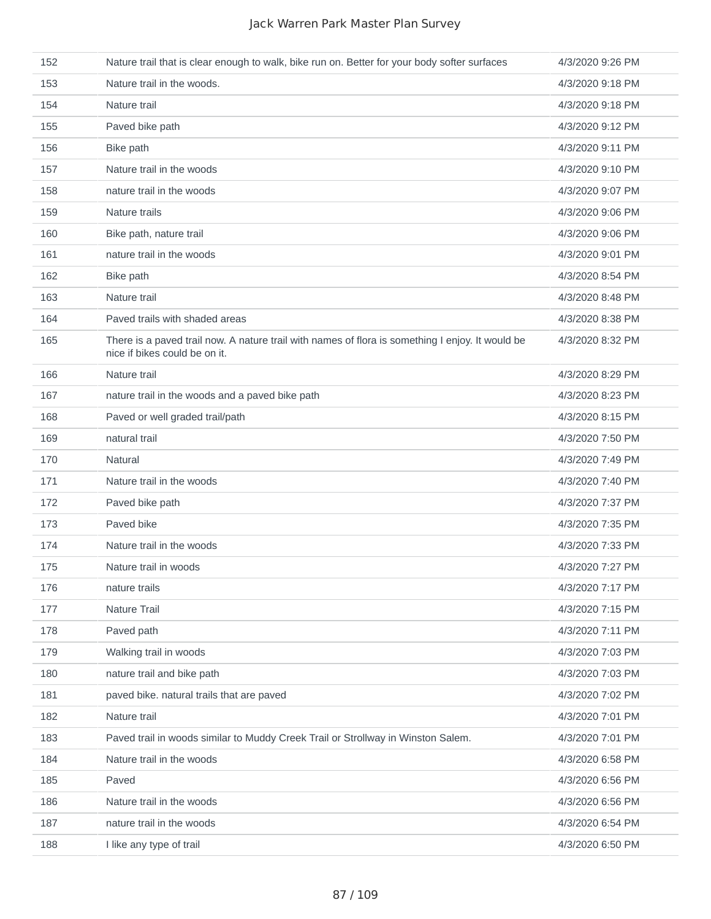| | | |
|---|---|---|
| 152 | Nature trail that is clear enough to walk, bike run on. Better for your body softer surfaces | 4/3/2020 9:26 PM |
| 153 | Nature trail in the woods. | 4/3/2020 9:18 PM |
| 154 | Nature trail | 4/3/2020 9:18 PM |
| 155 | Paved bike path | 4/3/2020 9:12 PM |
| 156 | Bike path | 4/3/2020 9:11 PM |
| 157 | Nature trail in the woods | 4/3/2020 9:10 PM |
| 158 | nature trail in the woods | 4/3/2020 9:07 PM |
| 159 | Nature trails | 4/3/2020 9:06 PM |
| 160 | Bike path, nature trail | 4/3/2020 9:06 PM |
| 161 | nature trail in the woods | 4/3/2020 9:01 PM |
| 162 | Bike path | 4/3/2020 8:54 PM |
| 163 | Nature trail | 4/3/2020 8:48 PM |
| 164 | Paved trails with shaded areas | 4/3/2020 8:38 PM |
| 165 | There is a paved trail now. A nature trail with names of flora is something I enjoy. It would be nice if bikes could be on it. | 4/3/2020 8:32 PM |
| 166 | Nature trail | 4/3/2020 8:29 PM |
| 167 | nature trail in the woods and a paved bike path | 4/3/2020 8:23 PM |
| 168 | Paved or well graded trail/path | 4/3/2020 8:15 PM |
| 169 | natural trail | 4/3/2020 7:50 PM |
| 170 | Natural | 4/3/2020 7:49 PM |
| 171 | Nature trail in the woods | 4/3/2020 7:40 PM |
| 172 | Paved bike path | 4/3/2020 7:37 PM |
| 173 | Paved bike | 4/3/2020 7:35 PM |
| 174 | Nature trail in the woods | 4/3/2020 7:33 PM |
| 175 | Nature trail in woods | 4/3/2020 7:27 PM |
| 176 | nature trails | 4/3/2020 7:17 PM |
| 177 | Nature Trail | 4/3/2020 7:15 PM |
| 178 | Paved path | 4/3/2020 7:11 PM |
| 179 | Walking trail in woods | 4/3/2020 7:03 PM |
| 180 | nature trail and bike path | 4/3/2020 7:03 PM |
| 181 | paved bike. natural trails that are paved | 4/3/2020 7:02 PM |
| 182 | Nature trail | 4/3/2020 7:01 PM |
| 183 | Paved trail in woods similar to Muddy Creek Trail or Strollway in Winston Salem. | 4/3/2020 7:01 PM |
| 184 | Nature trail in the woods | 4/3/2020 6:58 PM |
| 185 | Paved | 4/3/2020 6:56 PM |
| 186 | Nature trail in the woods | 4/3/2020 6:56 PM |
| 187 | nature trail in the woods | 4/3/2020 6:54 PM |
| 188 | I like any type of trail | 4/3/2020 6:50 PM |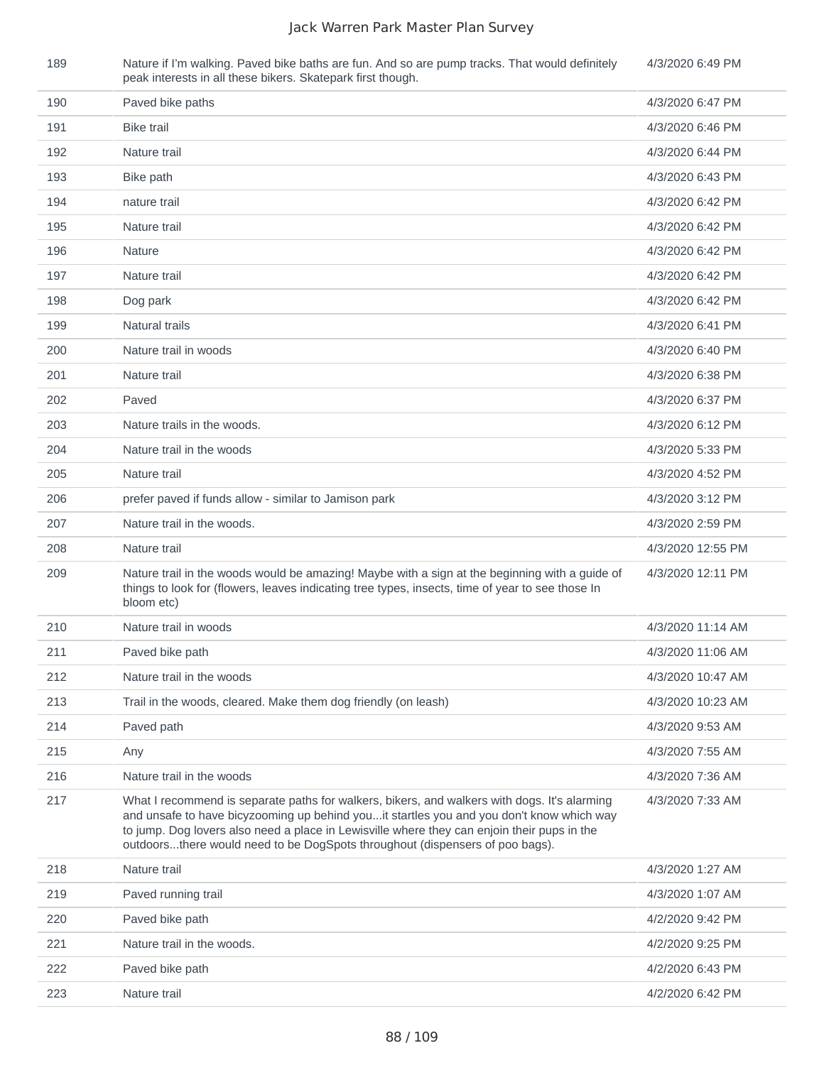| | | |
|---|---|---|
| 189 | Nature if I'm walking. Paved bike baths are fun. And so are pump tracks. That would definitely peak interests in all these bikers. Skatepark first though. | 4/3/2020 6:49 PM |
| 190 | Paved bike paths | 4/3/2020 6:47 PM |
| 191 | Bike trail | 4/3/2020 6:46 PM |
| 192 | Nature trail | 4/3/2020 6:44 PM |
| 193 | Bike path | 4/3/2020 6:43 PM |
| 194 | nature trail | 4/3/2020 6:42 PM |
| 195 | Nature trail | 4/3/2020 6:42 PM |
| 196 | Nature | 4/3/2020 6:42 PM |
| 197 | Nature trail | 4/3/2020 6:42 PM |
| 198 | Dog park | 4/3/2020 6:42 PM |
| 199 | Natural trails | 4/3/2020 6:41 PM |
| 200 | Nature trail in woods | 4/3/2020 6:40 PM |
| 201 | Nature trail | 4/3/2020 6:38 PM |
| 202 | Paved | 4/3/2020 6:37 PM |
| 203 | Nature trails in the woods. | 4/3/2020 6:12 PM |
| 204 | Nature trail in the woods | 4/3/2020 5:33 PM |
| 205 | Nature trail | 4/3/2020 4:52 PM |
| 206 | prefer paved if funds allow - similar to Jamison park | 4/3/2020 3:12 PM |
| 207 | Nature trail in the woods. | 4/3/2020 2:59 PM |
| 208 | Nature trail | 4/3/2020 12:55 PM |
| 209 | Nature trail in the woods would be amazing! Maybe with a sign at the beginning with a guide of things to look for (flowers, leaves indicating tree types, insects, time of year to see those In bloom etc) | 4/3/2020 12:11 PM |
| 210 | Nature trail in woods | 4/3/2020 11:14 AM |
| 211 | Paved bike path | 4/3/2020 11:06 AM |
| 212 | Nature trail in the woods | 4/3/2020 10:47 AM |
| 213 | Trail in the woods, cleared. Make them dog friendly (on leash) | 4/3/2020 10:23 AM |
| 214 | Paved path | 4/3/2020 9:53 AM |
| 215 | Any | 4/3/2020 7:55 AM |
| 216 | Nature trail in the woods | 4/3/2020 7:36 AM |
| 217 | What I recommend is separate paths for walkers, bikers, and walkers with dogs. It's alarming and unsafe to have bicyzooming up behind you...it startles you and you don't know which way to jump. Dog lovers also need a place in Lewisville where they can enjoin their pups in the outdoors...there would need to be DogSpots throughout (dispensers of poo bags). | 4/3/2020 7:33 AM |
| 218 | Nature trail | 4/3/2020 1:27 AM |
| 219 | Paved running trail | 4/3/2020 1:07 AM |
| 220 | Paved bike path | 4/2/2020 9:42 PM |
| 221 | Nature trail in the woods. | 4/2/2020 9:25 PM |
| 222 | Paved bike path | 4/2/2020 6:43 PM |
| 223 | Nature trail | 4/2/2020 6:42 PM |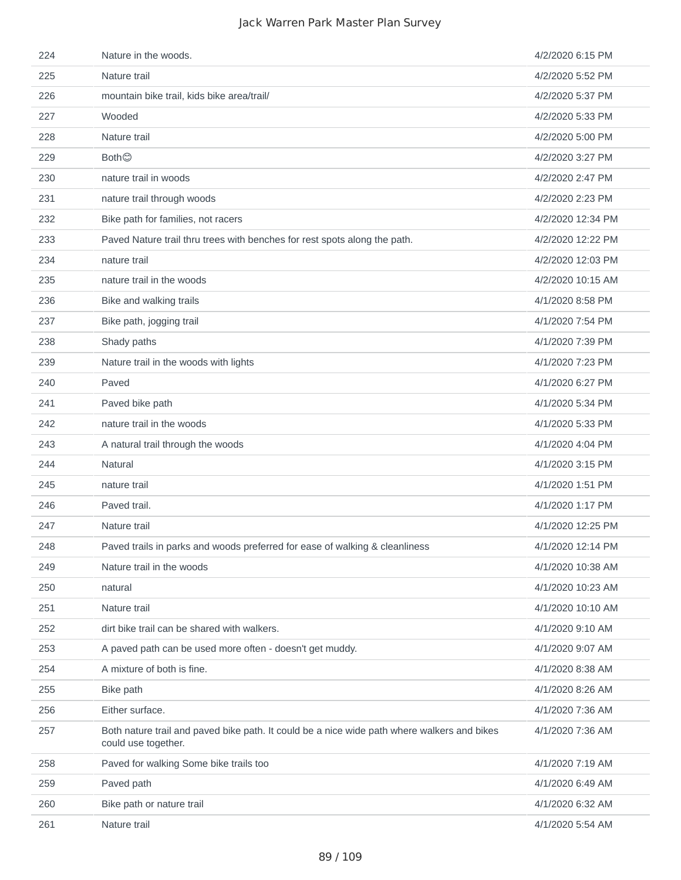| | | |
|---|---|---|
| 224 | Nature in the woods. | 4/2/2020 6:15 PM |
| 225 | Nature trail | 4/2/2020 5:52 PM |
| 226 | mountain bike trail, kids bike area/trail/ | 4/2/2020 5:37 PM |
| 227 | Wooded | 4/2/2020 5:33 PM |
| 228 | Nature trail | 4/2/2020 5:00 PM |
| 229 | Both😊 | 4/2/2020 3:27 PM |
| 230 | nature trail in woods | 4/2/2020 2:47 PM |
| 231 | nature trail through woods | 4/2/2020 2:23 PM |
| 232 | Bike path for families, not racers | 4/2/2020 12:34 PM |
| 233 | Paved Nature trail thru trees with benches for rest spots along the path. | 4/2/2020 12:22 PM |
| 234 | nature trail | 4/2/2020 12:03 PM |
| 235 | nature trail in the woods | 4/2/2020 10:15 AM |
| 236 | Bike and walking trails | 4/1/2020 8:58 PM |
| 237 | Bike path, jogging trail | 4/1/2020 7:54 PM |
| 238 | Shady paths | 4/1/2020 7:39 PM |
| 239 | Nature trail in the woods with lights | 4/1/2020 7:23 PM |
| 240 | Paved | 4/1/2020 6:27 PM |
| 241 | Paved bike path | 4/1/2020 5:34 PM |
| 242 | nature trail in the woods | 4/1/2020 5:33 PM |
| 243 | A natural trail through the woods | 4/1/2020 4:04 PM |
| 244 | Natural | 4/1/2020 3:15 PM |
| 245 | nature trail | 4/1/2020 1:51 PM |
| 246 | Paved trail. | 4/1/2020 1:17 PM |
| 247 | Nature trail | 4/1/2020 12:25 PM |
| 248 | Paved trails in parks and woods preferred for ease of walking & cleanliness | 4/1/2020 12:14 PM |
| 249 | Nature trail in the woods | 4/1/2020 10:38 AM |
| 250 | natural | 4/1/2020 10:23 AM |
| 251 | Nature trail | 4/1/2020 10:10 AM |
| 252 | dirt bike trail can be shared with walkers. | 4/1/2020 9:10 AM |
| 253 | A paved path can be used more often - doesn't get muddy. | 4/1/2020 9:07 AM |
| 254 | A mixture of both is fine. | 4/1/2020 8:38 AM |
| 255 | Bike path | 4/1/2020 8:26 AM |
| 256 | Either surface. | 4/1/2020 7:36 AM |
| 257 | Both nature trail and paved bike path. It could be a nice wide path where walkers and bikes could use together. | 4/1/2020 7:36 AM |
| 258 | Paved for walking Some bike trails too | 4/1/2020 7:19 AM |
| 259 | Paved path | 4/1/2020 6:49 AM |
| 260 | Bike path or nature trail | 4/1/2020 6:32 AM |
| 261 | Nature trail | 4/1/2020 5:54 AM |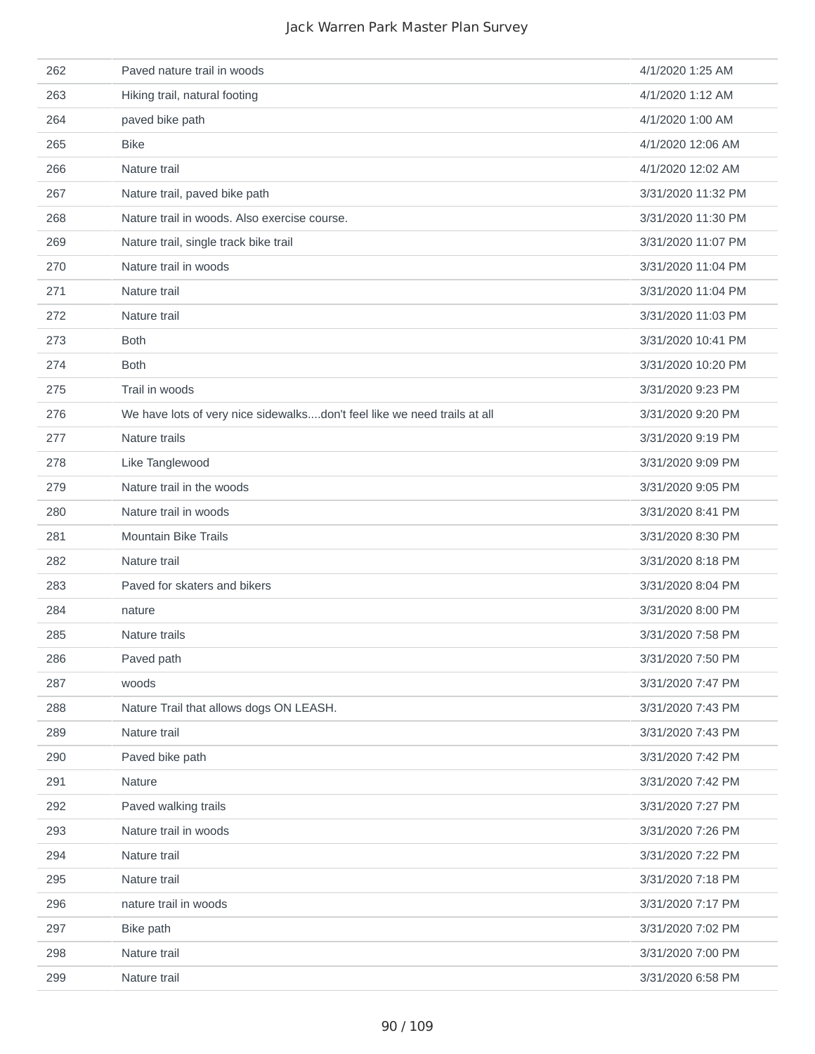| | | |
|---|---|---|
| 262 | Paved nature trail in woods | 4/1/2020 1:25 AM |
| 263 | Hiking trail, natural footing | 4/1/2020 1:12 AM |
| 264 | paved bike path | 4/1/2020 1:00 AM |
| 265 | Bike | 4/1/2020 12:06 AM |
| 266 | Nature trail | 4/1/2020 12:02 AM |
| 267 | Nature trail, paved bike path | 3/31/2020 11:32 PM |
| 268 | Nature trail in woods. Also exercise course. | 3/31/2020 11:30 PM |
| 269 | Nature trail, single track bike trail | 3/31/2020 11:07 PM |
| 270 | Nature trail in woods | 3/31/2020 11:04 PM |
| 271 | Nature trail | 3/31/2020 11:04 PM |
| 272 | Nature trail | 3/31/2020 11:03 PM |
| 273 | Both | 3/31/2020 10:41 PM |
| 274 | Both | 3/31/2020 10:20 PM |
| 275 | Trail in woods | 3/31/2020 9:23 PM |
| 276 | We have lots of very nice sidewalks....don't feel like we need trails at all | 3/31/2020 9:20 PM |
| 277 | Nature trails | 3/31/2020 9:19 PM |
| 278 | Like Tanglewood | 3/31/2020 9:09 PM |
| 279 | Nature trail in the woods | 3/31/2020 9:05 PM |
| 280 | Nature trail in woods | 3/31/2020 8:41 PM |
| 281 | Mountain Bike Trails | 3/31/2020 8:30 PM |
| 282 | Nature trail | 3/31/2020 8:18 PM |
| 283 | Paved for skaters and bikers | 3/31/2020 8:04 PM |
| 284 | nature | 3/31/2020 8:00 PM |
| 285 | Nature trails | 3/31/2020 7:58 PM |
| 286 | Paved path | 3/31/2020 7:50 PM |
| 287 | woods | 3/31/2020 7:47 PM |
| 288 | Nature Trail that allows dogs ON LEASH. | 3/31/2020 7:43 PM |
| 289 | Nature trail | 3/31/2020 7:43 PM |
| 290 | Paved bike path | 3/31/2020 7:42 PM |
| 291 | Nature | 3/31/2020 7:42 PM |
| 292 | Paved walking trails | 3/31/2020 7:27 PM |
| 293 | Nature trail in woods | 3/31/2020 7:26 PM |
| 294 | Nature trail | 3/31/2020 7:22 PM |
| 295 | Nature trail | 3/31/2020 7:18 PM |
| 296 | nature trail in woods | 3/31/2020 7:17 PM |
| 297 | Bike path | 3/31/2020 7:02 PM |
| 298 | Nature trail | 3/31/2020 7:00 PM |
| 299 | Nature trail | 3/31/2020 6:58 PM |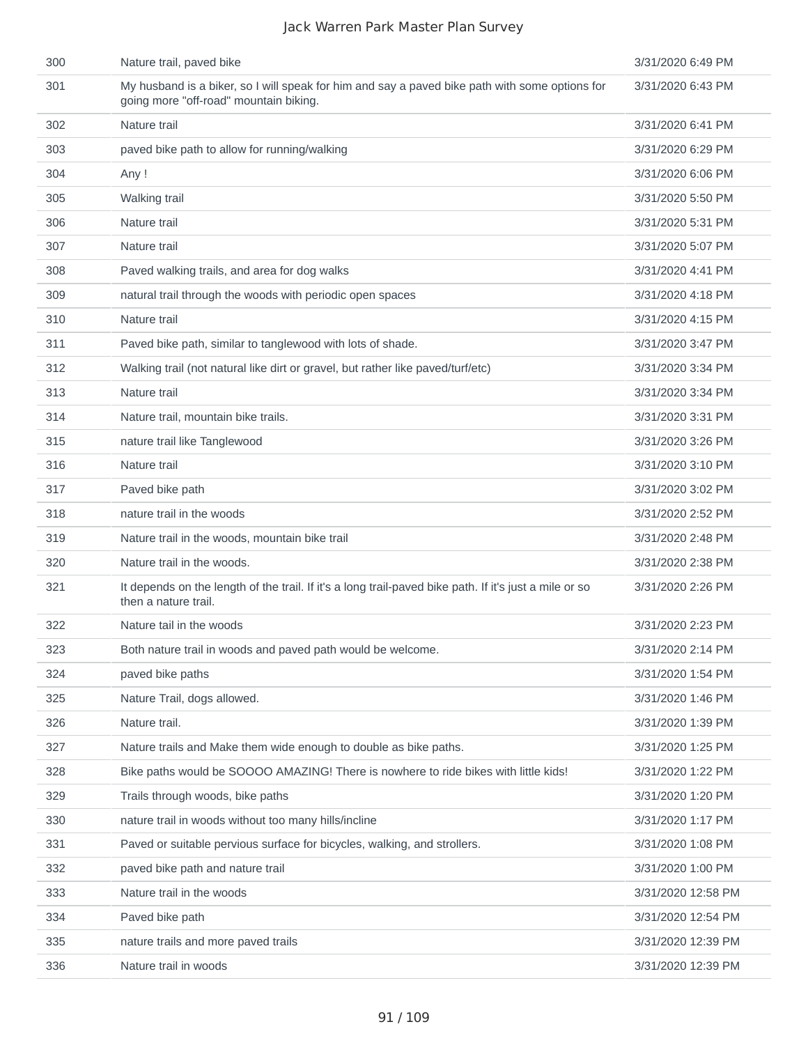| | | |
|---|---|---|
| 300 | Nature trail, paved bike | 3/31/2020 6:49 PM |
| 301 | My husband is a biker, so I will speak for him and say a paved bike path with some options for going more "off-road" mountain biking. | 3/31/2020 6:43 PM |
| 302 | Nature trail | 3/31/2020 6:41 PM |
| 303 | paved bike path to allow for running/walking | 3/31/2020 6:29 PM |
| 304 | Any ! | 3/31/2020 6:06 PM |
| 305 | Walking trail | 3/31/2020 5:50 PM |
| 306 | Nature trail | 3/31/2020 5:31 PM |
| 307 | Nature trail | 3/31/2020 5:07 PM |
| 308 | Paved walking trails, and area for dog walks | 3/31/2020 4:41 PM |
| 309 | natural trail through the woods with periodic open spaces | 3/31/2020 4:18 PM |
| 310 | Nature trail | 3/31/2020 4:15 PM |
| 311 | Paved bike path, similar to tanglewood with lots of shade. | 3/31/2020 3:47 PM |
| 312 | Walking trail (not natural like dirt or gravel, but rather like paved/turf/etc) | 3/31/2020 3:34 PM |
| 313 | Nature trail | 3/31/2020 3:34 PM |
| 314 | Nature trail, mountain bike trails. | 3/31/2020 3:31 PM |
| 315 | nature trail like Tanglewood | 3/31/2020 3:26 PM |
| 316 | Nature trail | 3/31/2020 3:10 PM |
| 317 | Paved bike path | 3/31/2020 3:02 PM |
| 318 | nature trail in the woods | 3/31/2020 2:52 PM |
| 319 | Nature trail in the woods, mountain bike trail | 3/31/2020 2:48 PM |
| 320 | Nature trail in the woods. | 3/31/2020 2:38 PM |
| 321 | It depends on the length of the trail. If it's a long trail-paved bike path. If it's just a mile or so then a nature trail. | 3/31/2020 2:26 PM |
| 322 | Nature tail in the woods | 3/31/2020 2:23 PM |
| 323 | Both nature trail in woods and paved path would be welcome. | 3/31/2020 2:14 PM |
| 324 | paved bike paths | 3/31/2020 1:54 PM |
| 325 | Nature Trail, dogs allowed. | 3/31/2020 1:46 PM |
| 326 | Nature trail. | 3/31/2020 1:39 PM |
| 327 | Nature trails and Make them wide enough to double as bike paths. | 3/31/2020 1:25 PM |
| 328 | Bike paths would be SOOOO AMAZING! There is nowhere to ride bikes with little kids! | 3/31/2020 1:22 PM |
| 329 | Trails through woods, bike paths | 3/31/2020 1:20 PM |
| 330 | nature trail in woods without too many hills/incline | 3/31/2020 1:17 PM |
| 331 | Paved or suitable pervious surface for bicycles, walking, and strollers. | 3/31/2020 1:08 PM |
| 332 | paved bike path and nature trail | 3/31/2020 1:00 PM |
| 333 | Nature trail in the woods | 3/31/2020 12:58 PM |
| 334 | Paved bike path | 3/31/2020 12:54 PM |
| 335 | nature trails and more paved trails | 3/31/2020 12:39 PM |
| 336 | Nature trail in woods | 3/31/2020 12:39 PM |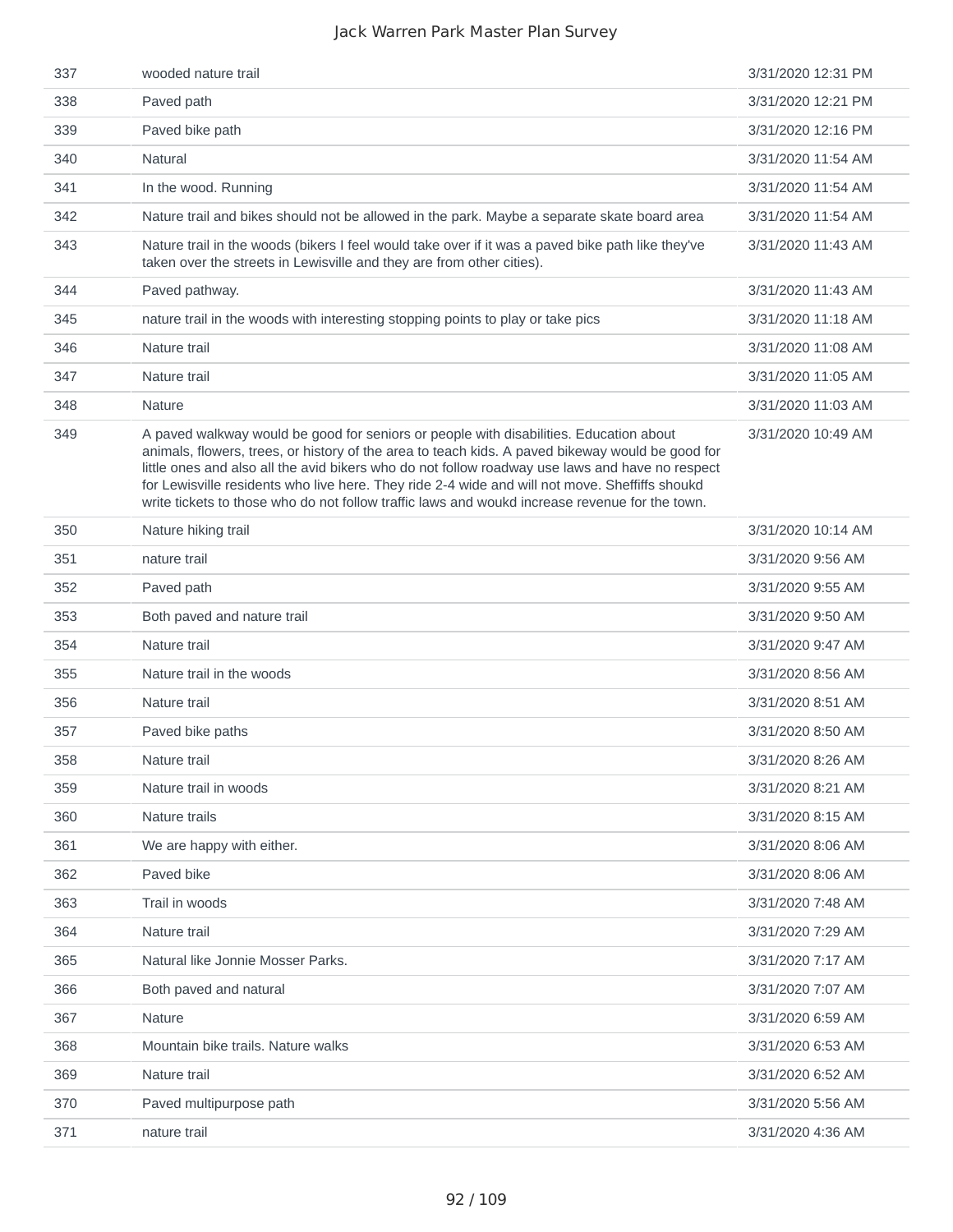| | | |
|---|---|---|
| 337 | wooded nature trail | 3/31/2020 12:31 PM |
| 338 | Paved path | 3/31/2020 12:21 PM |
| 339 | Paved bike path | 3/31/2020 12:16 PM |
| 340 | Natural | 3/31/2020 11:54 AM |
| 341 | In the wood. Running | 3/31/2020 11:54 AM |
| 342 | Nature trail and bikes should not be allowed in the park. Maybe a separate skate board area | 3/31/2020 11:54 AM |
| 343 | Nature trail in the woods (bikers I feel would take over if it was a paved bike path like they've taken over the streets in Lewisville and they are from other cities). | 3/31/2020 11:43 AM |
| 344 | Paved pathway. | 3/31/2020 11:43 AM |
| 345 | nature trail in the woods with interesting stopping points to play or take pics | 3/31/2020 11:18 AM |
| 346 | Nature trail | 3/31/2020 11:08 AM |
| 347 | Nature trail | 3/31/2020 11:05 AM |
| 348 | Nature | 3/31/2020 11:03 AM |
| 349 | A paved walkway would be good for seniors or people with disabilities. Education about animals, flowers, trees, or history of the area to teach kids. A paved bikeway would be good for little ones and also all the avid bikers who do not follow roadway use laws and have no respect for Lewisville residents who live here. They ride 2-4 wide and will not move. Sheffiffs shoukd write tickets to those who do not follow traffic laws and woukd increase revenue for the town. | 3/31/2020 10:49 AM |
| 350 | Nature hiking trail | 3/31/2020 10:14 AM |
| 351 | nature trail | 3/31/2020 9:56 AM |
| 352 | Paved path | 3/31/2020 9:55 AM |
| 353 | Both paved and nature trail | 3/31/2020 9:50 AM |
| 354 | Nature trail | 3/31/2020 9:47 AM |
| 355 | Nature trail in the woods | 3/31/2020 8:56 AM |
| 356 | Nature trail | 3/31/2020 8:51 AM |
| 357 | Paved bike paths | 3/31/2020 8:50 AM |
| 358 | Nature trail | 3/31/2020 8:26 AM |
| 359 | Nature trail in woods | 3/31/2020 8:21 AM |
| 360 | Nature trails | 3/31/2020 8:15 AM |
| 361 | We are happy with either. | 3/31/2020 8:06 AM |
| 362 | Paved bike | 3/31/2020 8:06 AM |
| 363 | Trail in woods | 3/31/2020 7:48 AM |
| 364 | Nature trail | 3/31/2020 7:29 AM |
| 365 | Natural like Jonnie Mosser Parks. | 3/31/2020 7:17 AM |
| 366 | Both paved and natural | 3/31/2020 7:07 AM |
| 367 | Nature | 3/31/2020 6:59 AM |
| 368 | Mountain bike trails. Nature walks | 3/31/2020 6:53 AM |
| 369 | Nature trail | 3/31/2020 6:52 AM |
| 370 | Paved multipurpose path | 3/31/2020 5:56 AM |
| 371 | nature trail | 3/31/2020 4:36 AM |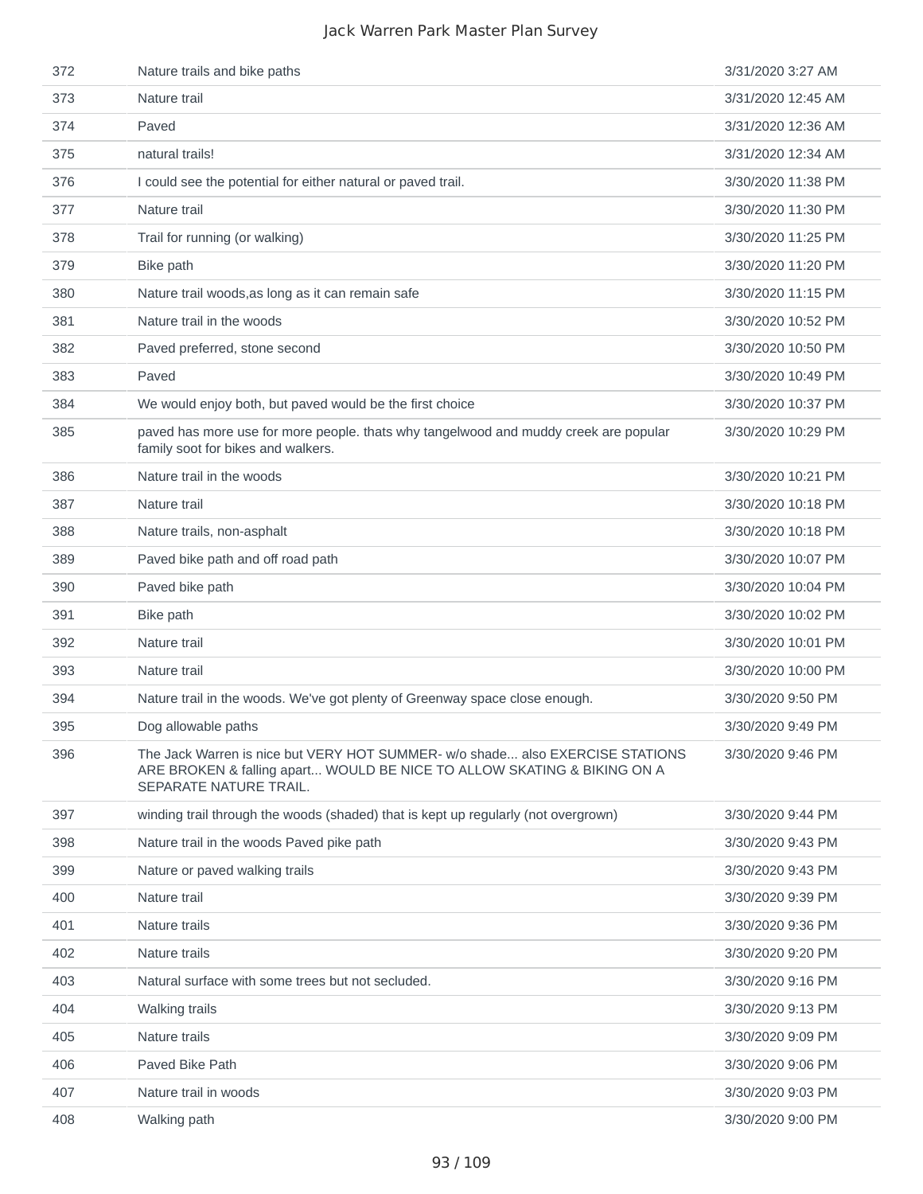| | | |
|---|---|---|
| 372 | Nature trails and bike paths | 3/31/2020 3:27 AM |
| 373 | Nature trail | 3/31/2020 12:45 AM |
| 374 | Paved | 3/31/2020 12:36 AM |
| 375 | natural trails! | 3/31/2020 12:34 AM |
| 376 | I could see the potential for either natural or paved trail. | 3/30/2020 11:38 PM |
| 377 | Nature trail | 3/30/2020 11:30 PM |
| 378 | Trail for running (or walking) | 3/30/2020 11:25 PM |
| 379 | Bike path | 3/30/2020 11:20 PM |
| 380 | Nature trail woods,as long as it can remain safe | 3/30/2020 11:15 PM |
| 381 | Nature trail in the woods | 3/30/2020 10:52 PM |
| 382 | Paved preferred, stone second | 3/30/2020 10:50 PM |
| 383 | Paved | 3/30/2020 10:49 PM |
| 384 | We would enjoy both, but paved would be the first choice | 3/30/2020 10:37 PM |
| 385 | paved has more use for more people. thats why tangelwood and muddy creek are popular family soot for bikes and walkers. | 3/30/2020 10:29 PM |
| 386 | Nature trail in the woods | 3/30/2020 10:21 PM |
| 387 | Nature trail | 3/30/2020 10:18 PM |
| 388 | Nature trails, non-asphalt | 3/30/2020 10:18 PM |
| 389 | Paved bike path and off road path | 3/30/2020 10:07 PM |
| 390 | Paved bike path | 3/30/2020 10:04 PM |
| 391 | Bike path | 3/30/2020 10:02 PM |
| 392 | Nature trail | 3/30/2020 10:01 PM |
| 393 | Nature trail | 3/30/2020 10:00 PM |
| 394 | Nature trail in the woods. We've got plenty of Greenway space close enough. | 3/30/2020 9:50 PM |
| 395 | Dog allowable paths | 3/30/2020 9:49 PM |
| 396 | The Jack Warren is nice but VERY HOT SUMMER- w/o shade... also EXERCISE STATIONS ARE BROKEN & falling apart... WOULD BE NICE TO ALLOW SKATING & BIKING ON A SEPARATE NATURE TRAIL. | 3/30/2020 9:46 PM |
| 397 | winding trail through the woods (shaded) that is kept up regularly (not overgrown) | 3/30/2020 9:44 PM |
| 398 | Nature trail in the woods Paved pike path | 3/30/2020 9:43 PM |
| 399 | Nature or paved walking trails | 3/30/2020 9:43 PM |
| 400 | Nature trail | 3/30/2020 9:39 PM |
| 401 | Nature trails | 3/30/2020 9:36 PM |
| 402 | Nature trails | 3/30/2020 9:20 PM |
| 403 | Natural surface with some trees but not secluded. | 3/30/2020 9:16 PM |
| 404 | Walking trails | 3/30/2020 9:13 PM |
| 405 | Nature trails | 3/30/2020 9:09 PM |
| 406 | Paved Bike Path | 3/30/2020 9:06 PM |
| 407 | Nature trail in woods | 3/30/2020 9:03 PM |
| 408 | Walking path | 3/30/2020 9:00 PM |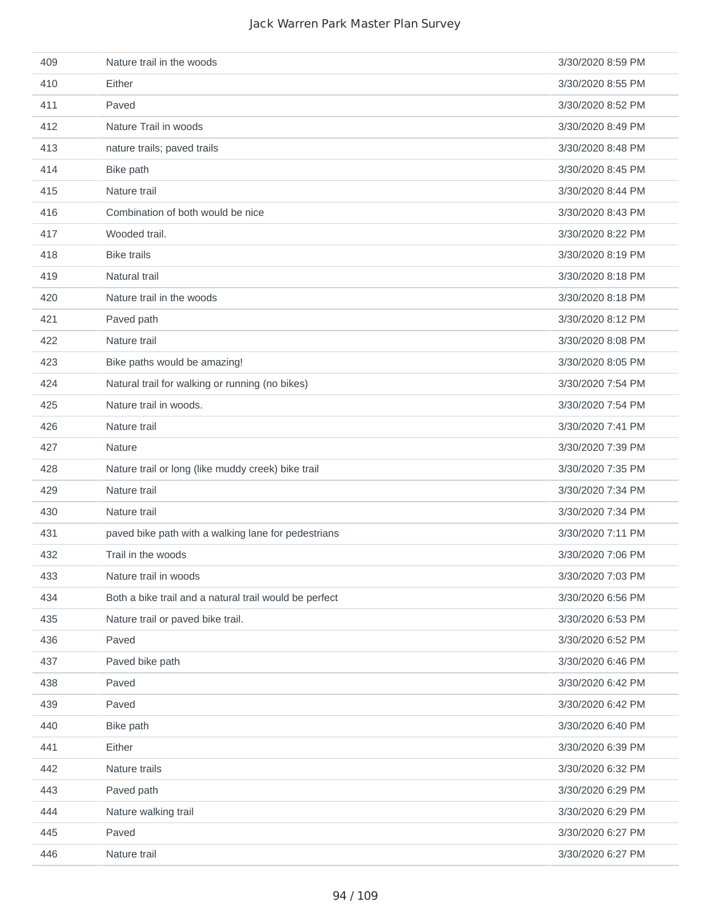| | | |
|---|---|---|
| 409 | Nature trail in the woods | 3/30/2020 8:59 PM |
| 410 | Either | 3/30/2020 8:55 PM |
| 411 | Paved | 3/30/2020 8:52 PM |
| 412 | Nature Trail in woods | 3/30/2020 8:49 PM |
| 413 | nature trails; paved trails | 3/30/2020 8:48 PM |
| 414 | Bike path | 3/30/2020 8:45 PM |
| 415 | Nature trail | 3/30/2020 8:44 PM |
| 416 | Combination of both would be nice | 3/30/2020 8:43 PM |
| 417 | Wooded trail. | 3/30/2020 8:22 PM |
| 418 | Bike trails | 3/30/2020 8:19 PM |
| 419 | Natural trail | 3/30/2020 8:18 PM |
| 420 | Nature trail in the woods | 3/30/2020 8:18 PM |
| 421 | Paved path | 3/30/2020 8:12 PM |
| 422 | Nature trail | 3/30/2020 8:08 PM |
| 423 | Bike paths would be amazing! | 3/30/2020 8:05 PM |
| 424 | Natural trail for walking or running (no bikes) | 3/30/2020 7:54 PM |
| 425 | Nature trail in woods. | 3/30/2020 7:54 PM |
| 426 | Nature trail | 3/30/2020 7:41 PM |
| 427 | Nature | 3/30/2020 7:39 PM |
| 428 | Nature trail or long (like muddy creek) bike trail | 3/30/2020 7:35 PM |
| 429 | Nature trail | 3/30/2020 7:34 PM |
| 430 | Nature trail | 3/30/2020 7:34 PM |
| 431 | paved bike path with a walking lane for pedestrians | 3/30/2020 7:11 PM |
| 432 | Trail in the woods | 3/30/2020 7:06 PM |
| 433 | Nature trail in woods | 3/30/2020 7:03 PM |
| 434 | Both a bike trail and a natural trail would be perfect | 3/30/2020 6:56 PM |
| 435 | Nature trail or paved bike trail. | 3/30/2020 6:53 PM |
| 436 | Paved | 3/30/2020 6:52 PM |
| 437 | Paved bike path | 3/30/2020 6:46 PM |
| 438 | Paved | 3/30/2020 6:42 PM |
| 439 | Paved | 3/30/2020 6:42 PM |
| 440 | Bike path | 3/30/2020 6:40 PM |
| 441 | Either | 3/30/2020 6:39 PM |
| 442 | Nature trails | 3/30/2020 6:32 PM |
| 443 | Paved path | 3/30/2020 6:29 PM |
| 444 | Nature walking trail | 3/30/2020 6:29 PM |
| 445 | Paved | 3/30/2020 6:27 PM |
| 446 | Nature trail | 3/30/2020 6:27 PM |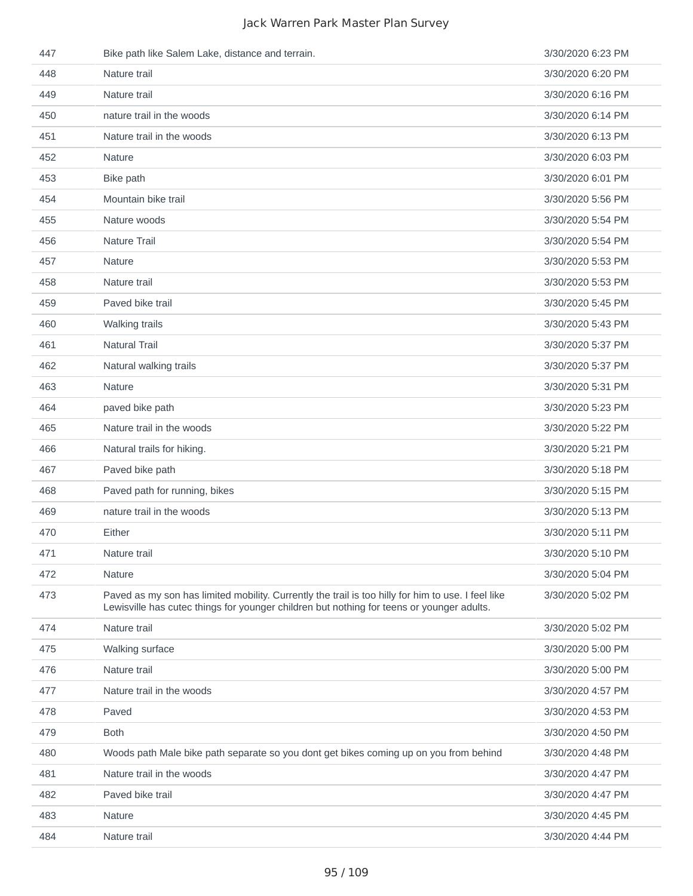| | | |
|---|---|---|
| 447 | Bike path like Salem Lake, distance and terrain. | 3/30/2020 6:23 PM |
| 448 | Nature trail | 3/30/2020 6:20 PM |
| 449 | Nature trail | 3/30/2020 6:16 PM |
| 450 | nature trail in the woods | 3/30/2020 6:14 PM |
| 451 | Nature trail in the woods | 3/30/2020 6:13 PM |
| 452 | Nature | 3/30/2020 6:03 PM |
| 453 | Bike path | 3/30/2020 6:01 PM |
| 454 | Mountain bike trail | 3/30/2020 5:56 PM |
| 455 | Nature woods | 3/30/2020 5:54 PM |
| 456 | Nature Trail | 3/30/2020 5:54 PM |
| 457 | Nature | 3/30/2020 5:53 PM |
| 458 | Nature trail | 3/30/2020 5:53 PM |
| 459 | Paved bike trail | 3/30/2020 5:45 PM |
| 460 | Walking trails | 3/30/2020 5:43 PM |
| 461 | Natural Trail | 3/30/2020 5:37 PM |
| 462 | Natural walking trails | 3/30/2020 5:37 PM |
| 463 | Nature | 3/30/2020 5:31 PM |
| 464 | paved bike path | 3/30/2020 5:23 PM |
| 465 | Nature trail in the woods | 3/30/2020 5:22 PM |
| 466 | Natural trails for hiking. | 3/30/2020 5:21 PM |
| 467 | Paved bike path | 3/30/2020 5:18 PM |
| 468 | Paved path for running, bikes | 3/30/2020 5:15 PM |
| 469 | nature trail in the woods | 3/30/2020 5:13 PM |
| 470 | Either | 3/30/2020 5:11 PM |
| 471 | Nature trail | 3/30/2020 5:10 PM |
| 472 | Nature | 3/30/2020 5:04 PM |
| 473 | Paved as my son has limited mobility. Currently the trail is too hilly for him to use. I feel like Lewisville has cutec things for younger children but nothing for teens or younger adults. | 3/30/2020 5:02 PM |
| 474 | Nature trail | 3/30/2020 5:02 PM |
| 475 | Walking surface | 3/30/2020 5:00 PM |
| 476 | Nature trail | 3/30/2020 5:00 PM |
| 477 | Nature trail in the woods | 3/30/2020 4:57 PM |
| 478 | Paved | 3/30/2020 4:53 PM |
| 479 | Both | 3/30/2020 4:50 PM |
| 480 | Woods path Male bike path separate so you dont get bikes coming up on you from behind | 3/30/2020 4:48 PM |
| 481 | Nature trail in the woods | 3/30/2020 4:47 PM |
| 482 | Paved bike trail | 3/30/2020 4:47 PM |
| 483 | Nature | 3/30/2020 4:45 PM |
| 484 | Nature trail | 3/30/2020 4:44 PM |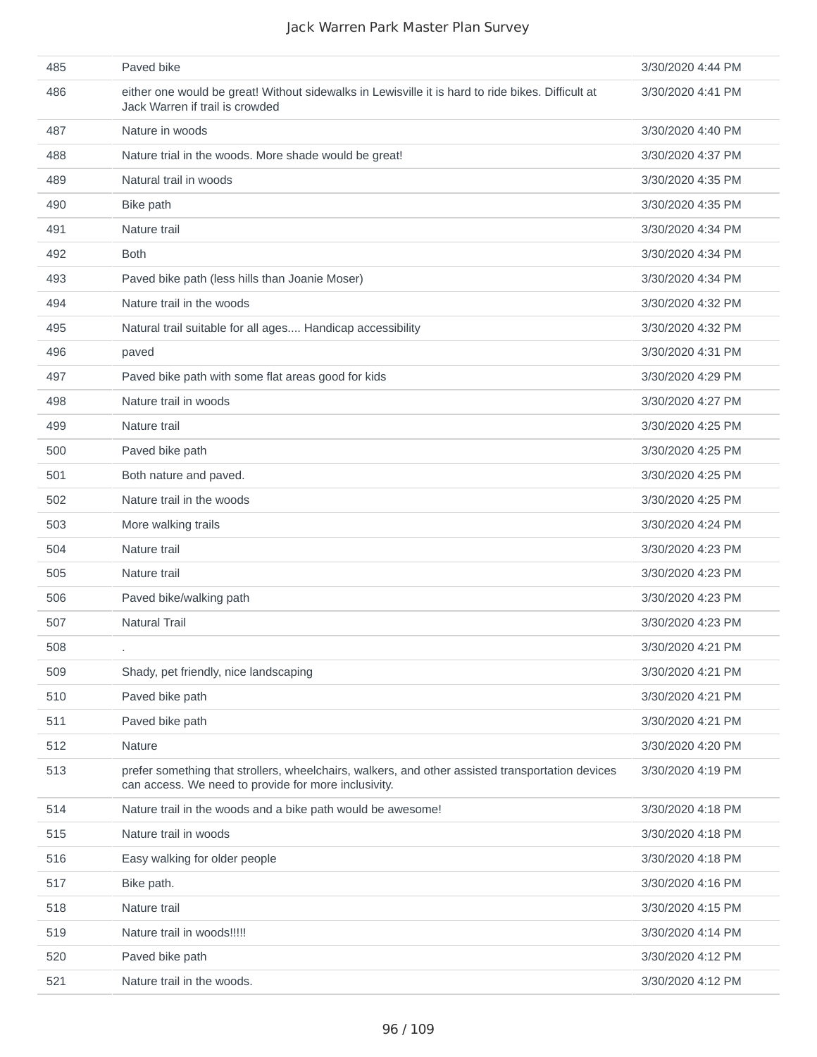| | | |
|---|---|---|
| 485 | Paved bike | 3/30/2020 4:44 PM |
| 486 | either one would be great! Without sidewalks in Lewisville it is hard to ride bikes. Difficult at Jack Warren if trail is crowded | 3/30/2020 4:41 PM |
| 487 | Nature in woods | 3/30/2020 4:40 PM |
| 488 | Nature trial in the woods. More shade would be great! | 3/30/2020 4:37 PM |
| 489 | Natural trail in woods | 3/30/2020 4:35 PM |
| 490 | Bike path | 3/30/2020 4:35 PM |
| 491 | Nature trail | 3/30/2020 4:34 PM |
| 492 | Both | 3/30/2020 4:34 PM |
| 493 | Paved bike path (less hills than Joanie Moser) | 3/30/2020 4:34 PM |
| 494 | Nature trail in the woods | 3/30/2020 4:32 PM |
| 495 | Natural trail suitable for all ages.... Handicap accessibility | 3/30/2020 4:32 PM |
| 496 | paved | 3/30/2020 4:31 PM |
| 497 | Paved bike path with some flat areas good for kids | 3/30/2020 4:29 PM |
| 498 | Nature trail in woods | 3/30/2020 4:27 PM |
| 499 | Nature trail | 3/30/2020 4:25 PM |
| 500 | Paved bike path | 3/30/2020 4:25 PM |
| 501 | Both nature and paved. | 3/30/2020 4:25 PM |
| 502 | Nature trail in the woods | 3/30/2020 4:25 PM |
| 503 | More walking trails | 3/30/2020 4:24 PM |
| 504 | Nature trail | 3/30/2020 4:23 PM |
| 505 | Nature trail | 3/30/2020 4:23 PM |
| 506 | Paved bike/walking path | 3/30/2020 4:23 PM |
| 507 | Natural Trail | 3/30/2020 4:23 PM |
| 508 | . | 3/30/2020 4:21 PM |
| 509 | Shady, pet friendly, nice landscaping | 3/30/2020 4:21 PM |
| 510 | Paved bike path | 3/30/2020 4:21 PM |
| 511 | Paved bike path | 3/30/2020 4:21 PM |
| 512 | Nature | 3/30/2020 4:20 PM |
| 513 | prefer something that strollers, wheelchairs, walkers, and other assisted transportation devices can access. We need to provide for more inclusivity. | 3/30/2020 4:19 PM |
| 514 | Nature trail in the woods and a bike path would be awesome! | 3/30/2020 4:18 PM |
| 515 | Nature trail in woods | 3/30/2020 4:18 PM |
| 516 | Easy walking for older people | 3/30/2020 4:18 PM |
| 517 | Bike path. | 3/30/2020 4:16 PM |
| 518 | Nature trail | 3/30/2020 4:15 PM |
| 519 | Nature trail in woods!!!!! | 3/30/2020 4:14 PM |
| 520 | Paved bike path | 3/30/2020 4:12 PM |
| 521 | Nature trail in the woods. | 3/30/2020 4:12 PM |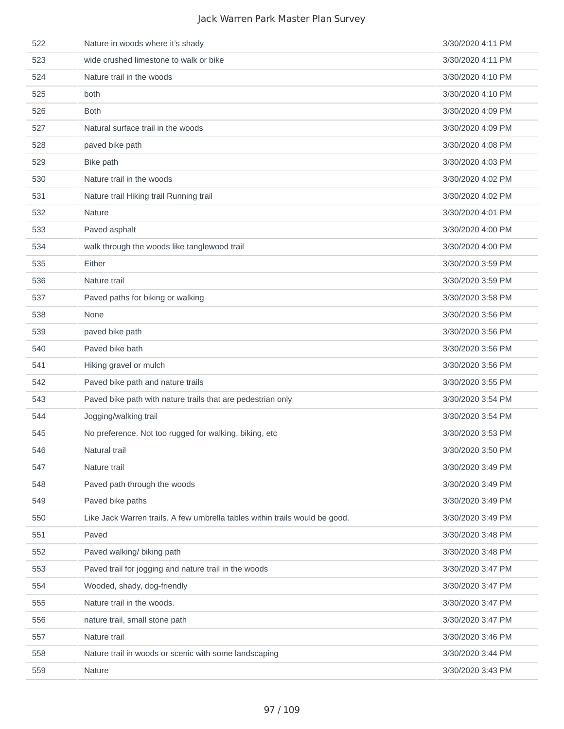| | | |
|---|---|---|
| 522 | Nature in woods where it's shady | 3/30/2020 4:11 PM |
| 523 | wide crushed limestone to walk or bike | 3/30/2020 4:11 PM |
| 524 | Nature trail in the woods | 3/30/2020 4:10 PM |
| 525 | both | 3/30/2020 4:10 PM |
| 526 | Both | 3/30/2020 4:09 PM |
| 527 | Natural surface trail in the woods | 3/30/2020 4:09 PM |
| 528 | paved bike path | 3/30/2020 4:08 PM |
| 529 | Bike path | 3/30/2020 4:03 PM |
| 530 | Nature trail in the woods | 3/30/2020 4:02 PM |
| 531 | Nature trail Hiking trail Running trail | 3/30/2020 4:02 PM |
| 532 | Nature | 3/30/2020 4:01 PM |
| 533 | Paved asphalt | 3/30/2020 4:00 PM |
| 534 | walk through the woods like tanglewood trail | 3/30/2020 4:00 PM |
| 535 | Either | 3/30/2020 3:59 PM |
| 536 | Nature trail | 3/30/2020 3:59 PM |
| 537 | Paved paths for biking or walking | 3/30/2020 3:58 PM |
| 538 | None | 3/30/2020 3:56 PM |
| 539 | paved bike path | 3/30/2020 3:56 PM |
| 540 | Paved bike bath | 3/30/2020 3:56 PM |
| 541 | Hiking gravel or mulch | 3/30/2020 3:56 PM |
| 542 | Paved bike path and nature trails | 3/30/2020 3:55 PM |
| 543 | Paved bike path with nature trails that are pedestrian only | 3/30/2020 3:54 PM |
| 544 | Jogging/walking trail | 3/30/2020 3:54 PM |
| 545 | No preference. Not too rugged for walking, biking, etc | 3/30/2020 3:53 PM |
| 546 | Natural trail | 3/30/2020 3:50 PM |
| 547 | Nature trail | 3/30/2020 3:49 PM |
| 548 | Paved path through the woods | 3/30/2020 3:49 PM |
| 549 | Paved bike paths | 3/30/2020 3:49 PM |
| 550 | Like Jack Warren trails. A few umbrella tables within trails would be good. | 3/30/2020 3:49 PM |
| 551 | Paved | 3/30/2020 3:48 PM |
| 552 | Paved walking/ biking path | 3/30/2020 3:48 PM |
| 553 | Paved trail for jogging and nature trail in the woods | 3/30/2020 3:47 PM |
| 554 | Wooded, shady, dog-friendly | 3/30/2020 3:47 PM |
| 555 | Nature trail in the woods. | 3/30/2020 3:47 PM |
| 556 | nature trail, small stone path | 3/30/2020 3:47 PM |
| 557 | Nature trail | 3/30/2020 3:46 PM |
| 558 | Nature trail in woods or scenic with some landscaping | 3/30/2020 3:44 PM |
| 559 | Nature | 3/30/2020 3:43 PM |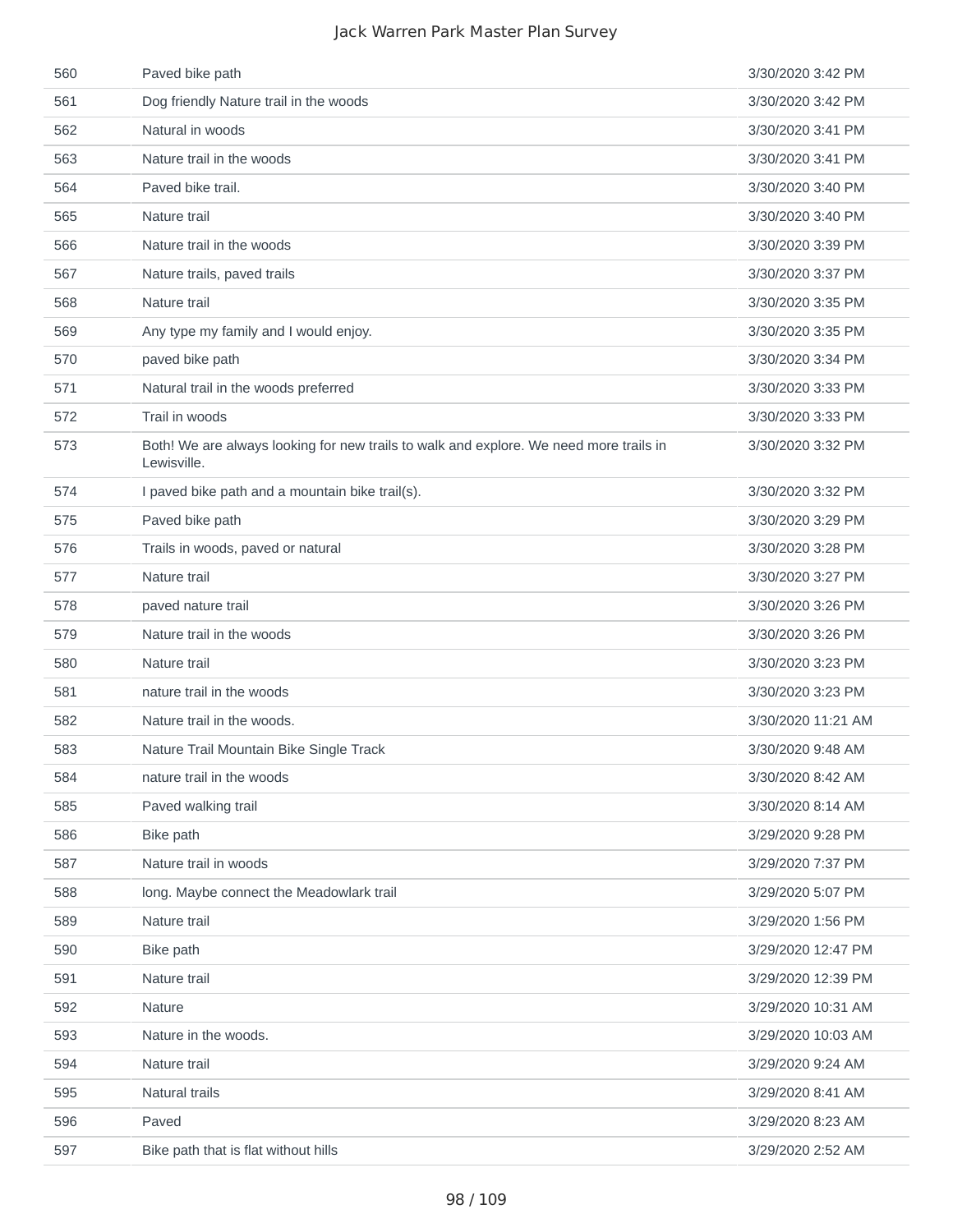| | | |
|---|---|---|
| 560 | Paved bike path | 3/30/2020 3:42 PM |
| 561 | Dog friendly Nature trail in the woods | 3/30/2020 3:42 PM |
| 562 | Natural in woods | 3/30/2020 3:41 PM |
| 563 | Nature trail in the woods | 3/30/2020 3:41 PM |
| 564 | Paved bike trail. | 3/30/2020 3:40 PM |
| 565 | Nature trail | 3/30/2020 3:40 PM |
| 566 | Nature trail in the woods | 3/30/2020 3:39 PM |
| 567 | Nature trails, paved trails | 3/30/2020 3:37 PM |
| 568 | Nature trail | 3/30/2020 3:35 PM |
| 569 | Any type my family and I would enjoy. | 3/30/2020 3:35 PM |
| 570 | paved bike path | 3/30/2020 3:34 PM |
| 571 | Natural trail in the woods preferred | 3/30/2020 3:33 PM |
| 572 | Trail in woods | 3/30/2020 3:33 PM |
| 573 | Both! We are always looking for new trails to walk and explore. We need more trails in Lewisville. | 3/30/2020 3:32 PM |
| 574 | I paved bike path and a mountain bike trail(s). | 3/30/2020 3:32 PM |
| 575 | Paved bike path | 3/30/2020 3:29 PM |
| 576 | Trails in woods, paved or natural | 3/30/2020 3:28 PM |
| 577 | Nature trail | 3/30/2020 3:27 PM |
| 578 | paved nature trail | 3/30/2020 3:26 PM |
| 579 | Nature trail in the woods | 3/30/2020 3:26 PM |
| 580 | Nature trail | 3/30/2020 3:23 PM |
| 581 | nature trail in the woods | 3/30/2020 3:23 PM |
| 582 | Nature trail in the woods. | 3/30/2020 11:21 AM |
| 583 | Nature Trail Mountain Bike Single Track | 3/30/2020 9:48 AM |
| 584 | nature trail in the woods | 3/30/2020 8:42 AM |
| 585 | Paved walking trail | 3/30/2020 8:14 AM |
| 586 | Bike path | 3/29/2020 9:28 PM |
| 587 | Nature trail in woods | 3/29/2020 7:37 PM |
| 588 | long. Maybe connect the Meadowlark trail | 3/29/2020 5:07 PM |
| 589 | Nature trail | 3/29/2020 1:56 PM |
| 590 | Bike path | 3/29/2020 12:47 PM |
| 591 | Nature trail | 3/29/2020 12:39 PM |
| 592 | Nature | 3/29/2020 10:31 AM |
| 593 | Nature in the woods. | 3/29/2020 10:03 AM |
| 594 | Nature trail | 3/29/2020 9:24 AM |
| 595 | Natural trails | 3/29/2020 8:41 AM |
| 596 | Paved | 3/29/2020 8:23 AM |
| 597 | Bike path that is flat without hills | 3/29/2020 2:52 AM |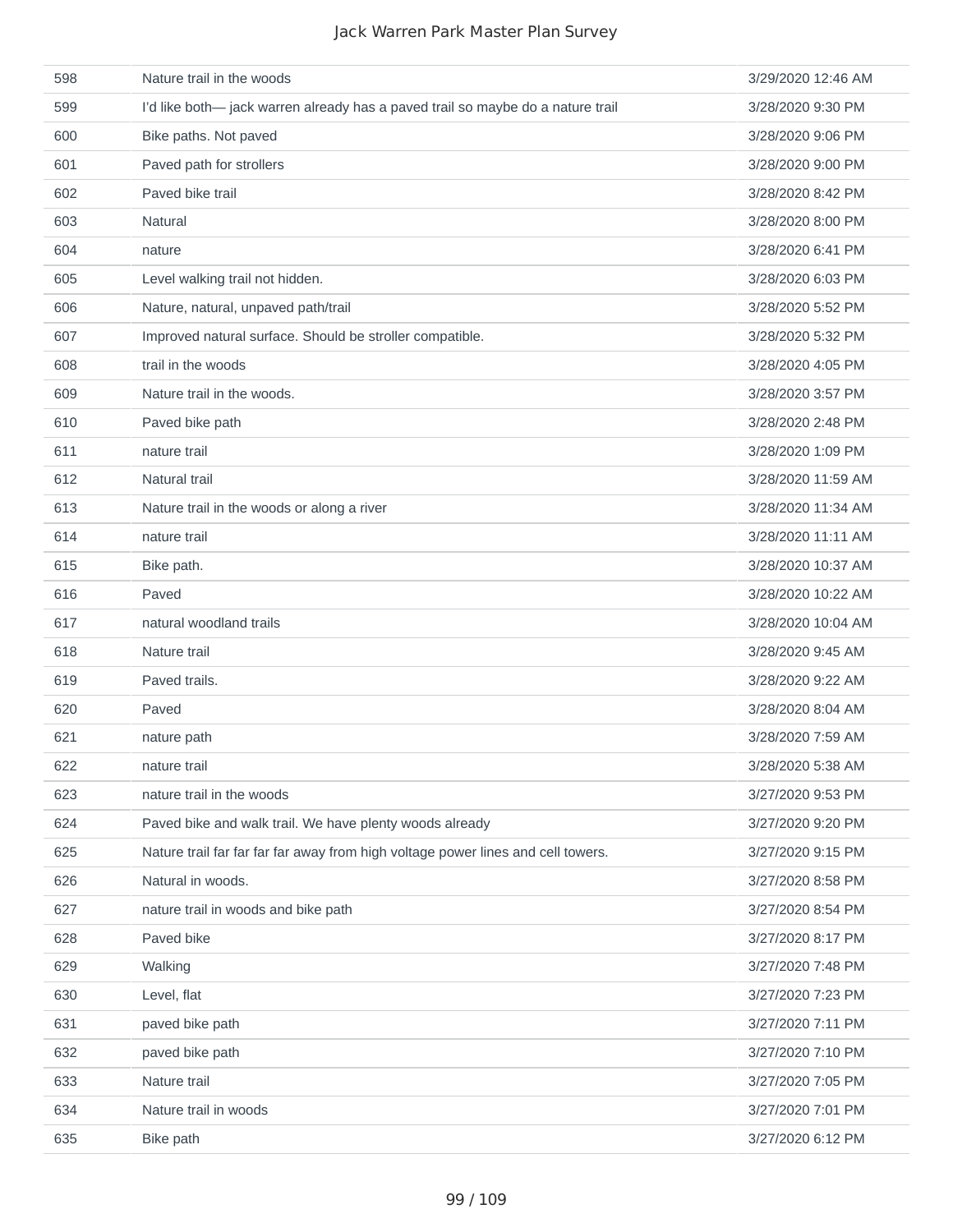| | | |
|---|---|---|
| 598 | Nature trail in the woods | 3/29/2020 12:46 AM |
| 599 | I'd like both— jack warren already has a paved trail so maybe do a nature trail | 3/28/2020 9:30 PM |
| 600 | Bike paths. Not paved | 3/28/2020 9:06 PM |
| 601 | Paved path for strollers | 3/28/2020 9:00 PM |
| 602 | Paved bike trail | 3/28/2020 8:42 PM |
| 603 | Natural | 3/28/2020 8:00 PM |
| 604 | nature | 3/28/2020 6:41 PM |
| 605 | Level walking trail not hidden. | 3/28/2020 6:03 PM |
| 606 | Nature, natural, unpaved path/trail | 3/28/2020 5:52 PM |
| 607 | Improved natural surface. Should be stroller compatible. | 3/28/2020 5:32 PM |
| 608 | trail in the woods | 3/28/2020 4:05 PM |
| 609 | Nature trail in the woods. | 3/28/2020 3:57 PM |
| 610 | Paved bike path | 3/28/2020 2:48 PM |
| 611 | nature trail | 3/28/2020 1:09 PM |
| 612 | Natural trail | 3/28/2020 11:59 AM |
| 613 | Nature trail in the woods or along a river | 3/28/2020 11:34 AM |
| 614 | nature trail | 3/28/2020 11:11 AM |
| 615 | Bike path. | 3/28/2020 10:37 AM |
| 616 | Paved | 3/28/2020 10:22 AM |
| 617 | natural woodland trails | 3/28/2020 10:04 AM |
| 618 | Nature trail | 3/28/2020 9:45 AM |
| 619 | Paved trails. | 3/28/2020 9:22 AM |
| 620 | Paved | 3/28/2020 8:04 AM |
| 621 | nature path | 3/28/2020 7:59 AM |
| 622 | nature trail | 3/28/2020 5:38 AM |
| 623 | nature trail in the woods | 3/27/2020 9:53 PM |
| 624 | Paved bike and walk trail. We have plenty woods already | 3/27/2020 9:20 PM |
| 625 | Nature trail far far far far away from high voltage power lines and cell towers. | 3/27/2020 9:15 PM |
| 626 | Natural in woods. | 3/27/2020 8:58 PM |
| 627 | nature trail in woods and bike path | 3/27/2020 8:54 PM |
| 628 | Paved bike | 3/27/2020 8:17 PM |
| 629 | Walking | 3/27/2020 7:48 PM |
| 630 | Level, flat | 3/27/2020 7:23 PM |
| 631 | paved bike path | 3/27/2020 7:11 PM |
| 632 | paved bike path | 3/27/2020 7:10 PM |
| 633 | Nature trail | 3/27/2020 7:05 PM |
| 634 | Nature trail in woods | 3/27/2020 7:01 PM |
| 635 | Bike path | 3/27/2020 6:12 PM |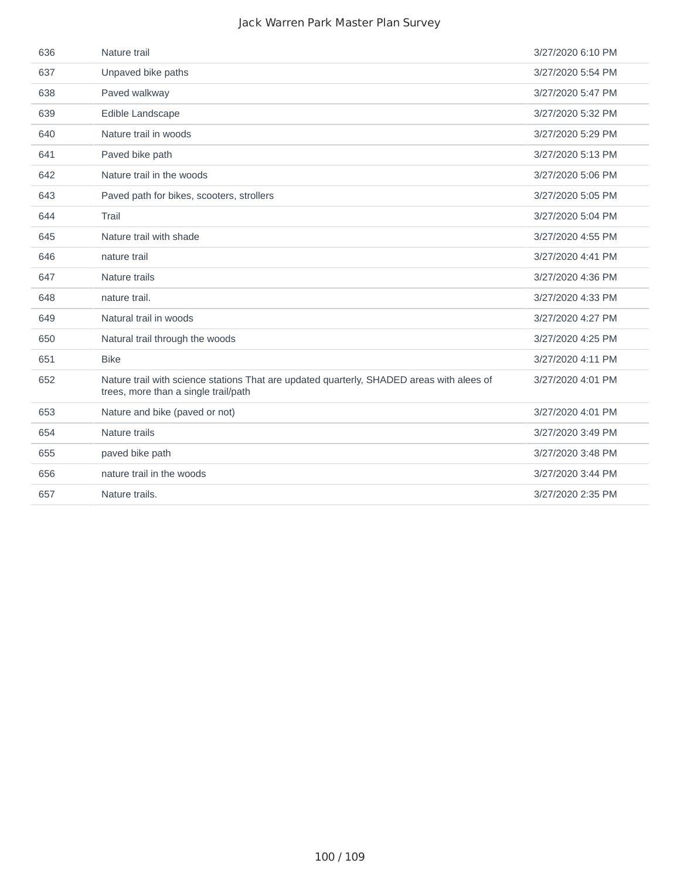| | | |
|---|---|---|
| 636 | Nature trail | 3/27/2020 6:10 PM |
| 637 | Unpaved bike paths | 3/27/2020 5:54 PM |
| 638 | Paved walkway | 3/27/2020 5:47 PM |
| 639 | Edible Landscape | 3/27/2020 5:32 PM |
| 640 | Nature trail in woods | 3/27/2020 5:29 PM |
| 641 | Paved bike path | 3/27/2020 5:13 PM |
| 642 | Nature trail in the woods | 3/27/2020 5:06 PM |
| 643 | Paved path for bikes, scooters, strollers | 3/27/2020 5:05 PM |
| 644 | Trail | 3/27/2020 5:04 PM |
| 645 | Nature trail with shade | 3/27/2020 4:55 PM |
| 646 | nature trail | 3/27/2020 4:41 PM |
| 647 | Nature trails | 3/27/2020 4:36 PM |
| 648 | nature trail. | 3/27/2020 4:33 PM |
| 649 | Natural trail in woods | 3/27/2020 4:27 PM |
| 650 | Natural trail through the woods | 3/27/2020 4:25 PM |
| 651 | Bike | 3/27/2020 4:11 PM |
| 652 | Nature trail with science stations That are updated quarterly, SHADED areas with alees of trees, more than a single trail/path | 3/27/2020 4:01 PM |
| 653 | Nature and bike (paved or not) | 3/27/2020 4:01 PM |
| 654 | Nature trails | 3/27/2020 3:49 PM |
| 655 | paved bike path | 3/27/2020 3:48 PM |
| 656 | nature trail in the woods | 3/27/2020 3:44 PM |
| 657 | Nature trails. | 3/27/2020 2:35 PM |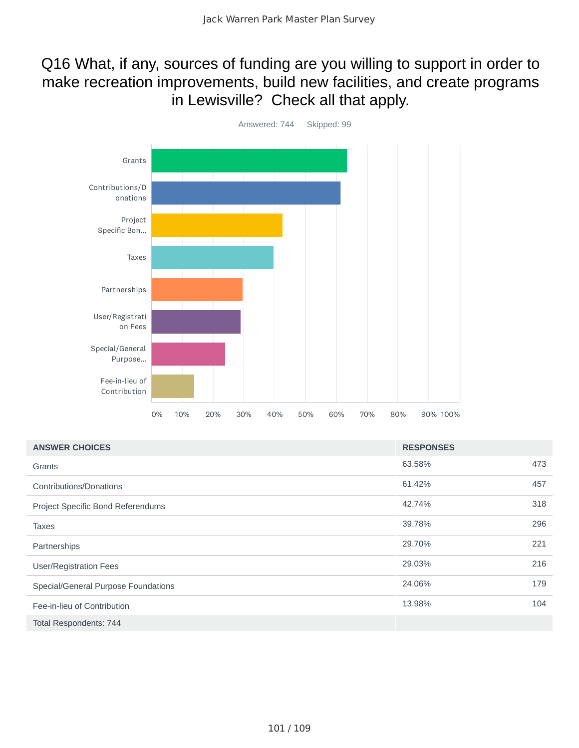# Q16 What, if any, sources of funding are you willing to support in order to make recreation improvements, build new facilities, and create programs in Lewisville? Check all that apply.

Answered: 744    Skipped: 99

| ANSWER CHOICES | RESPONSES | |
|---|---|---|
| Grants | 63.58% | 473 |
| Contributions/Donations | 61.42% | 457 |
| Project Specific Bond Referendums | 42.74% | 318 |
| Taxes | 39.78% | 296 |
| Partnerships | 29.70% | 221 |
| User/Registration Fees | 29.03% | 216 |
| Special/General Purpose Foundations | 24.06% | 179 |
| Fee-in-lieu of Contribution | 13.98% | 104 |
| Total Respondents: 744 | | |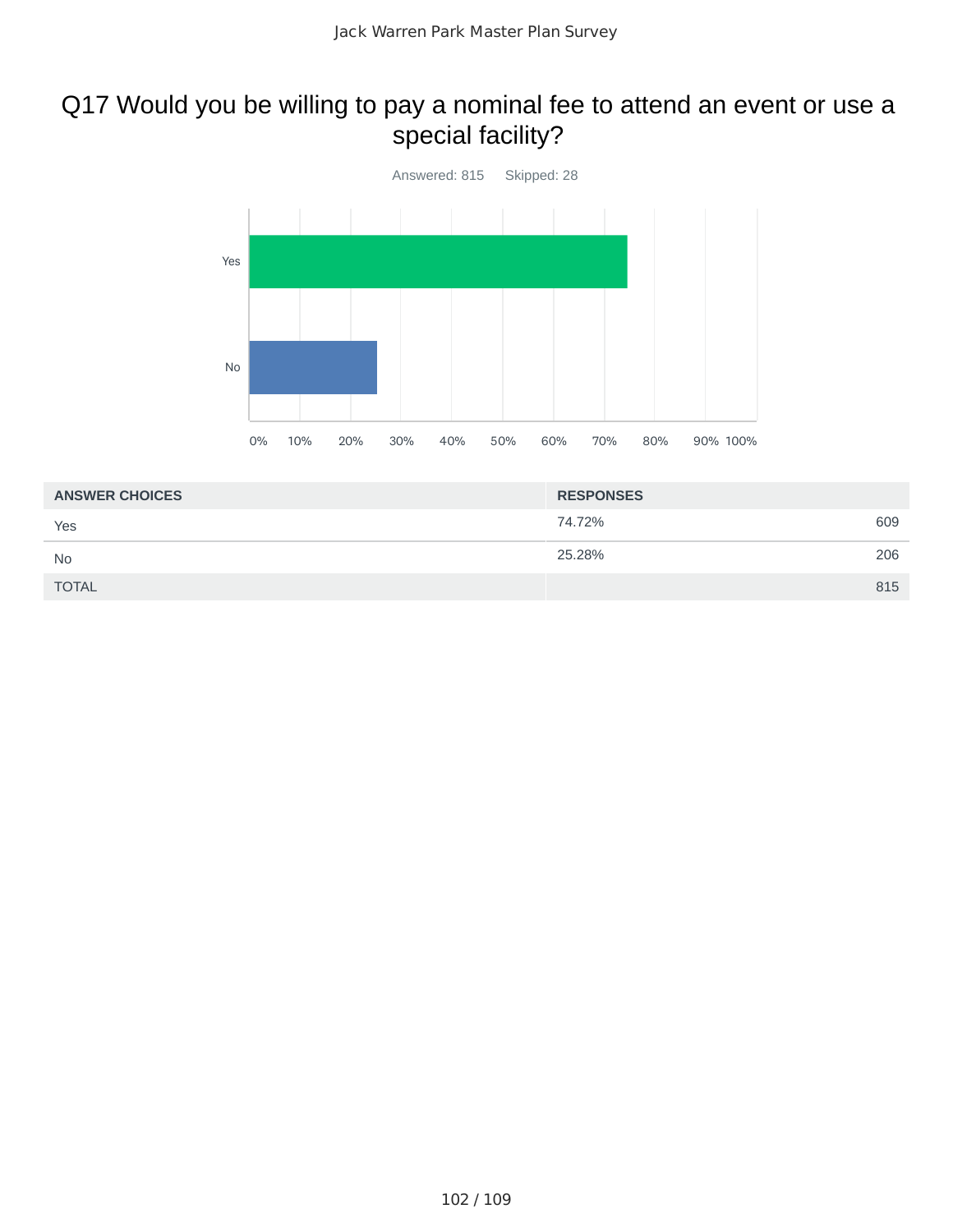# Q17 Would you be willing to pay a nominal fee to attend an event or use a special facility?

Answered: 815    Skipped: 28

| ANSWER CHOICES | RESPONSES | |
|---|---|---|
| Yes | 74.72% | 609 |
| No | 25.28% | 206 |
| TOTAL | | 815 |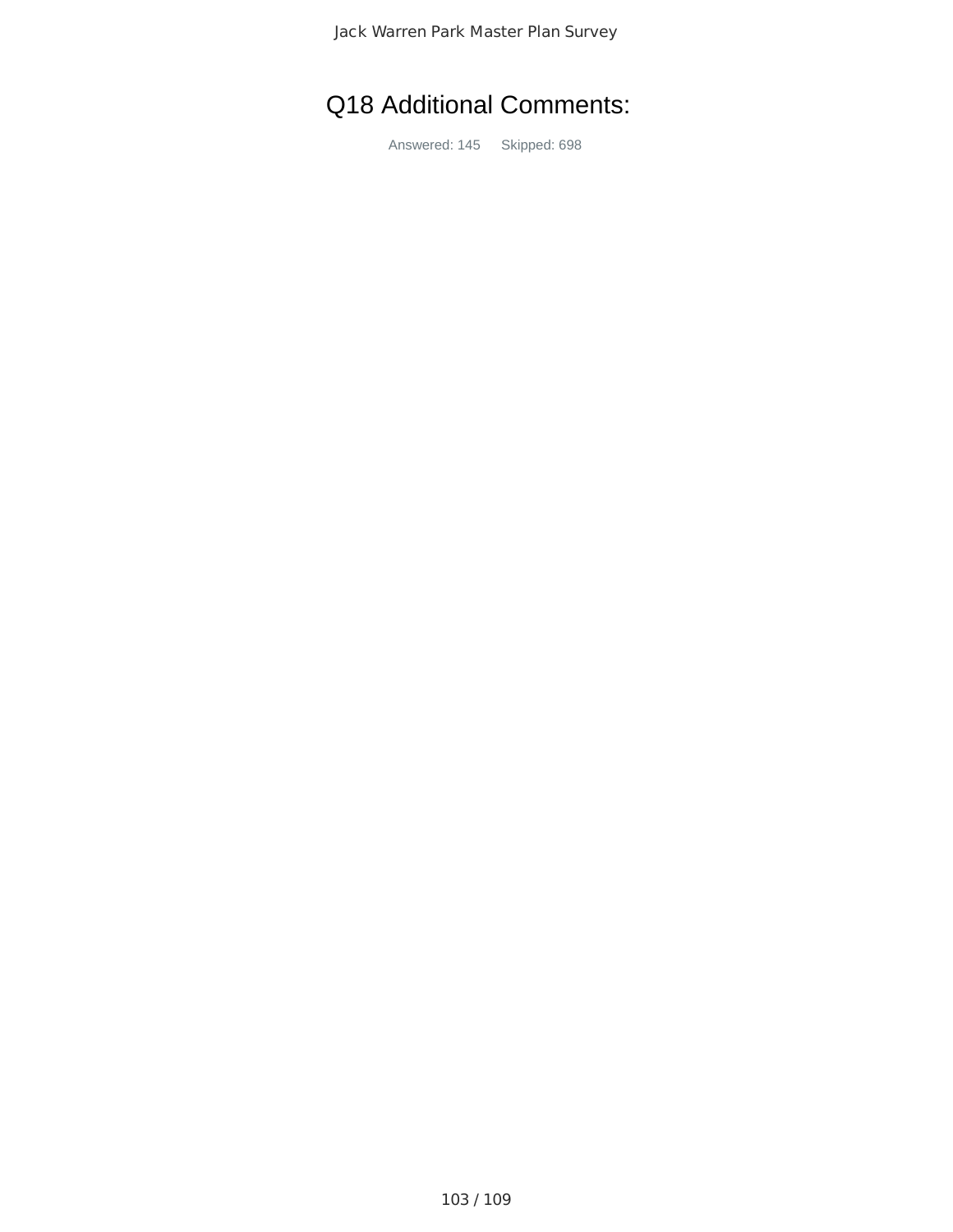# Q18 Additional Comments:

Answered: 145 Skipped: 698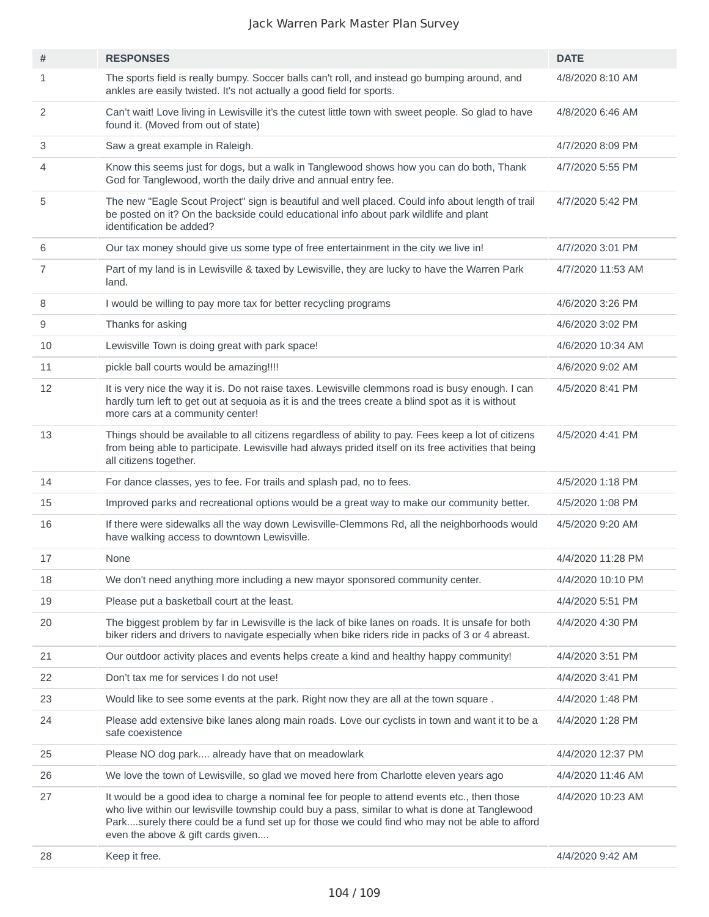# Jack Warren Park Master Plan Survey

| # | RESPONSES | DATE |
|---|---|---|
| 1 | The sports field is really bumpy. Soccer balls can't roll, and instead go bumping around, and ankles are easily twisted. It's not actually a good field for sports. | 4/8/2020 8:10 AM |
| 2 | Can't wait! Love living in Lewisville it's the cutest little town with sweet people. So glad to have found it. (Moved from out of state) | 4/8/2020 6:46 AM |
| 3 | Saw a great example in Raleigh. | 4/7/2020 8:09 PM |
| 4 | Know this seems just for dogs, but a walk in Tanglewood shows how you can do both, Thank God for Tanglewood, worth the daily drive and annual entry fee. | 4/7/2020 5:55 PM |
| 5 | The new "Eagle Scout Project" sign is beautiful and well placed. Could info about length of trail be posted on it? On the backside could educational info about park wildlife and plant identification be added? | 4/7/2020 5:42 PM |
| 6 | Our tax money should give us some type of free entertainment in the city we live in! | 4/7/2020 3:01 PM |
| 7 | Part of my land is in Lewisville & taxed by Lewisville, they are lucky to have the Warren Park land. | 4/7/2020 11:53 AM |
| 8 | I would be willing to pay more tax for better recycling programs | 4/6/2020 3:26 PM |
| 9 | Thanks for asking | 4/6/2020 3:02 PM |
| 10 | Lewisville Town is doing great with park space! | 4/6/2020 10:34 AM |
| 11 | pickle ball courts would be amazing!!!! | 4/6/2020 9:02 AM |
| 12 | It is very nice the way it is. Do not raise taxes. Lewisville clemmons road is busy enough. I can hardly turn left to get out at sequoia as it is and the trees create a blind spot as it is without more cars at a community center! | 4/5/2020 8:41 PM |
| 13 | Things should be available to all citizens regardless of ability to pay. Fees keep a lot of citizens from being able to participate. Lewisville had always prided itself on its free activities that being all citizens together. | 4/5/2020 4:41 PM |
| 14 | For dance classes, yes to fee. For trails and splash pad, no to fees. | 4/5/2020 1:18 PM |
| 15 | Improved parks and recreational options would be a great way to make our community better. | 4/5/2020 1:08 PM |
| 16 | If there were sidewalks all the way down Lewisville-Clemmons Rd, all the neighborhoods would have walking access to downtown Lewisville. | 4/5/2020 9:20 AM |
| 17 | None | 4/4/2020 11:28 PM |
| 18 | We don't need anything more including a new mayor sponsored community center. | 4/4/2020 10:10 PM |
| 19 | Please put a basketball court at the least. | 4/4/2020 5:51 PM |
| 20 | The biggest problem by far in Lewisville is the lack of bike lanes on roads. It is unsafe for both biker riders and drivers to navigate especially when bike riders ride in packs of 3 or 4 abreast. | 4/4/2020 4:30 PM |
| 21 | Our outdoor activity places and events helps create a kind and healthy happy community! | 4/4/2020 3:51 PM |
| 22 | Don't tax me for services I do not use! | 4/4/2020 3:41 PM |
| 23 | Would like to see some events at the park. Right now they are all at the town square . | 4/4/2020 1:48 PM |
| 24 | Please add extensive bike lanes along main roads. Love our cyclists in town and want it to be a safe coexistence | 4/4/2020 1:28 PM |
| 25 | Please NO dog park.... already have that on meadowlark | 4/4/2020 12:37 PM |
| 26 | We love the town of Lewisville, so glad we moved here from Charlotte eleven years ago | 4/4/2020 11:46 AM |
| 27 | It would be a good idea to charge a nominal fee for people to attend events etc., then those who live within our lewisville township could buy a pass, similar to what is done at Tanglewood Park....surely there could be a fund set up for those we could find who may not be able to afford even the above & gift cards given.... | 4/4/2020 10:23 AM |
| 28 | Keep it free. | 4/4/2020 9:42 AM |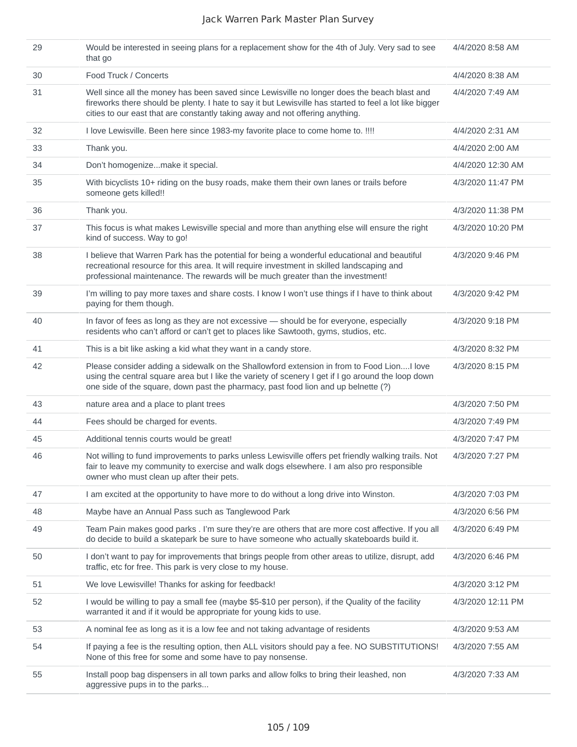| | | |
|---|---|---|
| 29 | Would be interested in seeing plans for a replacement show for the 4th of July. Very sad to see that go | 4/4/2020 8:58 AM |
| 30 | Food Truck / Concerts | 4/4/2020 8:38 AM |
| 31 | Well since all the money has been saved since Lewisville no longer does the beach blast and fireworks there should be plenty. I hate to say it but Lewisville has started to feel a lot like bigger cities to our east that are constantly taking away and not offering anything. | 4/4/2020 7:49 AM |
| 32 | I love Lewisville. Been here since 1983-my favorite place to come home to. !!!! | 4/4/2020 2:31 AM |
| 33 | Thank you. | 4/4/2020 2:00 AM |
| 34 | Don't homogenize...make it special. | 4/4/2020 12:30 AM |
| 35 | With bicyclists 10+ riding on the busy roads, make them their own lanes or trails before someone gets killed!! | 4/3/2020 11:47 PM |
| 36 | Thank you. | 4/3/2020 11:38 PM |
| 37 | This focus is what makes Lewisville special and more than anything else will ensure the right kind of success. Way to go! | 4/3/2020 10:20 PM |
| 38 | I believe that Warren Park has the potential for being a wonderful educational and beautiful recreational resource for this area. It will require investment in skilled landscaping and professional maintenance. The rewards will be much greater than the investment! | 4/3/2020 9:46 PM |
| 39 | I'm willing to pay more taxes and share costs. I know I won't use things if I have to think about paying for them though. | 4/3/2020 9:42 PM |
| 40 | In favor of fees as long as they are not excessive — should be for everyone, especially residents who can't afford or can't get to places like Sawtooth, gyms, studios, etc. | 4/3/2020 9:18 PM |
| 41 | This is a bit like asking a kid what they want in a candy store. | 4/3/2020 8:32 PM |
| 42 | Please consider adding a sidewalk on the Shallowford extension in from to Food Lion....I love using the central square area but I like the variety of scenery I get if I go around the loop down one side of the square, down past the pharmacy, past food lion and up belnette (?) | 4/3/2020 8:15 PM |
| 43 | nature area and a place to plant trees | 4/3/2020 7:50 PM |
| 44 | Fees should be charged for events. | 4/3/2020 7:49 PM |
| 45 | Additional tennis courts would be great! | 4/3/2020 7:47 PM |
| 46 | Not willing to fund improvements to parks unless Lewisville offers pet friendly walking trails. Not fair to leave my community to exercise and walk dogs elsewhere. I am also pro responsible owner who must clean up after their pets. | 4/3/2020 7:27 PM |
| 47 | I am excited at the opportunity to have more to do without a long drive into Winston. | 4/3/2020 7:03 PM |
| 48 | Maybe have an Annual Pass such as Tanglewood Park | 4/3/2020 6:56 PM |
| 49 | Team Pain makes good parks . I'm sure they're are others that are more cost affective. If you all do decide to build a skatepark be sure to have someone who actually skateboards build it. | 4/3/2020 6:49 PM |
| 50 | I don't want to pay for improvements that brings people from other areas to utilize, disrupt, add traffic, etc for free. This park is very close to my house. | 4/3/2020 6:46 PM |
| 51 | We love Lewisville! Thanks for asking for feedback! | 4/3/2020 3:12 PM |
| 52 | I would be willing to pay a small fee (maybe $5-$10 per person), if the Quality of the facility warranted it and if it would be appropriate for young kids to use. | 4/3/2020 12:11 PM |
| 53 | A nominal fee as long as it is a low fee and not taking advantage of residents | 4/3/2020 9:53 AM |
| 54 | If paying a fee is the resulting option, then ALL visitors should pay a fee. NO SUBSTITUTIONS! None of this free for some and some have to pay nonsense. | 4/3/2020 7:55 AM |
| 55 | Install poop bag dispensers in all town parks and allow folks to bring their leashed, non aggressive pups in to the parks... | 4/3/2020 7:33 AM |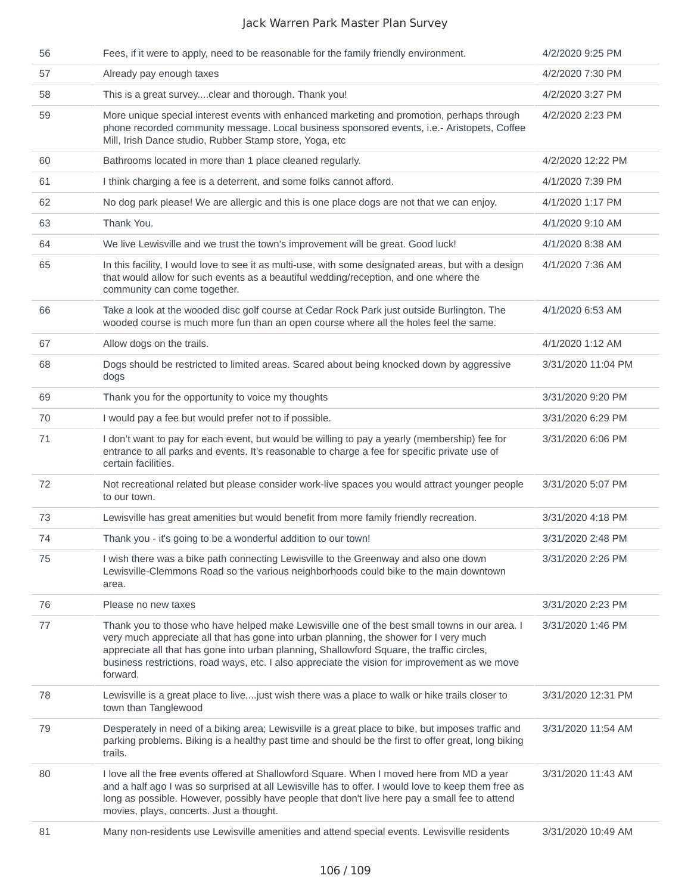| | | |
|---|---|---|
| 56 | Fees, if it were to apply, need to be reasonable for the family friendly environment. | 4/2/2020 9:25 PM |
| 57 | Already pay enough taxes | 4/2/2020 7:30 PM |
| 58 | This is a great survey....clear and thorough. Thank you! | 4/2/2020 3:27 PM |
| 59 | More unique special interest events with enhanced marketing and promotion, perhaps through phone recorded community message. Local business sponsored events, i.e.- Aristopets, Coffee Mill, Irish Dance studio, Rubber Stamp store, Yoga, etc | 4/2/2020 2:23 PM |
| 60 | Bathrooms located in more than 1 place cleaned regularly. | 4/2/2020 12:22 PM |
| 61 | I think charging a fee is a deterrent, and some folks cannot afford. | 4/1/2020 7:39 PM |
| 62 | No dog park please! We are allergic and this is one place dogs are not that we can enjoy. | 4/1/2020 1:17 PM |
| 63 | Thank You. | 4/1/2020 9:10 AM |
| 64 | We live Lewisville and we trust the town's improvement will be great. Good luck! | 4/1/2020 8:38 AM |
| 65 | In this facility, I would love to see it as multi-use, with some designated areas, but with a design that would allow for such events as a beautiful wedding/reception, and one where the community can come together. | 4/1/2020 7:36 AM |
| 66 | Take a look at the wooded disc golf course at Cedar Rock Park just outside Burlington. The wooded course is much more fun than an open course where all the holes feel the same. | 4/1/2020 6:53 AM |
| 67 | Allow dogs on the trails. | 4/1/2020 1:12 AM |
| 68 | Dogs should be restricted to limited areas. Scared about being knocked down by aggressive dogs | 3/31/2020 11:04 PM |
| 69 | Thank you for the opportunity to voice my thoughts | 3/31/2020 9:20 PM |
| 70 | I would pay a fee but would prefer not to if possible. | 3/31/2020 6:29 PM |
| 71 | I don't want to pay for each event, but would be willing to pay a yearly (membership) fee for entrance to all parks and events. It's reasonable to charge a fee for specific private use of certain facilities. | 3/31/2020 6:06 PM |
| 72 | Not recreational related but please consider work-live spaces you would attract younger people to our town. | 3/31/2020 5:07 PM |
| 73 | Lewisville has great amenities but would benefit from more family friendly recreation. | 3/31/2020 4:18 PM |
| 74 | Thank you - it's going to be a wonderful addition to our town! | 3/31/2020 2:48 PM |
| 75 | I wish there was a bike path connecting Lewisville to the Greenway and also one down Lewisville-Clemmons Road so the various neighborhoods could bike to the main downtown area. | 3/31/2020 2:26 PM |
| 76 | Please no new taxes | 3/31/2020 2:23 PM |
| 77 | Thank you to those who have helped make Lewisville one of the best small towns in our area. I very much appreciate all that has gone into urban planning, the shower for I very much appreciate all that has gone into urban planning, Shallowford Square, the traffic circles, business restrictions, road ways, etc. I also appreciate the vision for improvement as we move forward. | 3/31/2020 1:46 PM |
| 78 | Lewisville is a great place to live....just wish there was a place to walk or hike trails closer to town than Tanglewood | 3/31/2020 12:31 PM |
| 79 | Desperately in need of a biking area; Lewisville is a great place to bike, but imposes traffic and parking problems. Biking is a healthy past time and should be the first to offer great, long biking trails. | 3/31/2020 11:54 AM |
| 80 | I love all the free events offered at Shallowford Square. When I moved here from MD a year and a half ago I was so surprised at all Lewisville has to offer. I would love to keep them free as long as possible. However, possibly have people that don't live here pay a small fee to attend movies, plays, concerts. Just a thought. | 3/31/2020 11:43 AM |
| 81 | Many non-residents use Lewisville amenities and attend special events. Lewisville residents | 3/31/2020 10:49 AM |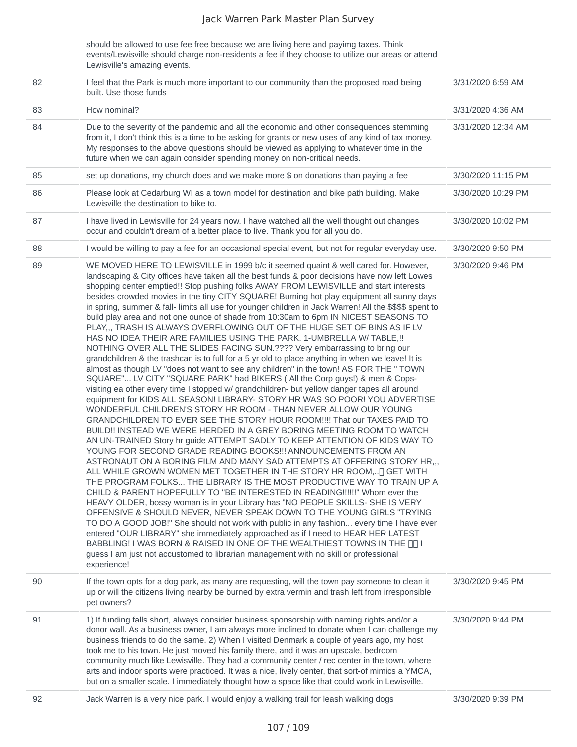| | | |
|---|---|---|
| | should be allowed to use fee free because we are living here and payimg taxes. Think events/Lewisville should charge non-residents a fee if they choose to utilize our areas or attend Lewisville's amazing events. | |
| 82 | I feel that the Park is much more important to our community than the proposed road being built. Use those funds | 3/31/2020 6:59 AM |
| 83 | How nominal? | 3/31/2020 4:36 AM |
| 84 | Due to the severity of the pandemic and all the economic and other consequences stemming from it, I don't think this is a time to be asking for grants or new uses of any kind of tax money. My responses to the above questions should be viewed as applying to whatever time in the future when we can again consider spending money on non-critical needs. | 3/31/2020 12:34 AM |
| 85 | set up donations, my church does and we make more $ on donations than paying a fee | 3/30/2020 11:15 PM |
| 86 | Please look at Cedarburg WI as a town model for destination and bike path building. Make Lewisville the destination to bike to. | 3/30/2020 10:29 PM |
| 87 | I have lived in Lewisville for 24 years now. I have watched all the well thought out changes occur and couldn't dream of a better place to live. Thank you for all you do. | 3/30/2020 10:02 PM |
| 88 | I would be willing to pay a fee for an occasional special event, but not for regular everyday use. | 3/30/2020 9:50 PM |
| 89 | WE MOVED HERE TO LEWISVILLE in 1999 b/c it seemed quaint & well cared for. However, landscaping & City offices have taken all the best funds & poor decisions have now left Lowes shopping center emptied!! Stop pushing folks AWAY FROM LEWISVILLE and start interests besides crowded movies in the tiny CITY SQUARE! Burning hot play equipment all sunny days in spring, summer & fall- limits all use for younger children in Jack Warren! All the $$$$ spent to build play area and not one ounce of shade from 10:30am to 6pm IN NICEST SEASONS TO PLAY,,, TRASH IS ALWAYS OVERFLOWING OUT OF THE HUGE SET OF BINS AS IF LV HAS NO IDEA THEIR ARE FAMILIES USING THE PARK. 1-UMBRELLA W/ TABLE,!! NOTHING OVER ALL THE SLIDES FACING SUN.???? Very embarrassing to bring our grandchildren & the trashcan is to full for a 5 yr old to place anything in when we leave! It is almost as though LV "does not want to see any children" in the town! AS FOR THE " TOWN SQUARE"... LV CITY "SQUARE PARK" had BIKERS ( All the Corp guys!) & men & Cops- visiting ea other every time I stopped w/ grandchildren- but yellow danger tapes all around equipment for KIDS ALL SEASON! LIBRARY- STORY HR WAS SO POOR! YOU ADVERTISE WONDERFUL CHILDREN'S STORY HR ROOM - THAN NEVER ALLOW OUR YOUNG GRANDCHILDREN TO EVER SEE THE STORY HOUR ROOM!!!! That our TAXES PAID TO BUILD!! INSTEAD WE WERE HERDED IN A GREY BORING MEETING ROOM TO WATCH AN UN-TRAINED Story hr guide ATTEMPT SADLY TO KEEP ATTENTION OF KIDS WAY TO YOUNG FOR SECOND GRADE READING BOOKS!!! ANNOUNCEMENTS FROM AN ASTRONAUT ON A BORING FILM AND MANY SAD ATTEMPTS AT OFFERING STORY HR,,, ALL WHILE GROWN WOMEN MET TOGETHER IN THE STORY HR ROOM,..� GET WITH THE PROGRAM FOLKS... THE LIBRARY IS THE MOST PRODUCTIVE WAY TO TRAIN UP A CHILD & PARENT HOPEFULLY TO "BE INTERESTED IN READING!!!!!!" Whom ever the HEAVY OLDER, bossy woman is in your Library has "NO PEOPLE SKILLS- SHE IS VERY OFFENSIVE & SHOULD NEVER, NEVER SPEAK DOWN TO THE YOUNG GIRLS "TRYING TO DO A GOOD JOB!" She should not work with public in any fashion... every time I have ever entered "OUR LIBRARY" she immediately approached as if I need to HEAR HER LATEST BABBLING! I WAS BORN & RAISED IN ONE OF THE WEALTHIEST TOWNS IN THE �� I guess I am just not accustomed to librarian management with no skill or professional experience! | 3/30/2020 9:46 PM |
| 90 | If the town opts for a dog park, as many are requesting, will the town pay someone to clean it up or will the citizens living nearby be burned by extra vermin and trash left from irresponsible pet owners? | 3/30/2020 9:45 PM |
| 91 | 1) If funding falls short, always consider business sponsorship with naming rights and/or a donor wall. As a business owner, I am always more inclined to donate when I can challenge my business friends to do the same. 2) When I visited Denmark a couple of years ago, my host took me to his town. He just moved his family there, and it was an upscale, bedroom community much like Lewisville. They had a community center / rec center in the town, where arts and indoor sports were practiced. It was a nice, lively center, that sort-of mimics a YMCA, but on a smaller scale. I immediately thought how a space like that could work in Lewisville. | 3/30/2020 9:44 PM |
| 92 | Jack Warren is a very nice park. I would enjoy a walking trail for leash walking dogs | 3/30/2020 9:39 PM |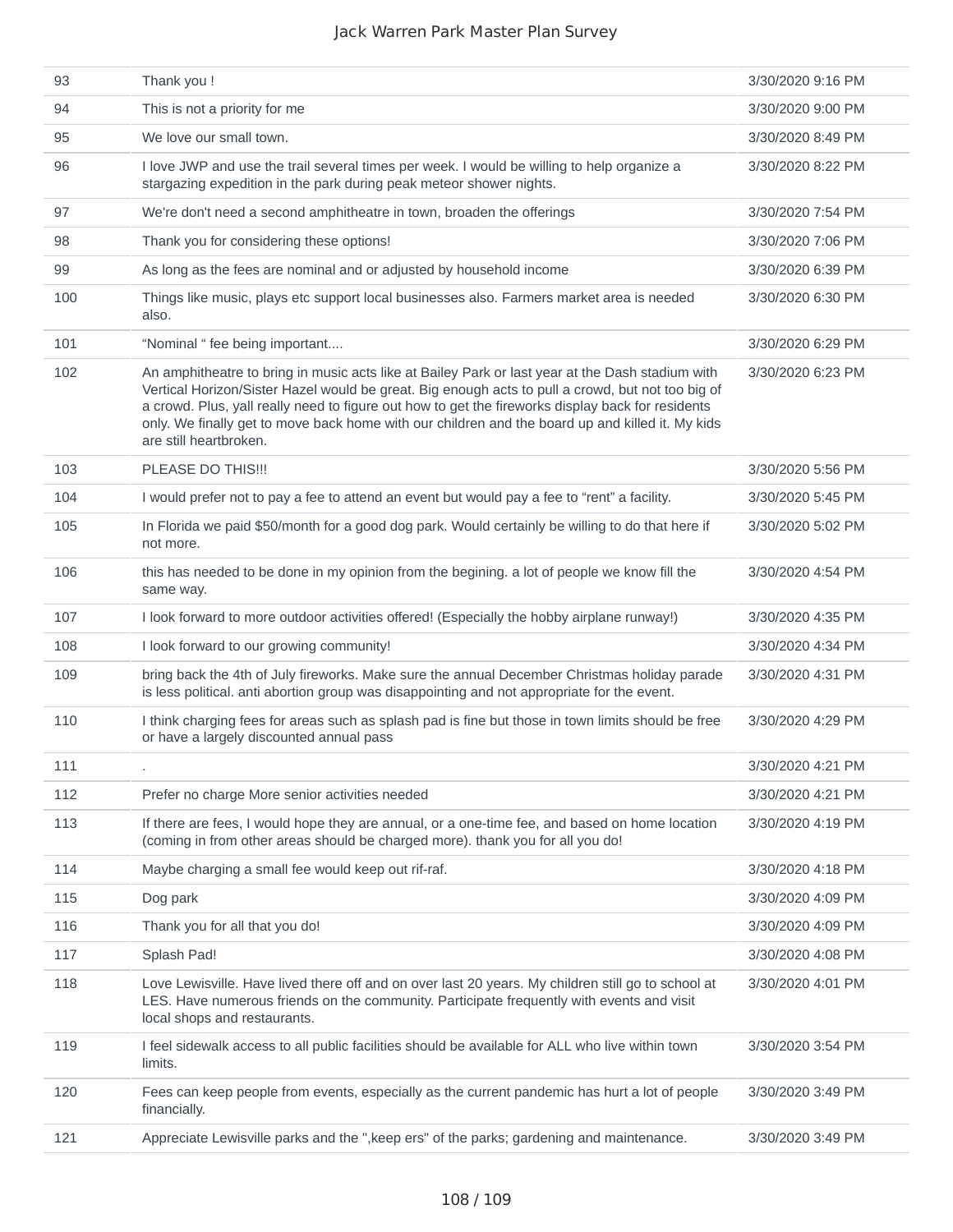| | | |
|---|---|---|
| 93 | Thank you ! | 3/30/2020 9:16 PM |
| 94 | This is not a priority for me | 3/30/2020 9:00 PM |
| 95 | We love our small town. | 3/30/2020 8:49 PM |
| 96 | I love JWP and use the trail several times per week. I would be willing to help organize a stargazing expedition in the park during peak meteor shower nights. | 3/30/2020 8:22 PM |
| 97 | We're don't need a second amphitheatre in town, broaden the offerings | 3/30/2020 7:54 PM |
| 98 | Thank you for considering these options! | 3/30/2020 7:06 PM |
| 99 | As long as the fees are nominal and or adjusted by household income | 3/30/2020 6:39 PM |
| 100 | Things like music, plays etc support local businesses also. Farmers market area is needed also. | 3/30/2020 6:30 PM |
| 101 | “Nominal “ fee being important.... | 3/30/2020 6:29 PM |
| 102 | An amphitheatre to bring in music acts like at Bailey Park or last year at the Dash stadium with Vertical Horizon/Sister Hazel would be great. Big enough acts to pull a crowd, but not too big of a crowd. Plus, yall really need to figure out how to get the fireworks display back for residents only. We finally get to move back home with our children and the board up and killed it. My kids are still heartbroken. | 3/30/2020 6:23 PM |
| 103 | PLEASE DO THIS!!! | 3/30/2020 5:56 PM |
| 104 | I would prefer not to pay a fee to attend an event but would pay a fee to “rent” a facility. | 3/30/2020 5:45 PM |
| 105 | In Florida we paid $50/month for a good dog park. Would certainly be willing to do that here if not more. | 3/30/2020 5:02 PM |
| 106 | this has needed to be done in my opinion from the begining. a lot of people we know fill the same way. | 3/30/2020 4:54 PM |
| 107 | I look forward to more outdoor activities offered! (Especially the hobby airplane runway!) | 3/30/2020 4:35 PM |
| 108 | I look forward to our growing community! | 3/30/2020 4:34 PM |
| 109 | bring back the 4th of July fireworks. Make sure the annual December Christmas holiday parade is less political. anti abortion group was disappointing and not appropriate for the event. | 3/30/2020 4:31 PM |
| 110 | I think charging fees for areas such as splash pad is fine but those in town limits should be free or have a largely discounted annual pass | 3/30/2020 4:29 PM |
| 111 | . | 3/30/2020 4:21 PM |
| 112 | Prefer no charge More senior activities needed | 3/30/2020 4:21 PM |
| 113 | If there are fees, I would hope they are annual, or a one-time fee, and based on home location (coming in from other areas should be charged more). thank you for all you do! | 3/30/2020 4:19 PM |
| 114 | Maybe charging a small fee would keep out rif-raf. | 3/30/2020 4:18 PM |
| 115 | Dog park | 3/30/2020 4:09 PM |
| 116 | Thank you for all that you do! | 3/30/2020 4:09 PM |
| 117 | Splash Pad! | 3/30/2020 4:08 PM |
| 118 | Love Lewisville. Have lived there off and on over last 20 years. My children still go to school at LES. Have numerous friends on the community. Participate frequently with events and visit local shops and restaurants. | 3/30/2020 4:01 PM |
| 119 | I feel sidewalk access to all public facilities should be available for ALL who live within town limits. | 3/30/2020 3:54 PM |
| 120 | Fees can keep people from events, especially as the current pandemic has hurt a lot of people financially. | 3/30/2020 3:49 PM |
| 121 | Appreciate Lewisville parks and the ",keep ers" of the parks; gardening and maintenance. | 3/30/2020 3:49 PM |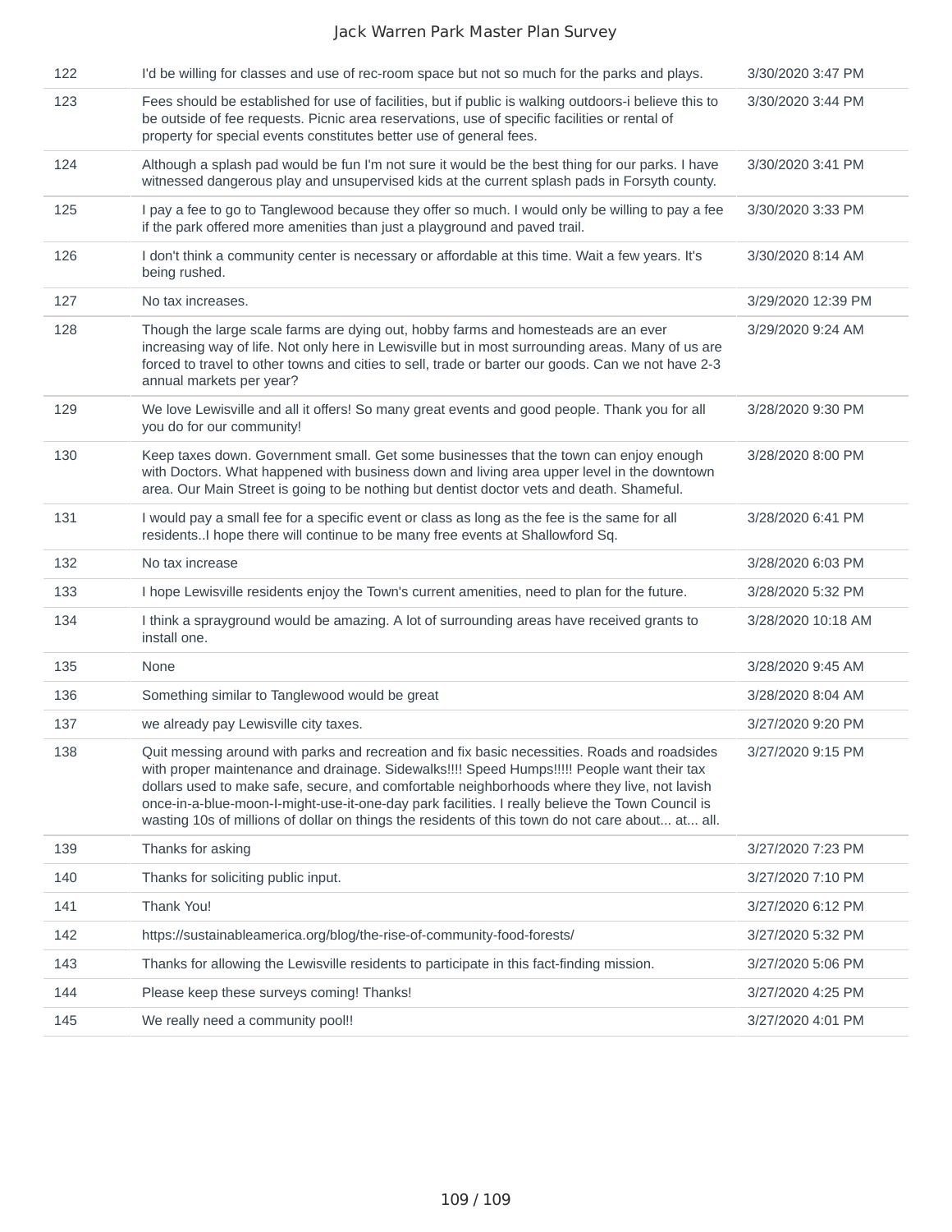| | | |
|---|---|---|
| 122 | I'd be willing for classes and use of rec-room space but not so much for the parks and plays. | 3/30/2020 3:47 PM |
| 123 | Fees should be established for use of facilities, but if public is walking outdoors-i believe this to be outside of fee requests. Picnic area reservations, use of specific facilities or rental of property for special events constitutes better use of general fees. | 3/30/2020 3:44 PM |
| 124 | Although a splash pad would be fun I'm not sure it would be the best thing for our parks. I have witnessed dangerous play and unsupervised kids at the current splash pads in Forsyth county. | 3/30/2020 3:41 PM |
| 125 | I pay a fee to go to Tanglewood because they offer so much. I would only be willing to pay a fee if the park offered more amenities than just a playground and paved trail. | 3/30/2020 3:33 PM |
| 126 | I don't think a community center is necessary or affordable at this time. Wait a few years. It's being rushed. | 3/30/2020 8:14 AM |
| 127 | No tax increases. | 3/29/2020 12:39 PM |
| 128 | Though the large scale farms are dying out, hobby farms and homesteads are an ever increasing way of life. Not only here in Lewisville but in most surrounding areas. Many of us are forced to travel to other towns and cities to sell, trade or barter our goods. Can we not have 2-3 annual markets per year? | 3/29/2020 9:24 AM |
| 129 | We love Lewisville and all it offers! So many great events and good people. Thank you for all you do for our community! | 3/28/2020 9:30 PM |
| 130 | Keep taxes down. Government small. Get some businesses that the town can enjoy enough with Doctors. What happened with business down and living area upper level in the downtown area. Our Main Street is going to be nothing but dentist doctor vets and death. Shameful. | 3/28/2020 8:00 PM |
| 131 | I would pay a small fee for a specific event or class as long as the fee is the same for all residents..I hope there will continue to be many free events at Shallowford Sq. | 3/28/2020 6:41 PM |
| 132 | No tax increase | 3/28/2020 6:03 PM |
| 133 | I hope Lewisville residents enjoy the Town's current amenities, need to plan for the future. | 3/28/2020 5:32 PM |
| 134 | I think a sprayground would be amazing. A lot of surrounding areas have received grants to install one. | 3/28/2020 10:18 AM |
| 135 | None | 3/28/2020 9:45 AM |
| 136 | Something similar to Tanglewood would be great | 3/28/2020 8:04 AM |
| 137 | we already pay Lewisville city taxes. | 3/27/2020 9:20 PM |
| 138 | Quit messing around with parks and recreation and fix basic necessities. Roads and roadsides with proper maintenance and drainage. Sidewalks!!!! Speed Humps!!!!! People want their tax dollars used to make safe, secure, and comfortable neighborhoods where they live, not lavish once-in-a-blue-moon-I-might-use-it-one-day park facilities. I really believe the Town Council is wasting 10s of millions of dollar on things the residents of this town do not care about... at... all. | 3/27/2020 9:15 PM |
| 139 | Thanks for asking | 3/27/2020 7:23 PM |
| 140 | Thanks for soliciting public input. | 3/27/2020 7:10 PM |
| 141 | Thank You! | 3/27/2020 6:12 PM |
| 142 | https://sustainableamerica.org/blog/the-rise-of-community-food-forests/ | 3/27/2020 5:32 PM |
| 143 | Thanks for allowing the Lewisville residents to participate in this fact-finding mission. | 3/27/2020 5:06 PM |
| 144 | Please keep these surveys coming! Thanks! | 3/27/2020 4:25 PM |
| 145 | We really need a community pool!! | 3/27/2020 4:01 PM |